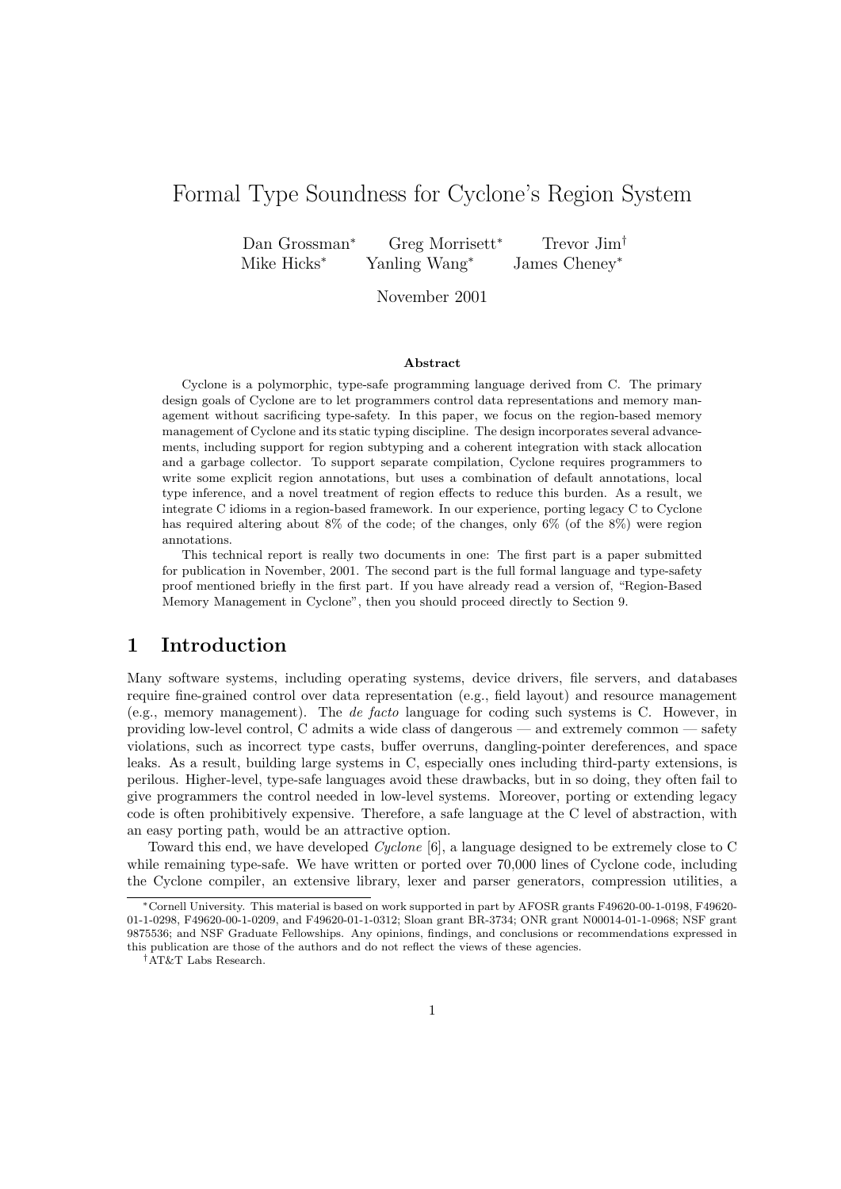# Formal Type Soundness for Cyclone's Region System

Dan Grossman* Greg Morrisett* Trevor Jim† Mike Hicks* Yanling Wang* James Cheney*

November 2001

### Abstract

Cyclone is a polymorphic, type-safe programming language derived from C. The primary design goals of Cyclone are to let programmers control data representations and memory management without sacrificing type-safety. In this paper, we focus on the region-based memory management of Cyclone and its static typing discipline. The design incorporates several advancements, including support for region subtyping and a coherent integration with stack allocation and a garbage collector. To support separate compilation, Cyclone requires programmers to write some explicit region annotations, but uses a combination of default annotations, local type inference, and a novel treatment of region effects to reduce this burden. As a result, we integrate C idioms in a region-based framework. In our experience, porting legacy C to Cyclone has required altering about 8% of the code; of the changes, only 6% (of the 8%) were region annotations.

This technical report is really two documents in one: The first part is a paper submitted for publication in November, 2001. The second part is the full formal language and type-safety proof mentioned briefly in the first part. If you have already read a version of, "Region-Based Memory Management in Cyclone", then you should proceed directly to Section 9.

## 1 Introduction

Many software systems, including operating systems, device drivers, file servers, and databases require fine-grained control over data representation (e.g., field layout) and resource management (e.g., memory management). The *de facto* language for coding such systems is C. However, in providing low-level control, C admits a wide class of dangerous — and extremely common — safety violations, such as incorrect type casts, buffer overruns, dangling-pointer dereferences, and space leaks. As a result, building large systems in C, especially ones including third-party extensions, is perilous. Higher-level, type-safe languages avoid these drawbacks, but in so doing, they often fail to give programmers the control needed in low-level systems. Moreover, porting or extending legacy code is often prohibitively expensive. Therefore, a safe language at the C level of abstraction, with an easy porting path, would be an attractive option.

Toward this end, we have developed *Cyclone* [6], a language designed to be extremely close to C while remaining type-safe. We have written or ported over 70,000 lines of Cyclone code, including the Cyclone compiler, an extensive library, lexer and parser generators, compression utilities, a

*Cornell University. This material is based on work supported in part by AFOSR grants F49620-00-1-0198, F49620-01-1-0298, F49620-00-1-0209, and F49620-01-1-0312; Sloan grant BR-3734; ONR grant N00014-01-1-0968; NSF grant 9875536; and NSF Graduate Fellowships. Any opinions, findings, and conclusions or recommendations expressed in this publication are those of the authors and do not reflect the views of these agencies.

†AT&T Labs Research.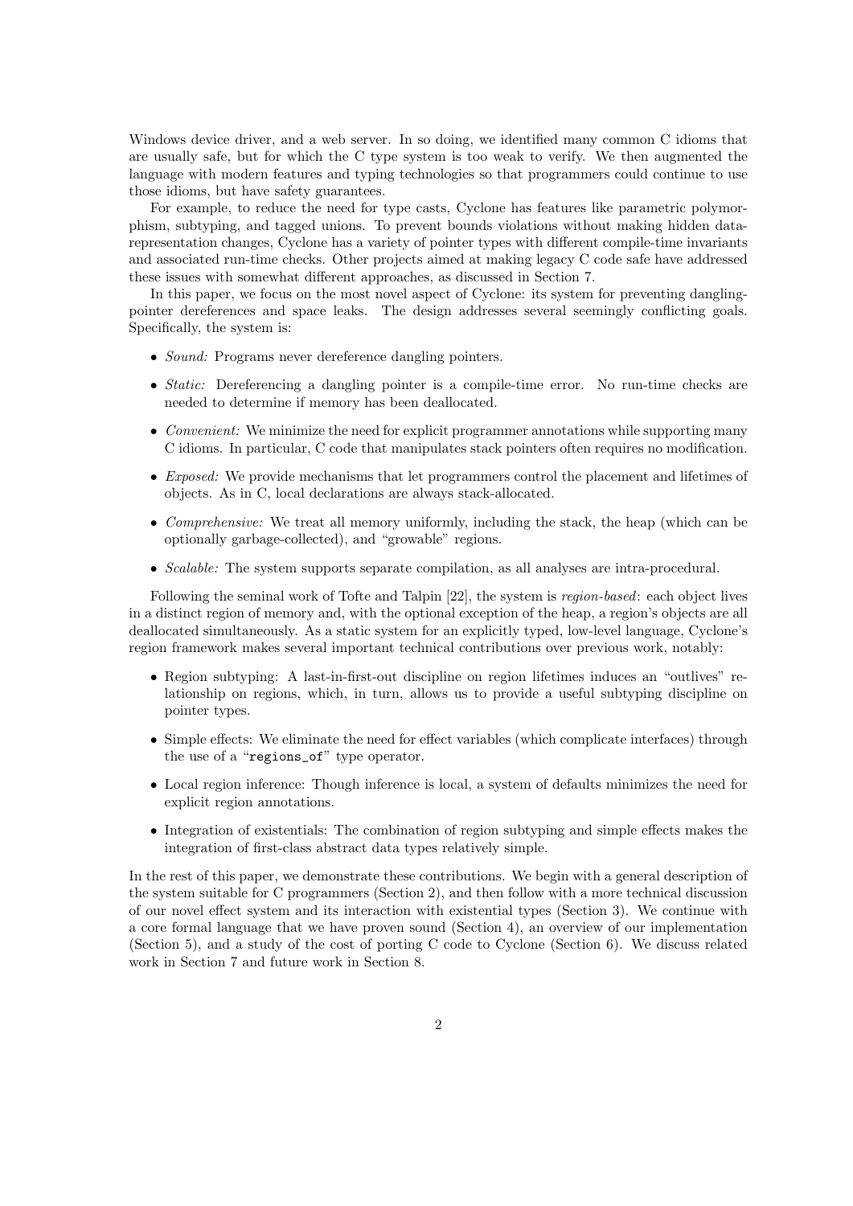Windows device driver, and a web server. In so doing, we identified many common C idioms that are usually safe, but for which the C type system is too weak to verify. We then augmented the language with modern features and typing technologies so that programmers could continue to use those idioms, but have safety guarantees.

For example, to reduce the need for type casts, Cyclone has features like parametric polymorphism, subtyping, and tagged unions. To prevent bounds violations without making hidden data-representation changes, Cyclone has a variety of pointer types with different compile-time invariants and associated run-time checks. Other projects aimed at making legacy C code safe have addressed these issues with somewhat different approaches, as discussed in Section 7.

In this paper, we focus on the most novel aspect of Cyclone: its system for preventing dangling-pointer dereferences and space leaks. The design addresses several seemingly conflicting goals. Specifically, the system is:

- *Sound:* Programs never dereference dangling pointers.
- *Static:* Dereferencing a dangling pointer is a compile-time error. No run-time checks are needed to determine if memory has been deallocated.
- *Convenient:* We minimize the need for explicit programmer annotations while supporting many C idioms. In particular, C code that manipulates stack pointers often requires no modification.
- *Exposed:* We provide mechanisms that let programmers control the placement and lifetimes of objects. As in C, local declarations are always stack-allocated.
- *Comprehensive:* We treat all memory uniformly, including the stack, the heap (which can be optionally garbage-collected), and "growable" regions.
- *Scalable:* The system supports separate compilation, as all analyses are intra-procedural.

Following the seminal work of Tofte and Talpin [22], the system is *region-based*: each object lives in a distinct region of memory and, with the optional exception of the heap, a region's objects are all deallocated simultaneously. As a static system for an explicitly typed, low-level language, Cyclone's region framework makes several important technical contributions over previous work, notably:

- Region subtyping: A last-in-first-out discipline on region lifetimes induces an "outlives" relationship on regions, which, in turn, allows us to provide a useful subtyping discipline on pointer types.
- Simple effects: We eliminate the need for effect variables (which complicate interfaces) through the use of a "`regions_of`" type operator.
- Local region inference: Though inference is local, a system of defaults minimizes the need for explicit region annotations.
- Integration of existentials: The combination of region subtyping and simple effects makes the integration of first-class abstract data types relatively simple.

In the rest of this paper, we demonstrate these contributions. We begin with a general description of the system suitable for C programmers (Section 2), and then follow with a more technical discussion of our novel effect system and its interaction with existential types (Section 3). We continue with a core formal language that we have proven sound (Section 4), an overview of our implementation (Section 5), and a study of the cost of porting C code to Cyclone (Section 6). We discuss related work in Section 7 and future work in Section 8.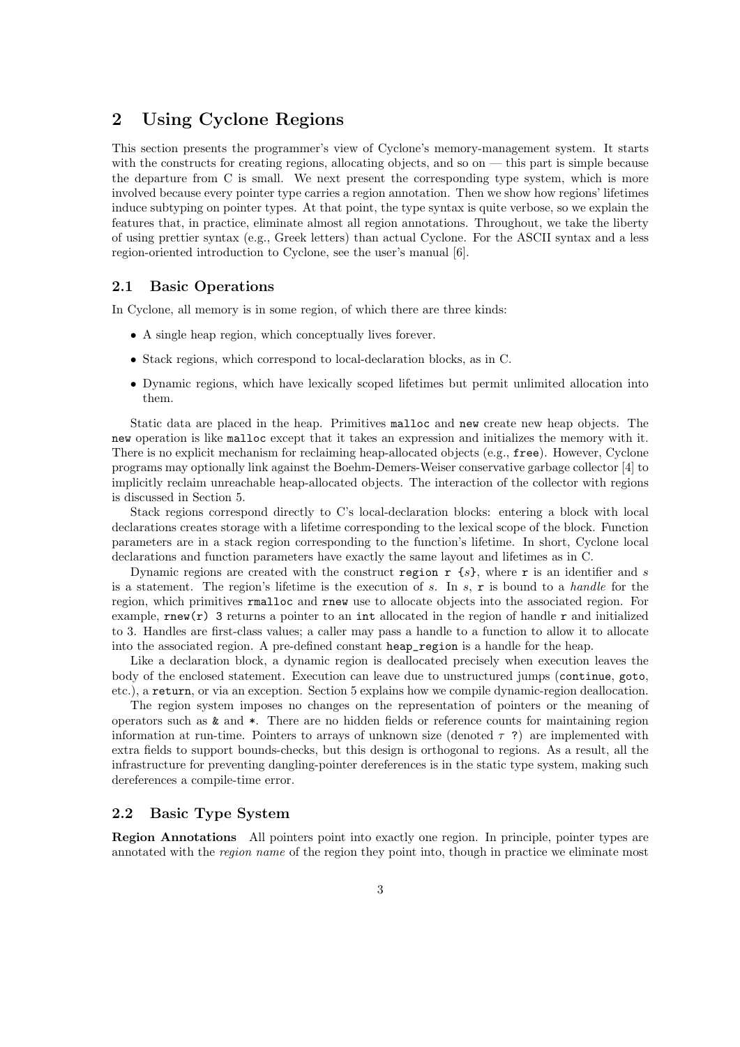## 2 Using Cyclone Regions

This section presents the programmer's view of Cyclone's memory-management system. It starts with the constructs for creating regions, allocating objects, and so on — this part is simple because the departure from C is small. We next present the corresponding type system, which is more involved because every pointer type carries a region annotation. Then we show how regions' lifetimes induce subtyping on pointer types. At that point, the type syntax is quite verbose, so we explain the features that, in practice, eliminate almost all region annotations. Throughout, we take the liberty of using prettier syntax (e.g., Greek letters) than actual Cyclone. For the ASCII syntax and a less region-oriented introduction to Cyclone, see the user's manual [6].

### 2.1 Basic Operations

In Cyclone, all memory is in some region, of which there are three kinds:

- A single heap region, which conceptually lives forever.
- Stack regions, which correspond to local-declaration blocks, as in C.
- Dynamic regions, which have lexically scoped lifetimes but permit unlimited allocation into them.

Static data are placed in the heap. Primitives `malloc` and `new` create new heap objects. The `new` operation is like `malloc` except that it takes an expression and initializes the memory with it. There is no explicit mechanism for reclaiming heap-allocated objects (e.g., `free`). However, Cyclone programs may optionally link against the Boehm-Demers-Weiser conservative garbage collector [4] to implicitly reclaim unreachable heap-allocated objects. The interaction of the collector with regions is discussed in Section 5.

Stack regions correspond directly to C's local-declaration blocks: entering a block with local declarations creates storage with a lifetime corresponding to the lexical scope of the block. Function parameters are in a stack region corresponding to the function's lifetime. In short, Cyclone local declarations and function parameters have exactly the same layout and lifetimes as in C.

Dynamic regions are created with the construct `region r {`*s*`}`, where `r` is an identifier and *s* is a statement. The region's lifetime is the execution of *s*. In *s*, `r` is bound to a *handle* for the region, which primitives `rmalloc` and `rnew` use to allocate objects into the associated region. For example, `rnew(r) 3` returns a pointer to an `int` allocated in the region of handle `r` and initialized to 3. Handles are first-class values; a caller may pass a handle to a function to allow it to allocate into the associated region. A pre-defined constant `heap_region` is a handle for the heap.

Like a declaration block, a dynamic region is deallocated precisely when execution leaves the body of the enclosed statement. Execution can leave due to unstructured jumps (`continue`, `goto`, etc.), a `return`, or via an exception. Section 5 explains how we compile dynamic-region deallocation.

The region system imposes no changes on the representation of pointers or the meaning of operators such as `&` and `*`. There are no hidden fields or reference counts for maintaining region information at run-time. Pointers to arrays of unknown size (denoted $\tau$ `?`) are implemented with extra fields to support bounds-checks, but this design is orthogonal to regions. As a result, all the infrastructure for preventing dangling-pointer dereferences is in the static type system, making such dereferences a compile-time error.

### 2.2 Basic Type System

**Region Annotations** All pointers point into exactly one region. In principle, pointer types are annotated with the *region name* of the region they point into, though in practice we eliminate most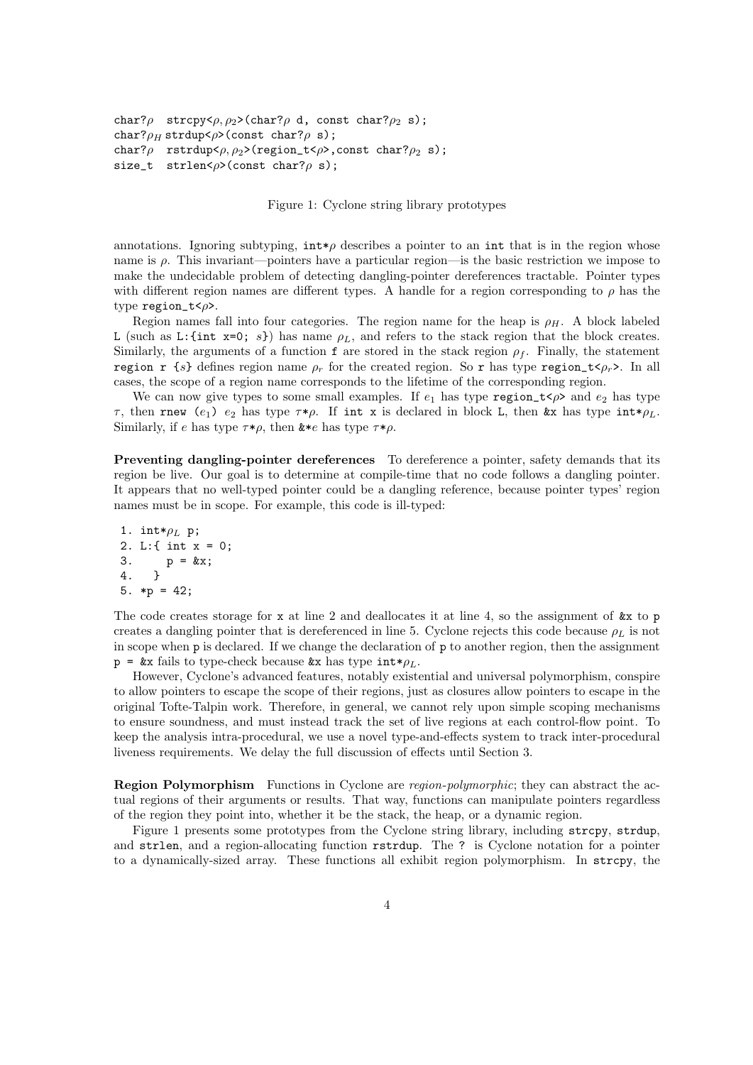```
char?ρ  strcpy<ρ,ρ₂>(char?ρ d, const char?ρ₂ s);
char?ρ_H strdup<ρ>(const char?ρ s);
char?ρ  rstrdup<ρ,ρ₂>(region_t<ρ>,const char?ρ₂ s);
size_t  strlen<ρ>(const char?ρ s);
```

Figure 1: Cyclone string library prototypes

annotations. Ignoring subtyping, `int*`$\rho$ describes a pointer to an `int` that is in the region whose name is $\rho$. This invariant—pointers have a particular region—is the basic restriction we impose to make the undecidable problem of detecting dangling-pointer dereferences tractable. Pointer types with different region names are different types. A handle for a region corresponding to $\rho$ has the type `region_t<`$\rho$`>`.

Region names fall into four categories. The region name for the heap is $\rho_H$. A block labeled `L` (such as `L:{int x=0;` $s$`}`) has name $\rho_L$, and refers to the stack region that the block creates. Similarly, the arguments of a function `f` are stored in the stack region $\rho_f$. Finally, the statement `region r {`$s$`}` defines region name $\rho_r$ for the created region. So `r` has type `region_t<`$\rho_r$`>`. In all cases, the scope of a region name corresponds to the lifetime of the corresponding region.

We can now give types to some small examples. If $e_1$ has type `region_t<`$\rho$`>` and $e_2$ has type $\tau$, then `rnew (`$e_1$`)` $e_2$ has type $\tau$`*`$\rho$. If `int x` is declared in block `L`, then `&x` has type `int*`$\rho_L$. Similarly, if $e$ has type $\tau$`*`$\rho$, then `&*`$e$ has type $\tau$`*`$\rho$.

**Preventing dangling-pointer dereferences** To dereference a pointer, safety demands that its region be live. Our goal is to determine at compile-time that no code follows a dangling pointer. It appears that no well-typed pointer could be a dangling reference, because pointer types' region names must be in scope. For example, this code is ill-typed:

```
1. int*ρ_L p;
2. L:{ int x = 0;
3.      p = &x;
4.   }
5. *p = 42;
```

The code creates storage for `x` at line 2 and deallocates it at line 4, so the assignment of `&x` to `p` creates a dangling pointer that is dereferenced in line 5. Cyclone rejects this code because $\rho_L$ is not in scope when `p` is declared. If we change the declaration of `p` to another region, then the assignment `p = &x` fails to type-check because `&x` has type `int*`$\rho_L$.

However, Cyclone's advanced features, notably existential and universal polymorphism, conspire to allow pointers to escape the scope of their regions, just as closures allow pointers to escape in the original Tofte-Talpin work. Therefore, in general, we cannot rely upon simple scoping mechanisms to ensure soundness, and must instead track the set of live regions at each control-flow point. To keep the analysis intra-procedural, we use a novel type-and-effects system to track inter-procedural liveness requirements. We delay the full discussion of effects until Section 3.

**Region Polymorphism** Functions in Cyclone are *region-polymorphic*; they can abstract the actual regions of their arguments or results. That way, functions can manipulate pointers regardless of the region they point into, whether it be the stack, the heap, or a dynamic region.

Figure 1 presents some prototypes from the Cyclone string library, including `strcpy`, `strdup`, and `strlen`, and a region-allocating function `rstrdup`. The `?` is Cyclone notation for a pointer to a dynamically-sized array. These functions all exhibit region polymorphism. In `strcpy`, the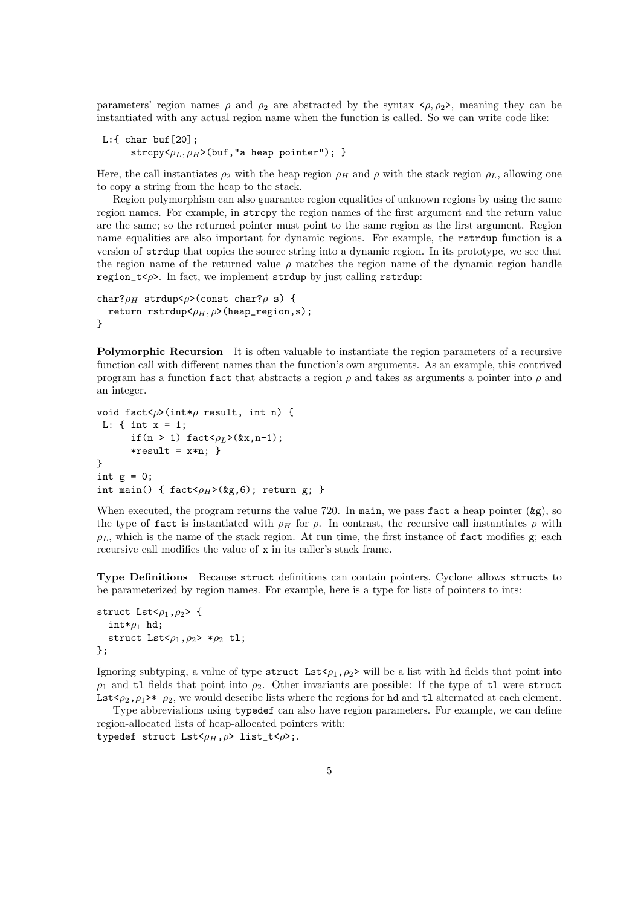parameters' region names $\rho$ and $\rho_2$ are abstracted by the syntax <$\rho,\rho_2$>, meaning they can be instantiated with any actual region name when the function is called. So we can write code like:

```
L:{ char buf[20];
    strcpy<ρL,ρH>(buf,"a heap pointer"); }
```

Here, the call instantiates $\rho_2$ with the heap region $\rho_H$ and $\rho$ with the stack region $\rho_L$, allowing one to copy a string from the heap to the stack.

Region polymorphism can also guarantee region equalities of unknown regions by using the same region names. For example, in `strcpy` the region names of the first argument and the return value are the same; so the returned pointer must point to the same region as the first argument. Region name equalities are also important for dynamic regions. For example, the `rstrdup` function is a version of `strdup` that copies the source string into a dynamic region. In its prototype, we see that the region name of the returned value $\rho$ matches the region name of the dynamic region handle `region_t`<$\rho$>. In fact, we implement `strdup` by just calling `rstrdup`:

```
char?ρH strdup<ρ>(const char?ρ s) {
  return rstrdup<ρH,ρ>(heap_region,s);
}
```

**Polymorphic Recursion** It is often valuable to instantiate the region parameters of a recursive function call with different names than the function's own arguments. As an example, this contrived program has a function `fact` that abstracts a region $\rho$ and takes as arguments a pointer into $\rho$ and an integer.

```
void fact<ρ>(int*ρ result, int n) {
 L: { int x = 1;
      if(n > 1) fact<ρL>(&x,n-1);
      *result = x*n; }
}
int g = 0;
int main() { fact<ρH>(&g,6); return g; }
```

When executed, the program returns the value 720. In `main`, we pass `fact` a heap pointer (`&g`), so the type of `fact` is instantiated with $\rho_H$ for $\rho$. In contrast, the recursive call instantiates $\rho$ with $\rho_L$, which is the name of the stack region. At run time, the first instance of `fact` modifies `g`; each recursive call modifies the value of `x` in its caller's stack frame.

**Type Definitions** Because `struct` definitions can contain pointers, Cyclone allows `struct`s to be parameterized by region names. For example, here is a type for lists of pointers to ints:

```
struct Lst<ρ1,ρ2> {
  int*ρ1 hd;
  struct Lst<ρ1,ρ2> *ρ2 tl;
};
```

Ignoring subtyping, a value of type `struct Lst`<$\rho_1$,$\rho_2$> will be a list with `hd` fields that point into $\rho_1$ and `tl` fields that point into $\rho_2$. Other invariants are possible: If the type of `tl` were `struct Lst`<$\rho_2$,$\rho_1$>`*` $\rho_2$, we would describe lists where the regions for `hd` and `tl` alternated at each element.

Type abbreviations using `typedef` can also have region parameters. For example, we can define region-allocated lists of heap-allocated pointers with:
`typedef struct Lst<ρH,ρ> list_t<ρ>;`.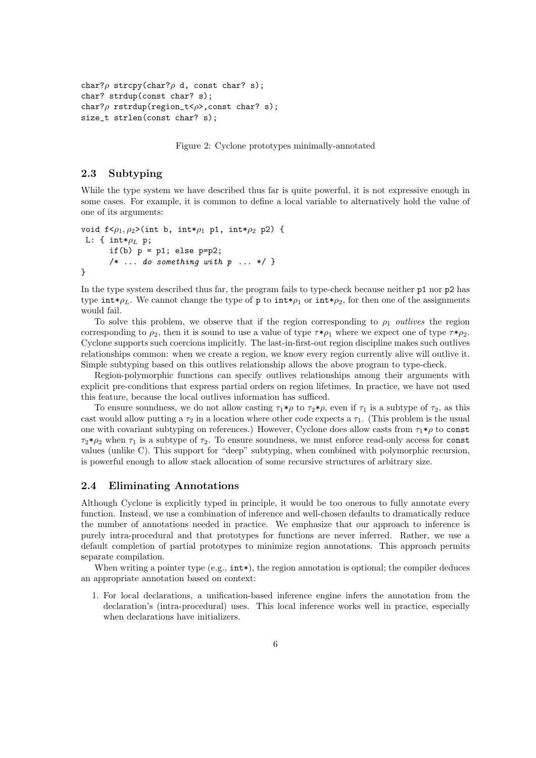```
char?ρ strcpy(char?ρ d, const char? s);
char? strdup(const char? s);
char?ρ rstrdup(region_t<ρ>,const char? s);
size_t strlen(const char? s);
```

Figure 2: Cyclone prototypes minimally-annotated

### 2.3 Subtyping

While the type system we have described thus far is quite powerful, it is not expressive enough in some cases. For example, it is common to define a local variable to alternatively hold the value of one of its arguments:

```
void f<ρ1,ρ2>(int b, int*ρ1 p1, int*ρ2 p2) {
 L: { int*ρL p;
      if(b) p = p1; else p=p2;
      /* ... do something with p ... */ }
}
```

In the type system described thus far, the program fails to type-check because neither p1 nor p2 has type int*$\rho_L$. We cannot change the type of p to int*$\rho_1$ or int*$\rho_2$, for then one of the assignments would fail.

To solve this problem, we observe that if the region corresponding to $\rho_1$ *outlives* the region corresponding to $\rho_2$, then it is sound to use a value of type $\tau$*$\rho_1$ where we expect one of type $\tau$*$\rho_2$. Cyclone supports such coercions implicitly. The last-in-first-out region discipline makes such outlives relationships common: when we create a region, we know every region currently alive will outlive it. Simple subtyping based on this outlives relationship allows the above program to type-check.

Region-polymorphic functions can specify outlives relationships among their arguments with explicit pre-conditions that express partial orders on region lifetimes. In practice, we have not used this feature, because the local outlives information has sufficed.

To ensure soundness, we do not allow casting $\tau_1$*$\rho$ to $\tau_2$*$\rho$, even if $\tau_1$ is a subtype of $\tau_2$, as this cast would allow putting a $\tau_2$ in a location where other code expects a $\tau_1$. (This problem is the usual one with covariant subtyping on references.) However, Cyclone does allow casts from $\tau_1$*$\rho$ to const $\tau_2$*$\rho_2$ when $\tau_1$ is a subtype of $\tau_2$. To ensure soundness, we must enforce read-only access for const values (unlike C). This support for "deep" subtyping, when combined with polymorphic recursion, is powerful enough to allow stack allocation of some recursive structures of arbitrary size.

### 2.4 Eliminating Annotations

Although Cyclone is explicitly typed in principle, it would be too onerous to fully annotate every function. Instead, we use a combination of inference and well-chosen defaults to dramatically reduce the number of annotations needed in practice. We emphasize that our approach to inference is purely intra-procedural and that prototypes for functions are never inferred. Rather, we use a default completion of partial prototypes to minimize region annotations. This approach permits separate compilation.

When writing a pointer type (e.g., int*), the region annotation is optional; the compiler deduces an appropriate annotation based on context:

1. For local declarations, a unification-based inference engine infers the annotation from the declaration's (intra-procedural) uses. This local inference works well in practice, especially when declarations have initializers.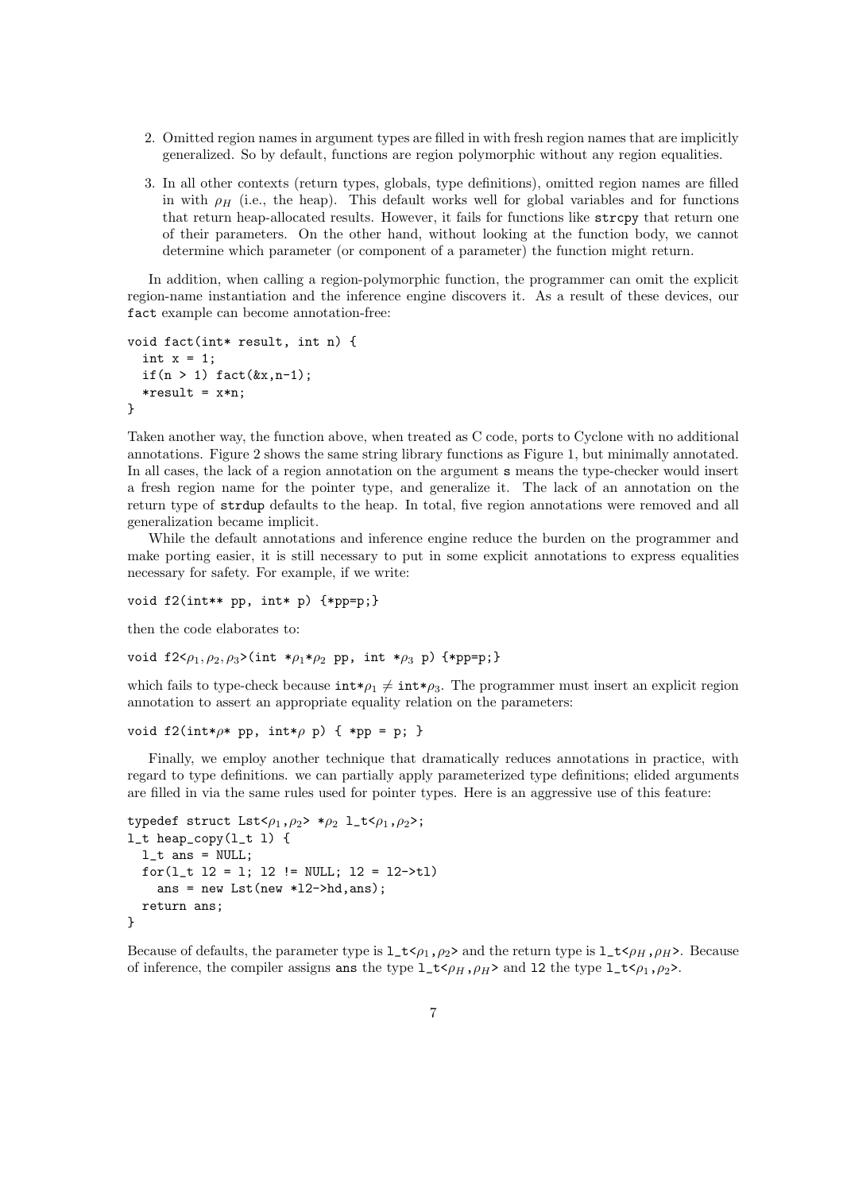2. Omitted region names in argument types are filled in with fresh region names that are implicitly generalized. So by default, functions are region polymorphic without any region equalities.

3. In all other contexts (return types, globals, type definitions), omitted region names are filled in with $\rho_H$ (i.e., the heap). This default works well for global variables and for functions that return heap-allocated results. However, it fails for functions like `strcpy` that return one of their parameters. On the other hand, without looking at the function body, we cannot determine which parameter (or component of a parameter) the function might return.

In addition, when calling a region-polymorphic function, the programmer can omit the explicit region-name instantiation and the inference engine discovers it. As a result of these devices, our `fact` example can become annotation-free:

```
void fact(int* result, int n) {
  int x = 1;
  if(n > 1) fact(&x,n-1);
  *result = x*n;
}
```

Taken another way, the function above, when treated as C code, ports to Cyclone with no additional annotations. Figure 2 shows the same string library functions as Figure 1, but minimally annotated. In all cases, the lack of a region annotation on the argument `s` means the type-checker would insert a fresh region name for the pointer type, and generalize it. The lack of an annotation on the return type of `strdup` defaults to the heap. In total, five region annotations were removed and all generalization became implicit.

While the default annotations and inference engine reduce the burden on the programmer and make porting easier, it is still necessary to put in some explicit annotations to express equalities necessary for safety. For example, if we write:

```
void f2(int** pp, int* p) {*pp=p;}
```

then the code elaborates to:

```
void f2<ρ1,ρ2,ρ3>(int *ρ1*ρ2 pp, int *ρ3 p) {*pp=p;}
```

which fails to type-check because `int*`$\rho_1 \neq$ `int*`$\rho_3$. The programmer must insert an explicit region annotation to assert an appropriate equality relation on the parameters:

```
void f2(int*ρ* pp, int*ρ p) { *pp = p; }
```

Finally, we employ another technique that dramatically reduces annotations in practice, with regard to type definitions. we can partially apply parameterized type definitions; elided arguments are filled in via the same rules used for pointer types. Here is an aggressive use of this feature:

```
typedef struct Lst<ρ1,ρ2> *ρ2 l_t<ρ1,ρ2>;
l_t heap_copy(l_t l) {
  l_t ans = NULL;
  for(l_t l2 = l; l2 != NULL; l2 = l2->tl)
    ans = new Lst(new *l2->hd,ans);
  return ans;
}
```

Because of defaults, the parameter type is `l_t<`$\rho_1$`,`$\rho_2$`>` and the return type is `l_t<`$\rho_H$`,`$\rho_H$`>`. Because of inference, the compiler assigns `ans` the type `l_t<`$\rho_H$`,`$\rho_H$`>` and `l2` the type `l_t<`$\rho_1$`,`$\rho_2$`>`.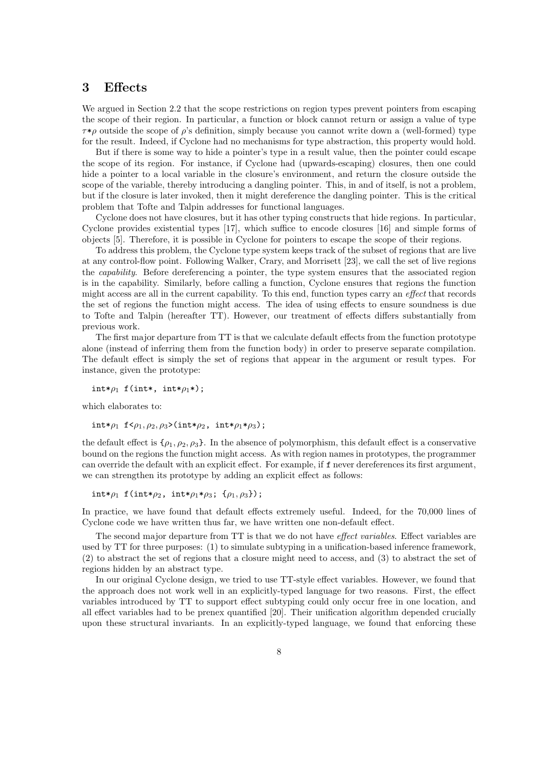## 3 Effects

We argued in Section 2.2 that the scope restrictions on region types prevent pointers from escaping the scope of their region. In particular, a function or block cannot return or assign a value of type $\tau$*$\rho$ outside the scope of $\rho$'s definition, simply because you cannot write down a (well-formed) type for the result. Indeed, if Cyclone had no mechanisms for type abstraction, this property would hold.

But if there is some way to hide a pointer's type in a result value, then the pointer could escape the scope of its region. For instance, if Cyclone had (upwards-escaping) closures, then one could hide a pointer to a local variable in the closure's environment, and return the closure outside the scope of the variable, thereby introducing a dangling pointer. This, in and of itself, is not a problem, but if the closure is later invoked, then it might dereference the dangling pointer. This is the critical problem that Tofte and Talpin addresses for functional languages.

Cyclone does not have closures, but it has other typing constructs that hide regions. In particular, Cyclone provides existential types [17], which suffice to encode closures [16] and simple forms of objects [5]. Therefore, it is possible in Cyclone for pointers to escape the scope of their regions.

To address this problem, the Cyclone type system keeps track of the subset of regions that are live at any control-flow point. Following Walker, Crary, and Morrisett [23], we call the set of live regions the *capability*. Before dereferencing a pointer, the type system ensures that the associated region is in the capability. Similarly, before calling a function, Cyclone ensures that regions the function might access are all in the current capability. To this end, function types carry an *effect* that records the set of regions the function might access. The idea of using effects to ensure soundness is due to Tofte and Talpin (hereafter TT). However, our treatment of effects differs substantially from previous work.

The first major departure from TT is that we calculate default effects from the function prototype alone (instead of inferring them from the function body) in order to preserve separate compilation. The default effect is simply the set of regions that appear in the argument or result types. For instance, given the prototype:

```
int*ρ1 f(int*, int*ρ1*);
```

which elaborates to:

```
int*ρ1 f<ρ1,ρ2,ρ3>(int*ρ2, int*ρ1*ρ3);
```

the default effect is {$\rho_1, \rho_2, \rho_3$}. In the absence of polymorphism, this default effect is a conservative bound on the regions the function might access. As with region names in prototypes, the programmer can override the default with an explicit effect. For example, if `f` never dereferences its first argument, we can strengthen its prototype by adding an explicit effect as follows:

```
int*ρ1 f(int*ρ2, int*ρ1*ρ3; {ρ1,ρ3});
```

In practice, we have found that default effects extremely useful. Indeed, for the 70,000 lines of Cyclone code we have written thus far, we have written one non-default effect.

The second major departure from TT is that we do not have *effect variables*. Effect variables are used by TT for three purposes: (1) to simulate subtyping in a unification-based inference framework, (2) to abstract the set of regions that a closure might need to access, and (3) to abstract the set of regions hidden by an abstract type.

In our original Cyclone design, we tried to use TT-style effect variables. However, we found that the approach does not work well in an explicitly-typed language for two reasons. First, the effect variables introduced by TT to support effect subtyping could only occur free in one location, and all effect variables had to be prenex quantified [20]. Their unification algorithm depended crucially upon these structural invariants. In an explicitly-typed language, we found that enforcing these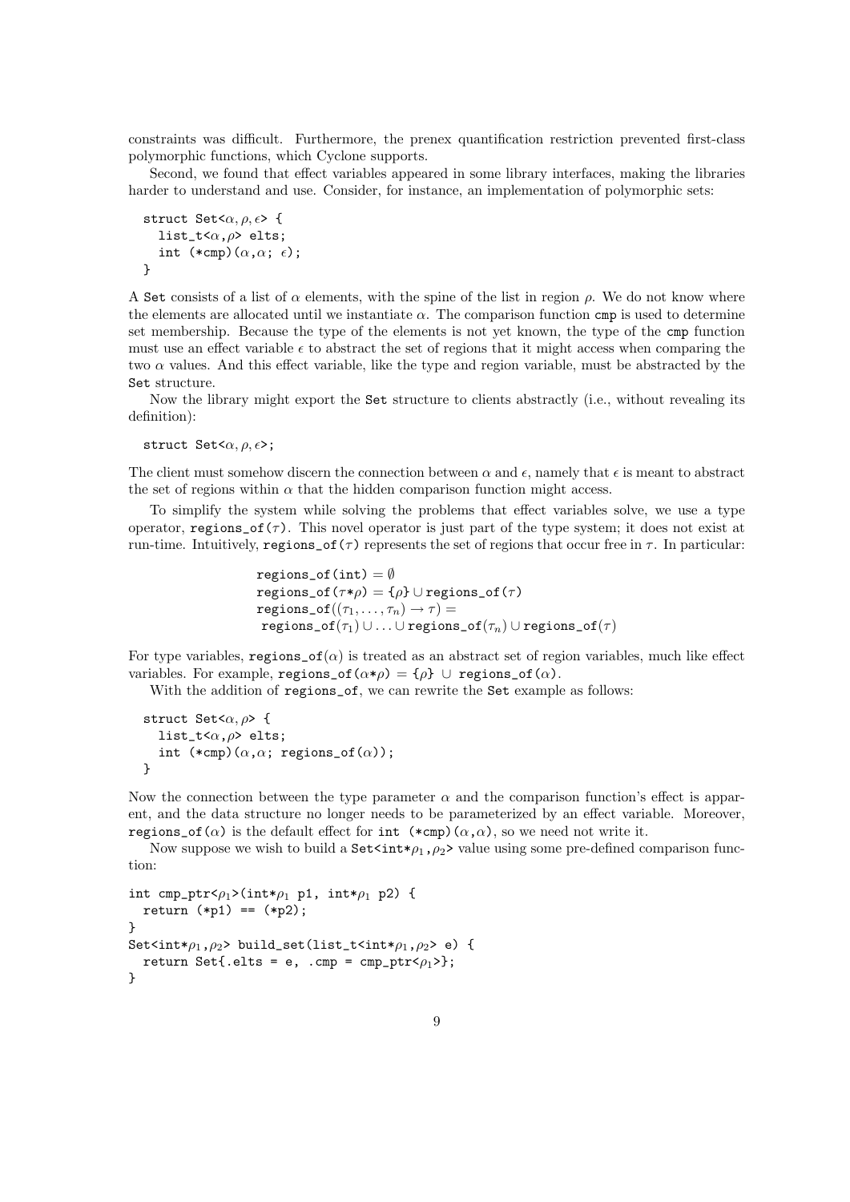constraints was difficult. Furthermore, the prenex quantification restriction prevented first-class polymorphic functions, which Cyclone supports.

Second, we found that effect variables appeared in some library interfaces, making the libraries harder to understand and use. Consider, for instance, an implementation of polymorphic sets:

```
struct Set<α,ρ,ϵ> {
  list_t<α,ρ> elts;
  int (*cmp)(α,α; ϵ);
}
```

A `Set` consists of a list of $\alpha$ elements, with the spine of the list in region $\rho$. We do not know where the elements are allocated until we instantiate $\alpha$. The comparison function `cmp` is used to determine set membership. Because the type of the elements is not yet known, the type of the `cmp` function must use an effect variable $\epsilon$ to abstract the set of regions that it might access when comparing the two $\alpha$ values. And this effect variable, like the type and region variable, must be abstracted by the `Set` structure.

Now the library might export the `Set` structure to clients abstractly (i.e., without revealing its definition):

```
struct Set<α,ρ,ϵ>;
```

The client must somehow discern the connection between $\alpha$ and $\epsilon$, namely that $\epsilon$ is meant to abstract the set of regions within $\alpha$ that the hidden comparison function might access.

To simplify the system while solving the problems that effect variables solve, we use a type operator, `regions_of`$(\tau)$. This novel operator is just part of the type system; it does not exist at run-time. Intuitively, `regions_of`$(\tau)$ represents the set of regions that occur free in $\tau$. In particular:

$$\begin{aligned}
&\texttt{regions\_of(int)} = \emptyset \\
&\texttt{regions\_of}(\tau*\rho) = \{\rho\} \cup \texttt{regions\_of}(\tau) \\
&\texttt{regions\_of}((\tau_1,\ldots,\tau_n) \to \tau) = \\
&\ \texttt{regions\_of}(\tau_1) \cup \ldots \cup \texttt{regions\_of}(\tau_n) \cup \texttt{regions\_of}(\tau)
\end{aligned}$$

For type variables, `regions_of`$(\alpha)$ is treated as an abstract set of region variables, much like effect variables. For example, `regions_of`$(\alpha*\rho) = \{\rho\} \cup$ `regions_of`$(\alpha)$.

With the addition of `regions_of`, we can rewrite the `Set` example as follows:

```
struct Set<α,ρ> {
  list_t<α,ρ> elts;
  int (*cmp)(α,α; regions_of(α));
}
```

Now the connection between the type parameter $\alpha$ and the comparison function's effect is apparent, and the data structure no longer needs to be parameterized by an effect variable. Moreover, `regions_of`$(\alpha)$ is the default effect for `int (*cmp)`$(\alpha,\alpha)$, so we need not write it.

Now suppose we wish to build a `Set<int*`$\rho_1$`,`$\rho_2$`>` value using some pre-defined comparison function:

```
int cmp_ptr<ρ1>(int*ρ1 p1, int*ρ1 p2) {
  return (*p1) == (*p2);
}
Set<int*ρ1,ρ2> build_set(list_t<int*ρ1,ρ2> e) {
  return Set{.elts = e, .cmp = cmp_ptr<ρ1>};
}
```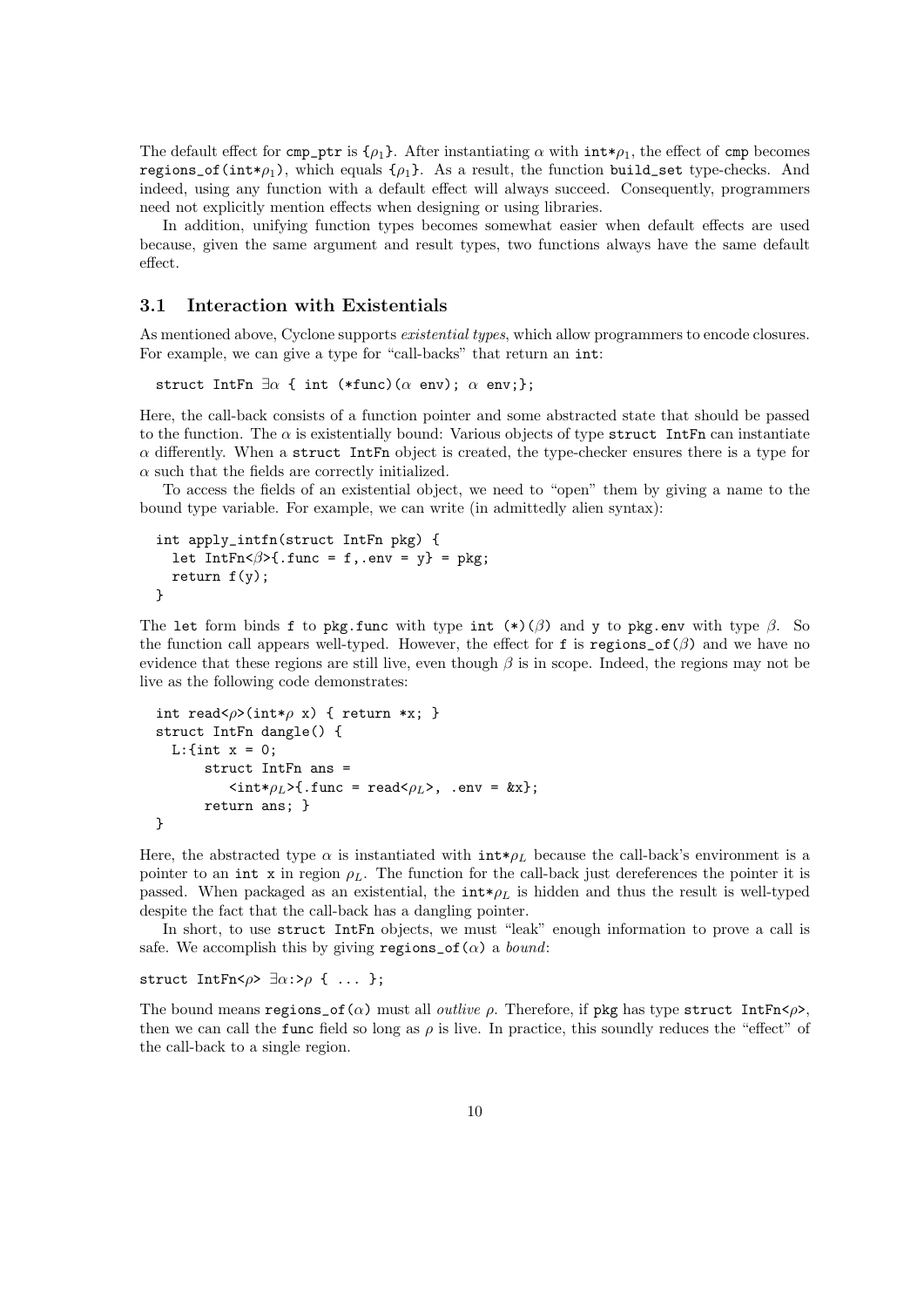The default effect for `cmp_ptr` is `{`$\rho_1$`}`. After instantiating $\alpha$ with `int*`$\rho_1$, the effect of `cmp` becomes `regions_of(int*`$\rho_1$`)`, which equals `{`$\rho_1$`}`. As a result, the function `build_set` type-checks. And indeed, using any function with a default effect will always succeed. Consequently, programmers need not explicitly mention effects when designing or using libraries.

In addition, unifying function types becomes somewhat easier when default effects are used because, given the same argument and result types, two functions always have the same default effect.

### 3.1 Interaction with Existentials

As mentioned above, Cyclone supports *existential types*, which allow programmers to encode closures. For example, we can give a type for "call-backs" that return an `int`:

```
struct IntFn ∃α { int (*func)(α env); α env;};
```

Here, the call-back consists of a function pointer and some abstracted state that should be passed to the function. The $\alpha$ is existentially bound: Various objects of type `struct IntFn` can instantiate $\alpha$ differently. When a `struct IntFn` object is created, the type-checker ensures there is a type for $\alpha$ such that the fields are correctly initialized.

To access the fields of an existential object, we need to "open" them by giving a name to the bound type variable. For example, we can write (in admittedly alien syntax):

```
int apply_intfn(struct IntFn pkg) {
  let IntFn<β>{.func = f,.env = y} = pkg;
  return f(y);
}
```

The `let` form binds `f` to `pkg.func` with type `int (*)(`$\beta$`)` and `y` to `pkg.env` with type $\beta$. So the function call appears well-typed. However, the effect for `f` is `regions_of(`$\beta$`)` and we have no evidence that these regions are still live, even though $\beta$ is in scope. Indeed, the regions may not be live as the following code demonstrates:

```
int read<ρ>(int*ρ x) { return *x; }
struct IntFn dangle() {
  L:{int x = 0;
     struct IntFn ans =
        <int*ρL>{.func = read<ρL>, .env = &x};
     return ans; }
}
```

Here, the abstracted type $\alpha$ is instantiated with `int*`$\rho_L$ because the call-back's environment is a pointer to an `int x` in region $\rho_L$. The function for the call-back just dereferences the pointer it is passed. When packaged as an existential, the `int*`$\rho_L$ is hidden and thus the result is well-typed despite the fact that the call-back has a dangling pointer.

In short, to use `struct IntFn` objects, we must "leak" enough information to prove a call is safe. We accomplish this by giving `regions_of(`$\alpha$`)` a *bound*:

```
struct IntFn<ρ> ∃α:>ρ { ... };
```

The bound means `regions_of(`$\alpha$`)` must all *outlive* $\rho$. Therefore, if `pkg` has type `struct IntFn<`$\rho$`>`, then we can call the `func` field so long as $\rho$ is live. In practice, this soundly reduces the "effect" of the call-back to a single region.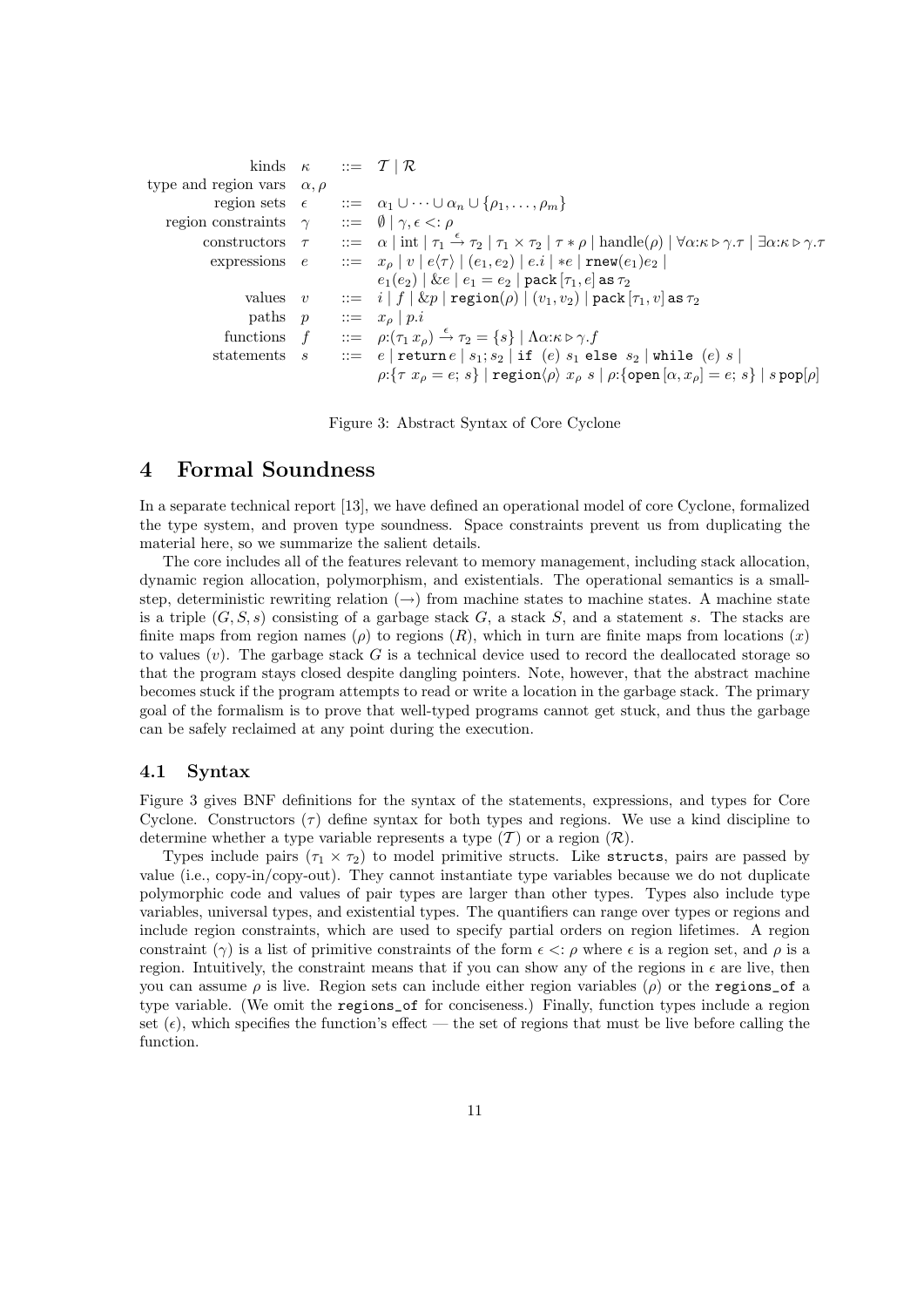$$
\begin{array}{llcl}
\text{kinds} & \kappa & ::= & \mathcal{T} \mid \mathcal{R} \\
\text{type and region vars} & \alpha, \rho & & \\
\text{region sets} & \epsilon & ::= & \alpha_1 \cup \cdots \cup \alpha_n \cup \{\rho_1, \ldots, \rho_m\} \\
\text{region constraints} & \gamma & ::= & \emptyset \mid \gamma, \epsilon <: \rho \\
\text{constructors} & \tau & ::= & \alpha \mid \text{int} \mid \tau_1 \xrightarrow{\epsilon} \tau_2 \mid \tau_1 \times \tau_2 \mid \tau * \rho \mid \text{handle}(\rho) \mid \forall \alpha{:}\kappa \triangleright \gamma.\tau \mid \exists \alpha{:}\kappa \triangleright \gamma.\tau \\
\text{expressions} & e & ::= & x_\rho \mid v \mid e\langle\tau\rangle \mid (e_1, e_2) \mid e.i \mid *e \mid \texttt{rnew}(e_1)e_2 \mid \\
 & & & e_1(e_2) \mid \&e \mid e_1 = e_2 \mid \texttt{pack}\,[\tau_1, e]\,\texttt{as}\,\tau_2 \\
\text{values} & v & ::= & i \mid f \mid \&p \mid \texttt{region}(\rho) \mid (v_1, v_2) \mid \texttt{pack}\,[\tau_1, v]\,\texttt{as}\,\tau_2 \\
\text{paths} & p & ::= & x_\rho \mid p.i \\
\text{functions} & f & ::= & \rho{:}(\tau_1\, x_\rho) \xrightarrow{\epsilon} \tau_2 = \{s\} \mid \Lambda\alpha{:}\kappa \triangleright \gamma.f \\
\text{statements} & s & ::= & e \mid \texttt{return}\, e \mid s_1; s_2 \mid \texttt{if}\ (e)\ s_1\ \texttt{else}\ s_2 \mid \texttt{while}\ (e)\ s \mid \\
 & & & \rho{:}\{\tau\ x_\rho = e;\ s\} \mid \texttt{region}\langle\rho\rangle\ x_\rho\ s \mid \rho{:}\{\texttt{open}\,[\alpha, x_\rho] = e;\ s\} \mid s\,\texttt{pop}[\rho]
\end{array}
$$

Figure 3: Abstract Syntax of Core Cyclone

# 4 Formal Soundness

In a separate technical report [13], we have defined an operational model of core Cyclone, formalized the type system, and proven type soundness. Space constraints prevent us from duplicating the material here, so we summarize the salient details.

The core includes all of the features relevant to memory management, including stack allocation, dynamic region allocation, polymorphism, and existentials. The operational semantics is a small-step, deterministic rewriting relation ($\rightarrow$) from machine states to machine states. A machine state is a triple $(G, S, s)$ consisting of a garbage stack $G$, a stack $S$, and a statement $s$. The stacks are finite maps from region names ($\rho$) to regions ($R$), which in turn are finite maps from locations ($x$) to values ($v$). The garbage stack $G$ is a technical device used to record the deallocated storage so that the program stays closed despite dangling pointers. Note, however, that the abstract machine becomes stuck if the program attempts to read or write a location in the garbage stack. The primary goal of the formalism is to prove that well-typed programs cannot get stuck, and thus the garbage can be safely reclaimed at any point during the execution.

## 4.1 Syntax

Figure 3 gives BNF definitions for the syntax of the statements, expressions, and types for Core Cyclone. Constructors ($\tau$) define syntax for both types and regions. We use a kind discipline to determine whether a type variable represents a type ($\mathcal{T}$) or a region ($\mathcal{R}$).

Types include pairs ($\tau_1 \times \tau_2$) to model primitive structs. Like `structs`, pairs are passed by value (i.e., copy-in/copy-out). They cannot instantiate type variables because we do not duplicate polymorphic code and values of pair types are larger than other types. Types also include type variables, universal types, and existential types. The quantifiers can range over types or regions and include region constraints, which are used to specify partial orders on region lifetimes. A region constraint ($\gamma$) is a list of primitive constraints of the form $\epsilon <: \rho$ where $\epsilon$ is a region set, and $\rho$ is a region. Intuitively, the constraint means that if you can show any of the regions in $\epsilon$ are live, then you can assume $\rho$ is live. Region sets can include either region variables ($\rho$) or the `regions_of` a type variable. (We omit the `regions_of` for conciseness.) Finally, function types include a region set ($\epsilon$), which specifies the function's effect — the set of regions that must be live before calling the function.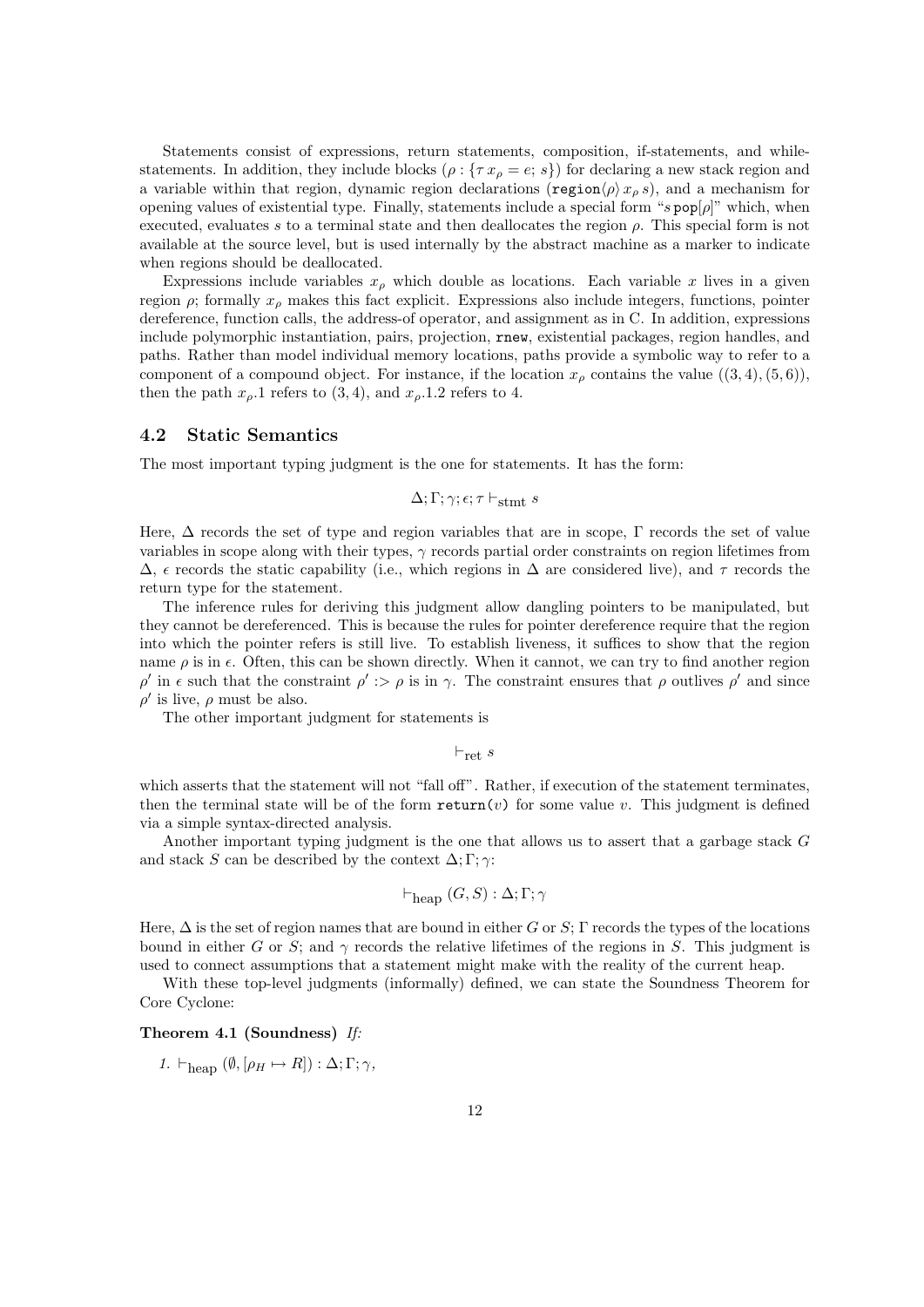Statements consist of expressions, return statements, composition, if-statements, and while-statements. In addition, they include blocks ($\rho : \{\tau\, x_\rho = e;\, s\}$) for declaring a new stack region and a variable within that region, dynamic region declarations ($\texttt{region}\langle\rho\rangle\, x_\rho\, s$), and a mechanism for opening values of existential type. Finally, statements include a special form "$s\,\texttt{pop}[\rho]$" which, when executed, evaluates $s$ to a terminal state and then deallocates the region $\rho$. This special form is not available at the source level, but is used internally by the abstract machine as a marker to indicate when regions should be deallocated.

Expressions include variables $x_\rho$ which double as locations. Each variable $x$ lives in a given region $\rho$; formally $x_\rho$ makes this fact explicit. Expressions also include integers, functions, pointer dereference, function calls, the address-of operator, and assignment as in C. In addition, expressions include polymorphic instantiation, pairs, projection, `rnew`, existential packages, region handles, and paths. Rather than model individual memory locations, paths provide a symbolic way to refer to a component of a compound object. For instance, if the location $x_\rho$ contains the value $((3, 4), (5, 6))$, then the path $x_\rho.1$ refers to $(3, 4)$, and $x_\rho.1.2$ refers to 4.

## 4.2 Static Semantics

The most important typing judgment is the one for statements. It has the form:

$$\Delta; \Gamma; \gamma; \epsilon; \tau \vdash_{\text{stmt}} s$$

Here, $\Delta$ records the set of type and region variables that are in scope, $\Gamma$ records the set of value variables in scope along with their types, $\gamma$ records partial order constraints on region lifetimes from $\Delta$, $\epsilon$ records the static capability (i.e., which regions in $\Delta$ are considered live), and $\tau$ records the return type for the statement.

The inference rules for deriving this judgment allow dangling pointers to be manipulated, but they cannot be dereferenced. This is because the rules for pointer dereference require that the region into which the pointer refers is still live. To establish liveness, it suffices to show that the region name $\rho$ is in $\epsilon$. Often, this can be shown directly. When it cannot, we can try to find another region $\rho'$ in $\epsilon$ such that the constraint $\rho' :> \rho$ is in $\gamma$. The constraint ensures that $\rho$ outlives $\rho'$ and since $\rho'$ is live, $\rho$ must be also.

The other important judgment for statements is

$$\vdash_{\text{ret}} s$$

which asserts that the statement will not "fall off". Rather, if execution of the statement terminates, then the terminal state will be of the form $\texttt{return}(v)$ for some value $v$. This judgment is defined via a simple syntax-directed analysis.

Another important typing judgment is the one that allows us to assert that a garbage stack $G$ and stack $S$ can be described by the context $\Delta; \Gamma; \gamma$:

$$\vdash_{\text{heap}} (G, S) : \Delta; \Gamma; \gamma$$

Here, $\Delta$ is the set of region names that are bound in either $G$ or $S$; $\Gamma$ records the types of the locations bound in either $G$ or $S$; and $\gamma$ records the relative lifetimes of the regions in $S$. This judgment is used to connect assumptions that a statement might make with the reality of the current heap.

With these top-level judgments (informally) defined, we can state the Soundness Theorem for Core Cyclone:

**Theorem 4.1 (Soundness)** *If:*

1. $\vdash_{\text{heap}} (\emptyset, [\rho_H \mapsto R]) : \Delta; \Gamma; \gamma$,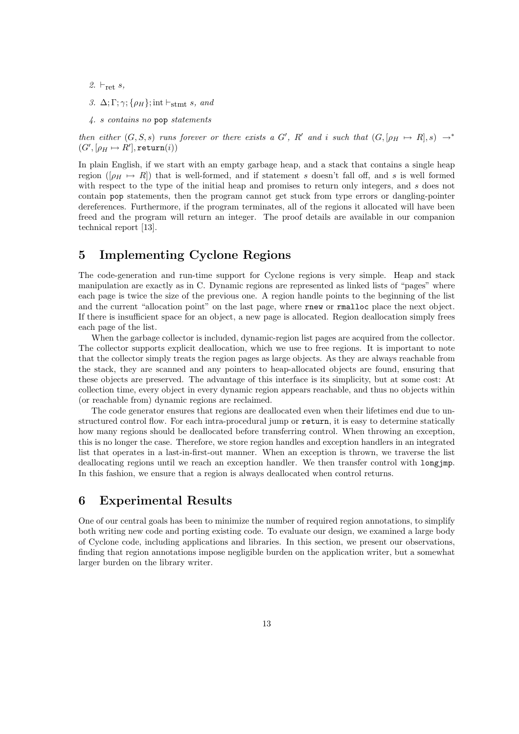2. $\vdash_{\text{ret}} s$,

3. $\Delta; \Gamma; \gamma; \{\rho_H\}; \text{int} \vdash_{\text{stmt}} s$, *and*

4. *s contains no* `pop` *statements*

*then either* $(G, S, s)$ *runs forever or there exists a* $G'$, $R'$ *and* $i$ *such that* $(G, [\rho_H \mapsto R], s) \rightarrow^* (G', [\rho_H \mapsto R'], \texttt{return}(i))$

In plain English, if we start with an empty garbage heap, and a stack that contains a single heap region ($[\rho_H \mapsto R]$) that is well-formed, and if statement $s$ doesn't fall off, and $s$ is well formed with respect to the type of the initial heap and promises to return only integers, and $s$ does not contain `pop` statements, then the program cannot get stuck from type errors or dangling-pointer dereferences. Furthermore, if the program terminates, all of the regions it allocated will have been freed and the program will return an integer. The proof details are available in our companion technical report [13].

# 5 Implementing Cyclone Regions

The code-generation and run-time support for Cyclone regions is very simple. Heap and stack manipulation are exactly as in C. Dynamic regions are represented as linked lists of "pages" where each page is twice the size of the previous one. A region handle points to the beginning of the list and the current "allocation point" on the last page, where `rnew` or `rmalloc` place the next object. If there is insufficient space for an object, a new page is allocated. Region deallocation simply frees each page of the list.

When the garbage collector is included, dynamic-region list pages are acquired from the collector. The collector supports explicit deallocation, which we use to free regions. It is important to note that the collector simply treats the region pages as large objects. As they are always reachable from the stack, they are scanned and any pointers to heap-allocated objects are found, ensuring that these objects are preserved. The advantage of this interface is its simplicity, but at some cost: At collection time, every object in every dynamic region appears reachable, and thus no objects within (or reachable from) dynamic regions are reclaimed.

The code generator ensures that regions are deallocated even when their lifetimes end due to unstructured control flow. For each intra-procedural jump or `return`, it is easy to determine statically how many regions should be deallocated before transferring control. When throwing an exception, this is no longer the case. Therefore, we store region handles and exception handlers in an integrated list that operates in a last-in-first-out manner. When an exception is thrown, we traverse the list deallocating regions until we reach an exception handler. We then transfer control with `longjmp`. In this fashion, we ensure that a region is always deallocated when control returns.

# 6 Experimental Results

One of our central goals has been to minimize the number of required region annotations, to simplify both writing new code and porting existing code. To evaluate our design, we examined a large body of Cyclone code, including applications and libraries. In this section, we present our observations, finding that region annotations impose negligible burden on the application writer, but a somewhat larger burden on the library writer.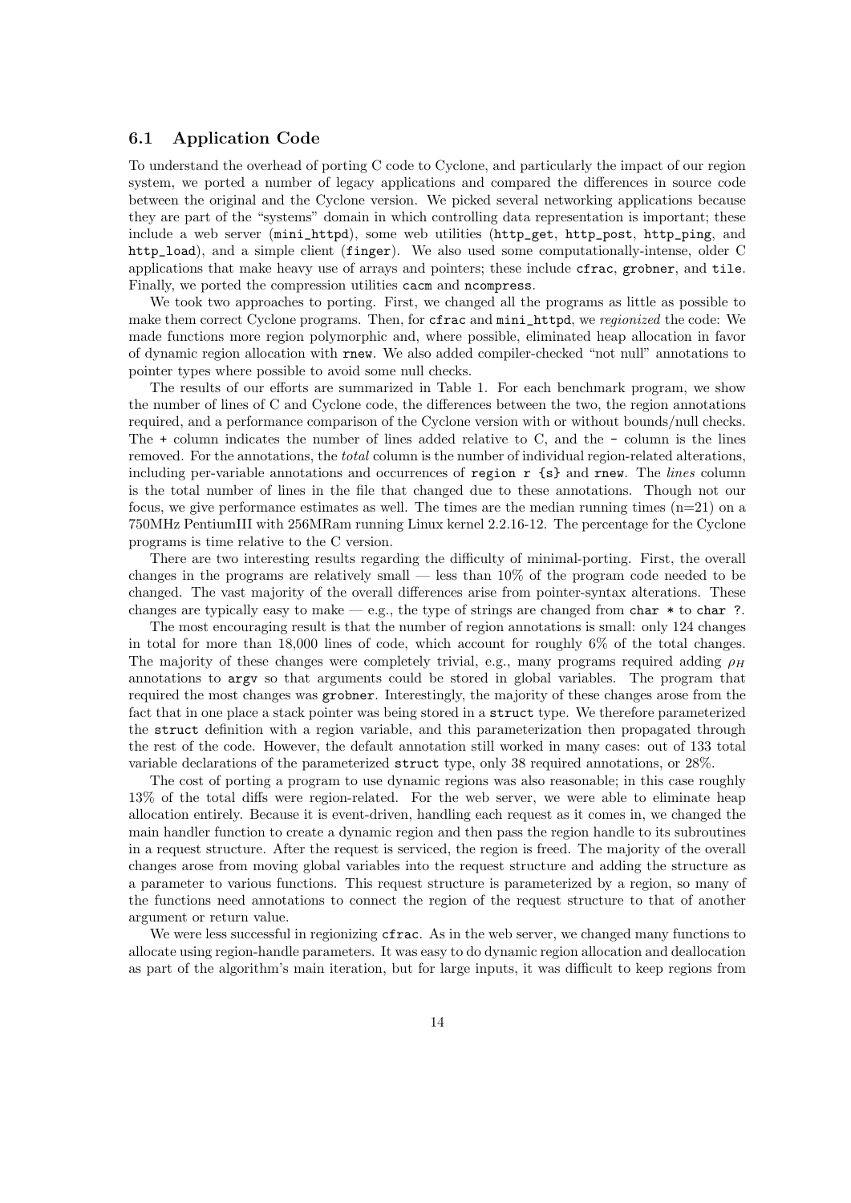### 6.1 Application Code

To understand the overhead of porting C code to Cyclone, and particularly the impact of our region system, we ported a number of legacy applications and compared the differences in source code between the original and the Cyclone version. We picked several networking applications because they are part of the "systems" domain in which controlling data representation is important; these include a web server (`mini_httpd`), some web utilities (`http_get`, `http_post`, `http_ping`, and `http_load`), and a simple client (`finger`). We also used some computationally-intense, older C applications that make heavy use of arrays and pointers; these include `cfrac`, `grobner`, and `tile`. Finally, we ported the compression utilities `cacm` and `ncompress`.

We took two approaches to porting. First, we changed all the programs as little as possible to make them correct Cyclone programs. Then, for `cfrac` and `mini_httpd`, we *regionized* the code: We made functions more region polymorphic and, where possible, eliminated heap allocation in favor of dynamic region allocation with `rnew`. We also added compiler-checked "not null" annotations to pointer types where possible to avoid some null checks.

The results of our efforts are summarized in Table 1. For each benchmark program, we show the number of lines of C and Cyclone code, the differences between the two, the region annotations required, and a performance comparison of the Cyclone version with or without bounds/null checks. The `+` column indicates the number of lines added relative to C, and the `-` column is the lines removed. For the annotations, the *total* column is the number of individual region-related alterations, including per-variable annotations and occurrences of `region r {s}` and `rnew`. The *lines* column is the total number of lines in the file that changed due to these annotations. Though not our focus, we give performance estimates as well. The times are the median running times (n=21) on a 750MHz PentiumIII with 256MRam running Linux kernel 2.2.16-12. The percentage for the Cyclone programs is time relative to the C version.

There are two interesting results regarding the difficulty of minimal-porting. First, the overall changes in the programs are relatively small — less than 10% of the program code needed to be changed. The vast majority of the overall differences arise from pointer-syntax alterations. These changes are typically easy to make — e.g., the type of strings are changed from `char *` to `char ?`.

The most encouraging result is that the number of region annotations is small: only 124 changes in total for more than 18,000 lines of code, which account for roughly 6% of the total changes. The majority of these changes were completely trivial, e.g., many programs required adding $\rho_H$ annotations to `argv` so that arguments could be stored in global variables. The program that required the most changes was `grobner`. Interestingly, the majority of these changes arose from the fact that in one place a stack pointer was being stored in a `struct` type. We therefore parameterized the `struct` definition with a region variable, and this parameterization then propagated through the rest of the code. However, the default annotation still worked in many cases: out of 133 total variable declarations of the parameterized `struct` type, only 38 required annotations, or 28%.

The cost of porting a program to use dynamic regions was also reasonable; in this case roughly 13% of the total diffs were region-related. For the web server, we were able to eliminate heap allocation entirely. Because it is event-driven, handling each request as it comes in, we changed the main handler function to create a dynamic region and then pass the region handle to its subroutines in a request structure. After the request is serviced, the region is freed. The majority of the overall changes arose from moving global variables into the request structure and adding the structure as a parameter to various functions. This request structure is parameterized by a region, so many of the functions need annotations to connect the region of the request structure to that of another argument or return value.

We were less successful in regionizing `cfrac`. As in the web server, we changed many functions to allocate using region-handle parameters. It was easy to do dynamic region allocation and deallocation as part of the algorithm's main iteration, but for large inputs, it was difficult to keep regions from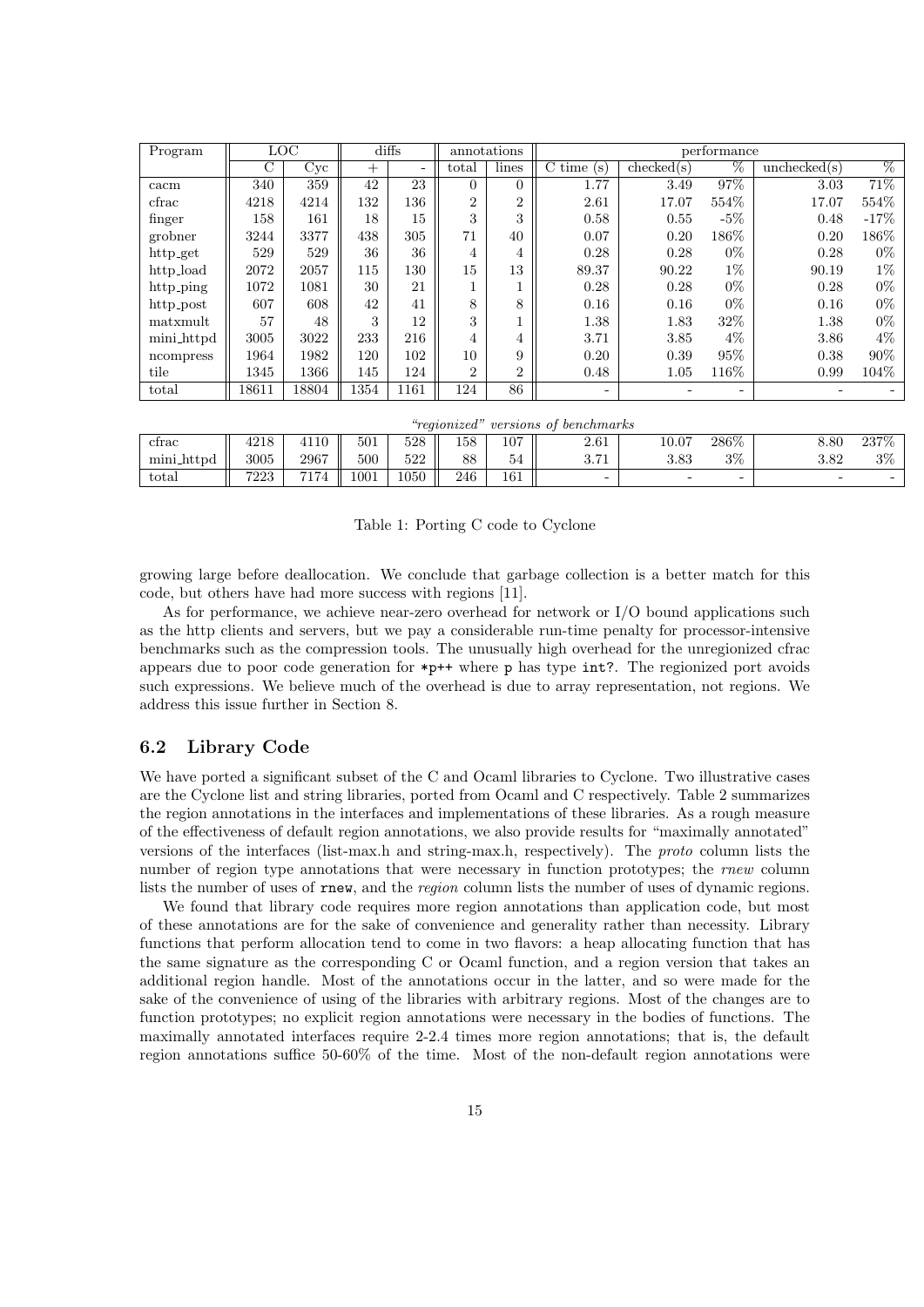| Program | LOC | | diffs | | annotations | | performance | | | | |
|---|---|---|---|---|---|---|---|---|---|---|---|
| | C | Cyc | + | - | total | lines | C time (s) | checked(s) | % | unchecked(s) | % |
| cacm | 340 | 359 | 42 | 23 | 0 | 0 | 1.77 | 3.49 | 97% | 3.03 | 71% |
| cfrac | 4218 | 4214 | 132 | 136 | 2 | 2 | 2.61 | 17.07 | 554% | 17.07 | 554% |
| finger | 158 | 161 | 18 | 15 | 3 | 3 | 0.58 | 0.55 | -5% | 0.48 | -17% |
| grobner | 3244 | 3377 | 438 | 305 | 71 | 40 | 0.07 | 0.20 | 186% | 0.20 | 186% |
| http_get | 529 | 529 | 36 | 36 | 4 | 4 | 0.28 | 0.28 | 0% | 0.28 | 0% |
| http_load | 2072 | 2057 | 115 | 130 | 15 | 13 | 89.37 | 90.22 | 1% | 90.19 | 1% |
| http_ping | 1072 | 1081 | 30 | 21 | 1 | 1 | 0.28 | 0.28 | 0% | 0.28 | 0% |
| http_post | 607 | 608 | 42 | 41 | 8 | 8 | 0.16 | 0.16 | 0% | 0.16 | 0% |
| matxmult | 57 | 48 | 3 | 12 | 3 | 1 | 1.38 | 1.83 | 32% | 1.38 | 0% |
| mini_httpd | 3005 | 3022 | 233 | 216 | 4 | 4 | 3.71 | 3.85 | 4% | 3.86 | 4% |
| ncompress | 1964 | 1982 | 120 | 102 | 10 | 9 | 0.20 | 0.39 | 95% | 0.38 | 90% |
| tile | 1345 | 1366 | 145 | 124 | 2 | 2 | 0.48 | 1.05 | 116% | 0.99 | 104% |
| total | 18611 | 18804 | 1354 | 1161 | 124 | 86 | - | - | - | - | - |
| *"regionized" versions of benchmarks* | | | | | | | | | | | |
| cfrac | 4218 | 4110 | 501 | 528 | 158 | 107 | 2.61 | 10.07 | 286% | 8.80 | 237% |
| mini_httpd | 3005 | 2967 | 500 | 522 | 88 | 54 | 3.71 | 3.83 | 3% | 3.82 | 3% |
| total | 7223 | 7174 | 1001 | 1050 | 246 | 161 | - | - | - | - | - |

Table 1: Porting C code to Cyclone

growing large before deallocation. We conclude that garbage collection is a better match for this code, but others have had more success with regions [11].

As for performance, we achieve near-zero overhead for network or I/O bound applications such as the http clients and servers, but we pay a considerable run-time penalty for processor-intensive benchmarks such as the compression tools. The unusually high overhead for the unregionized cfrac appears due to poor code generation for `*p++` where `p` has type `int?`. The regionized port avoids such expressions. We believe much of the overhead is due to array representation, not regions. We address this issue further in Section 8.

## 6.2 Library Code

We have ported a significant subset of the C and Ocaml libraries to Cyclone. Two illustrative cases are the Cyclone list and string libraries, ported from Ocaml and C respectively. Table 2 summarizes the region annotations in the interfaces and implementations of these libraries. As a rough measure of the effectiveness of default region annotations, we also provide results for "maximally annotated" versions of the interfaces (list-max.h and string-max.h, respectively). The *proto* column lists the number of region type annotations that were necessary in function prototypes; the *rnew* column lists the number of uses of `rnew`, and the *region* column lists the number of uses of dynamic regions.

We found that library code requires more region annotations than application code, but most of these annotations are for the sake of convenience and generality rather than necessity. Library functions that perform allocation tend to come in two flavors: a heap allocating function that has the same signature as the corresponding C or Ocaml function, and a region version that takes an additional region handle. Most of the annotations occur in the latter, and so were made for the sake of the convenience of using of the libraries with arbitrary regions. Most of the changes are to function prototypes; no explicit region annotations were necessary in the bodies of functions. The maximally annotated interfaces require 2-2.4 times more region annotations; that is, the default region annotations suffice 50-60% of the time. Most of the non-default region annotations were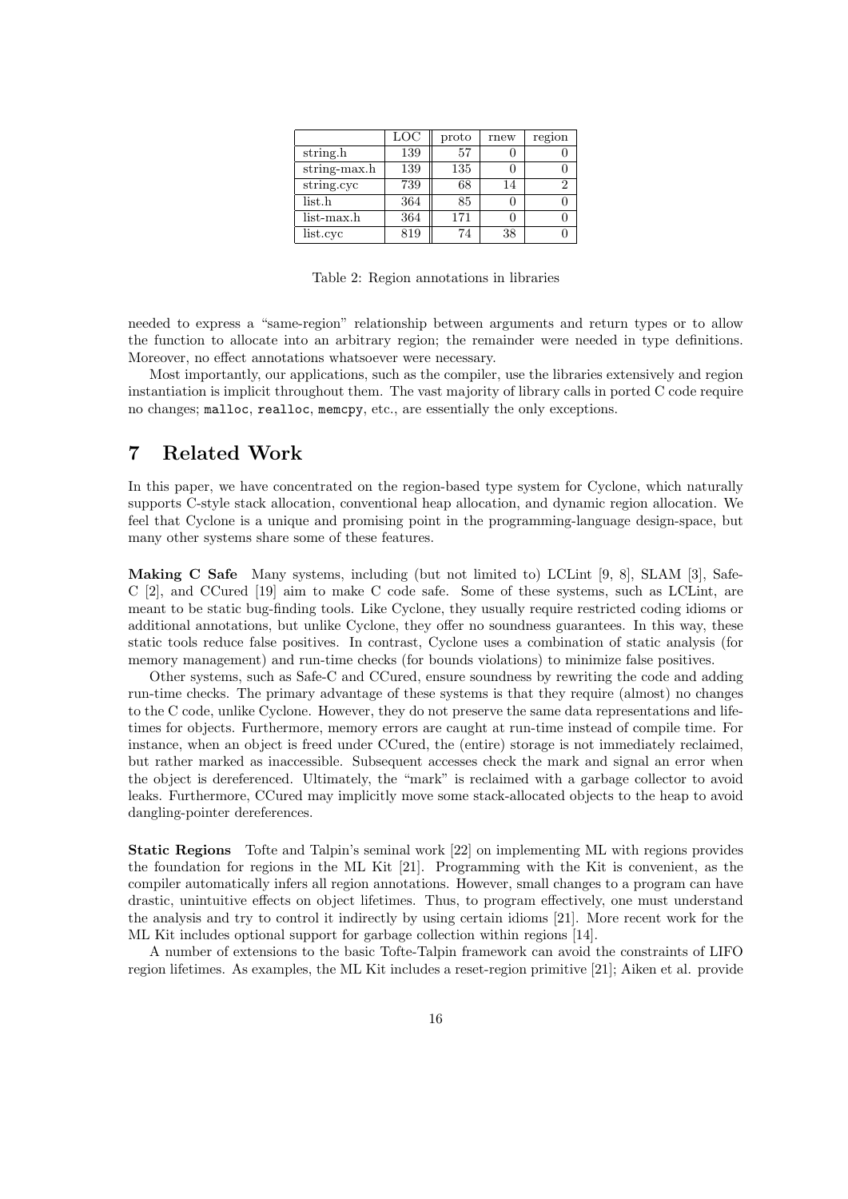| | LOC | proto | rnew | region |
|---|---|---|---|---|
| string.h | 139 | 57 | 0 | 0 |
| string-max.h | 139 | 135 | 0 | 0 |
| string.cyc | 739 | 68 | 14 | 2 |
| list.h | 364 | 85 | 0 | 0 |
| list-max.h | 364 | 171 | 0 | 0 |
| list.cyc | 819 | 74 | 38 | 0 |

Table 2: Region annotations in libraries

needed to express a "same-region" relationship between arguments and return types or to allow the function to allocate into an arbitrary region; the remainder were needed in type definitions. Moreover, no effect annotations whatsoever were necessary.

Most importantly, our applications, such as the compiler, use the libraries extensively and region instantiation is implicit throughout them. The vast majority of library calls in ported C code require no changes; `malloc`, `realloc`, `memcpy`, etc., are essentially the only exceptions.

# 7 Related Work

In this paper, we have concentrated on the region-based type system for Cyclone, which naturally supports C-style stack allocation, conventional heap allocation, and dynamic region allocation. We feel that Cyclone is a unique and promising point in the programming-language design-space, but many other systems share some of these features.

**Making C Safe** Many systems, including (but not limited to) LCLint [9, 8], SLAM [3], Safe-C [2], and CCured [19] aim to make C code safe. Some of these systems, such as LCLint, are meant to be static bug-finding tools. Like Cyclone, they usually require restricted coding idioms or additional annotations, but unlike Cyclone, they offer no soundness guarantees. In this way, these static tools reduce false positives. In contrast, Cyclone uses a combination of static analysis (for memory management) and run-time checks (for bounds violations) to minimize false positives.

Other systems, such as Safe-C and CCured, ensure soundness by rewriting the code and adding run-time checks. The primary advantage of these systems is that they require (almost) no changes to the C code, unlike Cyclone. However, they do not preserve the same data representations and lifetimes for objects. Furthermore, memory errors are caught at run-time instead of compile time. For instance, when an object is freed under CCured, the (entire) storage is not immediately reclaimed, but rather marked as inaccessible. Subsequent accesses check the mark and signal an error when the object is dereferenced. Ultimately, the "mark" is reclaimed with a garbage collector to avoid leaks. Furthermore, CCured may implicitly move some stack-allocated objects to the heap to avoid dangling-pointer dereferences.

**Static Regions** Tofte and Talpin's seminal work [22] on implementing ML with regions provides the foundation for regions in the ML Kit [21]. Programming with the Kit is convenient, as the compiler automatically infers all region annotations. However, small changes to a program can have drastic, unintuitive effects on object lifetimes. Thus, to program effectively, one must understand the analysis and try to control it indirectly by using certain idioms [21]. More recent work for the ML Kit includes optional support for garbage collection within regions [14].

A number of extensions to the basic Tofte-Talpin framework can avoid the constraints of LIFO region lifetimes. As examples, the ML Kit includes a reset-region primitive [21]; Aiken et al. provide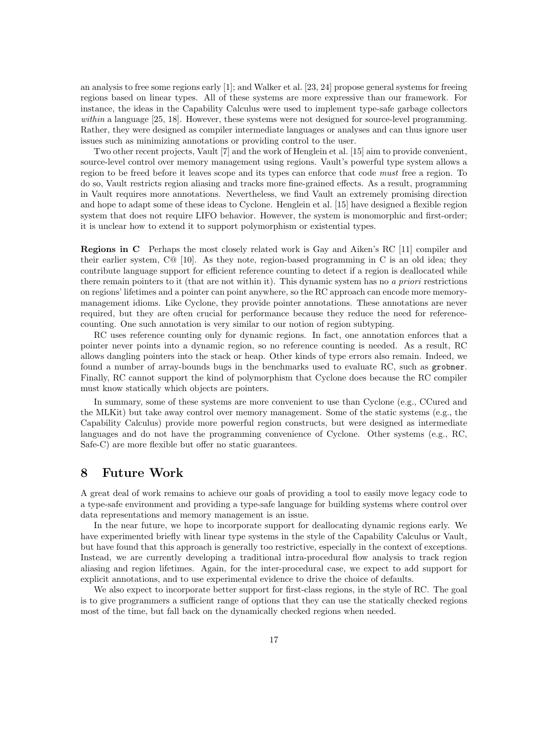an analysis to free some regions early [1]; and Walker et al. [23, 24] propose general systems for freeing regions based on linear types. All of these systems are more expressive than our framework. For instance, the ideas in the Capability Calculus were used to implement type-safe garbage collectors *within* a language [25, 18]. However, these systems were not designed for source-level programming. Rather, they were designed as compiler intermediate languages or analyses and can thus ignore user issues such as minimizing annotations or providing control to the user.

Two other recent projects, Vault [7] and the work of Henglein et al. [15] aim to provide convenient, source-level control over memory management using regions. Vault's powerful type system allows a region to be freed before it leaves scope and its types can enforce that code *must* free a region. To do so, Vault restricts region aliasing and tracks more fine-grained effects. As a result, programming in Vault requires more annotations. Nevertheless, we find Vault an extremely promising direction and hope to adapt some of these ideas to Cyclone. Henglein et al. [15] have designed a flexible region system that does not require LIFO behavior. However, the system is monomorphic and first-order; it is unclear how to extend it to support polymorphism or existential types.

**Regions in C** Perhaps the most closely related work is Gay and Aiken's RC [11] compiler and their earlier system, C@ [10]. As they note, region-based programming in C is an old idea; they contribute language support for efficient reference counting to detect if a region is deallocated while there remain pointers to it (that are not within it). This dynamic system has no *a priori* restrictions on regions' lifetimes and a pointer can point anywhere, so the RC approach can encode more memory-management idioms. Like Cyclone, they provide pointer annotations. These annotations are never required, but they are often crucial for performance because they reduce the need for reference-counting. One such annotation is very similar to our notion of region subtyping.

RC uses reference counting only for dynamic regions. In fact, one annotation enforces that a pointer never points into a dynamic region, so no reference counting is needed. As a result, RC allows dangling pointers into the stack or heap. Other kinds of type errors also remain. Indeed, we found a number of array-bounds bugs in the benchmarks used to evaluate RC, such as `grobner`. Finally, RC cannot support the kind of polymorphism that Cyclone does because the RC compiler must know statically which objects are pointers.

In summary, some of these systems are more convenient to use than Cyclone (e.g., CCured and the MLKit) but take away control over memory management. Some of the static systems (e.g., the Capability Calculus) provide more powerful region constructs, but were designed as intermediate languages and do not have the programming convenience of Cyclone. Other systems (e.g., RC, Safe-C) are more flexible but offer no static guarantees.

# 8 Future Work

A great deal of work remains to achieve our goals of providing a tool to easily move legacy code to a type-safe environment and providing a type-safe language for building systems where control over data representations and memory management is an issue.

In the near future, we hope to incorporate support for deallocating dynamic regions early. We have experimented briefly with linear type systems in the style of the Capability Calculus or Vault, but have found that this approach is generally too restrictive, especially in the context of exceptions. Instead, we are currently developing a traditional intra-procedural flow analysis to track region aliasing and region lifetimes. Again, for the inter-procedural case, we expect to add support for explicit annotations, and to use experimental evidence to drive the choice of defaults.

We also expect to incorporate better support for first-class regions, in the style of RC. The goal is to give programmers a sufficient range of options that they can use the statically checked regions most of the time, but fall back on the dynamically checked regions when needed.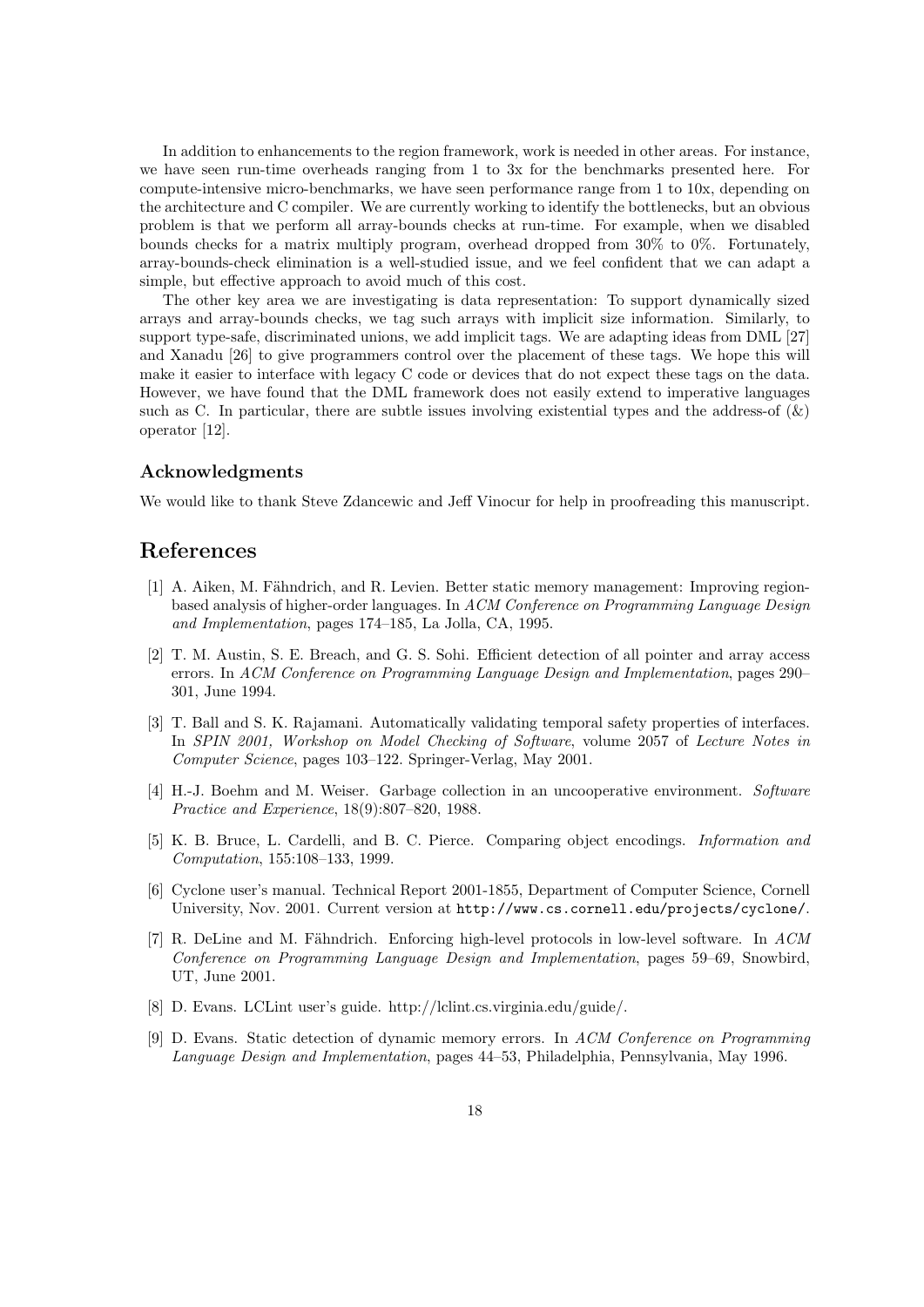In addition to enhancements to the region framework, work is needed in other areas. For instance, we have seen run-time overheads ranging from 1 to 3x for the benchmarks presented here. For compute-intensive micro-benchmarks, we have seen performance range from 1 to 10x, depending on the architecture and C compiler. We are currently working to identify the bottlenecks, but an obvious problem is that we perform all array-bounds checks at run-time. For example, when we disabled bounds checks for a matrix multiply program, overhead dropped from 30% to 0%. Fortunately, array-bounds-check elimination is a well-studied issue, and we feel confident that we can adapt a simple, but effective approach to avoid much of this cost.

The other key area we are investigating is data representation: To support dynamically sized arrays and array-bounds checks, we tag such arrays with implicit size information. Similarly, to support type-safe, discriminated unions, we add implicit tags. We are adapting ideas from DML [27] and Xanadu [26] to give programmers control over the placement of these tags. We hope this will make it easier to interface with legacy C code or devices that do not expect these tags on the data. However, we have found that the DML framework does not easily extend to imperative languages such as C. In particular, there are subtle issues involving existential types and the address-of (&) operator [12].

### Acknowledgments

We would like to thank Steve Zdancewic and Jeff Vinocur for help in proofreading this manuscript.

## References

[1] A. Aiken, M. Fähndrich, and R. Levien. Better static memory management: Improving region-based analysis of higher-order languages. In *ACM Conference on Programming Language Design and Implementation*, pages 174–185, La Jolla, CA, 1995.

[2] T. M. Austin, S. E. Breach, and G. S. Sohi. Efficient detection of all pointer and array access errors. In *ACM Conference on Programming Language Design and Implementation*, pages 290–301, June 1994.

[3] T. Ball and S. K. Rajamani. Automatically validating temporal safety properties of interfaces. In *SPIN 2001, Workshop on Model Checking of Software*, volume 2057 of *Lecture Notes in Computer Science*, pages 103–122. Springer-Verlag, May 2001.

[4] H.-J. Boehm and M. Weiser. Garbage collection in an uncooperative environment. *Software Practice and Experience*, 18(9):807–820, 1988.

[5] K. B. Bruce, L. Cardelli, and B. C. Pierce. Comparing object encodings. *Information and Computation*, 155:108–133, 1999.

[6] Cyclone user's manual. Technical Report 2001-1855, Department of Computer Science, Cornell University, Nov. 2001. Current version at `http://www.cs.cornell.edu/projects/cyclone/`.

[7] R. DeLine and M. Fähndrich. Enforcing high-level protocols in low-level software. In *ACM Conference on Programming Language Design and Implementation*, pages 59–69, Snowbird, UT, June 2001.

[8] D. Evans. LCLint user's guide. http://lclint.cs.virginia.edu/guide/.

[9] D. Evans. Static detection of dynamic memory errors. In *ACM Conference on Programming Language Design and Implementation*, pages 44–53, Philadelphia, Pennsylvania, May 1996.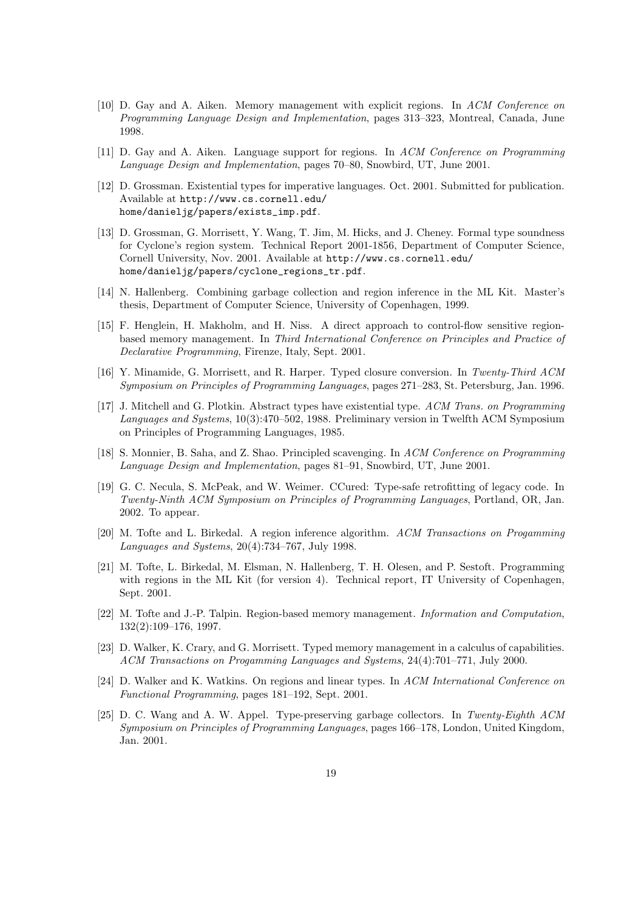[10] D. Gay and A. Aiken. Memory management with explicit regions. In *ACM Conference on Programming Language Design and Implementation*, pages 313–323, Montreal, Canada, June 1998.

[11] D. Gay and A. Aiken. Language support for regions. In *ACM Conference on Programming Language Design and Implementation*, pages 70–80, Snowbird, UT, June 2001.

[12] D. Grossman. Existential types for imperative languages. Oct. 2001. Submitted for publication. Available at `http://www.cs.cornell.edu/home/danieljg/papers/exists_imp.pdf`.

[13] D. Grossman, G. Morrisett, Y. Wang, T. Jim, M. Hicks, and J. Cheney. Formal type soundness for Cyclone's region system. Technical Report 2001-1856, Department of Computer Science, Cornell University, Nov. 2001. Available at `http://www.cs.cornell.edu/home/danieljg/papers/cyclone_regions_tr.pdf`.

[14] N. Hallenberg. Combining garbage collection and region inference in the ML Kit. Master's thesis, Department of Computer Science, University of Copenhagen, 1999.

[15] F. Henglein, H. Makholm, and H. Niss. A direct approach to control-flow sensitive region-based memory management. In *Third International Conference on Principles and Practice of Declarative Programming*, Firenze, Italy, Sept. 2001.

[16] Y. Minamide, G. Morrisett, and R. Harper. Typed closure conversion. In *Twenty-Third ACM Symposium on Principles of Programming Languages*, pages 271–283, St. Petersburg, Jan. 1996.

[17] J. Mitchell and G. Plotkin. Abstract types have existential type. *ACM Trans. on Programming Languages and Systems*, 10(3):470–502, 1988. Preliminary version in Twelfth ACM Symposium on Principles of Programming Languages, 1985.

[18] S. Monnier, B. Saha, and Z. Shao. Principled scavenging. In *ACM Conference on Programming Language Design and Implementation*, pages 81–91, Snowbird, UT, June 2001.

[19] G. C. Necula, S. McPeak, and W. Weimer. CCured: Type-safe retrofitting of legacy code. In *Twenty-Ninth ACM Symposium on Principles of Programming Languages*, Portland, OR, Jan. 2002. To appear.

[20] M. Tofte and L. Birkedal. A region inference algorithm. *ACM Transactions on Progamming Languages and Systems*, 20(4):734–767, July 1998.

[21] M. Tofte, L. Birkedal, M. Elsman, N. Hallenberg, T. H. Olesen, and P. Sestoft. Programming with regions in the ML Kit (for version 4). Technical report, IT University of Copenhagen, Sept. 2001.

[22] M. Tofte and J.-P. Talpin. Region-based memory management. *Information and Computation*, 132(2):109–176, 1997.

[23] D. Walker, K. Crary, and G. Morrisett. Typed memory management in a calculus of capabilities. *ACM Transactions on Progamming Languages and Systems*, 24(4):701–771, July 2000.

[24] D. Walker and K. Watkins. On regions and linear types. In *ACM International Conference on Functional Programming*, pages 181–192, Sept. 2001.

[25] D. C. Wang and A. W. Appel. Type-preserving garbage collectors. In *Twenty-Eighth ACM Symposium on Principles of Programming Languages*, pages 166–178, London, United Kingdom, Jan. 2001.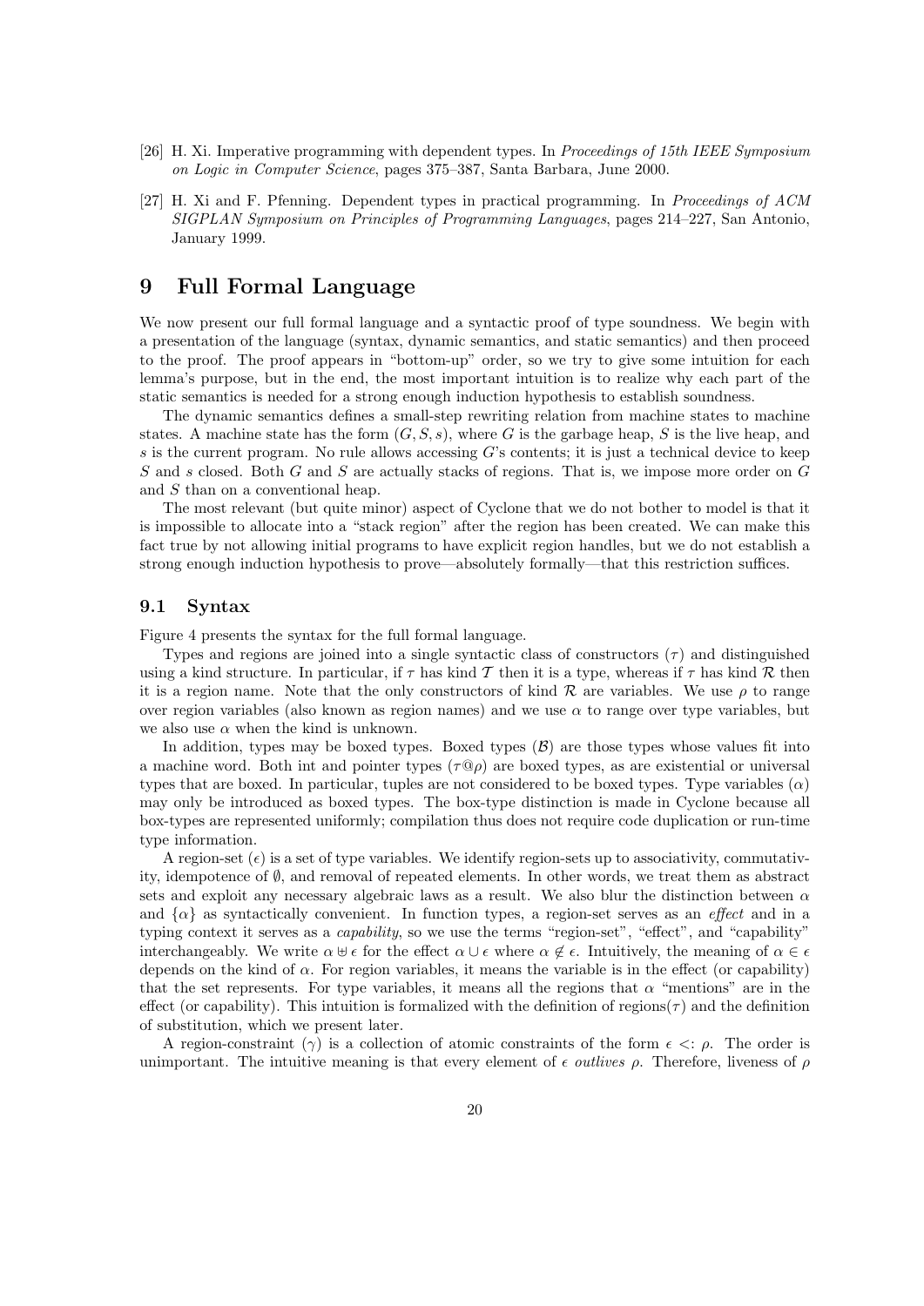[26] H. Xi. Imperative programming with dependent types. In *Proceedings of 15th IEEE Symposium on Logic in Computer Science*, pages 375–387, Santa Barbara, June 2000.

[27] H. Xi and F. Pfenning. Dependent types in practical programming. In *Proceedings of ACM SIGPLAN Symposium on Principles of Programming Languages*, pages 214–227, San Antonio, January 1999.

# 9 Full Formal Language

We now present our full formal language and a syntactic proof of type soundness. We begin with a presentation of the language (syntax, dynamic semantics, and static semantics) and then proceed to the proof. The proof appears in "bottom-up" order, so we try to give some intuition for each lemma's purpose, but in the end, the most important intuition is to realize why each part of the static semantics is needed for a strong enough induction hypothesis to establish soundness.

The dynamic semantics defines a small-step rewriting relation from machine states to machine states. A machine state has the form $(G, S, s)$, where $G$ is the garbage heap, $S$ is the live heap, and $s$ is the current program. No rule allows accessing $G$'s contents; it is just a technical device to keep $S$ and $s$ closed. Both $G$ and $S$ are actually stacks of regions. That is, we impose more order on $G$ and $S$ than on a conventional heap.

The most relevant (but quite minor) aspect of Cyclone that we do not bother to model is that it is impossible to allocate into a "stack region" after the region has been created. We can make this fact true by not allowing initial programs to have explicit region handles, but we do not establish a strong enough induction hypothesis to prove—absolutely formally—that this restriction suffices.

## 9.1 Syntax

Figure 4 presents the syntax for the full formal language.

Types and regions are joined into a single syntactic class of constructors ($\tau$) and distinguished using a kind structure. In particular, if $\tau$ has kind $\mathcal{T}$ then it is a type, whereas if $\tau$ has kind $\mathcal{R}$ then it is a region name. Note that the only constructors of kind $\mathcal{R}$ are variables. We use $\rho$ to range over region variables (also known as region names) and we use $\alpha$ to range over type variables, but we also use $\alpha$ when the kind is unknown.

In addition, types may be boxed types. Boxed types ($\mathcal{B}$) are those types whose values fit into a machine word. Both int and pointer types ($\tau@\rho$) are boxed types, as are existential or universal types that are boxed. In particular, tuples are not considered to be boxed types. Type variables ($\alpha$) may only be introduced as boxed types. The box-type distinction is made in Cyclone because all box-types are represented uniformly; compilation thus does not require code duplication or run-time type information.

A region-set ($\epsilon$) is a set of type variables. We identify region-sets up to associativity, commutativity, idempotence of $\emptyset$, and removal of repeated elements. In other words, we treat them as abstract sets and exploit any necessary algebraic laws as a result. We also blur the distinction between $\alpha$ and $\{\alpha\}$ as syntactically convenient. In function types, a region-set serves as an *effect* and in a typing context it serves as a *capability*, so we use the terms "region-set", "effect", and "capability" interchangeably. We write $\alpha \uplus \epsilon$ for the effect $\alpha \cup \epsilon$ where $\alpha \notin \epsilon$. Intuitively, the meaning of $\alpha \in \epsilon$ depends on the kind of $\alpha$. For region variables, it means the variable is in the effect (or capability) that the set represents. For type variables, it means all the regions that $\alpha$ "mentions" are in the effect (or capability). This intuition is formalized with the definition of regions$(\tau)$ and the definition of substitution, which we present later.

A region-constraint ($\gamma$) is a collection of atomic constraints of the form $\epsilon <: \rho$. The order is unimportant. The intuitive meaning is that every element of $\epsilon$ *outlives* $\rho$. Therefore, liveness of $\rho$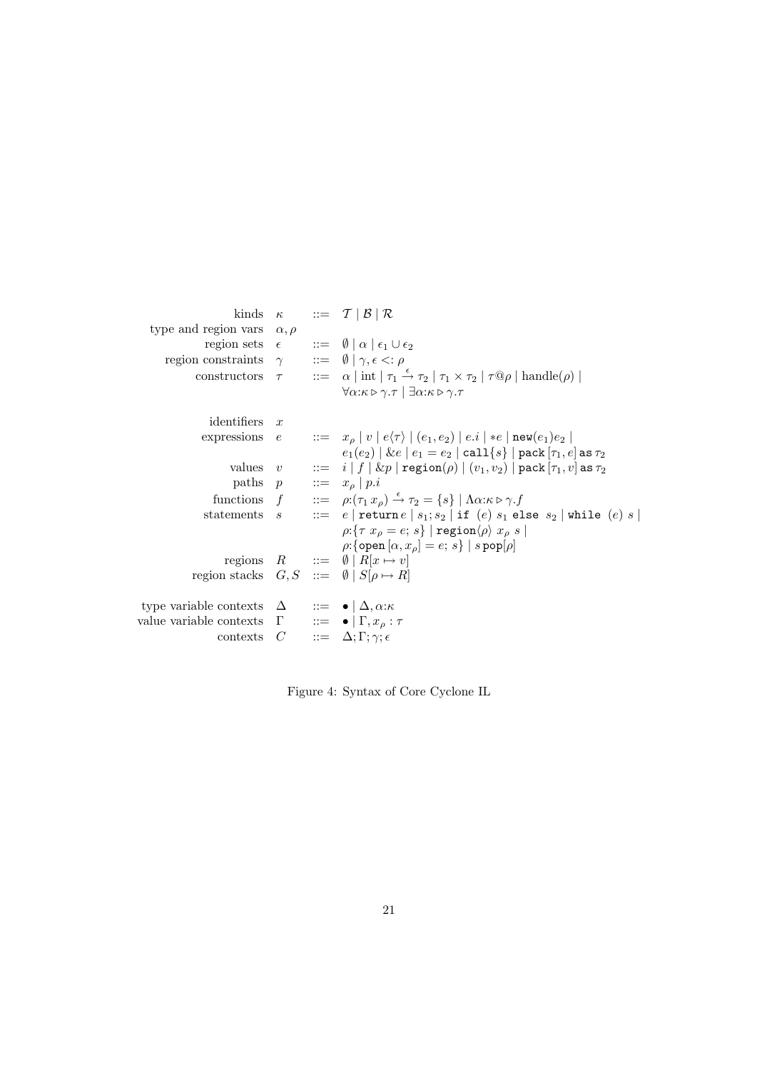$$
\begin{array}{llcl}
\text{kinds} & \kappa & ::= & \mathcal{T} \mid \mathcal{B} \mid \mathcal{R} \\
\text{type and region vars} & \alpha, \rho & & \\
\text{region sets} & \epsilon & ::= & \emptyset \mid \alpha \mid \epsilon_1 \cup \epsilon_2 \\
\text{region constraints} & \gamma & ::= & \emptyset \mid \gamma, \epsilon <: \rho \\
\text{constructors} & \tau & ::= & \alpha \mid \text{int} \mid \tau_1 \xrightarrow{\epsilon} \tau_2 \mid \tau_1 \times \tau_2 \mid \tau @ \rho \mid \text{handle}(\rho) \mid \\
& & & \forall \alpha{:}\kappa \triangleright \gamma . \tau \mid \exists \alpha{:}\kappa \triangleright \gamma . \tau \\
& & & \\
\text{identifiers} & x & & \\
\text{expressions} & e & ::= & x_\rho \mid v \mid e\langle\tau\rangle \mid (e_1, e_2) \mid e.i \mid *e \mid \texttt{new}(e_1) e_2 \mid \\
& & & e_1(e_2) \mid \& e \mid e_1 = e_2 \mid \texttt{call}\{s\} \mid \texttt{pack}\,[\tau_1, e]\,\texttt{as}\,\tau_2 \\
\text{values} & v & ::= & i \mid f \mid \& p \mid \texttt{region}(\rho) \mid (v_1, v_2) \mid \texttt{pack}\,[\tau_1, v]\,\texttt{as}\,\tau_2 \\
\text{paths} & p & ::= & x_\rho \mid p.i \\
\text{functions} & f & ::= & \rho{:}(\tau_1\, x_\rho) \xrightarrow{\epsilon} \tau_2 = \{s\} \mid \Lambda \alpha{:}\kappa \triangleright \gamma . f \\
\text{statements} & s & ::= & e \mid \texttt{return}\, e \mid s_1 ; s_2 \mid \texttt{if}\ (e)\ s_1\ \texttt{else}\ s_2 \mid \texttt{while}\ (e)\ s \mid \\
& & & \rho{:}\{\tau\ x_\rho = e;\ s\} \mid \texttt{region}\langle\rho\rangle\ x_\rho\ s \mid \\
& & & \rho{:}\{\texttt{open}\,[\alpha, x_\rho] = e;\ s\} \mid s\,\texttt{pop}[\rho] \\
\text{regions} & R & ::= & \emptyset \mid R[x \mapsto v] \\
\text{region stacks} & G, S & ::= & \emptyset \mid S[\rho \mapsto R] \\
& & & \\
\text{type variable contexts} & \Delta & ::= & \bullet \mid \Delta, \alpha{:}\kappa \\
\text{value variable contexts} & \Gamma & ::= & \bullet \mid \Gamma, x_\rho : \tau \\
\text{contexts} & C & ::= & \Delta; \Gamma; \gamma; \epsilon
\end{array}
$$

Figure 4: Syntax of Core Cyclone IL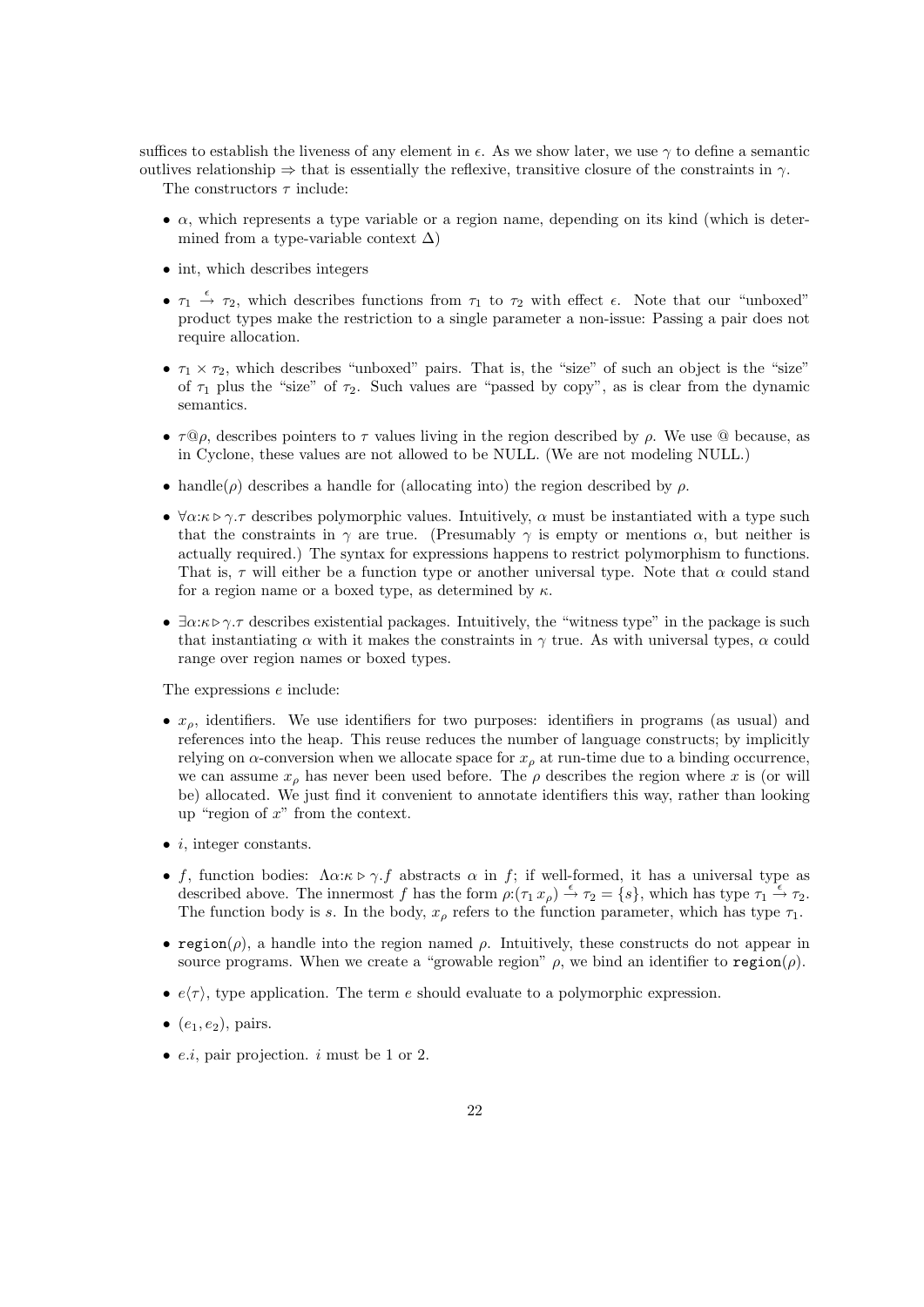suffices to establish the liveness of any element in $\epsilon$. As we show later, we use $\gamma$ to define a semantic outlives relationship $\Rightarrow$ that is essentially the reflexive, transitive closure of the constraints in $\gamma$.

The constructors $\tau$ include:

- $\alpha$, which represents a type variable or a region name, depending on its kind (which is determined from a type-variable context $\Delta$)
- int, which describes integers
- $\tau_1 \xrightarrow{\epsilon} \tau_2$, which describes functions from $\tau_1$ to $\tau_2$ with effect $\epsilon$. Note that our "unboxed" product types make the restriction to a single parameter a non-issue: Passing a pair does not require allocation.
- $\tau_1 \times \tau_2$, which describes "unboxed" pairs. That is, the "size" of such an object is the "size" of $\tau_1$ plus the "size" of $\tau_2$. Such values are "passed by copy", as is clear from the dynamic semantics.
- $\tau@\rho$, describes pointers to $\tau$ values living in the region described by $\rho$. We use @ because, as in Cyclone, these values are not allowed to be NULL. (We are not modeling NULL.)
- handle($\rho$) describes a handle for (allocating into) the region described by $\rho$.
- $\forall\alpha{:}\kappa \triangleright \gamma.\tau$ describes polymorphic values. Intuitively, $\alpha$ must be instantiated with a type such that the constraints in $\gamma$ are true. (Presumably $\gamma$ is empty or mentions $\alpha$, but neither is actually required.) The syntax for expressions happens to restrict polymorphism to functions. That is, $\tau$ will either be a function type or another universal type. Note that $\alpha$ could stand for a region name or a boxed type, as determined by $\kappa$.
- $\exists\alpha{:}\kappa \triangleright \gamma.\tau$ describes existential packages. Intuitively, the "witness type" in the package is such that instantiating $\alpha$ with it makes the constraints in $\gamma$ true. As with universal types, $\alpha$ could range over region names or boxed types.

The expressions $e$ include:

- $x_\rho$, identifiers. We use identifiers for two purposes: identifiers in programs (as usual) and references into the heap. This reuse reduces the number of language constructs; by implicitly relying on $\alpha$-conversion when we allocate space for $x_\rho$ at run-time due to a binding occurrence, we can assume $x_\rho$ has never been used before. The $\rho$ describes the region where $x$ is (or will be) allocated. We just find it convenient to annotate identifiers this way, rather than looking up "region of $x$" from the context.
- $i$, integer constants.
- $f$, function bodies: $\Lambda\alpha{:}\kappa \triangleright \gamma.f$ abstracts $\alpha$ in $f$; if well-formed, it has a universal type as described above. The innermost $f$ has the form $\rho{:}(\tau_1\, x_\rho) \xrightarrow{\epsilon} \tau_2 = \{s\}$, which has type $\tau_1 \xrightarrow{\epsilon} \tau_2$. The function body is $s$. In the body, $x_\rho$ refers to the function parameter, which has type $\tau_1$.
- `region`($\rho$), a handle into the region named $\rho$. Intuitively, these constructs do not appear in source programs. When we create a "growable region" $\rho$, we bind an identifier to `region`($\rho$).
- $e\langle\tau\rangle$, type application. The term $e$ should evaluate to a polymorphic expression.
- $(e_1, e_2)$, pairs.
- $e.i$, pair projection. $i$ must be 1 or 2.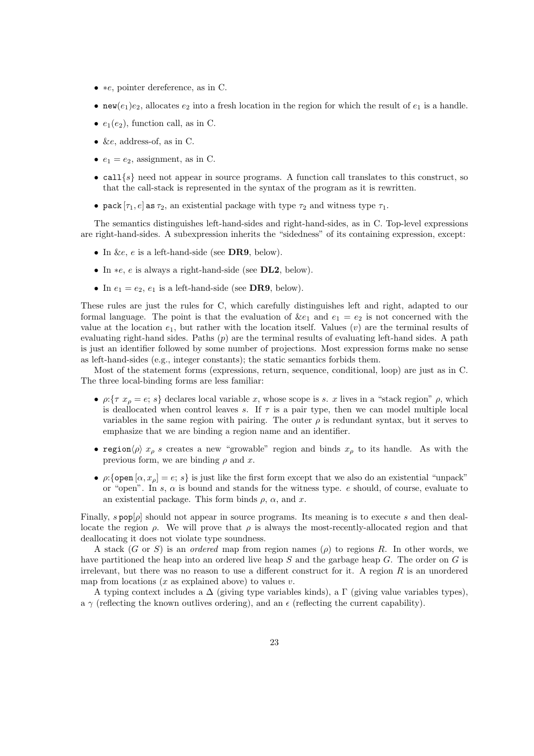- $*e$, pointer dereference, as in C.
- $\texttt{new}(e_1)e_2$, allocates $e_2$ into a fresh location in the region for which the result of $e_1$ is a handle.
- $e_1(e_2)$, function call, as in C.
- $\&e$, address-of, as in C.
- $e_1 = e_2$, assignment, as in C.
- $\texttt{call}\{s\}$ need not appear in source programs. A function call translates to this construct, so that the call-stack is represented in the syntax of the program as it is rewritten.
- $\texttt{pack}\,[\tau_1, e]\,\texttt{as}\,\tau_2$, an existential package with type $\tau_2$ and witness type $\tau_1$.

The semantics distinguishes left-hand-sides and right-hand-sides, as in C. Top-level expressions are right-hand-sides. A subexpression inherits the "sidedness" of its containing expression, except:

- In $\&e$, $e$ is a left-hand-side (see **DR9**, below).
- In $*e$, $e$ is always a right-hand-side (see **DL2**, below).
- In $e_1 = e_2$, $e_1$ is a left-hand-side (see **DR9**, below).

These rules are just the rules for C, which carefully distinguishes left and right, adapted to our formal language. The point is that the evaluation of $\&e_1$ and $e_1 = e_2$ is not concerned with the value at the location $e_1$, but rather with the location itself. Values ($v$) are the terminal results of evaluating right-hand sides. Paths ($p$) are the terminal results of evaluating left-hand sides. A path is just an identifier followed by some number of projections. Most expression forms make no sense as left-hand-sides (e.g., integer constants); the static semantics forbids them.

Most of the statement forms (expressions, return, sequence, conditional, loop) are just as in C. The three local-binding forms are less familiar:

- $\rho{:}\{\tau\ x_\rho = e;\ s\}$ declares local variable $x$, whose scope is $s$. $x$ lives in a "stack region" $\rho$, which is deallocated when control leaves $s$. If $\tau$ is a pair type, then we can model multiple local variables in the same region with pairing. The outer $\rho$ is redundant syntax, but it serves to emphasize that we are binding a region name and an identifier.
- $\texttt{region}\langle\rho\rangle\ x_\rho\ s$ creates a new "growable" region and binds $x_\rho$ to its handle. As with the previous form, we are binding $\rho$ and $x$.
- $\rho{:}\{\texttt{open}\,[\alpha, x_\rho] = e;\ s\}$ is just like the first form except that we also do an existential "unpack" or "open". In $s$, $\alpha$ is bound and stands for the witness type. $e$ should, of course, evaluate to an existential package. This form binds $\rho$, $\alpha$, and $x$.

Finally, $s\,\texttt{pop}[\rho]$ should not appear in source programs. Its meaning is to execute $s$ and then deallocate the region $\rho$. We will prove that $\rho$ is always the most-recently-allocated region and that deallocating it does not violate type soundness.

A stack ($G$ or $S$) is an *ordered* map from region names ($\rho$) to regions $R$. In other words, we have partitioned the heap into an ordered live heap $S$ and the garbage heap $G$. The order on $G$ is irrelevant, but there was no reason to use a different construct for it. A region $R$ is an unordered map from locations ($x$ as explained above) to values $v$.

A typing context includes a $\Delta$ (giving type variables kinds), a $\Gamma$ (giving value variables types), a $\gamma$ (reflecting the known outlives ordering), and an $\epsilon$ (reflecting the current capability).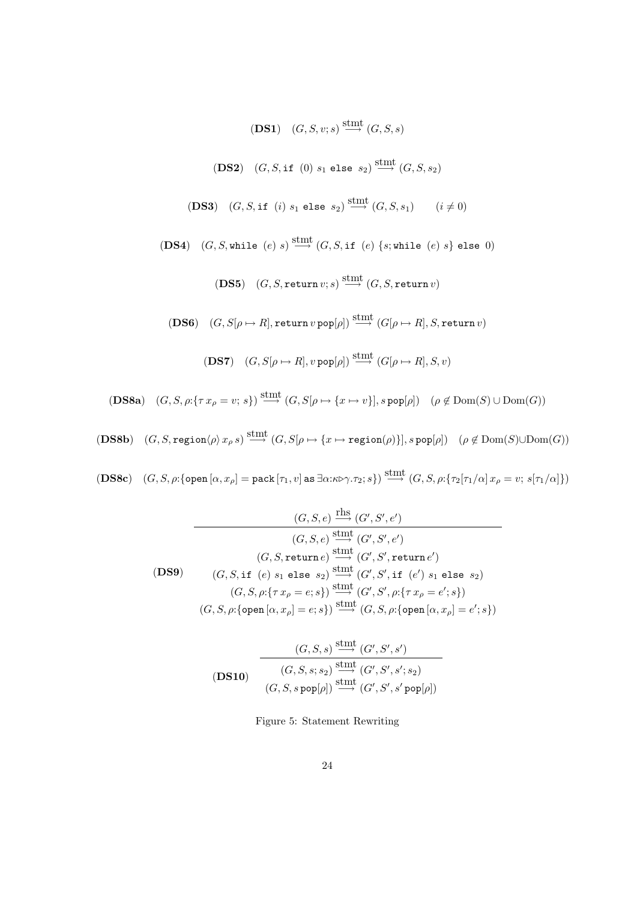$$(\textbf{DS1})\quad (G, S, v; s) \xrightarrow{\text{stmt}} (G, S, s)$$

$$(\textbf{DS2})\quad (G, S, \texttt{if}\ (0)\ s_1\ \texttt{else}\ s_2) \xrightarrow{\text{stmt}} (G, S, s_2)$$

$$(\textbf{DS3})\quad (G, S, \texttt{if}\ (i)\ s_1\ \texttt{else}\ s_2) \xrightarrow{\text{stmt}} (G, S, s_1) \qquad (i \neq 0)$$

$$(\textbf{DS4})\quad (G, S, \texttt{while}\ (e)\ s) \xrightarrow{\text{stmt}} (G, S, \texttt{if}\ (e)\ \{s; \texttt{while}\ (e)\ s\}\ \texttt{else}\ 0)$$

$$(\textbf{DS5})\quad (G, S, \texttt{return}\, v; s) \xrightarrow{\text{stmt}} (G, S, \texttt{return}\, v)$$

$$(\textbf{DS6})\quad (G, S[\rho \mapsto R], \texttt{return}\, v\, \texttt{pop}[\rho]) \xrightarrow{\text{stmt}} (G[\rho \mapsto R], S, \texttt{return}\, v)$$

$$(\textbf{DS7})\quad (G, S[\rho \mapsto R], v\, \texttt{pop}[\rho]) \xrightarrow{\text{stmt}} (G[\rho \mapsto R], S, v)$$

$$(\textbf{DS8a})\quad (G, S, \rho{:}\{\tau\, x_\rho = v;\ s\}) \xrightarrow{\text{stmt}} (G, S[\rho \mapsto \{x \mapsto v\}], s\, \texttt{pop}[\rho]) \quad (\rho \notin \text{Dom}(S) \cup \text{Dom}(G))$$

$$(\textbf{DS8b})\quad (G, S, \texttt{region}\langle\rho\rangle\, x_\rho\, s) \xrightarrow{\text{stmt}} (G, S[\rho \mapsto \{x \mapsto \texttt{region}(\rho)\}], s\, \texttt{pop}[\rho]) \quad (\rho \notin \text{Dom}(S) \cup \text{Dom}(G))$$

$$(\textbf{DS8c})\quad (G, S, \rho{:}\{\texttt{open}\,[\alpha, x_\rho] = \texttt{pack}\,[\tau_1, v]\ \texttt{as}\ \exists\alpha{:}\kappa{\rhd}\gamma.\tau_2; s\}) \xrightarrow{\text{stmt}} (G, S, \rho{:}\{\tau_2[\tau_1/\alpha]\, x_\rho = v;\ s[\tau_1/\alpha]\})$$

$$(\textbf{DS9})\quad \frac{(G, S, e) \xrightarrow{\text{rhs}} (G', S', e')}{\begin{array}{c} (G, S, e) \xrightarrow{\text{stmt}} (G', S', e') \\ (G, S, \texttt{return}\, e) \xrightarrow{\text{stmt}} (G', S', \texttt{return}\, e') \\ (G, S, \texttt{if}\ (e)\ s_1\ \texttt{else}\ s_2) \xrightarrow{\text{stmt}} (G', S', \texttt{if}\ (e')\ s_1\ \texttt{else}\ s_2) \\ (G, S, \rho{:}\{\tau\, x_\rho = e; s\}) \xrightarrow{\text{stmt}} (G', S', \rho{:}\{\tau\, x_\rho = e'; s\}) \\ (G, S, \rho{:}\{\texttt{open}\,[\alpha, x_\rho] = e; s\}) \xrightarrow{\text{stmt}} (G, S, \rho{:}\{\texttt{open}\,[\alpha, x_\rho] = e'; s\}) \end{array}}$$

$$(\textbf{DS10})\quad \frac{(G, S, s) \xrightarrow{\text{stmt}} (G', S', s')}{\begin{array}{c} (G, S, s; s_2) \xrightarrow{\text{stmt}} (G', S', s'; s_2) \\ (G, S, s\, \texttt{pop}[\rho]) \xrightarrow{\text{stmt}} (G', S', s'\, \texttt{pop}[\rho]) \end{array}}$$

Figure 5: Statement Rewriting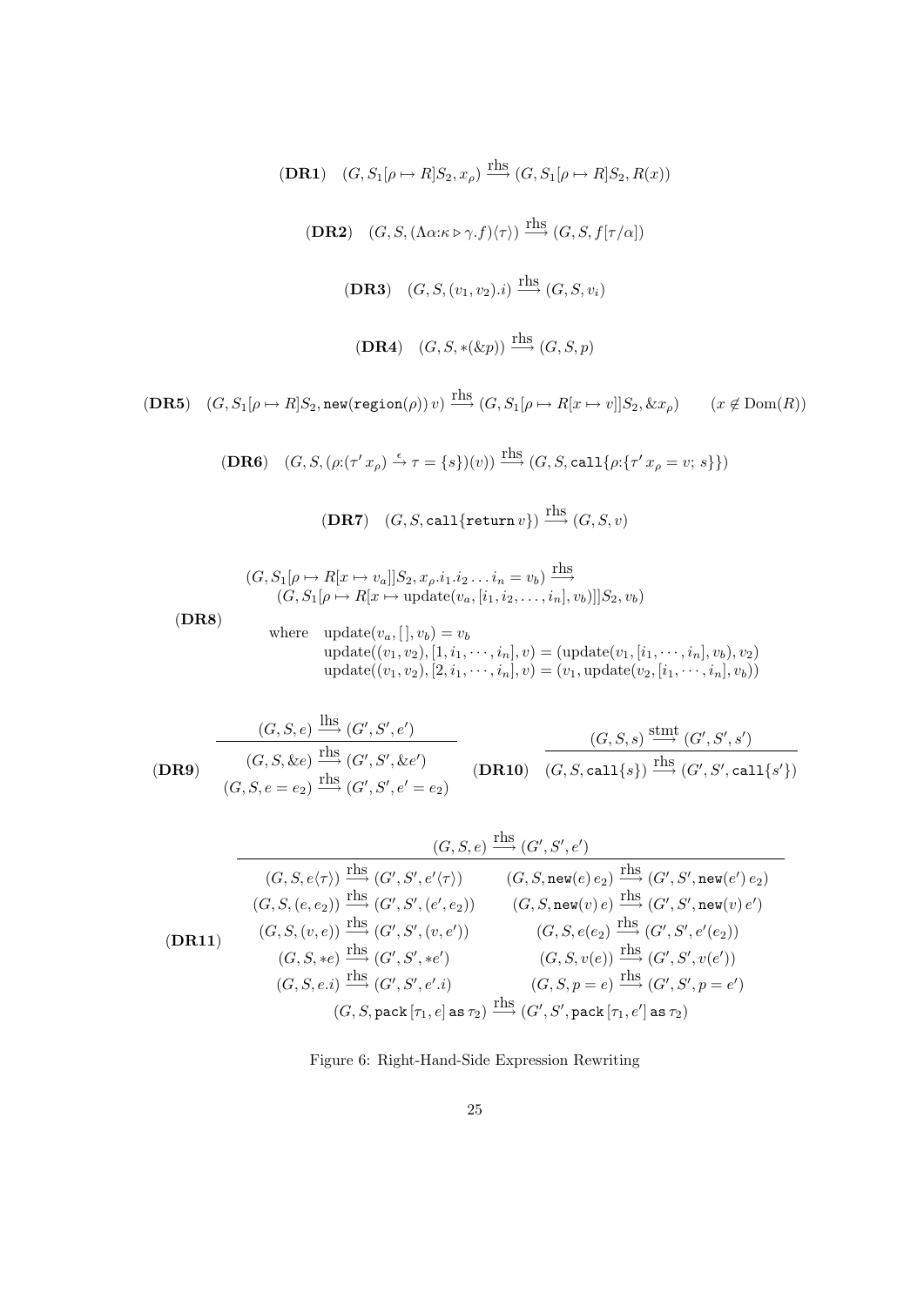$$(\textbf{DR1}) \quad (G, S_1[\rho \mapsto R]S_2, x_\rho) \xrightarrow{\text{rhs}} (G, S_1[\rho \mapsto R]S_2, R(x))$$

$$(\textbf{DR2}) \quad (G, S, (\Lambda\alpha{:}\kappa \triangleright \gamma.f)\langle\tau\rangle) \xrightarrow{\text{rhs}} (G, S, f[\tau/\alpha])$$

$$(\textbf{DR3}) \quad (G, S, (v_1, v_2).i) \xrightarrow{\text{rhs}} (G, S, v_i)$$

$$(\textbf{DR4}) \quad (G, S, *(\&p)) \xrightarrow{\text{rhs}} (G, S, p)$$

$$(\textbf{DR5}) \quad (G, S_1[\rho \mapsto R]S_2, \texttt{new}(\texttt{region}(\rho))\, v) \xrightarrow{\text{rhs}} (G, S_1[\rho \mapsto R[x \mapsto v]]S_2, \&x_\rho) \qquad (x \notin \text{Dom}(R))$$

$$(\textbf{DR6}) \quad (G, S, (\rho{:}(\tau'\, x_\rho) \xrightarrow{\epsilon} \tau = \{s\})(v)) \xrightarrow{\text{rhs}} (G, S, \texttt{call}\{\rho{:}\{\tau'\, x_\rho = v;\ s\}\})$$

$$(\textbf{DR7}) \quad (G, S, \texttt{call}\{\texttt{return}\, v\}) \xrightarrow{\text{rhs}} (G, S, v)$$

$$(\textbf{DR8}) \quad \begin{array}{l} (G, S_1[\rho \mapsto R[x \mapsto v_a]]S_2, x_\rho.i_1.i_2 \ldots i_n = v_b) \xrightarrow{\text{rhs}} \\ \qquad (G, S_1[\rho \mapsto R[x \mapsto \text{update}(v_a, [i_1, i_2, \ldots, i_n], v_b)]]S_2, v_b) \\[1em] \text{where} \quad \text{update}(v_a, [\,], v_b) = v_b \\ \qquad\qquad \text{update}((v_1, v_2), [1, i_1, \cdots, i_n], v) = (\text{update}(v_1, [i_1, \cdots, i_n], v_b), v_2) \\ \qquad\qquad \text{update}((v_1, v_2), [2, i_1, \cdots, i_n], v) = (v_1, \text{update}(v_2, [i_1, \cdots, i_n], v_b)) \end{array}$$

$$(\textbf{DR9}) \quad \frac{(G, S, e) \xrightarrow{\text{lhs}} (G', S', e')}{\begin{array}{c}(G, S, \&e) \xrightarrow{\text{rhs}} (G', S', \&e') \\ (G, S, e = e_2) \xrightarrow{\text{rhs}} (G', S', e' = e_2)\end{array}} \qquad (\textbf{DR10}) \quad \frac{(G, S, s) \xrightarrow{\text{stmt}} (G', S', s')}{(G, S, \texttt{call}\{s\}) \xrightarrow{\text{rhs}} (G', S', \texttt{call}\{s'\})}$$

$$(\textbf{DR11}) \quad \frac{(G, S, e) \xrightarrow{\text{rhs}} (G', S', e')}{\begin{array}{cc} (G, S, e\langle\tau\rangle) \xrightarrow{\text{rhs}} (G', S', e'\langle\tau\rangle) & (G, S, \texttt{new}(e)\, e_2) \xrightarrow{\text{rhs}} (G', S', \texttt{new}(e')\, e_2) \\ (G, S, (e, e_2)) \xrightarrow{\text{rhs}} (G', S', (e', e_2)) & (G, S, \texttt{new}(v)\, e) \xrightarrow{\text{rhs}} (G', S', \texttt{new}(v)\, e') \\ (G, S, (v, e)) \xrightarrow{\text{rhs}} (G', S', (v, e')) & (G, S, e(e_2) \xrightarrow{\text{rhs}} (G', S', e'(e_2)) \\ (G, S, *e) \xrightarrow{\text{rhs}} (G', S', *e') & (G, S, v(e)) \xrightarrow{\text{rhs}} (G', S', v(e')) \\ (G, S, e.i) \xrightarrow{\text{rhs}} (G', S', e'.i) & (G, S, p = e) \xrightarrow{\text{rhs}} (G', S', p = e') \\ \multicolumn{2}{c}{(G, S, \texttt{pack}\, [\tau_1, e]\, \texttt{as}\, \tau_2) \xrightarrow{\text{rhs}} (G', S', \texttt{pack}\, [\tau_1, e']\, \texttt{as}\, \tau_2)} \end{array}}$$

Figure 6: Right-Hand-Side Expression Rewriting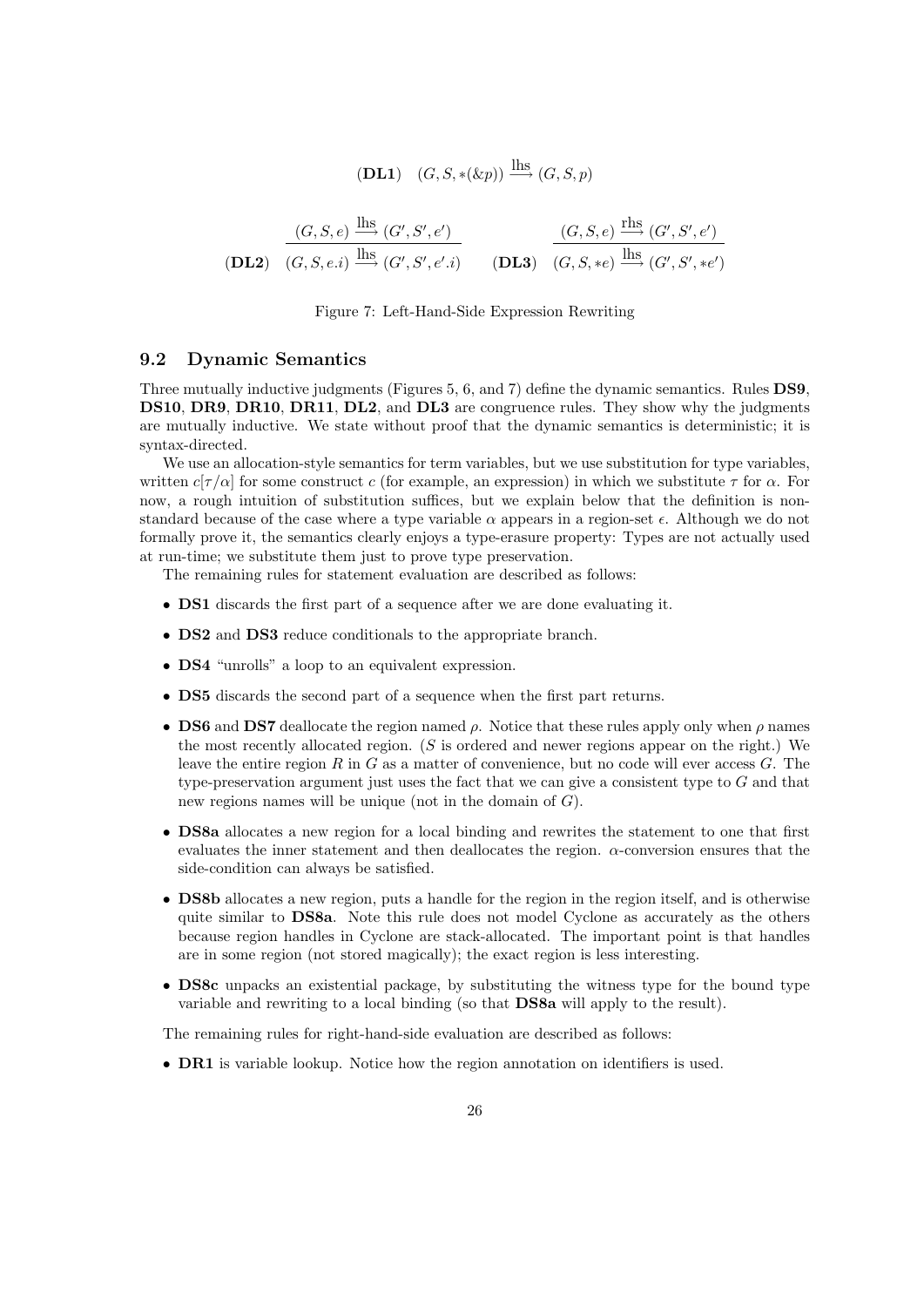$$(\textbf{DL1}) \quad (G, S, *(\&p)) \xrightarrow{\text{lhs}} (G, S, p)$$

$$(\textbf{DL2}) \quad \frac{(G, S, e) \xrightarrow{\text{lhs}} (G', S', e')}{(G, S, e.i) \xrightarrow{\text{lhs}} (G', S', e'.i)} \qquad (\textbf{DL3}) \quad \frac{(G, S, e) \xrightarrow{\text{rhs}} (G', S', e')}{(G, S, *e) \xrightarrow{\text{lhs}} (G', S', *e')}$$

Figure 7: Left-Hand-Side Expression Rewriting

### 9.2 Dynamic Semantics

Three mutually inductive judgments (Figures 5, 6, and 7) define the dynamic semantics. Rules **DS9**, **DS10**, **DR9**, **DR10**, **DR11**, **DL2**, and **DL3** are congruence rules. They show why the judgments are mutually inductive. We state without proof that the dynamic semantics is deterministic; it is syntax-directed.

We use an allocation-style semantics for term variables, but we use substitution for type variables, written $c[\tau/\alpha]$ for some construct $c$ (for example, an expression) in which we substitute $\tau$ for $\alpha$. For now, a rough intuition of substitution suffices, but we explain below that the definition is non-standard because of the case where a type variable $\alpha$ appears in a region-set $\epsilon$. Although we do not formally prove it, the semantics clearly enjoys a type-erasure property: Types are not actually used at run-time; we substitute them just to prove type preservation.

The remaining rules for statement evaluation are described as follows:

- **DS1** discards the first part of a sequence after we are done evaluating it.
- **DS2** and **DS3** reduce conditionals to the appropriate branch.
- **DS4** "unrolls" a loop to an equivalent expression.
- **DS5** discards the second part of a sequence when the first part returns.
- **DS6** and **DS7** deallocate the region named $\rho$. Notice that these rules apply only when $\rho$ names the most recently allocated region. ($S$ is ordered and newer regions appear on the right.) We leave the entire region $R$ in $G$ as a matter of convenience, but no code will ever access $G$. The type-preservation argument just uses the fact that we can give a consistent type to $G$ and that new regions names will be unique (not in the domain of $G$).
- **DS8a** allocates a new region for a local binding and rewrites the statement to one that first evaluates the inner statement and then deallocates the region. $\alpha$-conversion ensures that the side-condition can always be satisfied.
- **DS8b** allocates a new region, puts a handle for the region in the region itself, and is otherwise quite similar to **DS8a**. Note this rule does not model Cyclone as accurately as the others because region handles in Cyclone are stack-allocated. The important point is that handles are in some region (not stored magically); the exact region is less interesting.
- **DS8c** unpacks an existential package, by substituting the witness type for the bound type variable and rewriting to a local binding (so that **DS8a** will apply to the result).

The remaining rules for right-hand-side evaluation are described as follows:

- **DR1** is variable lookup. Notice how the region annotation on identifiers is used.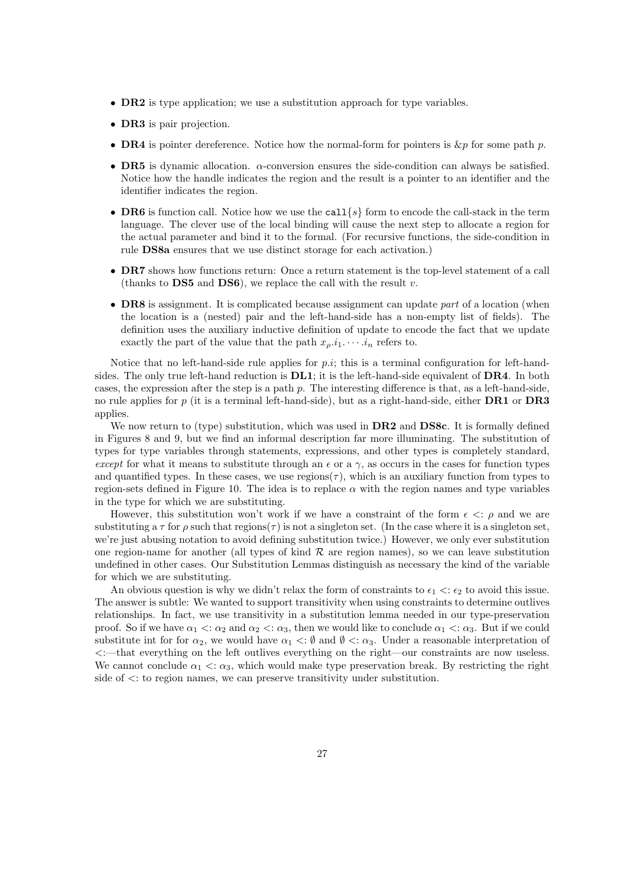- **DR2** is type application; we use a substitution approach for type variables.
- **DR3** is pair projection.
- **DR4** is pointer dereference. Notice how the normal-form for pointers is $\&p$ for some path $p$.
- **DR5** is dynamic allocation. $\alpha$-conversion ensures the side-condition can always be satisfied. Notice how the handle indicates the region and the result is a pointer to an identifier and the identifier indicates the region.
- **DR6** is function call. Notice how we use the `call{s}` form to encode the call-stack in the term language. The clever use of the local binding will cause the next step to allocate a region for the actual parameter and bind it to the formal. (For recursive functions, the side-condition in rule **DS8a** ensures that we use distinct storage for each activation.)
- **DR7** shows how functions return: Once a return statement is the top-level statement of a call (thanks to **DS5** and **DS6**), we replace the call with the result $v$.
- **DR8** is assignment. It is complicated because assignment can update *part* of a location (when the location is a (nested) pair and the left-hand-side has a non-empty list of fields). The definition uses the auxiliary inductive definition of update to encode the fact that we update exactly the part of the value that the path $x_\rho.i_1.\cdots.i_n$ refers to.

Notice that no left-hand-side rule applies for $p.i$; this is a terminal configuration for left-hand-sides. The only true left-hand reduction is **DL1**; it is the left-hand-side equivalent of **DR4**. In both cases, the expression after the step is a path $p$. The interesting difference is that, as a left-hand-side, no rule applies for $p$ (it is a terminal left-hand-side), but as a right-hand-side, either **DR1** or **DR3** applies.

We now return to (type) substitution, which was used in **DR2** and **DS8c**. It is formally defined in Figures 8 and 9, but we find an informal description far more illuminating. The substitution of types for type variables through statements, expressions, and other types is completely standard, *except* for what it means to substitute through an $\epsilon$ or a $\gamma$, as occurs in the cases for function types and quantified types. In these cases, we use regions($\tau$), which is an auxiliary function from types to region-sets defined in Figure 10. The idea is to replace $\alpha$ with the region names and type variables in the type for which we are substituting.

However, this substitution won't work if we have a constraint of the form $\epsilon <: \rho$ and we are substituting a $\tau$ for $\rho$ such that regions($\tau$) is not a singleton set. (In the case where it is a singleton set, we're just abusing notation to avoid defining substitution twice.) However, we only ever substitution one region-name for another (all types of kind $\mathcal{R}$ are region names), so we can leave substitution undefined in other cases. Our Substitution Lemmas distinguish as necessary the kind of the variable for which we are substituting.

An obvious question is why we didn't relax the form of constraints to $\epsilon_1 <: \epsilon_2$ to avoid this issue. The answer is subtle: We wanted to support transitivity when using constraints to determine outlives relationships. In fact, we use transitivity in a substitution lemma needed in our type-preservation proof. So if we have $\alpha_1 <: \alpha_2$ and $\alpha_2 <: \alpha_3$, then we would like to conclude $\alpha_1 <: \alpha_3$. But if we could substitute int for for $\alpha_2$, we would have $\alpha_1 <: \emptyset$ and $\emptyset <: \alpha_3$. Under a reasonable interpretation of $<:$—that everything on the left outlives everything on the right—our constraints are now useless. We cannot conclude $\alpha_1 <: \alpha_3$, which would make type preservation break. By restricting the right side of $<:$ to region names, we can preserve transitivity under substitution.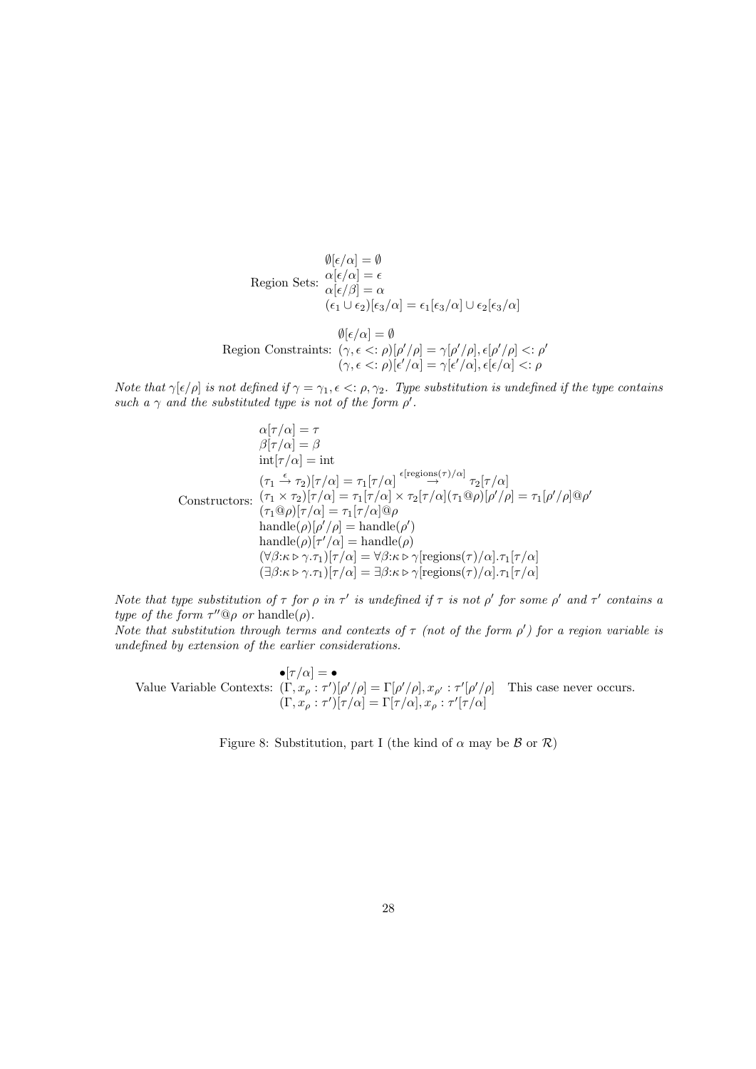$$\text{Region Sets: } \begin{array}{l} \emptyset[\epsilon/\alpha] = \emptyset \\ \alpha[\epsilon/\alpha] = \epsilon \\ \alpha[\epsilon/\beta] = \alpha \\ (\epsilon_1 \cup \epsilon_2)[\epsilon_3/\alpha] = \epsilon_1[\epsilon_3/\alpha] \cup \epsilon_2[\epsilon_3/\alpha] \end{array}$$

$$\text{Region Constraints: } \begin{array}{l} \emptyset[\epsilon/\alpha] = \emptyset \\ (\gamma, \epsilon <: \rho)[\rho'/\rho] = \gamma[\rho'/\rho], \epsilon[\rho'/\rho] <: \rho' \\ (\gamma, \epsilon <: \rho)[\epsilon'/\alpha] = \gamma[\epsilon'/\alpha], \epsilon[\epsilon/\alpha] <: \rho \end{array}$$

*Note that $\gamma[\epsilon/\rho]$ is not defined if $\gamma = \gamma_1, \epsilon <: \rho, \gamma_2$. Type substitution is undefined if the type contains such a $\gamma$ and the substituted type is not of the form $\rho'$.*

$$\text{Constructors: } \begin{array}{l} \alpha[\tau/\alpha] = \tau \\ \beta[\tau/\alpha] = \beta \\ \text{int}[\tau/\alpha] = \text{int} \\ (\tau_1 \stackrel{\epsilon}{\rightarrow} \tau_2)[\tau/\alpha] = \tau_1[\tau/\alpha] \stackrel{\epsilon[\text{regions}(\tau)/\alpha]}{\rightarrow} \tau_2[\tau/\alpha] \\ (\tau_1 \times \tau_2)[\tau/\alpha] = \tau_1[\tau/\alpha] \times \tau_2[\tau/\alpha] (\tau_1 @ \rho)[\rho'/\rho] = \tau_1[\rho'/\rho] @ \rho' \\ (\tau_1 @ \rho)[\tau/\alpha] = \tau_1[\tau/\alpha] @ \rho \\ \text{handle}(\rho)[\rho'/\rho] = \text{handle}(\rho') \\ \text{handle}(\rho)[\tau'/\alpha] = \text{handle}(\rho) \\ (\forall \beta{:}\kappa \triangleright \gamma.\tau_1)[\tau/\alpha] = \forall \beta{:}\kappa \triangleright \gamma[\text{regions}(\tau)/\alpha].\tau_1[\tau/\alpha] \\ (\exists \beta{:}\kappa \triangleright \gamma.\tau_1)[\tau/\alpha] = \exists \beta{:}\kappa \triangleright \gamma[\text{regions}(\tau)/\alpha].\tau_1[\tau/\alpha] \end{array}$$

*Note that type substitution of $\tau$ for $\rho$ in $\tau'$ is undefined if $\tau$ is not $\rho'$ for some $\rho'$ and $\tau'$ contains a type of the form $\tau''@\rho$ or $\text{handle}(\rho)$.*
*Note that substitution through terms and contexts of $\tau$ (not of the form $\rho'$) for a region variable is undefined by extension of the earlier considerations.*

$$\text{Value Variable Contexts: } \begin{array}{l} \bullet[\tau/\alpha] = \bullet \\ (\Gamma, x_\rho : \tau')[\rho'/\rho] = \Gamma[\rho'/\rho], x_{\rho'} : \tau'[\rho'/\rho] \quad \text{This case never occurs.} \\ (\Gamma, x_\rho : \tau')[\tau/\alpha] = \Gamma[\tau/\alpha], x_\rho : \tau'[\tau/\alpha] \end{array}$$

Figure 8: Substitution, part I (the kind of $\alpha$ may be $\mathcal{B}$ or $\mathcal{R}$)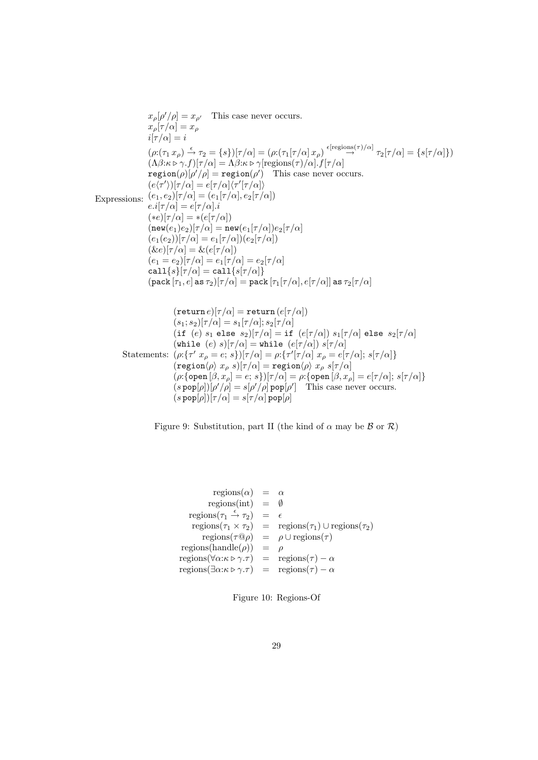**Expressions:**

$$x_\rho[\rho'/\rho] = x_{\rho'} \quad \text{This case never occurs.}$$
$$x_\rho[\tau/\alpha] = x_\rho$$
$$i[\tau/\alpha] = i$$
$$(\rho{:}(\tau_1\, x_\rho) \xrightarrow{\epsilon} \tau_2 = \{s\})[\tau/\alpha] = (\rho{:}(\tau_1[\tau/\alpha]\, x_\rho) \xrightarrow{\epsilon[\text{regions}(\tau)/\alpha]} \tau_2[\tau/\alpha] = \{s[\tau/\alpha]\})$$
$$(\Lambda\beta{:}\kappa \triangleright \gamma.f)[\tau/\alpha] = \Lambda\beta{:}\kappa \triangleright \gamma[\text{regions}(\tau)/\alpha].f[\tau/\alpha]$$
$$\texttt{region}(\rho)[\rho'/\rho] = \texttt{region}(\rho') \quad \text{This case never occurs.}$$
$$(e\langle\tau'\rangle)[\tau/\alpha] = e[\tau/\alpha]\langle\tau'[\tau/\alpha]\rangle$$
$$(e_1, e_2)[\tau/\alpha] = (e_1[\tau/\alpha], e_2[\tau/\alpha])$$
$$e.i[\tau/\alpha] = e[\tau/\alpha].i$$
$$(*e)[\tau/\alpha] = *(e[\tau/\alpha])$$
$$(\texttt{new}(e_1)e_2)[\tau/\alpha] = \texttt{new}(e_1[\tau/\alpha])e_2[\tau/\alpha]$$
$$(e_1(e_2))[\tau/\alpha] = e_1[\tau/\alpha](e_2[\tau/\alpha])$$
$$(\&e)[\tau/\alpha] = \&(e[\tau/\alpha])$$
$$(e_1 = e_2)[\tau/\alpha] = e_1[\tau/\alpha] = e_2[\tau/\alpha]$$
$$\texttt{call}\{s\}[\tau/\alpha] = \texttt{call}\{s[\tau/\alpha]\}$$
$$(\texttt{pack}\,[\tau_1, e]\,\texttt{as}\,\tau_2)[\tau/\alpha] = \texttt{pack}\,[\tau_1[\tau/\alpha], e[\tau/\alpha]]\,\texttt{as}\,\tau_2[\tau/\alpha]$$

**Statements:**

$$(\texttt{return}\, e)[\tau/\alpha] = \texttt{return}\,(e[\tau/\alpha])$$
$$(s_1; s_2)[\tau/\alpha] = s_1[\tau/\alpha]; s_2[\tau/\alpha]$$
$$(\texttt{if}\ (e)\ s_1\ \texttt{else}\ s_2)[\tau/\alpha] = \texttt{if}\ (e[\tau/\alpha])\ s_1[\tau/\alpha]\ \texttt{else}\ s_2[\tau/\alpha]$$
$$(\texttt{while}\ (e)\ s)[\tau/\alpha] = \texttt{while}\ (e[\tau/\alpha])\ s[\tau/\alpha]$$
$$(\rho{:}\{\tau'\ x_\rho = e;\ s\})[\tau/\alpha] = \rho{:}\{\tau'[\tau/\alpha]\ x_\rho = e[\tau/\alpha];\ s[\tau/\alpha]\}$$
$$(\texttt{region}\langle\rho\rangle\ x_\rho\ s)[\tau/\alpha] = \texttt{region}\langle\rho\rangle\ x_\rho\ s[\tau/\alpha]$$
$$(\rho{:}\{\texttt{open}\,[\beta, x_\rho] = e;\ s\})[\tau/\alpha] = \rho{:}\{\texttt{open}\,[\beta, x_\rho] = e[\tau/\alpha];\ s[\tau/\alpha]\}$$
$$(s\,\texttt{pop}[\rho])[\rho'/\rho] = s[\rho'/\rho]\,\texttt{pop}[\rho'] \quad \text{This case never occurs.}$$
$$(s\,\texttt{pop}[\rho])[\tau/\alpha] = s[\tau/\alpha]\,\texttt{pop}[\rho]$$

Figure 9: Substitution, part II (the kind of $\alpha$ may be $\mathcal{B}$ or $\mathcal{R}$)

$$
\begin{aligned}
\text{regions}(\alpha) &= \alpha \\
\text{regions}(\text{int}) &= \emptyset \\
\text{regions}(\tau_1 \xrightarrow{\epsilon} \tau_2) &= \epsilon \\
\text{regions}(\tau_1 \times \tau_2) &= \text{regions}(\tau_1) \cup \text{regions}(\tau_2) \\
\text{regions}(\tau@\rho) &= \rho \cup \text{regions}(\tau) \\
\text{regions}(\text{handle}(\rho)) &= \rho \\
\text{regions}(\forall\alpha{:}\kappa \triangleright \gamma.\tau) &= \text{regions}(\tau) - \alpha \\
\text{regions}(\exists\alpha{:}\kappa \triangleright \gamma.\tau) &= \text{regions}(\tau) - \alpha
\end{aligned}
$$

Figure 10: Regions-Of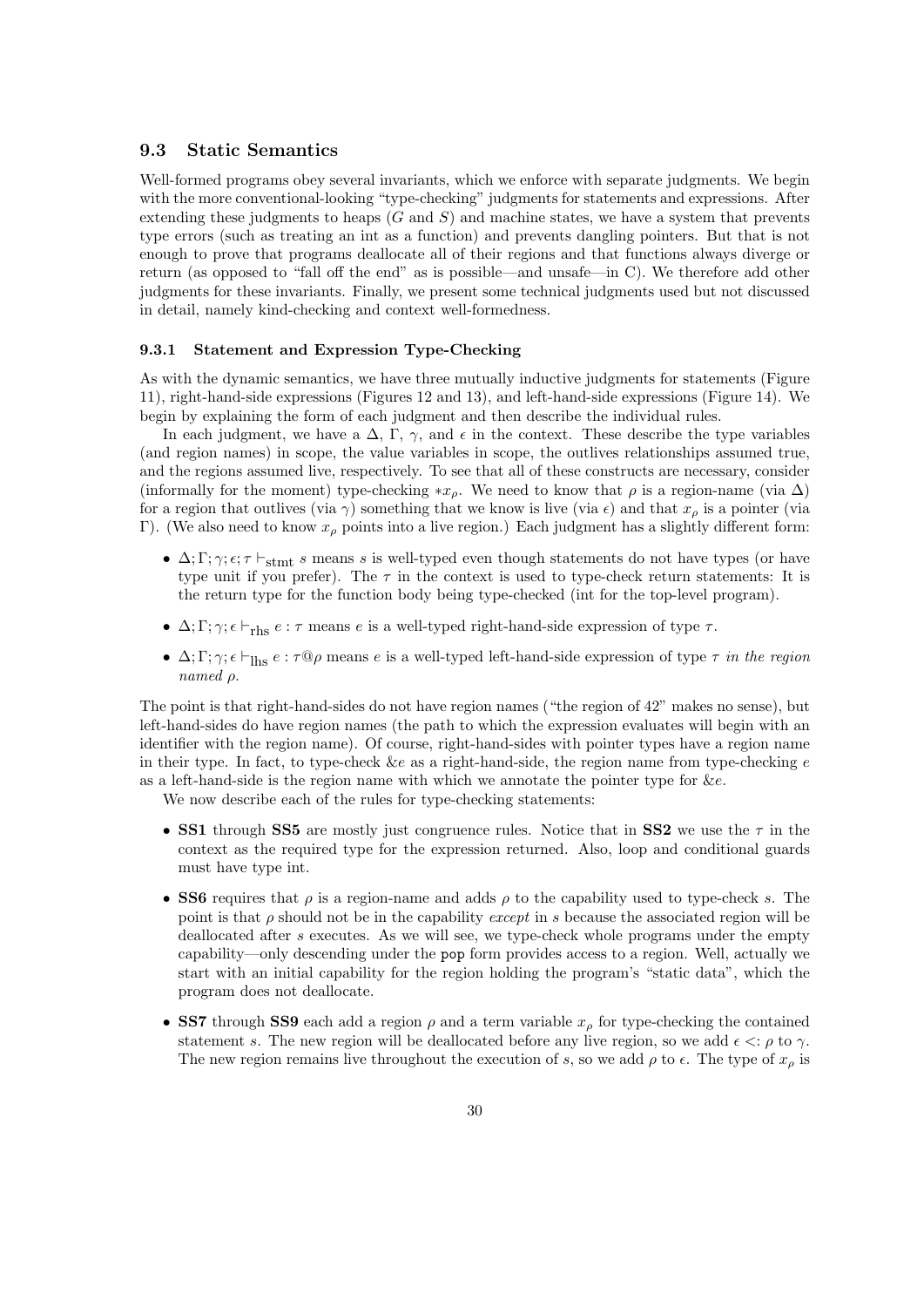### 9.3 Static Semantics

Well-formed programs obey several invariants, which we enforce with separate judgments. We begin with the more conventional-looking "type-checking" judgments for statements and expressions. After extending these judgments to heaps ($G$ and $S$) and machine states, we have a system that prevents type errors (such as treating an int as a function) and prevents dangling pointers. But that is not enough to prove that programs deallocate all of their regions and that functions always diverge or return (as opposed to "fall off the end" as is possible—and unsafe—in C). We therefore add other judgments for these invariants. Finally, we present some technical judgments used but not discussed in detail, namely kind-checking and context well-formedness.

#### 9.3.1 Statement and Expression Type-Checking

As with the dynamic semantics, we have three mutually inductive judgments for statements (Figure 11), right-hand-side expressions (Figures 12 and 13), and left-hand-side expressions (Figure 14). We begin by explaining the form of each judgment and then describe the individual rules.

In each judgment, we have a $\Delta$, $\Gamma$, $\gamma$, and $\epsilon$ in the context. These describe the type variables (and region names) in scope, the value variables in scope, the outlives relationships assumed true, and the regions assumed live, respectively. To see that all of these constructs are necessary, consider (informally for the moment) type-checking $*x_\rho$. We need to know that $\rho$ is a region-name (via $\Delta$) for a region that outlives (via $\gamma$) something that we know is live (via $\epsilon$) and that $x_\rho$ is a pointer (via $\Gamma$). (We also need to know $x_\rho$ points into a live region.) Each judgment has a slightly different form:

- $\Delta; \Gamma; \gamma; \epsilon; \tau \vdash_{\text{stmt}} s$ means $s$ is well-typed even though statements do not have types (or have type unit if you prefer). The $\tau$ in the context is used to type-check return statements: It is the return type for the function body being type-checked (int for the top-level program).
- $\Delta; \Gamma; \gamma; \epsilon \vdash_{\text{rhs}} e : \tau$ means $e$ is a well-typed right-hand-side expression of type $\tau$.
- $\Delta; \Gamma; \gamma; \epsilon \vdash_{\text{lhs}} e : \tau@\rho$ means $e$ is a well-typed left-hand-side expression of type $\tau$ *in the region named* $\rho$.

The point is that right-hand-sides do not have region names ("the region of 42" makes no sense), but left-hand-sides do have region names (the path to which the expression evaluates will begin with an identifier with the region name). Of course, right-hand-sides with pointer types have a region name in their type. In fact, to type-check $\&e$ as a right-hand-side, the region name from type-checking $e$ as a left-hand-side is the region name with which we annotate the pointer type for $\&e$.

We now describe each of the rules for type-checking statements:

- **SS1** through **SS5** are mostly just congruence rules. Notice that in **SS2** we use the $\tau$ in the context as the required type for the expression returned. Also, loop and conditional guards must have type int.
- **SS6** requires that $\rho$ is a region-name and adds $\rho$ to the capability used to type-check $s$. The point is that $\rho$ should not be in the capability *except* in $s$ because the associated region will be deallocated after $s$ executes. As we will see, we type-check whole programs under the empty capability—only descending under the pop form provides access to a region. Well, actually we start with an initial capability for the region holding the program's "static data", which the program does not deallocate.
- **SS7** through **SS9** each add a region $\rho$ and a term variable $x_\rho$ for type-checking the contained statement $s$. The new region will be deallocated before any live region, so we add $\epsilon <: \rho$ to $\gamma$. The new region remains live throughout the execution of $s$, so we add $\rho$ to $\epsilon$. The type of $x_\rho$ is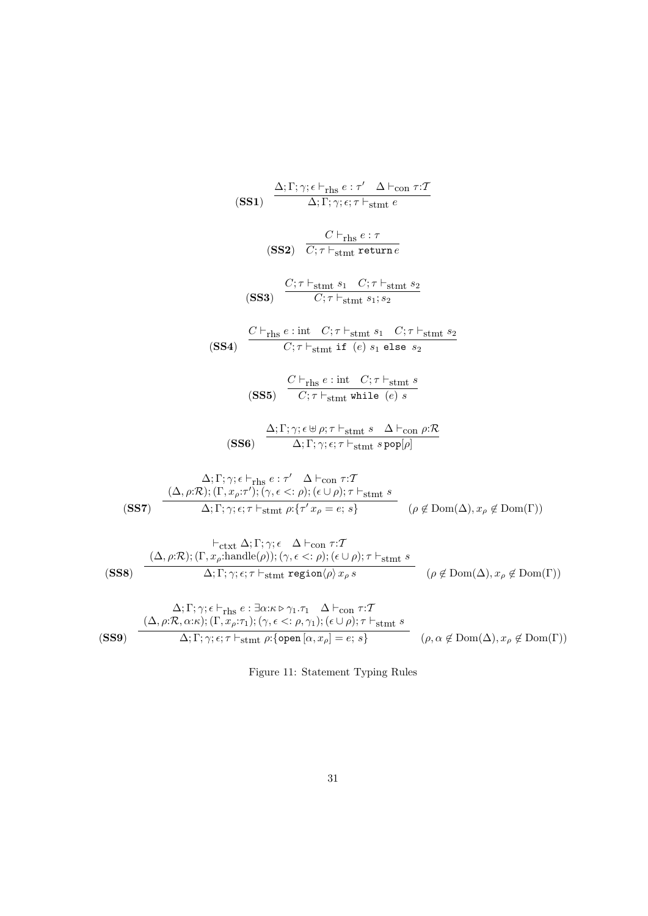$$(\textbf{SS1})\quad \frac{\Delta;\Gamma;\gamma;\epsilon \vdash_{\text{rhs}} e : \tau' \quad \Delta \vdash_{\text{con}} \tau{:}\mathcal{T}}{\Delta;\Gamma;\gamma;\epsilon;\tau \vdash_{\text{stmt}} e}$$

$$(\textbf{SS2})\quad \frac{C \vdash_{\text{rhs}} e : \tau}{C;\tau \vdash_{\text{stmt}} \texttt{return}\, e}$$

$$(\textbf{SS3})\quad \frac{C;\tau \vdash_{\text{stmt}} s_1 \quad C;\tau \vdash_{\text{stmt}} s_2}{C;\tau \vdash_{\text{stmt}} s_1; s_2}$$

$$(\textbf{SS4})\quad \frac{C \vdash_{\text{rhs}} e : \text{int} \quad C;\tau \vdash_{\text{stmt}} s_1 \quad C;\tau \vdash_{\text{stmt}} s_2}{C;\tau \vdash_{\text{stmt}} \texttt{if}\ (e)\ s_1\ \texttt{else}\ s_2}$$

$$(\textbf{SS5})\quad \frac{C \vdash_{\text{rhs}} e : \text{int} \quad C;\tau \vdash_{\text{stmt}} s}{C;\tau \vdash_{\text{stmt}} \texttt{while}\ (e)\ s}$$

$$(\textbf{SS6})\quad \frac{\Delta;\Gamma;\gamma;\epsilon \uplus \rho;\tau \vdash_{\text{stmt}} s \quad \Delta \vdash_{\text{con}} \rho{:}\mathcal{R}}{\Delta;\Gamma;\gamma;\epsilon;\tau \vdash_{\text{stmt}} s\,\texttt{pop}[\rho]}$$

$$(\textbf{SS7})\quad \frac{\begin{array}{c}\Delta;\Gamma;\gamma;\epsilon \vdash_{\text{rhs}} e : \tau' \quad \Delta \vdash_{\text{con}} \tau{:}\mathcal{T} \\ (\Delta,\rho{:}\mathcal{R});(\Gamma,x_\rho{:}\tau');(\gamma,\epsilon <: \rho);(\epsilon \cup \rho);\tau \vdash_{\text{stmt}} s\end{array}}{\Delta;\Gamma;\gamma;\epsilon;\tau \vdash_{\text{stmt}} \rho{:}\{\tau'\,x_\rho = e;\ s\}} \quad (\rho \notin \text{Dom}(\Delta), x_\rho \notin \text{Dom}(\Gamma))$$

$$(\textbf{SS8})\quad \frac{\begin{array}{c}\vdash_{\text{ctxt}} \Delta;\Gamma;\gamma;\epsilon \quad \Delta \vdash_{\text{con}} \tau{:}\mathcal{T} \\ (\Delta,\rho{:}\mathcal{R});(\Gamma,x_\rho{:}\text{handle}(\rho));(\gamma,\epsilon <: \rho);(\epsilon \cup \rho);\tau \vdash_{\text{stmt}} s\end{array}}{\Delta;\Gamma;\gamma;\epsilon;\tau \vdash_{\text{stmt}} \texttt{region}\langle\rho\rangle\,x_\rho\,s} \quad (\rho \notin \text{Dom}(\Delta), x_\rho \notin \text{Dom}(\Gamma))$$

$$(\textbf{SS9})\quad \frac{\begin{array}{c}\Delta;\Gamma;\gamma;\epsilon \vdash_{\text{rhs}} e : \exists\alpha{:}\kappa \triangleright \gamma_1.\tau_1 \quad \Delta \vdash_{\text{con}} \tau{:}\mathcal{T} \\ (\Delta,\rho{:}\mathcal{R},\alpha{:}\kappa);(\Gamma,x_\rho{:}\tau_1);(\gamma,\epsilon <: \rho,\gamma_1);(\epsilon \cup \rho);\tau \vdash_{\text{stmt}} s\end{array}}{\Delta;\Gamma;\gamma;\epsilon;\tau \vdash_{\text{stmt}} \rho{:}\{\texttt{open}\,[\alpha,x_\rho] = e;\ s\}} \quad (\rho,\alpha \notin \text{Dom}(\Delta), x_\rho \notin \text{Dom}(\Gamma))$$

Figure 11: Statement Typing Rules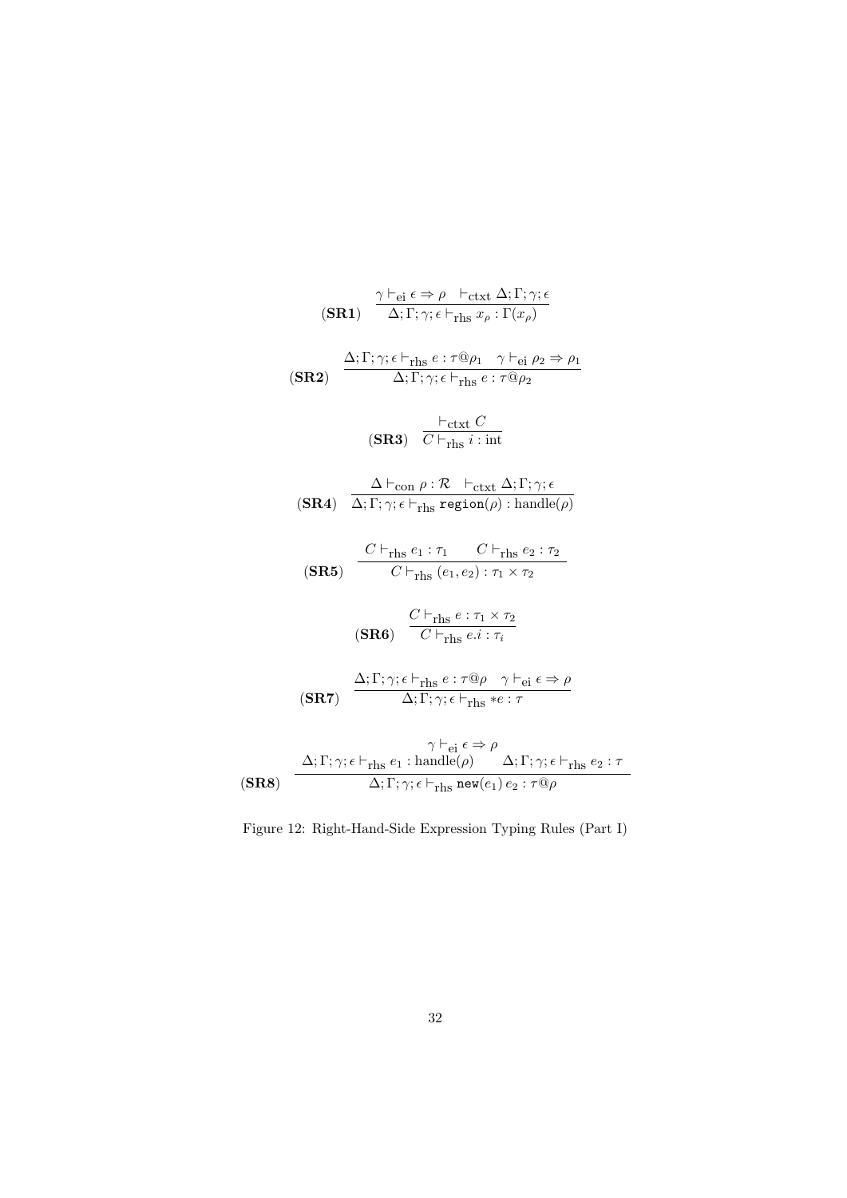$$(\textbf{SR1}) \quad \frac{\gamma \vdash_{\text{ei}} \epsilon \Rightarrow \rho \quad \vdash_{\text{ctxt}} \Delta; \Gamma; \gamma; \epsilon}{\Delta; \Gamma; \gamma; \epsilon \vdash_{\text{rhs}} x_\rho : \Gamma(x_\rho)}$$

$$(\textbf{SR2}) \quad \frac{\Delta; \Gamma; \gamma; \epsilon \vdash_{\text{rhs}} e : \tau @ \rho_1 \quad \gamma \vdash_{\text{ei}} \rho_2 \Rightarrow \rho_1}{\Delta; \Gamma; \gamma; \epsilon \vdash_{\text{rhs}} e : \tau @ \rho_2}$$

$$(\textbf{SR3}) \quad \frac{\vdash_{\text{ctxt}} C}{C \vdash_{\text{rhs}} i : \text{int}}$$

$$(\textbf{SR4}) \quad \frac{\Delta \vdash_{\text{con}} \rho : \mathcal{R} \quad \vdash_{\text{ctxt}} \Delta; \Gamma; \gamma; \epsilon}{\Delta; \Gamma; \gamma; \epsilon \vdash_{\text{rhs}} \texttt{region}(\rho) : \text{handle}(\rho)}$$

$$(\textbf{SR5}) \quad \frac{C \vdash_{\text{rhs}} e_1 : \tau_1 \qquad C \vdash_{\text{rhs}} e_2 : \tau_2}{C \vdash_{\text{rhs}} (e_1, e_2) : \tau_1 \times \tau_2}$$

$$(\textbf{SR6}) \quad \frac{C \vdash_{\text{rhs}} e : \tau_1 \times \tau_2}{C \vdash_{\text{rhs}} e.i : \tau_i}$$

$$(\textbf{SR7}) \quad \frac{\Delta; \Gamma; \gamma; \epsilon \vdash_{\text{rhs}} e : \tau @ \rho \quad \gamma \vdash_{\text{ei}} \epsilon \Rightarrow \rho}{\Delta; \Gamma; \gamma; \epsilon \vdash_{\text{rhs}} *e : \tau}$$

$$(\textbf{SR8}) \quad \frac{\begin{array}{c}\gamma \vdash_{\text{ei}} \epsilon \Rightarrow \rho \\ \Delta; \Gamma; \gamma; \epsilon \vdash_{\text{rhs}} e_1 : \text{handle}(\rho) \qquad \Delta; \Gamma; \gamma; \epsilon \vdash_{\text{rhs}} e_2 : \tau\end{array}}{\Delta; \Gamma; \gamma; \epsilon \vdash_{\text{rhs}} \texttt{new}(e_1)\, e_2 : \tau @ \rho}$$

Figure 12: Right-Hand-Side Expression Typing Rules (Part I)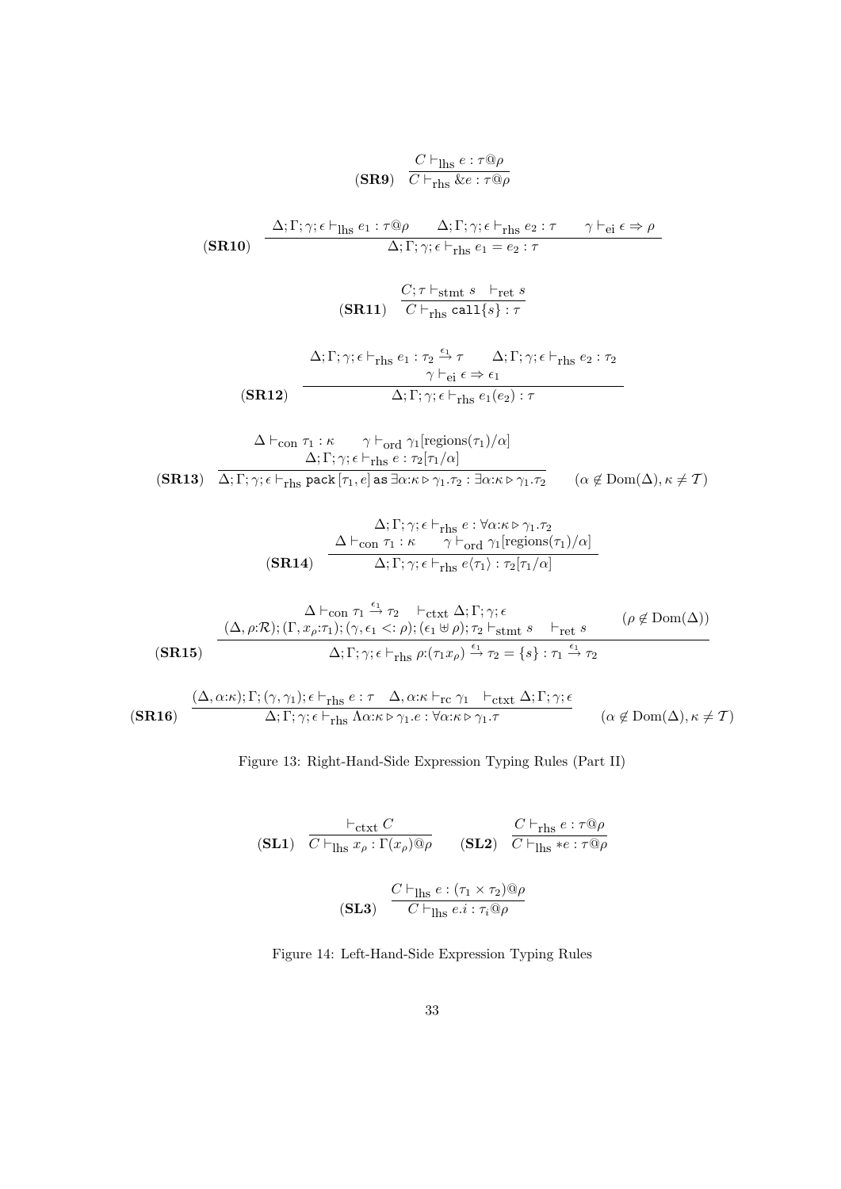$$(\mathbf{SR9})\quad \frac{C \vdash_{\text{lhs}} e : \tau@\rho}{C \vdash_{\text{rhs}} \&e : \tau@\rho}$$

$$(\mathbf{SR10})\quad \frac{\Delta;\Gamma;\gamma;\epsilon \vdash_{\text{lhs}} e_1 : \tau@\rho \qquad \Delta;\Gamma;\gamma;\epsilon \vdash_{\text{rhs}} e_2 : \tau \qquad \gamma \vdash_{\text{ei}} \epsilon \Rightarrow \rho}{\Delta;\Gamma;\gamma;\epsilon \vdash_{\text{rhs}} e_1 = e_2 : \tau}$$

$$(\mathbf{SR11})\quad \frac{C;\tau \vdash_{\text{stmt}} s \quad \vdash_{\text{ret}} s}{C \vdash_{\text{rhs}} \texttt{call}\{s\} : \tau}$$

$$(\mathbf{SR12})\quad \frac{\Delta;\Gamma;\gamma;\epsilon \vdash_{\text{rhs}} e_1 : \tau_2 \xrightarrow{\epsilon_1} \tau \qquad \Delta;\Gamma;\gamma;\epsilon \vdash_{\text{rhs}} e_2 : \tau_2 \qquad \gamma \vdash_{\text{ei}} \epsilon \Rightarrow \epsilon_1}{\Delta;\Gamma;\gamma;\epsilon \vdash_{\text{rhs}} e_1(e_2) : \tau}$$

$$(\mathbf{SR13})\quad \frac{\Delta \vdash_{\text{con}} \tau_1 : \kappa \qquad \gamma \vdash_{\text{ord}} \gamma_1[\text{regions}(\tau_1)/\alpha] \qquad \Delta;\Gamma;\gamma;\epsilon \vdash_{\text{rhs}} e : \tau_2[\tau_1/\alpha]}{\Delta;\Gamma;\gamma;\epsilon \vdash_{\text{rhs}} \texttt{pack}\,[\tau_1, e]\ \texttt{as}\ \exists\alpha{:}\kappa \triangleright \gamma_1.\tau_2 : \exists\alpha{:}\kappa \triangleright \gamma_1.\tau_2} \quad (\alpha \notin \text{Dom}(\Delta), \kappa \neq \mathcal{T})$$

$$(\mathbf{SR14})\quad \frac{\Delta;\Gamma;\gamma;\epsilon \vdash_{\text{rhs}} e : \forall\alpha{:}\kappa \triangleright \gamma_1.\tau_2 \qquad \Delta \vdash_{\text{con}} \tau_1 : \kappa \qquad \gamma \vdash_{\text{ord}} \gamma_1[\text{regions}(\tau_1)/\alpha]}{\Delta;\Gamma;\gamma;\epsilon \vdash_{\text{rhs}} e\langle\tau_1\rangle : \tau_2[\tau_1/\alpha]}$$

$$(\mathbf{SR15})\quad \frac{\Delta \vdash_{\text{con}} \tau_1 \xrightarrow{\epsilon_1} \tau_2 \quad \vdash_{\text{ctxt}} \Delta;\Gamma;\gamma;\epsilon \qquad (\Delta,\rho{:}\mathcal{R});(\Gamma,x_\rho{:}\tau_1);(\gamma,\epsilon_1 <: \rho);(\epsilon_1 \uplus \rho);\tau_2 \vdash_{\text{stmt}} s \quad \vdash_{\text{ret}} s}{\Delta;\Gamma;\gamma;\epsilon \vdash_{\text{rhs}} \rho{:}(\tau_1 x_\rho) \xrightarrow{\epsilon_1} \tau_2 = \{s\} : \tau_1 \xrightarrow{\epsilon_1} \tau_2} \quad (\rho \notin \text{Dom}(\Delta))$$

$$(\mathbf{SR16})\quad \frac{(\Delta,\alpha{:}\kappa);\Gamma;(\gamma,\gamma_1);\epsilon \vdash_{\text{rhs}} e : \tau \quad \Delta,\alpha{:}\kappa \vdash_{\text{rc}} \gamma_1 \quad \vdash_{\text{ctxt}} \Delta;\Gamma;\gamma;\epsilon}{\Delta;\Gamma;\gamma;\epsilon \vdash_{\text{rhs}} \Lambda\alpha{:}\kappa \triangleright \gamma_1.e : \forall\alpha{:}\kappa \triangleright \gamma_1.\tau} \quad (\alpha \notin \text{Dom}(\Delta), \kappa \neq \mathcal{T})$$

Figure 13: Right-Hand-Side Expression Typing Rules (Part II)

$$(\mathbf{SL1})\quad \frac{\vdash_{\text{ctxt}} C}{C \vdash_{\text{lhs}} x_\rho : \Gamma(x_\rho)@\rho} \qquad (\mathbf{SL2})\quad \frac{C \vdash_{\text{rhs}} e : \tau@\rho}{C \vdash_{\text{lhs}} *e : \tau@\rho}$$

$$(\mathbf{SL3})\quad \frac{C \vdash_{\text{lhs}} e : (\tau_1 \times \tau_2)@\rho}{C \vdash_{\text{lhs}} e.i : \tau_i@\rho}$$

Figure 14: Left-Hand-Side Expression Typing Rules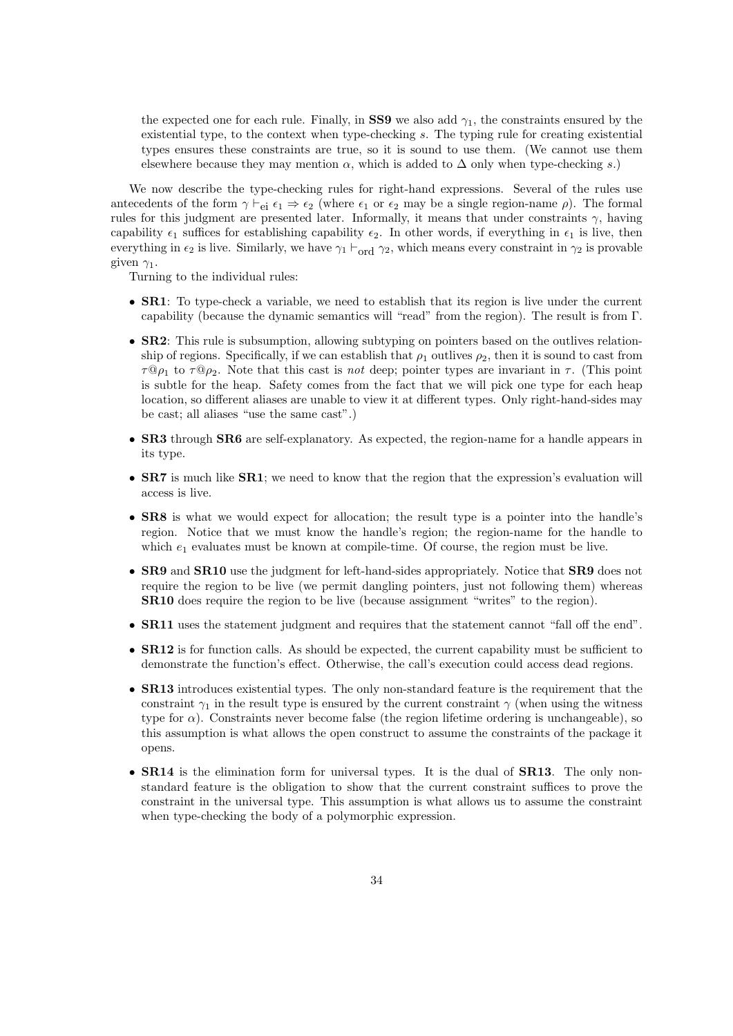the expected one for each rule. Finally, in **SS9** we also add $\gamma_1$, the constraints ensured by the existential type, to the context when type-checking $s$. The typing rule for creating existential types ensures these constraints are true, so it is sound to use them. (We cannot use them elsewhere because they may mention $\alpha$, which is added to $\Delta$ only when type-checking $s$.)

We now describe the type-checking rules for right-hand expressions. Several of the rules use antecedents of the form $\gamma \vdash_{\text{ei}} \epsilon_1 \Rightarrow \epsilon_2$ (where $\epsilon_1$ or $\epsilon_2$ may be a single region-name $\rho$). The formal rules for this judgment are presented later. Informally, it means that under constraints $\gamma$, having capability $\epsilon_1$ suffices for establishing capability $\epsilon_2$. In other words, if everything in $\epsilon_1$ is live, then everything in $\epsilon_2$ is live. Similarly, we have $\gamma_1 \vdash_{\text{ord}} \gamma_2$, which means every constraint in $\gamma_2$ is provable given $\gamma_1$.

Turning to the individual rules:

- **SR1**: To type-check a variable, we need to establish that its region is live under the current capability (because the dynamic semantics will "read" from the region). The result is from $\Gamma$.
- **SR2**: This rule is subsumption, allowing subtyping on pointers based on the outlives relationship of regions. Specifically, if we can establish that $\rho_1$ outlives $\rho_2$, then it is sound to cast from $\tau@\rho_1$ to $\tau@\rho_2$. Note that this cast is *not* deep; pointer types are invariant in $\tau$. (This point is subtle for the heap. Safety comes from the fact that we will pick one type for each heap location, so different aliases are unable to view it at different types. Only right-hand-sides may be cast; all aliases "use the same cast".)
- **SR3** through **SR6** are self-explanatory. As expected, the region-name for a handle appears in its type.
- **SR7** is much like **SR1**; we need to know that the region that the expression's evaluation will access is live.
- **SR8** is what we would expect for allocation; the result type is a pointer into the handle's region. Notice that we must know the handle's region; the region-name for the handle to which $e_1$ evaluates must be known at compile-time. Of course, the region must be live.
- **SR9** and **SR10** use the judgment for left-hand-sides appropriately. Notice that **SR9** does not require the region to be live (we permit dangling pointers, just not following them) whereas **SR10** does require the region to be live (because assignment "writes" to the region).
- **SR11** uses the statement judgment and requires that the statement cannot "fall off the end".
- **SR12** is for function calls. As should be expected, the current capability must be sufficient to demonstrate the function's effect. Otherwise, the call's execution could access dead regions.
- **SR13** introduces existential types. The only non-standard feature is the requirement that the constraint $\gamma_1$ in the result type is ensured by the current constraint $\gamma$ (when using the witness type for $\alpha$). Constraints never become false (the region lifetime ordering is unchangeable), so this assumption is what allows the open construct to assume the constraints of the package it opens.
- **SR14** is the elimination form for universal types. It is the dual of **SR13**. The only non-standard feature is the obligation to show that the current constraint suffices to prove the constraint in the universal type. This assumption is what allows us to assume the constraint when type-checking the body of a polymorphic expression.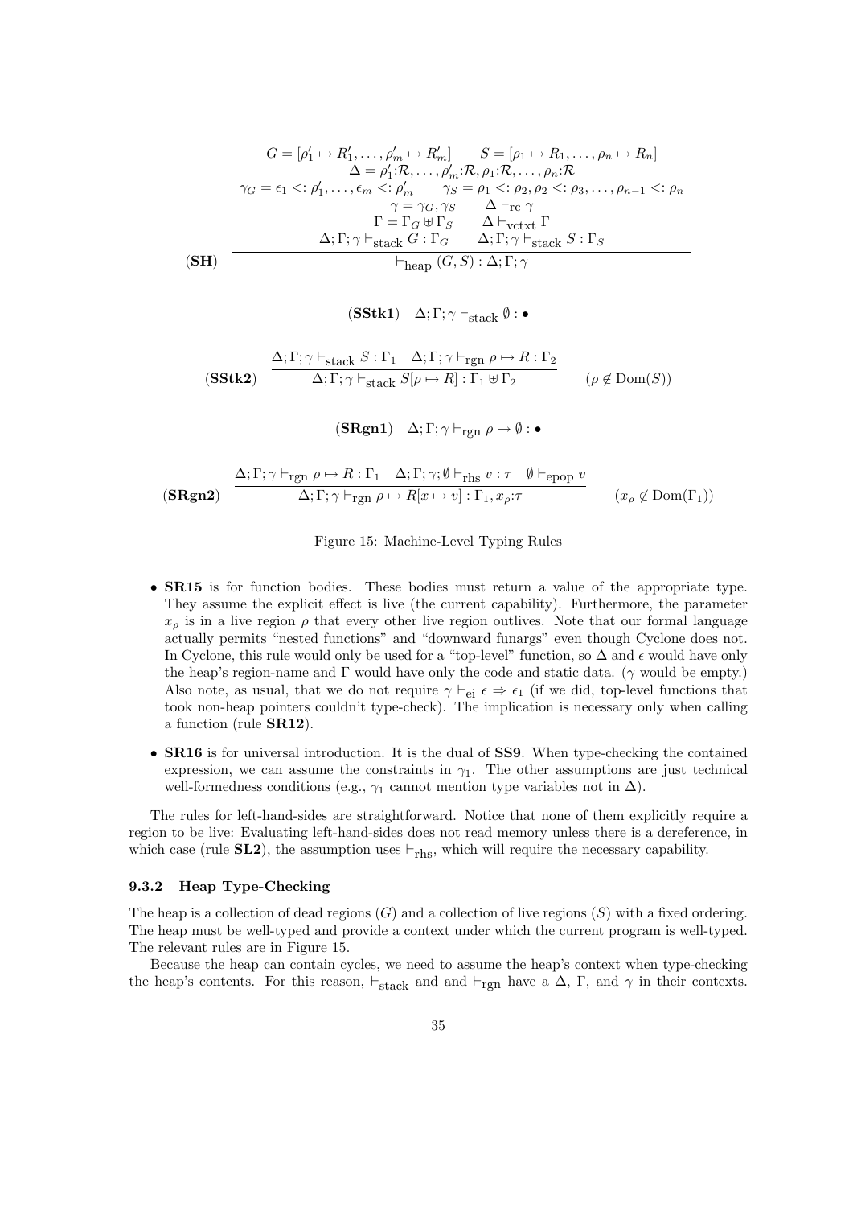$$
(\textbf{SH}) \quad \frac{\begin{array}{c} G = [\rho_1' \mapsto R_1', \ldots, \rho_m' \mapsto R_m'] \qquad S = [\rho_1 \mapsto R_1, \ldots, \rho_n \mapsto R_n] \\ \Delta = \rho_1' {:} \mathcal{R}, \ldots, \rho_m' {:} \mathcal{R}, \rho_1 {:} \mathcal{R}, \ldots, \rho_n {:} \mathcal{R} \\ \gamma_G = \epsilon_1 <: \rho_1', \ldots, \epsilon_m <: \rho_m' \qquad \gamma_S = \rho_1 <: \rho_2, \rho_2 <: \rho_3, \ldots, \rho_{n-1} <: \rho_n \\ \gamma = \gamma_G, \gamma_S \qquad \Delta \vdash_{\text{rc}} \gamma \\ \Gamma = \Gamma_G \uplus \Gamma_S \qquad \Delta \vdash_{\text{vctxt}} \Gamma \\ \Delta; \Gamma; \gamma \vdash_{\text{stack}} G : \Gamma_G \qquad \Delta; \Gamma; \gamma \vdash_{\text{stack}} S : \Gamma_S \end{array}}{\vdash_{\text{heap}} (G, S) : \Delta; \Gamma; \gamma}
$$

$$
(\textbf{SStk1}) \quad \Delta; \Gamma; \gamma \vdash_{\text{stack}} \emptyset : \bullet
$$

$$
(\textbf{SStk2}) \quad \frac{\Delta; \Gamma; \gamma \vdash_{\text{stack}} S : \Gamma_1 \quad \Delta; \Gamma; \gamma \vdash_{\text{rgn}} \rho \mapsto R : \Gamma_2}{\Delta; \Gamma; \gamma \vdash_{\text{stack}} S[\rho \mapsto R] : \Gamma_1 \uplus \Gamma_2} \qquad (\rho \notin \text{Dom}(S))
$$

$$
(\textbf{SRgn1}) \quad \Delta; \Gamma; \gamma \vdash_{\text{rgn}} \rho \mapsto \emptyset : \bullet
$$

$$
(\textbf{SRgn2}) \quad \frac{\Delta; \Gamma; \gamma \vdash_{\text{rgn}} \rho \mapsto R : \Gamma_1 \quad \Delta; \Gamma; \gamma; \emptyset \vdash_{\text{rhs}} v : \tau \quad \emptyset \vdash_{\text{epop}} v}{\Delta; \Gamma; \gamma \vdash_{\text{rgn}} \rho \mapsto R[x \mapsto v] : \Gamma_1, x_\rho{:}\tau} \qquad (x_\rho \notin \text{Dom}(\Gamma_1))
$$

Figure 15: Machine-Level Typing Rules

- **SR15** is for function bodies. These bodies must return a value of the appropriate type. They assume the explicit effect is live (the current capability). Furthermore, the parameter $x_\rho$ is in a live region $\rho$ that every other live region outlives. Note that our formal language actually permits "nested functions" and "downward funargs" even though Cyclone does not. In Cyclone, this rule would only be used for a "top-level" function, so $\Delta$ and $\epsilon$ would have only the heap's region-name and $\Gamma$ would have only the code and static data. ($\gamma$ would be empty.) Also note, as usual, that we do not require $\gamma \vdash_{\text{ei}} \epsilon \Rightarrow \epsilon_1$ (if we did, top-level functions that took non-heap pointers couldn't type-check). The implication is necessary only when calling a function (rule **SR12**).
- **SR16** is for universal introduction. It is the dual of **SS9**. When type-checking the contained expression, we can assume the constraints in $\gamma_1$. The other assumptions are just technical well-formedness conditions (e.g., $\gamma_1$ cannot mention type variables not in $\Delta$).

The rules for left-hand-sides are straightforward. Notice that none of them explicitly require a region to be live: Evaluating left-hand-sides does not read memory unless there is a dereference, in which case (rule **SL2**), the assumption uses $\vdash_{\text{rhs}}$, which will require the necessary capability.

### 9.3.2 Heap Type-Checking

The heap is a collection of dead regions ($G$) and a collection of live regions ($S$) with a fixed ordering. The heap must be well-typed and provide a context under which the current program is well-typed. The relevant rules are in Figure 15.

Because the heap can contain cycles, we need to assume the heap's context when type-checking the heap's contents. For this reason, $\vdash_{\text{stack}}$ and and $\vdash_{\text{rgn}}$ have a $\Delta$, $\Gamma$, and $\gamma$ in their contexts.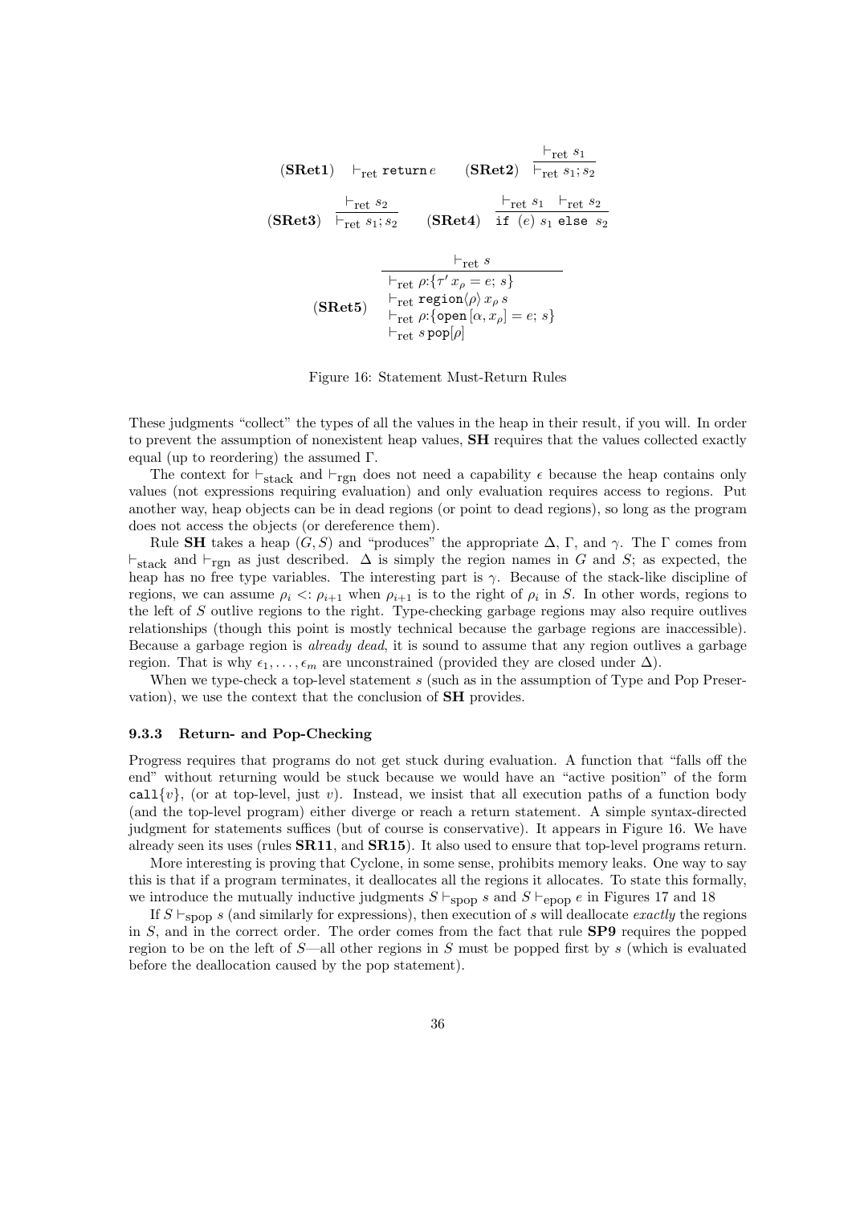$$(\textbf{SRet1}) \quad \vdash_{\text{ret}} \texttt{return}\, e \qquad (\textbf{SRet2}) \quad \frac{\vdash_{\text{ret}} s_1}{\vdash_{\text{ret}} s_1; s_2}$$

$$(\textbf{SRet3}) \quad \frac{\vdash_{\text{ret}} s_2}{\vdash_{\text{ret}} s_1; s_2} \qquad (\textbf{SRet4}) \quad \frac{\vdash_{\text{ret}} s_1 \quad \vdash_{\text{ret}} s_2}{\texttt{if}\ (e)\ s_1\ \texttt{else}\ s_2}$$

$$(\textbf{SRet5}) \quad \frac{\vdash_{\text{ret}} s}{\begin{array}{l} \vdash_{\text{ret}} \rho{:}\{\tau'\, x_\rho = e;\, s\} \\ \vdash_{\text{ret}} \texttt{region}\langle\rho\rangle\, x_\rho\, s \\ \vdash_{\text{ret}} \rho{:}\{\texttt{open}\,[\alpha, x_\rho] = e;\, s\} \\ \vdash_{\text{ret}} s\, \texttt{pop}[\rho] \end{array}}$$

Figure 16: Statement Must-Return Rules

These judgments "collect" the types of all the values in the heap in their result, if you will. In order to prevent the assumption of nonexistent heap values, **SH** requires that the values collected exactly equal (up to reordering) the assumed $\Gamma$.

The context for $\vdash_{\text{stack}}$ and $\vdash_{\text{rgn}}$ does not need a capability $\epsilon$ because the heap contains only values (not expressions requiring evaluation) and only evaluation requires access to regions. Put another way, heap objects can be in dead regions (or point to dead regions), so long as the program does not access the objects (or dereference them).

Rule **SH** takes a heap $(G, S)$ and "produces" the appropriate $\Delta$, $\Gamma$, and $\gamma$. The $\Gamma$ comes from $\vdash_{\text{stack}}$ and $\vdash_{\text{rgn}}$ as just described. $\Delta$ is simply the region names in $G$ and $S$; as expected, the heap has no free type variables. The interesting part is $\gamma$. Because of the stack-like discipline of regions, we can assume $\rho_i <: \rho_{i+1}$ when $\rho_{i+1}$ is to the right of $\rho_i$ in $S$. In other words, regions to the left of $S$ outlive regions to the right. Type-checking garbage regions may also require outlives relationships (though this point is mostly technical because the garbage regions are inaccessible). Because a garbage region is *already dead*, it is sound to assume that any region outlives a garbage region. That is why $\epsilon_1, \ldots, \epsilon_m$ are unconstrained (provided they are closed under $\Delta$).

When we type-check a top-level statement $s$ (such as in the assumption of Type and Pop Preservation), we use the context that the conclusion of **SH** provides.

### 9.3.3 Return- and Pop-Checking

Progress requires that programs do not get stuck during evaluation. A function that "falls off the end" without returning would be stuck because we would have an "active position" of the form $\texttt{call}\{v\}$, (or at top-level, just $v$). Instead, we insist that all execution paths of a function body (and the top-level program) either diverge or reach a return statement. A simple syntax-directed judgment for statements suffices (but of course is conservative). It appears in Figure 16. We have already seen its uses (rules **SR11**, and **SR15**). It also used to ensure that top-level programs return.

More interesting is proving that Cyclone, in some sense, prohibits memory leaks. One way to say this is that if a program terminates, it deallocates all the regions it allocates. To state this formally, we introduce the mutually inductive judgments $S \vdash_{\text{spop}} s$ and $S \vdash_{\text{epop}} e$ in Figures 17 and 18

If $S \vdash_{\text{spop}} s$ (and similarly for expressions), then execution of $s$ will deallocate *exactly* the regions in $S$, and in the correct order. The order comes from the fact that rule **SP9** requires the popped region to be on the left of $S$—all other regions in $S$ must be popped first by $s$ (which is evaluated before the deallocation caused by the pop statement).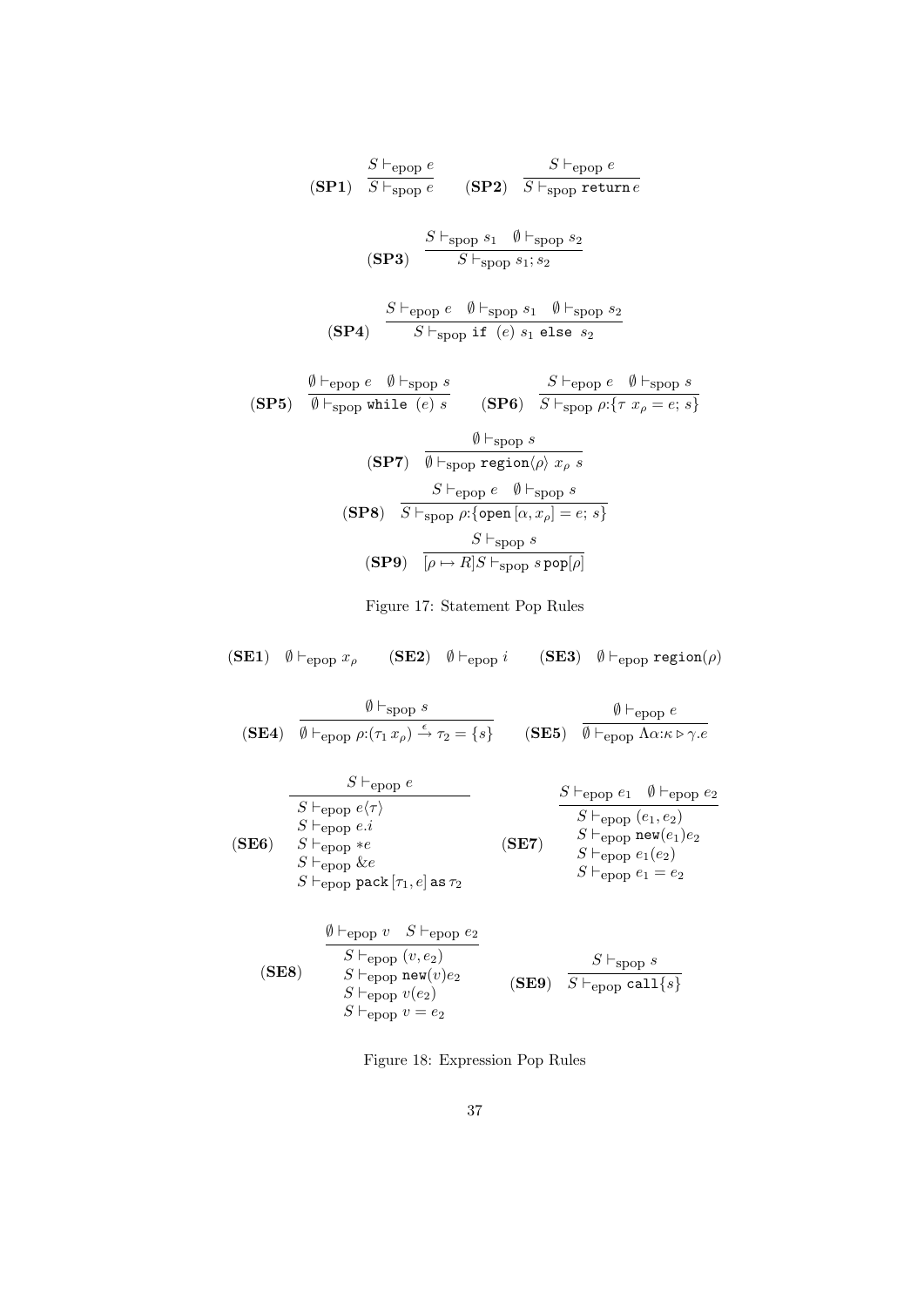$$(\textbf{SP1})\quad \frac{S \vdash_{\text{epop}} e}{S \vdash_{\text{spop}} e} \qquad (\textbf{SP2})\quad \frac{S \vdash_{\text{epop}} e}{S \vdash_{\text{spop}} \texttt{return}\, e}$$

$$(\textbf{SP3})\quad \frac{S \vdash_{\text{spop}} s_1 \quad \emptyset \vdash_{\text{spop}} s_2}{S \vdash_{\text{spop}} s_1; s_2}$$

$$(\textbf{SP4})\quad \frac{S \vdash_{\text{epop}} e \quad \emptyset \vdash_{\text{spop}} s_1 \quad \emptyset \vdash_{\text{spop}} s_2}{S \vdash_{\text{spop}} \texttt{if}\ (e)\ s_1\ \texttt{else}\ s_2}$$

$$(\textbf{SP5})\quad \frac{\emptyset \vdash_{\text{epop}} e \quad \emptyset \vdash_{\text{spop}} s}{\emptyset \vdash_{\text{spop}} \texttt{while}\ (e)\ s} \qquad (\textbf{SP6})\quad \frac{S \vdash_{\text{epop}} e \quad \emptyset \vdash_{\text{spop}} s}{S \vdash_{\text{spop}} \rho{:}\{\tau\ x_\rho = e;\ s\}}$$

$$(\textbf{SP7})\quad \frac{\emptyset \vdash_{\text{spop}} s}{\emptyset \vdash_{\text{spop}} \texttt{region}\langle\rho\rangle\ x_\rho\ s}$$

$$(\textbf{SP8})\quad \frac{S \vdash_{\text{epop}} e \quad \emptyset \vdash_{\text{spop}} s}{S \vdash_{\text{spop}} \rho{:}\{\texttt{open}\,[\alpha, x_\rho] = e;\ s\}}$$

$$(\textbf{SP9})\quad \frac{S \vdash_{\text{spop}} s}{[\rho \mapsto R]S \vdash_{\text{spop}} s\,\texttt{pop}[\rho]}$$

Figure 17: Statement Pop Rules

$$(\textbf{SE1})\quad \emptyset \vdash_{\text{epop}} x_\rho \qquad (\textbf{SE2})\quad \emptyset \vdash_{\text{epop}} i \qquad (\textbf{SE3})\quad \emptyset \vdash_{\text{epop}} \texttt{region}(\rho)$$

$$(\textbf{SE4})\quad \frac{\emptyset \vdash_{\text{spop}} s}{\emptyset \vdash_{\text{epop}} \rho{:}(\tau_1\, x_\rho) \xrightarrow{\epsilon} \tau_2 = \{s\}} \qquad (\textbf{SE5})\quad \frac{\emptyset \vdash_{\text{epop}} e}{\emptyset \vdash_{\text{epop}} \Lambda\alpha{:}\kappa \triangleright \gamma.e}$$

$$(\textbf{SE6})\quad \frac{S \vdash_{\text{epop}} e}{\begin{array}{l} S \vdash_{\text{epop}} e\langle\tau\rangle \\ S \vdash_{\text{epop}} e.i \\ S \vdash_{\text{epop}} *e \\ S \vdash_{\text{epop}} \&e \\ S \vdash_{\text{epop}} \texttt{pack}\,[\tau_1, e]\ \texttt{as}\ \tau_2 \end{array}} \qquad (\textbf{SE7})\quad \frac{S \vdash_{\text{epop}} e_1 \quad \emptyset \vdash_{\text{epop}} e_2}{\begin{array}{l} S \vdash_{\text{epop}} (e_1, e_2) \\ S \vdash_{\text{epop}} \texttt{new}(e_1)e_2 \\ S \vdash_{\text{epop}} e_1(e_2) \\ S \vdash_{\text{epop}} e_1 = e_2 \end{array}}$$

$$(\textbf{SE8})\quad \frac{\emptyset \vdash_{\text{epop}} v \quad S \vdash_{\text{epop}} e_2}{\begin{array}{l} S \vdash_{\text{epop}} (v, e_2) \\ S \vdash_{\text{epop}} \texttt{new}(v)e_2 \\ S \vdash_{\text{epop}} v(e_2) \\ S \vdash_{\text{epop}} v = e_2 \end{array}} \qquad (\textbf{SE9})\quad \frac{S \vdash_{\text{spop}} s}{S \vdash_{\text{epop}} \texttt{call}\{s\}}$$

Figure 18: Expression Pop Rules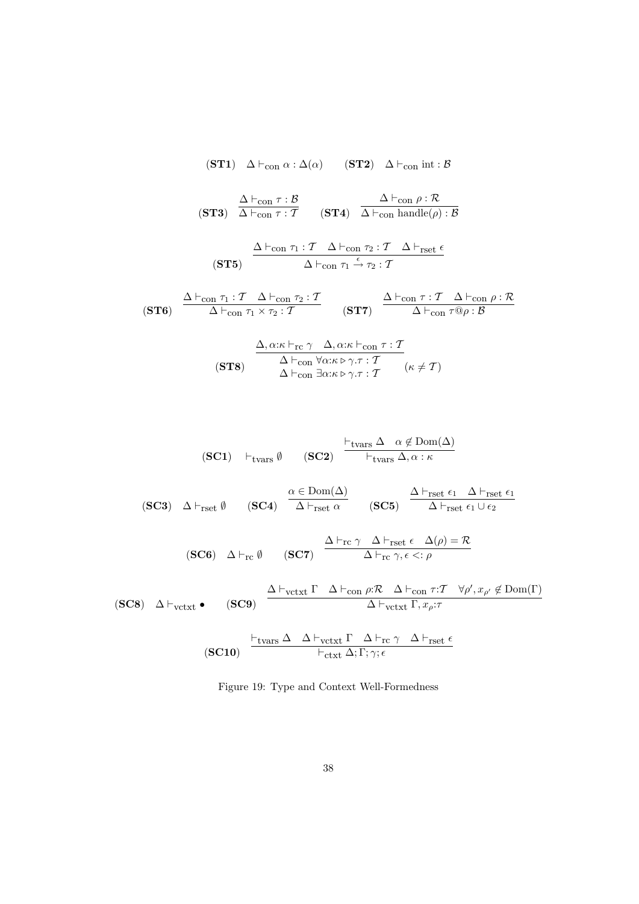$$(\textbf{ST1}) \quad \Delta \vdash_{\text{con}} \alpha : \Delta(\alpha) \qquad (\textbf{ST2}) \quad \Delta \vdash_{\text{con}} \text{int} : \mathcal{B}$$

$$(\textbf{ST3}) \quad \frac{\Delta \vdash_{\text{con}} \tau : \mathcal{B}}{\Delta \vdash_{\text{con}} \tau : \mathcal{T}} \qquad (\textbf{ST4}) \quad \frac{\Delta \vdash_{\text{con}} \rho : \mathcal{R}}{\Delta \vdash_{\text{con}} \text{handle}(\rho) : \mathcal{B}}$$

$$(\textbf{ST5}) \quad \frac{\Delta \vdash_{\text{con}} \tau_1 : \mathcal{T} \quad \Delta \vdash_{\text{con}} \tau_2 : \mathcal{T} \quad \Delta \vdash_{\text{rset}} \epsilon}{\Delta \vdash_{\text{con}} \tau_1 \xrightarrow{\epsilon} \tau_2 : \mathcal{T}}$$

$$(\textbf{ST6}) \quad \frac{\Delta \vdash_{\text{con}} \tau_1 : \mathcal{T} \quad \Delta \vdash_{\text{con}} \tau_2 : \mathcal{T}}{\Delta \vdash_{\text{con}} \tau_1 \times \tau_2 : \mathcal{T}} \qquad (\textbf{ST7}) \quad \frac{\Delta \vdash_{\text{con}} \tau : \mathcal{T} \quad \Delta \vdash_{\text{con}} \rho : \mathcal{R}}{\Delta \vdash_{\text{con}} \tau @ \rho : \mathcal{B}}$$

$$(\textbf{ST8}) \quad \frac{\Delta, \alpha{:}\kappa \vdash_{\text{rc}} \gamma \quad \Delta, \alpha{:}\kappa \vdash_{\text{con}} \tau : \mathcal{T}}{\begin{array}{c}\Delta \vdash_{\text{con}} \forall \alpha{:}\kappa \rhd \gamma . \tau : \mathcal{T} \\ \Delta \vdash_{\text{con}} \exists \alpha{:}\kappa \rhd \gamma . \tau : \mathcal{T}\end{array}} \quad (\kappa \neq \mathcal{T})$$

$$(\textbf{SC1}) \quad \vdash_{\text{tvars}} \emptyset \qquad (\textbf{SC2}) \quad \frac{\vdash_{\text{tvars}} \Delta \quad \alpha \notin \text{Dom}(\Delta)}{\vdash_{\text{tvars}} \Delta, \alpha : \kappa}$$

$$(\textbf{SC3}) \quad \Delta \vdash_{\text{rset}} \emptyset \qquad (\textbf{SC4}) \quad \frac{\alpha \in \text{Dom}(\Delta)}{\Delta \vdash_{\text{rset}} \alpha} \qquad (\textbf{SC5}) \quad \frac{\Delta \vdash_{\text{rset}} \epsilon_1 \quad \Delta \vdash_{\text{rset}} \epsilon_1}{\Delta \vdash_{\text{rset}} \epsilon_1 \cup \epsilon_2}$$

$$(\textbf{SC6}) \quad \Delta \vdash_{\text{rc}} \emptyset \qquad (\textbf{SC7}) \quad \frac{\Delta \vdash_{\text{rc}} \gamma \quad \Delta \vdash_{\text{rset}} \epsilon \quad \Delta(\rho) = \mathcal{R}}{\Delta \vdash_{\text{rc}} \gamma, \epsilon <: \rho}$$

$$(\textbf{SC8}) \quad \Delta \vdash_{\text{vctxt}} \bullet \qquad (\textbf{SC9}) \quad \frac{\Delta \vdash_{\text{vctxt}} \Gamma \quad \Delta \vdash_{\text{con}} \rho{:}\mathcal{R} \quad \Delta \vdash_{\text{con}} \tau{:}\mathcal{T} \quad \forall \rho', x_{\rho'} \notin \text{Dom}(\Gamma)}{\Delta \vdash_{\text{vctxt}} \Gamma, x_\rho{:}\tau}$$

$$(\textbf{SC10}) \quad \frac{\vdash_{\text{tvars}} \Delta \quad \Delta \vdash_{\text{vctxt}} \Gamma \quad \Delta \vdash_{\text{rc}} \gamma \quad \Delta \vdash_{\text{rset}} \epsilon}{\vdash_{\text{ctxt}} \Delta; \Gamma; \gamma; \epsilon}$$

Figure 19: Type and Context Well-Formedness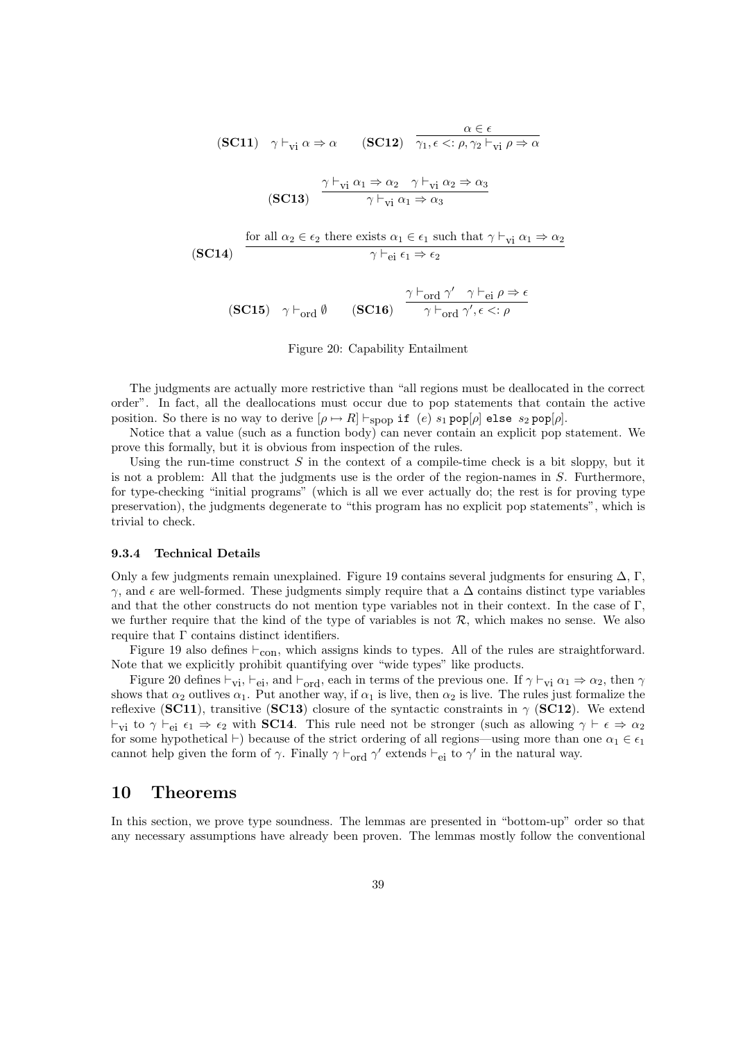$$(\textbf{SC11}) \quad \gamma \vdash_{\text{vi}} \alpha \Rightarrow \alpha \qquad (\textbf{SC12}) \quad \frac{\alpha \in \epsilon}{\gamma_1, \epsilon <: \rho, \gamma_2 \vdash_{\text{vi}} \rho \Rightarrow \alpha}$$

$$(\textbf{SC13}) \quad \frac{\gamma \vdash_{\text{vi}} \alpha_1 \Rightarrow \alpha_2 \quad \gamma \vdash_{\text{vi}} \alpha_2 \Rightarrow \alpha_3}{\gamma \vdash_{\text{vi}} \alpha_1 \Rightarrow \alpha_3}$$

$$(\textbf{SC14}) \quad \frac{\text{for all } \alpha_2 \in \epsilon_2 \text{ there exists } \alpha_1 \in \epsilon_1 \text{ such that } \gamma \vdash_{\text{vi}} \alpha_1 \Rightarrow \alpha_2}{\gamma \vdash_{\text{ei}} \epsilon_1 \Rightarrow \epsilon_2}$$

$$(\textbf{SC15}) \quad \gamma \vdash_{\text{ord}} \emptyset \qquad (\textbf{SC16}) \quad \frac{\gamma \vdash_{\text{ord}} \gamma' \quad \gamma \vdash_{\text{ei}} \rho \Rightarrow \epsilon}{\gamma \vdash_{\text{ord}} \gamma', \epsilon <: \rho}$$

Figure 20: Capability Entailment

The judgments are actually more restrictive than "all regions must be deallocated in the correct order". In fact, all the deallocations must occur due to pop statements that contain the active position. So there is no way to derive $[\rho \mapsto R] \vdash_{\text{spop}} \texttt{if}\ (e)\ s_1\,\texttt{pop}[\rho]\ \texttt{else}\ s_2\,\texttt{pop}[\rho]$.

Notice that a value (such as a function body) can never contain an explicit pop statement. We prove this formally, but it is obvious from inspection of the rules.

Using the run-time construct $S$ in the context of a compile-time check is a bit sloppy, but it is not a problem: All that the judgments use is the order of the region-names in $S$. Furthermore, for type-checking "initial programs" (which is all we ever actually do; the rest is for proving type preservation), the judgments degenerate to "this program has no explicit pop statements", which is trivial to check.

#### 9.3.4 Technical Details

Only a few judgments remain unexplained. Figure 19 contains several judgments for ensuring $\Delta$, $\Gamma$, $\gamma$, and $\epsilon$ are well-formed. These judgments simply require that a $\Delta$ contains distinct type variables and that the other constructs do not mention type variables not in their context. In the case of $\Gamma$, we further require that the kind of the type of variables is not $\mathcal{R}$, which makes no sense. We also require that $\Gamma$ contains distinct identifiers.

Figure 19 also defines $\vdash_{\text{con}}$, which assigns kinds to types. All of the rules are straightforward. Note that we explicitly prohibit quantifying over "wide types" like products.

Figure 20 defines $\vdash_{\text{vi}}$, $\vdash_{\text{ei}}$, and $\vdash_{\text{ord}}$, each in terms of the previous one. If $\gamma \vdash_{\text{vi}} \alpha_1 \Rightarrow \alpha_2$, then $\gamma$ shows that $\alpha_2$ outlives $\alpha_1$. Put another way, if $\alpha_1$ is live, then $\alpha_2$ is live. The rules just formalize the reflexive (**SC11**), transitive (**SC13**) closure of the syntactic constraints in $\gamma$ (**SC12**). We extend $\vdash_{\text{vi}}$ to $\gamma \vdash_{\text{ei}} \epsilon_1 \Rightarrow \epsilon_2$ with **SC14**. This rule need not be stronger (such as allowing $\gamma \vdash \epsilon \Rightarrow \alpha_2$ for some hypothetical $\vdash$) because of the strict ordering of all regions—using more than one $\alpha_1 \in \epsilon_1$ cannot help given the form of $\gamma$. Finally $\gamma \vdash_{\text{ord}} \gamma'$ extends $\vdash_{\text{ei}}$ to $\gamma'$ in the natural way.

# 10 Theorems

In this section, we prove type soundness. The lemmas are presented in "bottom-up" order so that any necessary assumptions have already been proven. The lemmas mostly follow the conventional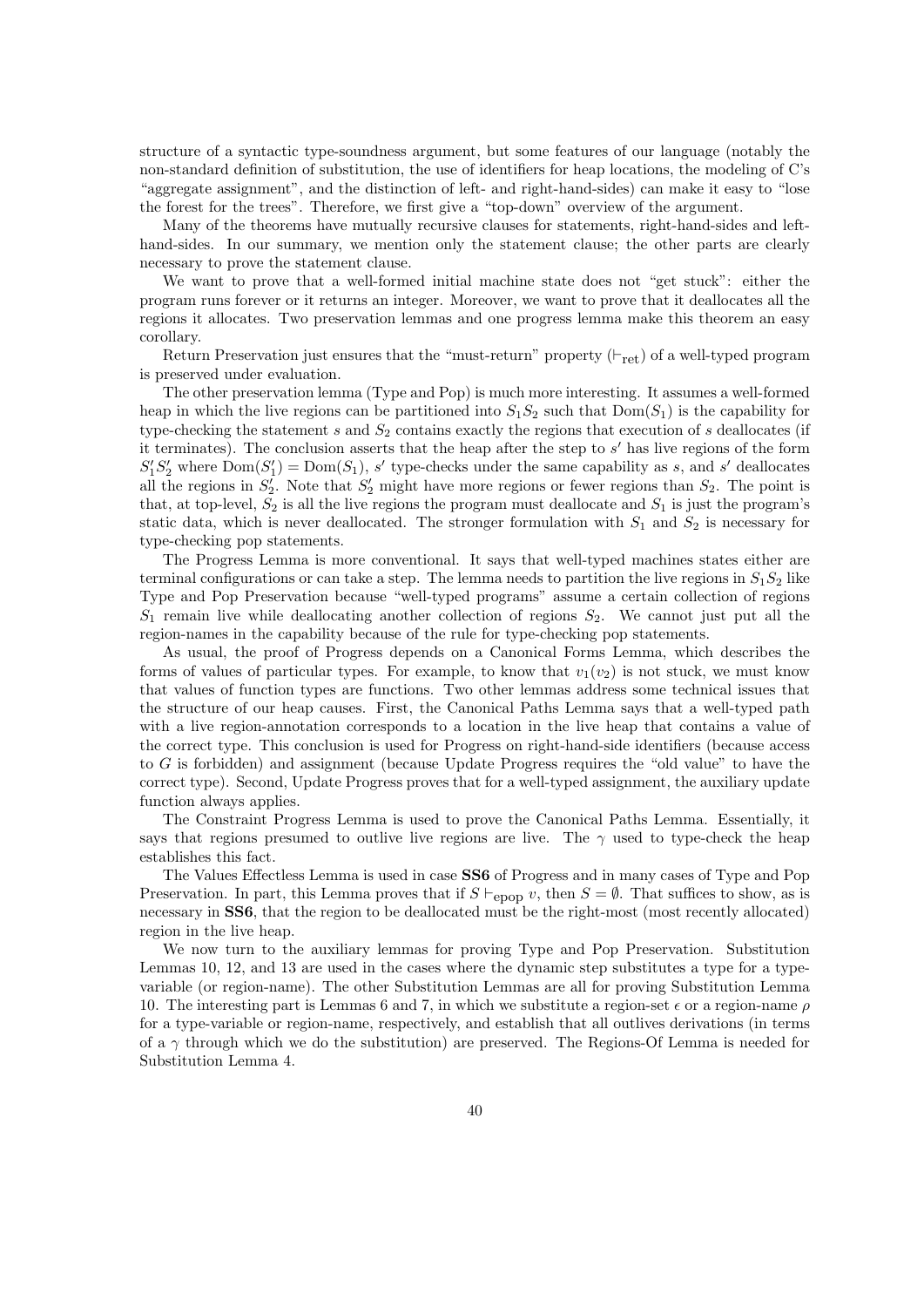structure of a syntactic type-soundness argument, but some features of our language (notably the non-standard definition of substitution, the use of identifiers for heap locations, the modeling of C's "aggregate assignment", and the distinction of left- and right-hand-sides) can make it easy to "lose the forest for the trees". Therefore, we first give a "top-down" overview of the argument.

Many of the theorems have mutually recursive clauses for statements, right-hand-sides and left-hand-sides. In our summary, we mention only the statement clause; the other parts are clearly necessary to prove the statement clause.

We want to prove that a well-formed initial machine state does not "get stuck": either the program runs forever or it returns an integer. Moreover, we want to prove that it deallocates all the regions it allocates. Two preservation lemmas and one progress lemma make this theorem an easy corollary.

Return Preservation just ensures that the "must-return" property ($\vdash_{\text{ret}}$) of a well-typed program is preserved under evaluation.

The other preservation lemma (Type and Pop) is much more interesting. It assumes a well-formed heap in which the live regions can be partitioned into $S_1S_2$ such that $\text{Dom}(S_1)$ is the capability for type-checking the statement $s$ and $S_2$ contains exactly the regions that execution of $s$ deallocates (if it terminates). The conclusion asserts that the heap after the step to $s'$ has live regions of the form $S_1'S_2'$ where $\text{Dom}(S_1') = \text{Dom}(S_1)$, $s'$ type-checks under the same capability as $s$, and $s'$ deallocates all the regions in $S_2'$. Note that $S_2'$ might have more regions or fewer regions than $S_2$. The point is that, at top-level, $S_2$ is all the live regions the program must deallocate and $S_1$ is just the program's static data, which is never deallocated. The stronger formulation with $S_1$ and $S_2$ is necessary for type-checking pop statements.

The Progress Lemma is more conventional. It says that well-typed machines states either are terminal configurations or can take a step. The lemma needs to partition the live regions in $S_1S_2$ like Type and Pop Preservation because "well-typed programs" assume a certain collection of regions $S_1$ remain live while deallocating another collection of regions $S_2$. We cannot just put all the region-names in the capability because of the rule for type-checking pop statements.

As usual, the proof of Progress depends on a Canonical Forms Lemma, which describes the forms of values of particular types. For example, to know that $v_1(v_2)$ is not stuck, we must know that values of function types are functions. Two other lemmas address some technical issues that the structure of our heap causes. First, the Canonical Paths Lemma says that a well-typed path with a live region-annotation corresponds to a location in the live heap that contains a value of the correct type. This conclusion is used for Progress on right-hand-side identifiers (because access to $G$ is forbidden) and assignment (because Update Progress requires the "old value" to have the correct type). Second, Update Progress proves that for a well-typed assignment, the auxiliary update function always applies.

The Constraint Progress Lemma is used to prove the Canonical Paths Lemma. Essentially, it says that regions presumed to outlive live regions are live. The $\gamma$ used to type-check the heap establishes this fact.

The Values Effectless Lemma is used in case **SS6** of Progress and in many cases of Type and Pop Preservation. In part, this Lemma proves that if $S \vdash_{\text{epop}} v$, then $S = \emptyset$. That suffices to show, as is necessary in **SS6**, that the region to be deallocated must be the right-most (most recently allocated) region in the live heap.

We now turn to the auxiliary lemmas for proving Type and Pop Preservation. Substitution Lemmas 10, 12, and 13 are used in the cases where the dynamic step substitutes a type for a type-variable (or region-name). The other Substitution Lemmas are all for proving Substitution Lemma 10. The interesting part is Lemmas 6 and 7, in which we substitute a region-set $\epsilon$ or a region-name $\rho$ for a type-variable or region-name, respectively, and establish that all outlives derivations (in terms of a $\gamma$ through which we do the substitution) are preserved. The Regions-Of Lemma is needed for Substitution Lemma 4.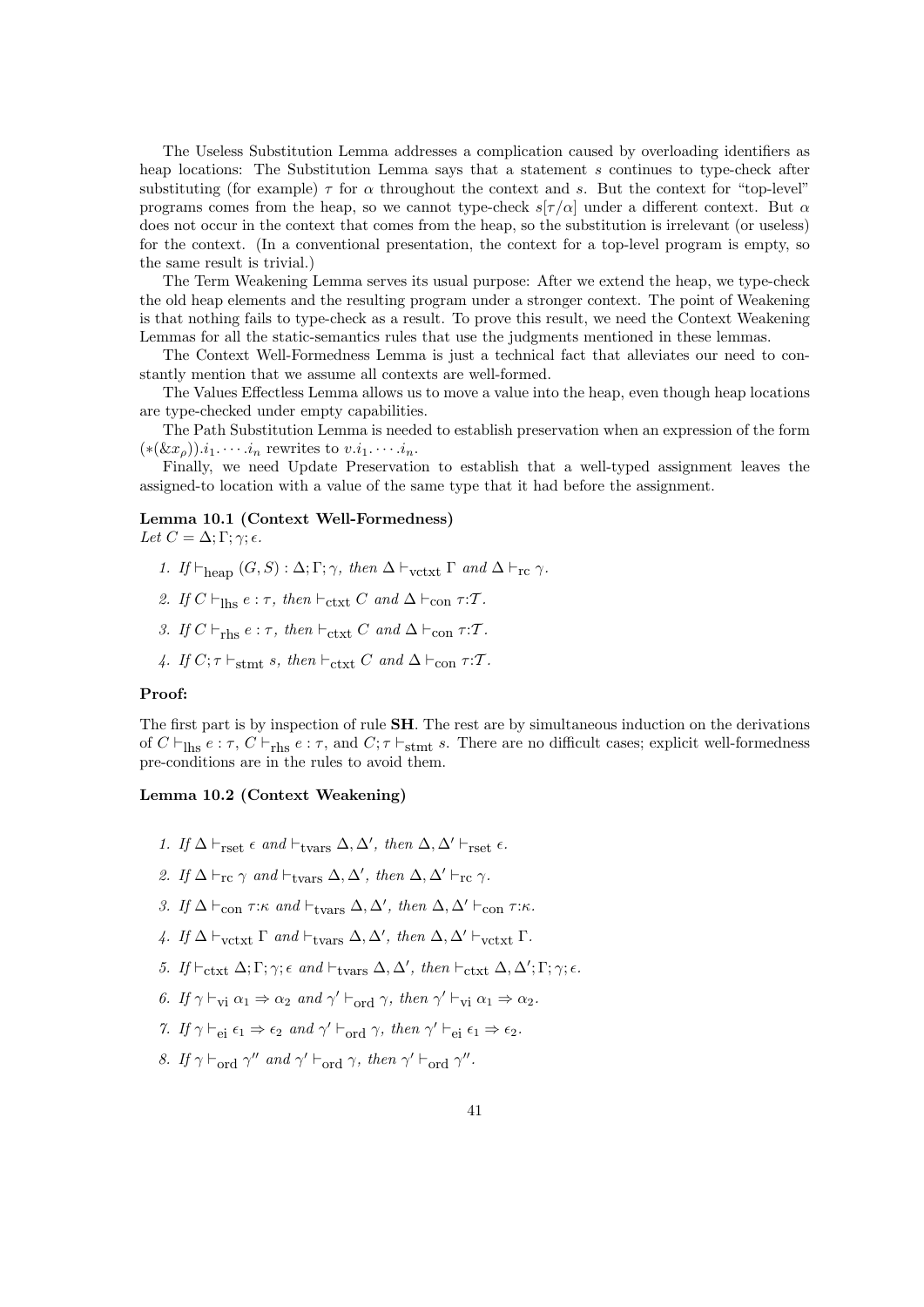The Useless Substitution Lemma addresses a complication caused by overloading identifiers as heap locations: The Substitution Lemma says that a statement $s$ continues to type-check after substituting (for example) $\tau$ for $\alpha$ throughout the context and $s$. But the context for "top-level" programs comes from the heap, so we cannot type-check $s[\tau/\alpha]$ under a different context. But $\alpha$ does not occur in the context that comes from the heap, so the substitution is irrelevant (or useless) for the context. (In a conventional presentation, the context for a top-level program is empty, so the same result is trivial.)

The Term Weakening Lemma serves its usual purpose: After we extend the heap, we type-check the old heap elements and the resulting program under a stronger context. The point of Weakening is that nothing fails to type-check as a result. To prove this result, we need the Context Weakening Lemmas for all the static-semantics rules that use the judgments mentioned in these lemmas.

The Context Well-Formedness Lemma is just a technical fact that alleviates our need to constantly mention that we assume all contexts are well-formed.

The Values Effectless Lemma allows us to move a value into the heap, even though heap locations are type-checked under empty capabilities.

The Path Substitution Lemma is needed to establish preservation when an expression of the form $(*(\&x_\rho)).i_1.\cdots.i_n$ rewrites to $v.i_1.\cdots.i_n$.

Finally, we need Update Preservation to establish that a well-typed assignment leaves the assigned-to location with a value of the same type that it had before the assignment.

**Lemma 10.1 (Context Well-Formedness)**
*Let* $C = \Delta;\Gamma;\gamma;\epsilon$.

1. *If* $\vdash_{\text{heap}} (G, S) : \Delta;\Gamma;\gamma$, *then* $\Delta \vdash_{\text{vctxt}} \Gamma$ *and* $\Delta \vdash_{\text{rc}} \gamma$.
2. *If* $C \vdash_{\text{lhs}} e : \tau$, *then* $\vdash_{\text{ctxt}} C$ *and* $\Delta \vdash_{\text{con}} \tau{:}\mathcal{T}$.
3. *If* $C \vdash_{\text{rhs}} e : \tau$, *then* $\vdash_{\text{ctxt}} C$ *and* $\Delta \vdash_{\text{con}} \tau{:}\mathcal{T}$.
4. *If* $C;\tau \vdash_{\text{stmt}} s$, *then* $\vdash_{\text{ctxt}} C$ *and* $\Delta \vdash_{\text{con}} \tau{:}\mathcal{T}$.

**Proof:**

The first part is by inspection of rule **SH**. The rest are by simultaneous induction on the derivations of $C \vdash_{\text{lhs}} e : \tau$, $C \vdash_{\text{rhs}} e : \tau$, and $C;\tau \vdash_{\text{stmt}} s$. There are no difficult cases; explicit well-formedness pre-conditions are in the rules to avoid them.

**Lemma 10.2 (Context Weakening)**

1. *If* $\Delta \vdash_{\text{rset}} \epsilon$ *and* $\vdash_{\text{tvars}} \Delta, \Delta'$, *then* $\Delta, \Delta' \vdash_{\text{rset}} \epsilon$.
2. *If* $\Delta \vdash_{\text{rc}} \gamma$ *and* $\vdash_{\text{tvars}} \Delta, \Delta'$, *then* $\Delta, \Delta' \vdash_{\text{rc}} \gamma$.
3. *If* $\Delta \vdash_{\text{con}} \tau{:}\kappa$ *and* $\vdash_{\text{tvars}} \Delta, \Delta'$, *then* $\Delta, \Delta' \vdash_{\text{con}} \tau{:}\kappa$.
4. *If* $\Delta \vdash_{\text{vctxt}} \Gamma$ *and* $\vdash_{\text{tvars}} \Delta, \Delta'$, *then* $\Delta, \Delta' \vdash_{\text{vctxt}} \Gamma$.
5. *If* $\vdash_{\text{ctxt}} \Delta;\Gamma;\gamma;\epsilon$ *and* $\vdash_{\text{tvars}} \Delta, \Delta'$, *then* $\vdash_{\text{ctxt}} \Delta, \Delta';\Gamma;\gamma;\epsilon$.
6. *If* $\gamma \vdash_{\text{vi}} \alpha_1 \Rightarrow \alpha_2$ *and* $\gamma' \vdash_{\text{ord}} \gamma$, *then* $\gamma' \vdash_{\text{vi}} \alpha_1 \Rightarrow \alpha_2$.
7. *If* $\gamma \vdash_{\text{ei}} \epsilon_1 \Rightarrow \epsilon_2$ *and* $\gamma' \vdash_{\text{ord}} \gamma$, *then* $\gamma' \vdash_{\text{ei}} \epsilon_1 \Rightarrow \epsilon_2$.
8. *If* $\gamma \vdash_{\text{ord}} \gamma''$ *and* $\gamma' \vdash_{\text{ord}} \gamma$, *then* $\gamma' \vdash_{\text{ord}} \gamma''$.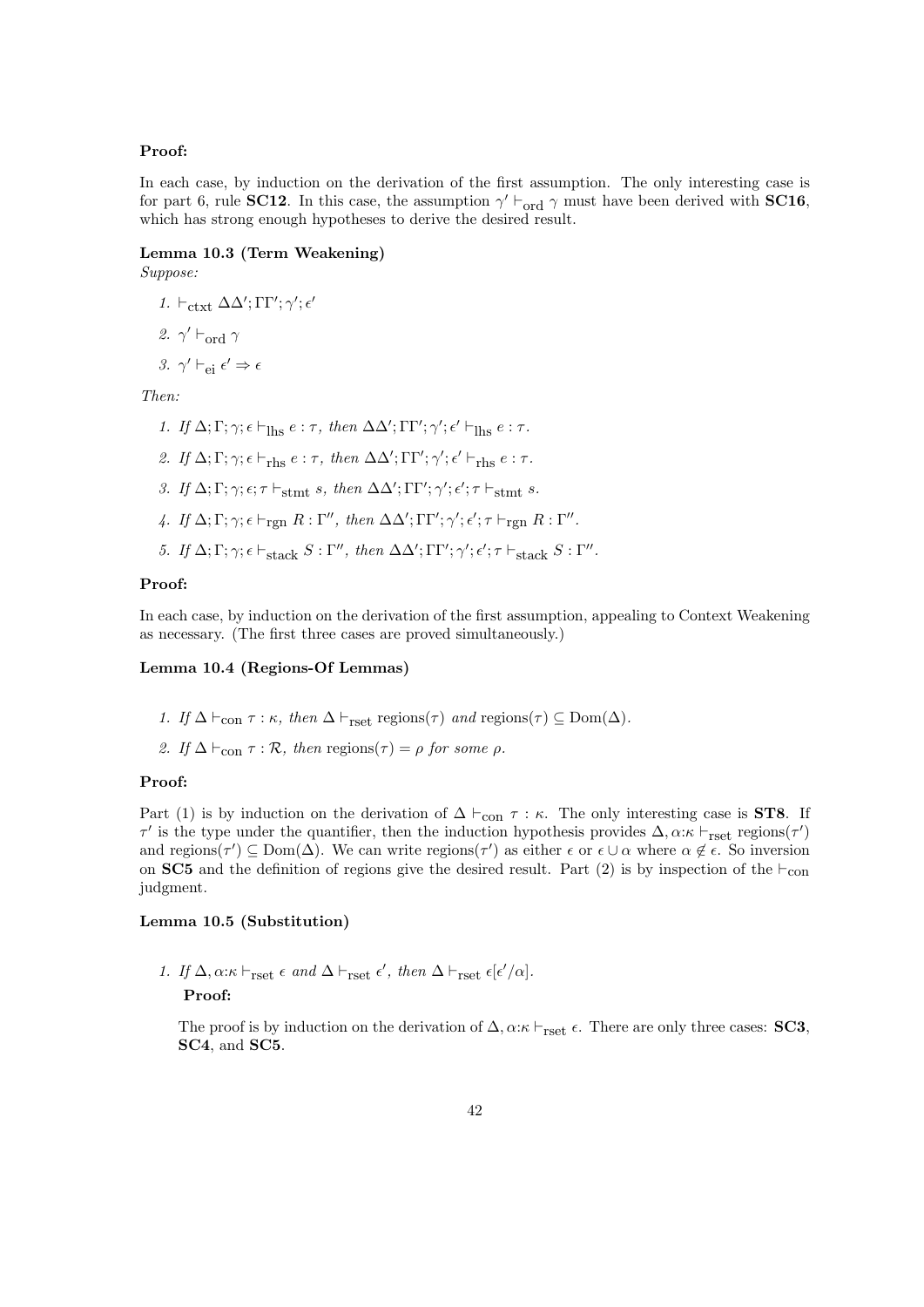**Proof:**

In each case, by induction on the derivation of the first assumption. The only interesting case is for part 6, rule **SC12**. In this case, the assumption $\gamma' \vdash_{\text{ord}} \gamma$ must have been derived with **SC16**, which has strong enough hypotheses to derive the desired result.

**Lemma 10.3 (Term Weakening)**

*Suppose:*

1. $\vdash_{\text{ctxt}} \Delta\Delta'; \Gamma\Gamma'; \gamma'; \epsilon'$
2. $\gamma' \vdash_{\text{ord}} \gamma$
3. $\gamma' \vdash_{\text{ei}} \epsilon' \Rightarrow \epsilon$

*Then:*

1. *If* $\Delta; \Gamma; \gamma; \epsilon \vdash_{\text{lhs}} e : \tau$*, then* $\Delta\Delta'; \Gamma\Gamma'; \gamma'; \epsilon' \vdash_{\text{lhs}} e : \tau$*.*
2. *If* $\Delta; \Gamma; \gamma; \epsilon \vdash_{\text{rhs}} e : \tau$*, then* $\Delta\Delta'; \Gamma\Gamma'; \gamma'; \epsilon' \vdash_{\text{rhs}} e : \tau$*.*
3. *If* $\Delta; \Gamma; \gamma; \epsilon; \tau \vdash_{\text{stmt}} s$*, then* $\Delta\Delta'; \Gamma\Gamma'; \gamma'; \epsilon'; \tau \vdash_{\text{stmt}} s$*.*
4. *If* $\Delta; \Gamma; \gamma; \epsilon \vdash_{\text{rgn}} R : \Gamma''$*, then* $\Delta\Delta'; \Gamma\Gamma'; \gamma'; \epsilon'; \tau \vdash_{\text{rgn}} R : \Gamma''$*.*
5. *If* $\Delta; \Gamma; \gamma; \epsilon \vdash_{\text{stack}} S : \Gamma''$*, then* $\Delta\Delta'; \Gamma\Gamma'; \gamma'; \epsilon'; \tau \vdash_{\text{stack}} S : \Gamma''$*.*

**Proof:**

In each case, by induction on the derivation of the first assumption, appealing to Context Weakening as necessary. (The first three cases are proved simultaneously.)

**Lemma 10.4 (Regions-Of Lemmas)**

1. *If* $\Delta \vdash_{\text{con}} \tau : \kappa$*, then* $\Delta \vdash_{\text{rset}} \text{regions}(\tau)$ *and* $\text{regions}(\tau) \subseteq \text{Dom}(\Delta)$*.*
2. *If* $\Delta \vdash_{\text{con}} \tau : \mathcal{R}$*, then* $\text{regions}(\tau) = \rho$ *for some* $\rho$*.*

**Proof:**

Part (1) is by induction on the derivation of $\Delta \vdash_{\text{con}} \tau : \kappa$. The only interesting case is **ST8**. If $\tau'$ is the type under the quantifier, then the induction hypothesis provides $\Delta, \alpha{:}\kappa \vdash_{\text{rset}} \text{regions}(\tau')$ and $\text{regions}(\tau') \subseteq \text{Dom}(\Delta)$. We can write $\text{regions}(\tau')$ as either $\epsilon$ or $\epsilon \cup \alpha$ where $\alpha \notin \epsilon$. So inversion on **SC5** and the definition of regions give the desired result. Part (2) is by inspection of the $\vdash_{\text{con}}$ judgment.

**Lemma 10.5 (Substitution)**

1. *If* $\Delta, \alpha{:}\kappa \vdash_{\text{rset}} \epsilon$ *and* $\Delta \vdash_{\text{rset}} \epsilon'$*, then* $\Delta \vdash_{\text{rset}} \epsilon[\epsilon'/\alpha]$*.*

   **Proof:**

   The proof is by induction on the derivation of $\Delta, \alpha{:}\kappa \vdash_{\text{rset}} \epsilon$. There are only three cases: **SC3**, **SC4**, and **SC5**.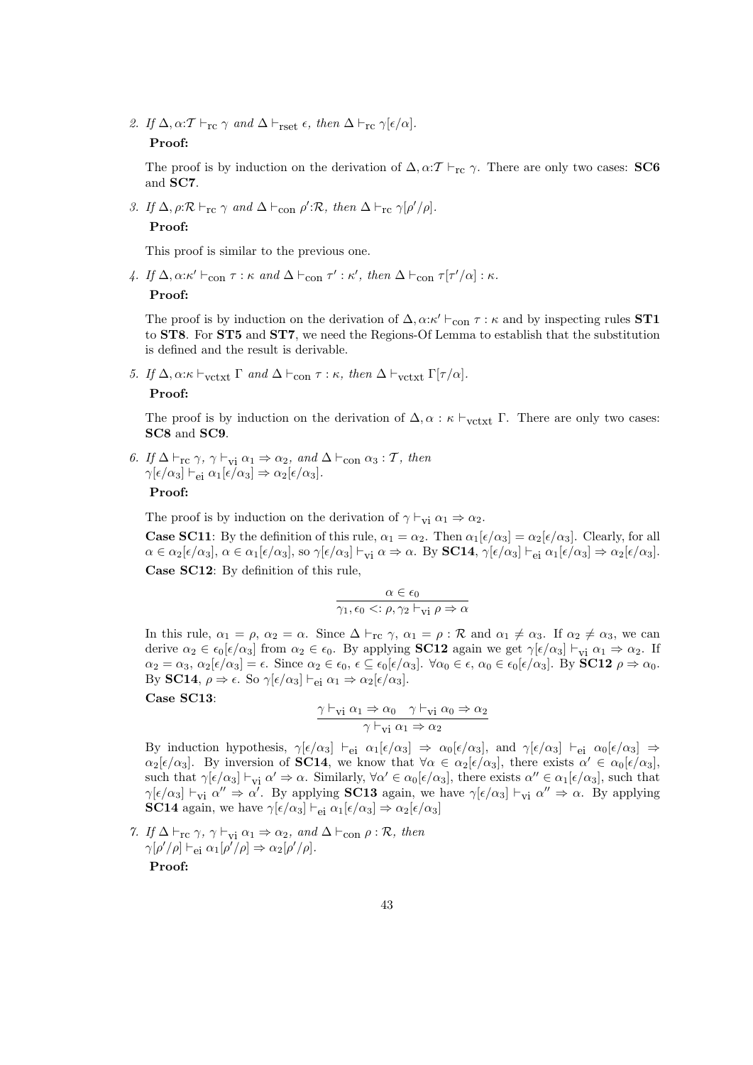2. *If $\Delta, \alpha{:}\mathcal{T} \vdash_{\text{rc}} \gamma$ and $\Delta \vdash_{\text{rset}} \epsilon$, then $\Delta \vdash_{\text{rc}} \gamma[\epsilon/\alpha]$.*

   **Proof:**

   The proof is by induction on the derivation of $\Delta, \alpha{:}\mathcal{T} \vdash_{\text{rc}} \gamma$. There are only two cases: **SC6** and **SC7**.

3. *If $\Delta, \rho{:}\mathcal{R} \vdash_{\text{rc}} \gamma$ and $\Delta \vdash_{\text{con}} \rho'{:}\mathcal{R}$, then $\Delta \vdash_{\text{rc}} \gamma[\rho'/\rho]$.*

   **Proof:**

   This proof is similar to the previous one.

4. *If $\Delta, \alpha{:}\kappa' \vdash_{\text{con}} \tau : \kappa$ and $\Delta \vdash_{\text{con}} \tau' : \kappa'$, then $\Delta \vdash_{\text{con}} \tau[\tau'/\alpha] : \kappa$.*

   **Proof:**

   The proof is by induction on the derivation of $\Delta, \alpha{:}\kappa' \vdash_{\text{con}} \tau : \kappa$ and by inspecting rules **ST1** to **ST8**. For **ST5** and **ST7**, we need the Regions-Of Lemma to establish that the substitution is defined and the result is derivable.

5. *If $\Delta, \alpha{:}\kappa \vdash_{\text{vctxt}} \Gamma$ and $\Delta \vdash_{\text{con}} \tau : \kappa$, then $\Delta \vdash_{\text{vctxt}} \Gamma[\tau/\alpha]$.*

   **Proof:**

   The proof is by induction on the derivation of $\Delta, \alpha : \kappa \vdash_{\text{vctxt}} \Gamma$. There are only two cases: **SC8** and **SC9**.

6. *If $\Delta \vdash_{\text{rc}} \gamma$, $\gamma \vdash_{\text{vi}} \alpha_1 \Rightarrow \alpha_2$, and $\Delta \vdash_{\text{con}} \alpha_3 : \mathcal{T}$, then $\gamma[\epsilon/\alpha_3] \vdash_{\text{ei}} \alpha_1[\epsilon/\alpha_3] \Rightarrow \alpha_2[\epsilon/\alpha_3]$.*

   **Proof:**

   The proof is by induction on the derivation of $\gamma \vdash_{\text{vi}} \alpha_1 \Rightarrow \alpha_2$.

   **Case SC11**: By the definition of this rule, $\alpha_1 = \alpha_2$. Then $\alpha_1[\epsilon/\alpha_3] = \alpha_2[\epsilon/\alpha_3]$. Clearly, for all $\alpha \in \alpha_2[\epsilon/\alpha_3]$, $\alpha \in \alpha_1[\epsilon/\alpha_3]$, so $\gamma[\epsilon/\alpha_3] \vdash_{\text{vi}} \alpha \Rightarrow \alpha$. By **SC14**, $\gamma[\epsilon/\alpha_3] \vdash_{\text{ei}} \alpha_1[\epsilon/\alpha_3] \Rightarrow \alpha_2[\epsilon/\alpha_3]$.

   **Case SC12**: By definition of this rule,

   $$\frac{\alpha \in \epsilon_0}{\gamma_1, \epsilon_0 <: \rho, \gamma_2 \vdash_{\text{vi}} \rho \Rightarrow \alpha}$$

   In this rule, $\alpha_1 = \rho$, $\alpha_2 = \alpha$. Since $\Delta \vdash_{\text{rc}} \gamma$, $\alpha_1 = \rho : \mathcal{R}$ and $\alpha_1 \neq \alpha_3$. If $\alpha_2 \neq \alpha_3$, we can derive $\alpha_2 \in \epsilon_0[\epsilon/\alpha_3]$ from $\alpha_2 \in \epsilon_0$. By applying **SC12** again we get $\gamma[\epsilon/\alpha_3] \vdash_{\text{vi}} \alpha_1 \Rightarrow \alpha_2$. If $\alpha_2 = \alpha_3$, $\alpha_2[\epsilon/\alpha_3] = \epsilon$. Since $\alpha_2 \in \epsilon_0$, $\epsilon \subseteq \epsilon_0[\epsilon/\alpha_3]$. $\forall \alpha_0 \in \epsilon$, $\alpha_0 \in \epsilon_0[\epsilon/\alpha_3]$. By **SC12** $\rho \Rightarrow \alpha_0$. By **SC14**, $\rho \Rightarrow \epsilon$. So $\gamma[\epsilon/\alpha_3] \vdash_{\text{ei}} \alpha_1 \Rightarrow \alpha_2[\epsilon/\alpha_3]$.

   **Case SC13**:

   $$\frac{\gamma \vdash_{\text{vi}} \alpha_1 \Rightarrow \alpha_0 \quad \gamma \vdash_{\text{vi}} \alpha_0 \Rightarrow \alpha_2}{\gamma \vdash_{\text{vi}} \alpha_1 \Rightarrow \alpha_2}$$

   By induction hypothesis, $\gamma[\epsilon/\alpha_3] \vdash_{\text{ei}} \alpha_1[\epsilon/\alpha_3] \Rightarrow \alpha_0[\epsilon/\alpha_3]$, and $\gamma[\epsilon/\alpha_3] \vdash_{\text{ei}} \alpha_0[\epsilon/\alpha_3] \Rightarrow \alpha_2[\epsilon/\alpha_3]$. By inversion of **SC14**, we know that $\forall \alpha \in \alpha_2[\epsilon/\alpha_3]$, there exists $\alpha' \in \alpha_0[\epsilon/\alpha_3]$, such that $\gamma[\epsilon/\alpha_3] \vdash_{\text{vi}} \alpha' \Rightarrow \alpha$. Similarly, $\forall \alpha' \in \alpha_0[\epsilon/\alpha_3]$, there exists $\alpha'' \in \alpha_1[\epsilon/\alpha_3]$, such that $\gamma[\epsilon/\alpha_3] \vdash_{\text{vi}} \alpha'' \Rightarrow \alpha'$. By applying **SC13** again, we have $\gamma[\epsilon/\alpha_3] \vdash_{\text{vi}} \alpha'' \Rightarrow \alpha$. By applying **SC14** again, we have $\gamma[\epsilon/\alpha_3] \vdash_{\text{ei}} \alpha_1[\epsilon/\alpha_3] \Rightarrow \alpha_2[\epsilon/\alpha_3]$

7. *If $\Delta \vdash_{\text{rc}} \gamma$, $\gamma \vdash_{\text{vi}} \alpha_1 \Rightarrow \alpha_2$, and $\Delta \vdash_{\text{con}} \rho : \mathcal{R}$, then $\gamma[\rho'/\rho] \vdash_{\text{ei}} \alpha_1[\rho'/\rho] \Rightarrow \alpha_2[\rho'/\rho]$.*

   **Proof:**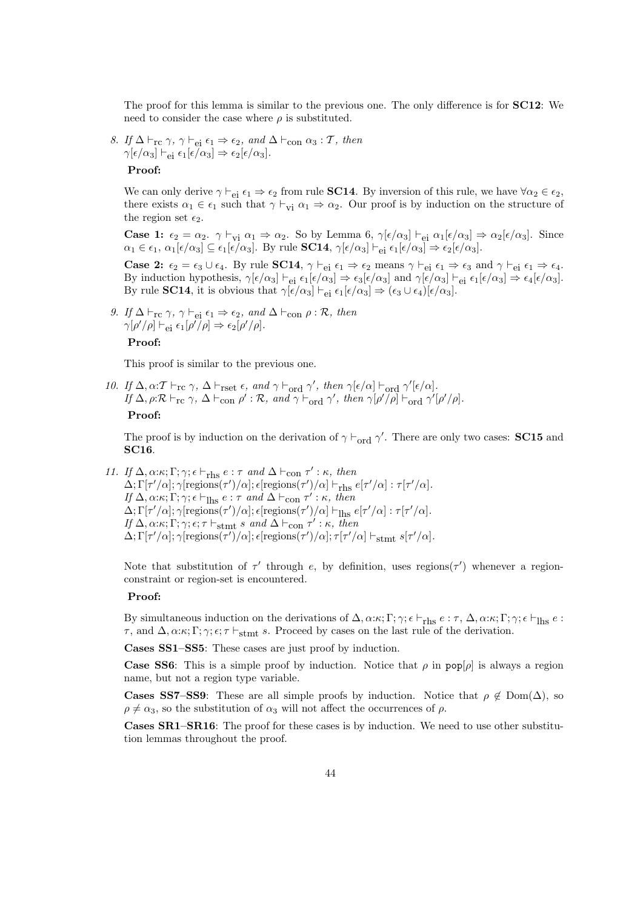The proof for this lemma is similar to the previous one. The only difference is for **SC12**: We need to consider the case where $\rho$ is substituted.

8. *If* $\Delta \vdash_{\rm rc} \gamma$*,* $\gamma \vdash_{\rm ei} \epsilon_1 \Rightarrow \epsilon_2$*, and* $\Delta \vdash_{\rm con} \alpha_3 : \mathcal{T}$*, then* $\gamma[\epsilon/\alpha_3] \vdash_{\rm ei} \epsilon_1[\epsilon/\alpha_3] \Rightarrow \epsilon_2[\epsilon/\alpha_3]$.

   **Proof:**

   We can only derive $\gamma \vdash_{\rm ei} \epsilon_1 \Rightarrow \epsilon_2$ from rule **SC14**. By inversion of this rule, we have $\forall \alpha_2 \in \epsilon_2$, there exists $\alpha_1 \in \epsilon_1$ such that $\gamma \vdash_{\rm vi} \alpha_1 \Rightarrow \alpha_2$. Our proof is by induction on the structure of the region set $\epsilon_2$.

   **Case 1:** $\epsilon_2 = \alpha_2$. $\gamma \vdash_{\rm vi} \alpha_1 \Rightarrow \alpha_2$. So by Lemma 6, $\gamma[\epsilon/\alpha_3] \vdash_{\rm ei} \alpha_1[\epsilon/\alpha_3] \Rightarrow \alpha_2[\epsilon/\alpha_3]$. Since $\alpha_1 \in \epsilon_1$, $\alpha_1[\epsilon/\alpha_3] \subseteq \epsilon_1[\epsilon/\alpha_3]$. By rule **SC14**, $\gamma[\epsilon/\alpha_3] \vdash_{\rm ei} \epsilon_1[\epsilon/\alpha_3] \Rightarrow \epsilon_2[\epsilon/\alpha_3]$.

   **Case 2:** $\epsilon_2 = \epsilon_3 \cup \epsilon_4$. By rule **SC14**, $\gamma \vdash_{\rm ei} \epsilon_1 \Rightarrow \epsilon_2$ means $\gamma \vdash_{\rm ei} \epsilon_1 \Rightarrow \epsilon_3$ and $\gamma \vdash_{\rm ei} \epsilon_1 \Rightarrow \epsilon_4$. By induction hypothesis, $\gamma[\epsilon/\alpha_3] \vdash_{\rm ei} \epsilon_1[\epsilon/\alpha_3] \Rightarrow \epsilon_3[\epsilon/\alpha_3]$ and $\gamma[\epsilon/\alpha_3] \vdash_{\rm ei} \epsilon_1[\epsilon/\alpha_3] \Rightarrow \epsilon_4[\epsilon/\alpha_3]$. By rule **SC14**, it is obvious that $\gamma[\epsilon/\alpha_3] \vdash_{\rm ei} \epsilon_1[\epsilon/\alpha_3] \Rightarrow (\epsilon_3 \cup \epsilon_4)[\epsilon/\alpha_3]$.

9. *If* $\Delta \vdash_{\rm rc} \gamma$*,* $\gamma \vdash_{\rm ei} \epsilon_1 \Rightarrow \epsilon_2$*, and* $\Delta \vdash_{\rm con} \rho : \mathcal{R}$*, then* $\gamma[\rho'/\rho] \vdash_{\rm ei} \epsilon_1[\rho'/\rho] \Rightarrow \epsilon_2[\rho'/\rho]$.

   **Proof:**

   This proof is similar to the previous one.

10. *If* $\Delta, \alpha{:}\mathcal{T} \vdash_{\rm rc} \gamma$*,* $\Delta \vdash_{\rm rset} \epsilon$*, and* $\gamma \vdash_{\rm ord} \gamma'$*, then* $\gamma[\epsilon/\alpha] \vdash_{\rm ord} \gamma'[\epsilon/\alpha]$.
    *If* $\Delta, \rho{:}\mathcal{R} \vdash_{\rm rc} \gamma$*,* $\Delta \vdash_{\rm con} \rho' : \mathcal{R}$*, and* $\gamma \vdash_{\rm ord} \gamma'$*, then* $\gamma[\rho'/\rho] \vdash_{\rm ord} \gamma'[\rho'/\rho]$.

    **Proof:**

    The proof is by induction on the derivation of $\gamma \vdash_{\rm ord} \gamma'$. There are only two cases: **SC15** and **SC16**.

11. *If* $\Delta, \alpha{:}\kappa; \Gamma; \gamma; \epsilon \vdash_{\rm rhs} e : \tau$ *and* $\Delta \vdash_{\rm con} \tau' : \kappa$*, then* $\Delta; \Gamma[\tau'/\alpha]; \gamma[\text{regions}(\tau')/\alpha]; \epsilon[\text{regions}(\tau')/\alpha] \vdash_{\rm rhs} e[\tau'/\alpha] : \tau[\tau'/\alpha]$.
    *If* $\Delta, \alpha{:}\kappa; \Gamma; \gamma; \epsilon \vdash_{\rm lhs} e : \tau$ *and* $\Delta \vdash_{\rm con} \tau' : \kappa$*, then* $\Delta; \Gamma[\tau'/\alpha]; \gamma[\text{regions}(\tau')/\alpha]; \epsilon[\text{regions}(\tau')/\alpha] \vdash_{\rm lhs} e[\tau'/\alpha] : \tau[\tau'/\alpha]$.
    *If* $\Delta, \alpha{:}\kappa; \Gamma; \gamma; \epsilon; \tau \vdash_{\rm stmt} s$ *and* $\Delta \vdash_{\rm con} \tau' : \kappa$*, then* $\Delta; \Gamma[\tau'/\alpha]; \gamma[\text{regions}(\tau')/\alpha]; \epsilon[\text{regions}(\tau')/\alpha]; \tau[\tau'/\alpha] \vdash_{\rm stmt} s[\tau'/\alpha]$.

    Note that substitution of $\tau'$ through $e$, by definition, uses regions($\tau'$) whenever a region-constraint or region-set is encountered.

    **Proof:**

    By simultaneous induction on the derivations of $\Delta, \alpha{:}\kappa; \Gamma; \gamma; \epsilon \vdash_{\rm rhs} e : \tau$, $\Delta, \alpha{:}\kappa; \Gamma; \gamma; \epsilon \vdash_{\rm lhs} e : \tau$, and $\Delta, \alpha{:}\kappa; \Gamma; \gamma; \epsilon; \tau \vdash_{\rm stmt} s$. Proceed by cases on the last rule of the derivation.

    **Cases SS1–SS5**: These cases are just proof by induction.

    **Case SS6**: This is a simple proof by induction. Notice that $\rho$ in $\texttt{pop}[\rho]$ is always a region name, but not a region type variable.

    **Cases SS7–SS9**: These are all simple proofs by induction. Notice that $\rho \notin \text{Dom}(\Delta)$, so $\rho \neq \alpha_3$, so the substitution of $\alpha_3$ will not affect the occurrences of $\rho$.

    **Cases SR1–SR16**: The proof for these cases is by induction. We need to use other substitution lemmas throughout the proof.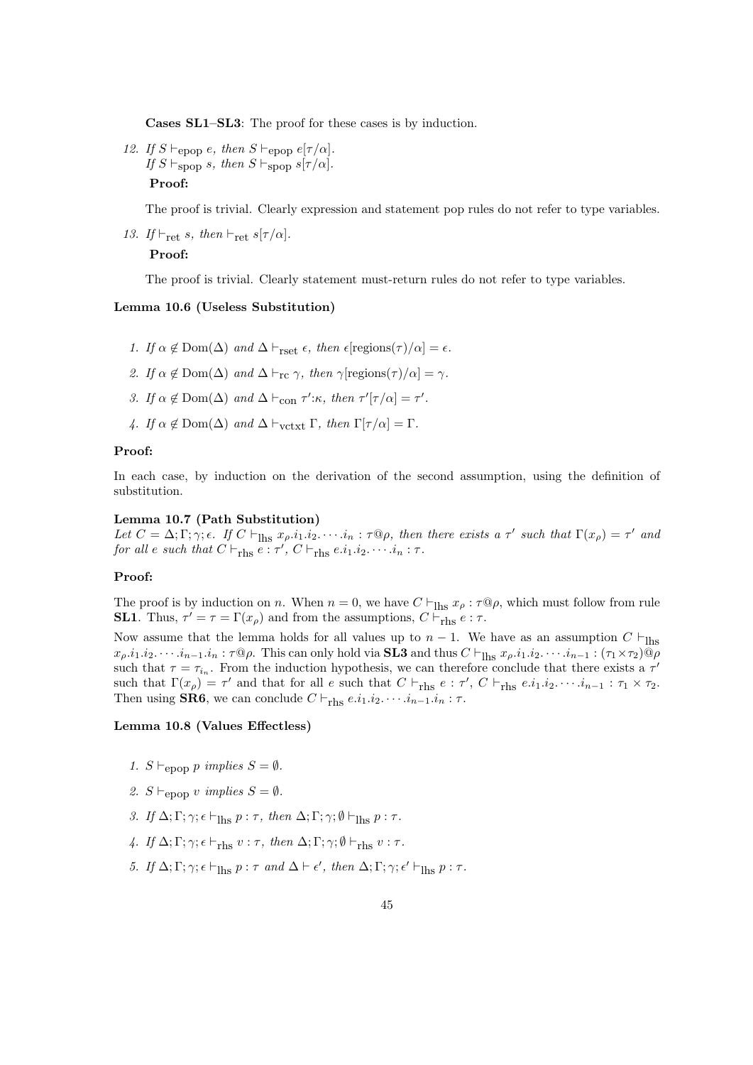**Cases SL1–SL3**: The proof for these cases is by induction.

12. If $S \vdash_{\text{epop}} e$, then $S \vdash_{\text{epop}} e[\tau/\alpha]$.
    If $S \vdash_{\text{spop}} s$, then $S \vdash_{\text{spop}} s[\tau/\alpha]$.

    **Proof:**

    The proof is trivial. Clearly expression and statement pop rules do not refer to type variables.

13. If $\vdash_{\text{ret}} s$, then $\vdash_{\text{ret}} s[\tau/\alpha]$.

    **Proof:**

    The proof is trivial. Clearly statement must-return rules do not refer to type variables.

**Lemma 10.6 (Useless Substitution)**

1. If $\alpha \notin \text{Dom}(\Delta)$ and $\Delta \vdash_{\text{rset}} \epsilon$, then $\epsilon[\text{regions}(\tau)/\alpha] = \epsilon$.
2. If $\alpha \notin \text{Dom}(\Delta)$ and $\Delta \vdash_{\text{rc}} \gamma$, then $\gamma[\text{regions}(\tau)/\alpha] = \gamma$.
3. If $\alpha \notin \text{Dom}(\Delta)$ and $\Delta \vdash_{\text{con}} \tau'{:}\kappa$, then $\tau'[\tau/\alpha] = \tau'$.
4. If $\alpha \notin \text{Dom}(\Delta)$ and $\Delta \vdash_{\text{vctxt}} \Gamma$, then $\Gamma[\tau/\alpha] = \Gamma$.

**Proof:**

In each case, by induction on the derivation of the second assumption, using the definition of substitution.

**Lemma 10.7 (Path Substitution)**
*Let $C = \Delta; \Gamma; \gamma; \epsilon$. If $C \vdash_{\text{lhs}} x_\rho.i_1.i_2.\cdots.i_n : \tau@\rho$, then there exists a $\tau'$ such that $\Gamma(x_\rho) = \tau'$ and for all $e$ such that $C \vdash_{\text{rhs}} e : \tau'$, $C \vdash_{\text{rhs}} e.i_1.i_2.\cdots.i_n : \tau$.*

**Proof:**

The proof is by induction on $n$. When $n = 0$, we have $C \vdash_{\text{lhs}} x_\rho : \tau@\rho$, which must follow from rule **SL1**. Thus, $\tau' = \tau = \Gamma(x_\rho)$ and from the assumptions, $C \vdash_{\text{rhs}} e : \tau$.

Now assume that the lemma holds for all values up to $n-1$. We have as an assumption $C \vdash_{\text{lhs}} x_\rho.i_1.i_2.\cdots.i_{n-1}.i_n : \tau@\rho$. This can only hold via **SL3** and thus $C \vdash_{\text{lhs}} x_\rho.i_1.i_2.\cdots.i_{n-1} : (\tau_1 \times \tau_2)@\rho$ such that $\tau = \tau_{i_n}$. From the induction hypothesis, we can therefore conclude that there exists a $\tau'$ such that $\Gamma(x_\rho) = \tau'$ and that for all $e$ such that $C \vdash_{\text{rhs}} e : \tau'$, $C \vdash_{\text{rhs}} e.i_1.i_2.\cdots.i_{n-1} : \tau_1 \times \tau_2$. Then using **SR6**, we can conclude $C \vdash_{\text{rhs}} e.i_1.i_2.\cdots.i_{n-1}.i_n : \tau$.

**Lemma 10.8 (Values Effectless)**

1. $S \vdash_{\text{epop}} p$ implies $S = \emptyset$.
2. $S \vdash_{\text{epop}} v$ implies $S = \emptyset$.
3. If $\Delta; \Gamma; \gamma; \epsilon \vdash_{\text{lhs}} p : \tau$, then $\Delta; \Gamma; \gamma; \emptyset \vdash_{\text{lhs}} p : \tau$.
4. If $\Delta; \Gamma; \gamma; \epsilon \vdash_{\text{rhs}} v : \tau$, then $\Delta; \Gamma; \gamma; \emptyset \vdash_{\text{rhs}} v : \tau$.
5. If $\Delta; \Gamma; \gamma; \epsilon \vdash_{\text{lhs}} p : \tau$ and $\Delta \vdash \epsilon'$, then $\Delta; \Gamma; \gamma; \epsilon' \vdash_{\text{lhs}} p : \tau$.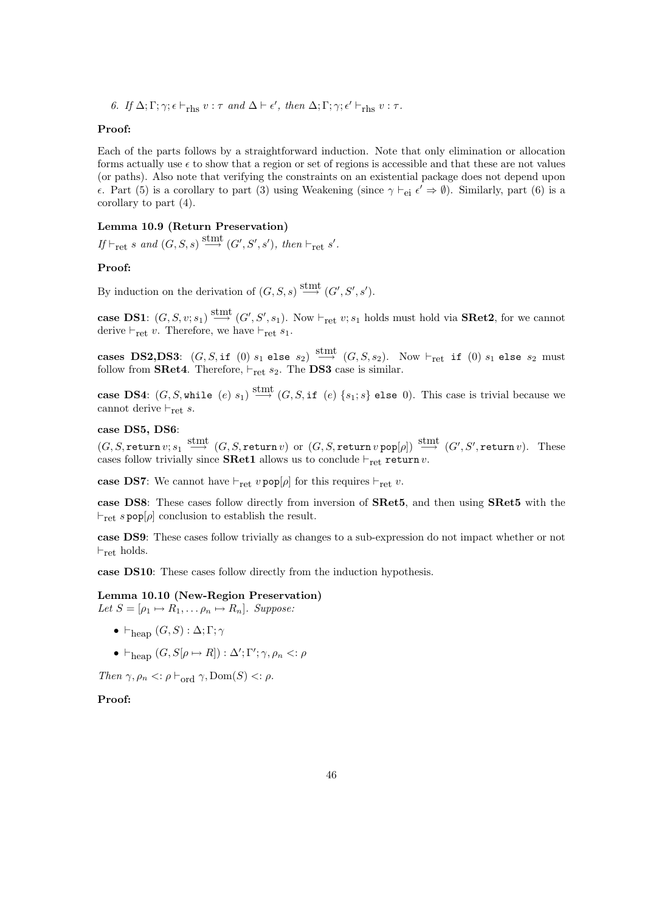6. *If* $\Delta; \Gamma; \gamma; \epsilon \vdash_{\text{rhs}} v : \tau$ *and* $\Delta \vdash \epsilon'$, *then* $\Delta; \Gamma; \gamma; \epsilon' \vdash_{\text{rhs}} v : \tau$.

**Proof:**

Each of the parts follows by a straightforward induction. Note that only elimination or allocation forms actually use $\epsilon$ to show that a region or set of regions is accessible and that these are not values (or paths). Also note that verifying the constraints on an existential package does not depend upon $\epsilon$. Part (5) is a corollary to part (3) using Weakening (since $\gamma \vdash_{\text{ei}} \epsilon' \Rightarrow \emptyset$). Similarly, part (6) is a corollary to part (4).

**Lemma 10.9 (Return Preservation)**

*If* $\vdash_{\text{ret}} s$ *and* $(G, S, s) \stackrel{\text{stmt}}{\longrightarrow} (G', S', s')$, *then* $\vdash_{\text{ret}} s'$.

**Proof:**

By induction on the derivation of $(G, S, s) \stackrel{\text{stmt}}{\longrightarrow} (G', S', s')$.

**case DS1**: $(G, S, v; s_1) \stackrel{\text{stmt}}{\longrightarrow} (G', S', s_1)$. Now $\vdash_{\text{ret}} v; s_1$ holds must hold via **SRet2**, for we cannot derive $\vdash_{\text{ret}} v$. Therefore, we have $\vdash_{\text{ret}} s_1$.

**cases DS2,DS3**: $(G, S, \texttt{if}\ (0)\ s_1\ \texttt{else}\ s_2) \stackrel{\text{stmt}}{\longrightarrow} (G, S, s_2)$. Now $\vdash_{\text{ret}} \texttt{if}\ (0)\ s_1\ \texttt{else}\ s_2$ must follow from **SRet4**. Therefore, $\vdash_{\text{ret}} s_2$. The **DS3** case is similar.

**case DS4**: $(G, S, \texttt{while}\ (e)\ s_1) \stackrel{\text{stmt}}{\longrightarrow} (G, S, \texttt{if}\ (e)\ \{s_1; s\}\ \texttt{else}\ 0)$. This case is trivial because we cannot derive $\vdash_{\text{ret}} s$.

**case DS5, DS6**:
$(G, S, \texttt{return}\, v; s_1 \stackrel{\text{stmt}}{\longrightarrow} (G, S, \texttt{return}\, v)$ or $(G, S, \texttt{return}\, v\, \texttt{pop}[\rho]) \stackrel{\text{stmt}}{\longrightarrow} (G', S', \texttt{return}\, v)$. These cases follow trivially since **SRet1** allows us to conclude $\vdash_{\text{ret}} \texttt{return}\, v$.

**case DS7**: We cannot have $\vdash_{\text{ret}} v\, \texttt{pop}[\rho]$ for this requires $\vdash_{\text{ret}} v$.

**case DS8**: These cases follow directly from inversion of **SRet5**, and then using **SRet5** with the $\vdash_{\text{ret}} s\, \texttt{pop}[\rho]$ conclusion to establish the result.

**case DS9**: These cases follow trivially as changes to a sub-expression do not impact whether or not $\vdash_{\text{ret}}$ holds.

**case DS10**: These cases follow directly from the induction hypothesis.

**Lemma 10.10 (New-Region Preservation)**

*Let* $S = [\rho_1 \mapsto R_1, \ldots \rho_n \mapsto R_n]$. *Suppose:*

- $\vdash_{\text{heap}} (G, S) : \Delta; \Gamma; \gamma$
- $\vdash_{\text{heap}} (G, S[\rho \mapsto R]) : \Delta'; \Gamma'; \gamma, \rho_n <: \rho$

*Then* $\gamma, \rho_n <: \rho \vdash_{\text{ord}} \gamma, \text{Dom}(S) <: \rho$.

**Proof:**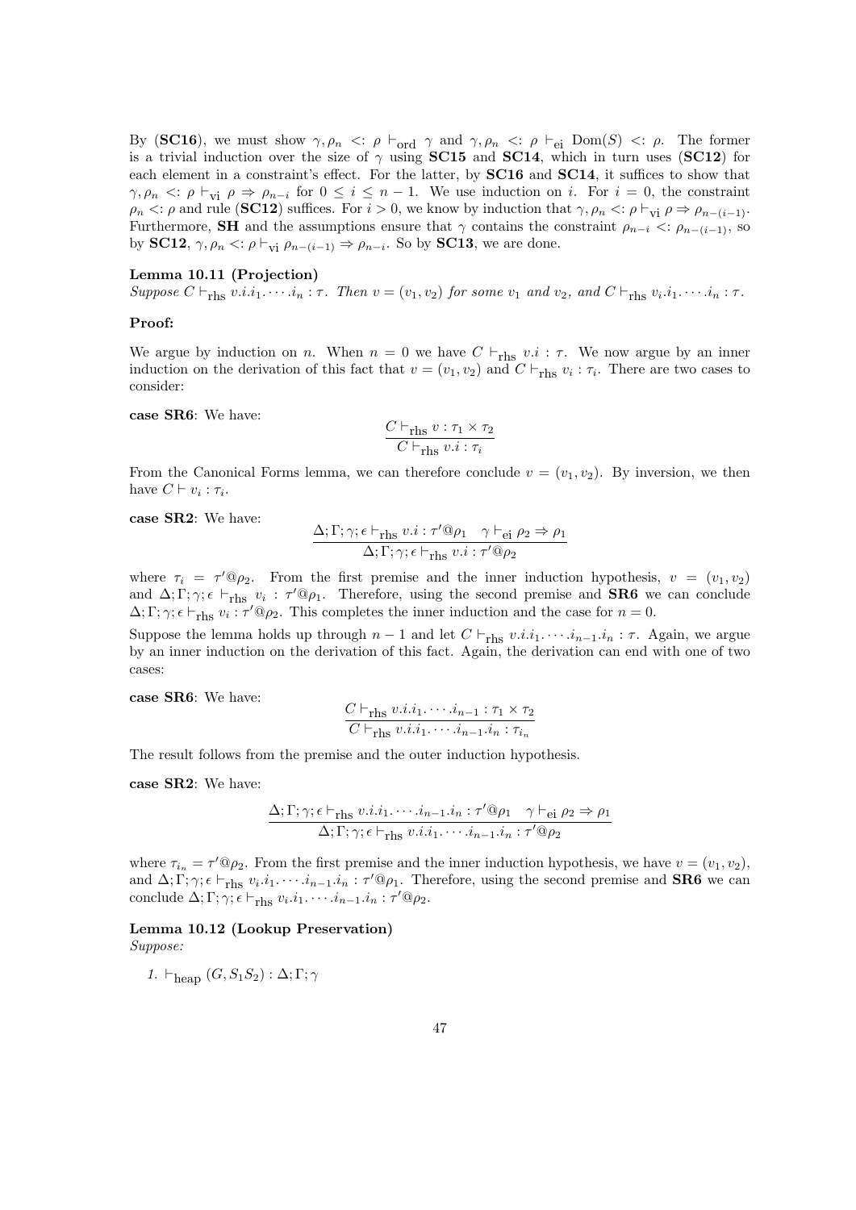By (**SC16**), we must show $\gamma, \rho_n <: \rho \vdash_{\text{ord}} \gamma$ and $\gamma, \rho_n <: \rho \vdash_{\text{ei}} \text{Dom}(S) <: \rho$. The former is a trivial induction over the size of $\gamma$ using **SC15** and **SC14**, which in turn uses (**SC12**) for each element in a constraint's effect. For the latter, by **SC16** and **SC14**, it suffices to show that $\gamma, \rho_n <: \rho \vdash_{\text{vi}} \rho \Rightarrow \rho_{n-i}$ for $0 \leq i \leq n-1$. We use induction on $i$. For $i = 0$, the constraint $\rho_n <: \rho$ and rule (**SC12**) suffices. For $i > 0$, we know by induction that $\gamma, \rho_n <: \rho \vdash_{\text{vi}} \rho \Rightarrow \rho_{n-(i-1)}$. Furthermore, **SH** and the assumptions ensure that $\gamma$ contains the constraint $\rho_{n-i} <: \rho_{n-(i-1)}$, so by **SC12**, $\gamma, \rho_n <: \rho \vdash_{\text{vi}} \rho_{n-(i-1)} \Rightarrow \rho_{n-i}$. So by **SC13**, we are done.

**Lemma 10.11 (Projection)**
*Suppose $C \vdash_{\text{rhs}} v.i.i_1.\cdots.i_n : \tau$. Then $v = (v_1, v_2)$ for some $v_1$ and $v_2$, and $C \vdash_{\text{rhs}} v_i.i_1.\cdots.i_n : \tau$.*

**Proof:**

We argue by induction on $n$. When $n = 0$ we have $C \vdash_{\text{rhs}} v.i : \tau$. We now argue by an inner induction on the derivation of this fact that $v = (v_1, v_2)$ and $C \vdash_{\text{rhs}} v_i : \tau_i$. There are two cases to consider:

**case SR6**: We have:

$$\frac{C \vdash_{\text{rhs}} v : \tau_1 \times \tau_2}{C \vdash_{\text{rhs}} v.i : \tau_i}$$

From the Canonical Forms lemma, we can therefore conclude $v = (v_1, v_2)$. By inversion, we then have $C \vdash v_i : \tau_i$.

**case SR2**: We have:

$$\frac{\Delta; \Gamma; \gamma; \epsilon \vdash_{\text{rhs}} v.i : \tau'@\rho_1 \quad \gamma \vdash_{\text{ei}} \rho_2 \Rightarrow \rho_1}{\Delta; \Gamma; \gamma; \epsilon \vdash_{\text{rhs}} v.i : \tau'@\rho_2}$$

where $\tau_i = \tau'@\rho_2$. From the first premise and the inner induction hypothesis, $v = (v_1, v_2)$ and $\Delta; \Gamma; \gamma; \epsilon \vdash_{\text{rhs}} v_i : \tau'@\rho_1$. Therefore, using the second premise and **SR6** we can conclude $\Delta; \Gamma; \gamma; \epsilon \vdash_{\text{rhs}} v_i : \tau'@\rho_2$. This completes the inner induction and the case for $n = 0$.

Suppose the lemma holds up through $n-1$ and let $C \vdash_{\text{rhs}} v.i.i_1.\cdots.i_{n-1}.i_n : \tau$. Again, we argue by an inner induction on the derivation of this fact. Again, the derivation can end with one of two cases:

**case SR6**: We have:

$$\frac{C \vdash_{\text{rhs}} v.i.i_1.\cdots.i_{n-1} : \tau_1 \times \tau_2}{C \vdash_{\text{rhs}} v.i.i_1.\cdots.i_{n-1}.i_n : \tau_{i_n}}$$

The result follows from the premise and the outer induction hypothesis.

**case SR2**: We have:

$$\frac{\Delta; \Gamma; \gamma; \epsilon \vdash_{\text{rhs}} v.i.i_1.\cdots.i_{n-1}.i_n : \tau'@\rho_1 \quad \gamma \vdash_{\text{ei}} \rho_2 \Rightarrow \rho_1}{\Delta; \Gamma; \gamma; \epsilon \vdash_{\text{rhs}} v.i.i_1.\cdots.i_{n-1}.i_n : \tau'@\rho_2}$$

where $\tau_{i_n} = \tau'@\rho_2$. From the first premise and the inner induction hypothesis, we have $v = (v_1, v_2)$, and $\Delta; \Gamma; \gamma; \epsilon \vdash_{\text{rhs}} v_i.i_1.\cdots.i_{n-1}.i_n : \tau'@\rho_1$. Therefore, using the second premise and **SR6** we can conclude $\Delta; \Gamma; \gamma; \epsilon \vdash_{\text{rhs}} v_i.i_1.\cdots.i_{n-1}.i_n : \tau'@\rho_2$.

**Lemma 10.12 (Lookup Preservation)**
*Suppose:*

1. $\vdash_{\text{heap}} (G, S_1 S_2) : \Delta; \Gamma; \gamma$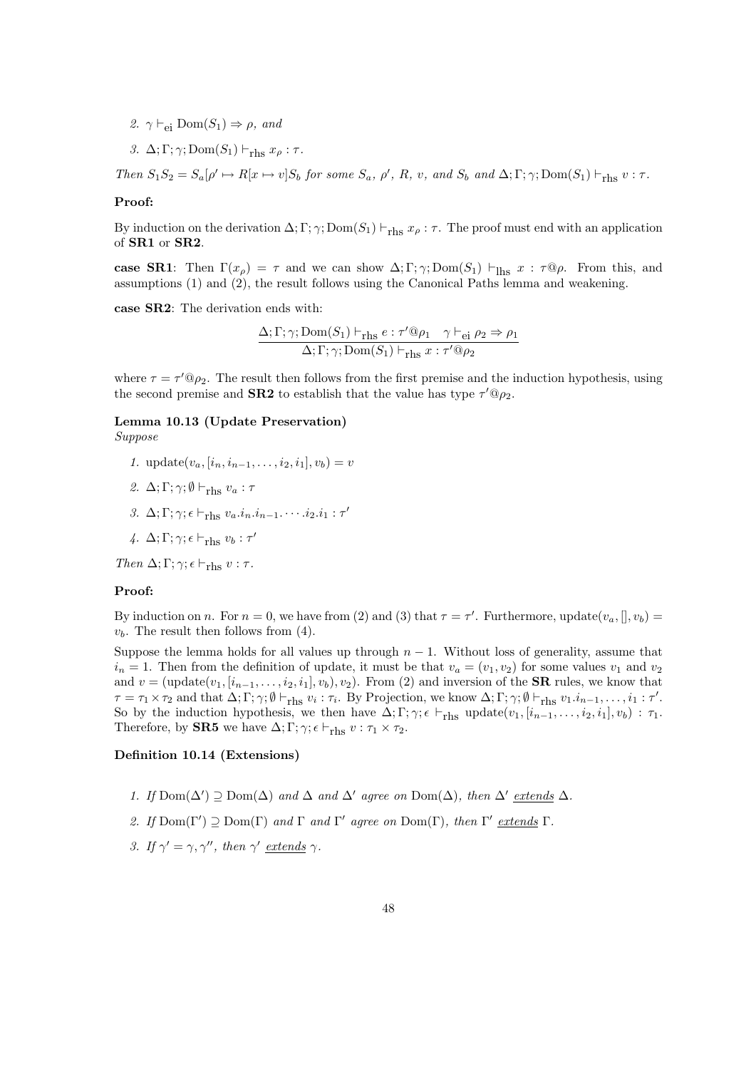2. $\gamma \vdash_{\text{ei}} \text{Dom}(S_1) \Rightarrow \rho$, *and*

3. $\Delta; \Gamma; \gamma; \text{Dom}(S_1) \vdash_{\text{rhs}} x_\rho : \tau$.

*Then* $S_1 S_2 = S_a[\rho' \mapsto R[x \mapsto v]S_b$ *for some* $S_a$, $\rho'$, $R$, $v$, *and* $S_b$ *and* $\Delta; \Gamma; \gamma; \text{Dom}(S_1) \vdash_{\text{rhs}} v : \tau$.

**Proof:**

By induction on the derivation $\Delta; \Gamma; \gamma; \text{Dom}(S_1) \vdash_{\text{rhs}} x_\rho : \tau$. The proof must end with an application of **SR1** or **SR2**.

**case SR1**: Then $\Gamma(x_\rho) = \tau$ and we can show $\Delta; \Gamma; \gamma; \text{Dom}(S_1) \vdash_{\text{lhs}} x : \tau@\rho$. From this, and assumptions (1) and (2), the result follows using the Canonical Paths lemma and weakening.

**case SR2**: The derivation ends with:

$$\frac{\Delta; \Gamma; \gamma; \text{Dom}(S_1) \vdash_{\text{rhs}} e : \tau'@\rho_1 \quad \gamma \vdash_{\text{ei}} \rho_2 \Rightarrow \rho_1}{\Delta; \Gamma; \gamma; \text{Dom}(S_1) \vdash_{\text{rhs}} x : \tau'@\rho_2}$$

where $\tau = \tau'@\rho_2$. The result then follows from the first premise and the induction hypothesis, using the second premise and **SR2** to establish that the value has type $\tau'@\rho_2$.

**Lemma 10.13 (Update Preservation)**
*Suppose*

1. $\text{update}(v_a, [i_n, i_{n-1}, \ldots, i_2, i_1], v_b) = v$

2. $\Delta; \Gamma; \gamma; \emptyset \vdash_{\text{rhs}} v_a : \tau$

3. $\Delta; \Gamma; \gamma; \epsilon \vdash_{\text{rhs}} v_a.i_n.i_{n-1}.\cdots.i_2.i_1 : \tau'$

4. $\Delta; \Gamma; \gamma; \epsilon \vdash_{\text{rhs}} v_b : \tau'$

*Then* $\Delta; \Gamma; \gamma; \epsilon \vdash_{\text{rhs}} v : \tau$.

**Proof:**

By induction on $n$. For $n = 0$, we have from (2) and (3) that $\tau = \tau'$. Furthermore, $\text{update}(v_a, [], v_b) = v_b$. The result then follows from (4).

Suppose the lemma holds for all values up through $n - 1$. Without loss of generality, assume that $i_n = 1$. Then from the definition of update, it must be that $v_a = (v_1, v_2)$ for some values $v_1$ and $v_2$ and $v = (\text{update}(v_1, [i_{n-1}, \ldots, i_2, i_1], v_b), v_2)$. From (2) and inversion of the **SR** rules, we know that $\tau = \tau_1 \times \tau_2$ and that $\Delta; \Gamma; \gamma; \emptyset \vdash_{\text{rhs}} v_i : \tau_i$. By Projection, we know $\Delta; \Gamma; \gamma; \emptyset \vdash_{\text{rhs}} v_1.i_{n-1}, \ldots, i_1 : \tau'$. So by the induction hypothesis, we then have $\Delta; \Gamma; \gamma; \epsilon \vdash_{\text{rhs}} \text{update}(v_1, [i_{n-1}, \ldots, i_2, i_1], v_b) : \tau_1$. Therefore, by **SR5** we have $\Delta; \Gamma; \gamma; \epsilon \vdash_{\text{rhs}} v : \tau_1 \times \tau_2$.

**Definition 10.14 (Extensions)**

1. *If* $\text{Dom}(\Delta') \supseteq \text{Dom}(\Delta)$ *and* $\Delta$ *and* $\Delta'$ *agree on* $\text{Dom}(\Delta)$, *then* $\Delta'$ *extends* $\Delta$.

2. *If* $\text{Dom}(\Gamma') \supseteq \text{Dom}(\Gamma)$ *and* $\Gamma$ *and* $\Gamma'$ *agree on* $\text{Dom}(\Gamma)$, *then* $\Gamma'$ *extends* $\Gamma$.

3. *If* $\gamma' = \gamma, \gamma''$, *then* $\gamma'$ *extends* $\gamma$.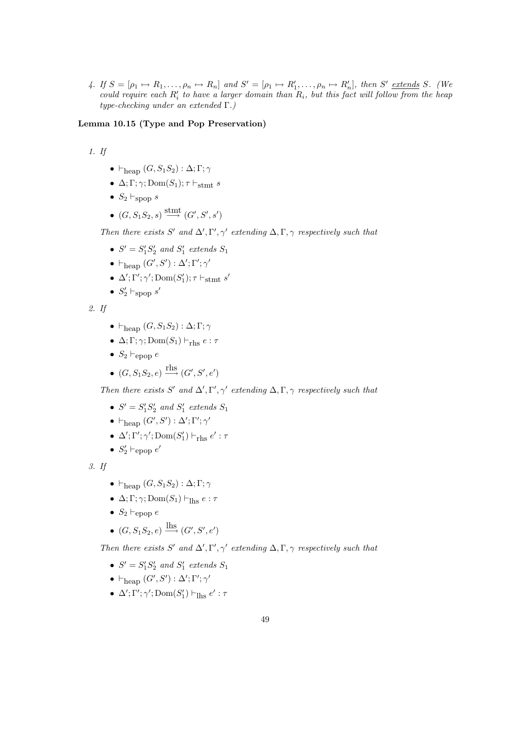4. *If $S = [\rho_1 \mapsto R_1, \ldots, \rho_n \mapsto R_n]$ and $S' = [\rho_1 \mapsto R'_1, \ldots, \rho_n \mapsto R'_n]$, then $S'$ extends $S$. (We could require each $R'_i$ to have a larger domain than $R_i$, but this fact will follow from the heap type-checking under an extended $\Gamma$.)*

**Lemma 10.15 (Type and Pop Preservation)**

1. *If*

   - $\vdash_{\text{heap}} (G, S_1 S_2) : \Delta; \Gamma; \gamma$
   - $\Delta; \Gamma; \gamma; \text{Dom}(S_1); \tau \vdash_{\text{stmt}} s$
   - $S_2 \vdash_{\text{spop}} s$
   - $(G, S_1 S_2, s) \stackrel{\text{stmt}}{\longrightarrow} (G', S', s')$

   *Then there exists $S'$ and $\Delta', \Gamma', \gamma'$ extending $\Delta, \Gamma, \gamma$ respectively such that*

   - $S' = S'_1 S'_2$ *and* $S'_1$ *extends* $S_1$
   - $\vdash_{\text{heap}} (G', S') : \Delta'; \Gamma'; \gamma'$
   - $\Delta'; \Gamma'; \gamma'; \text{Dom}(S'_1); \tau \vdash_{\text{stmt}} s'$
   - $S'_2 \vdash_{\text{spop}} s'$

2. *If*

   - $\vdash_{\text{heap}} (G, S_1 S_2) : \Delta; \Gamma; \gamma$
   - $\Delta; \Gamma; \gamma; \text{Dom}(S_1) \vdash_{\text{rhs}} e : \tau$
   - $S_2 \vdash_{\text{epop}} e$
   - $(G, S_1 S_2, e) \stackrel{\text{rhs}}{\longrightarrow} (G', S', e')$

   *Then there exists $S'$ and $\Delta', \Gamma', \gamma'$ extending $\Delta, \Gamma, \gamma$ respectively such that*

   - $S' = S'_1 S'_2$ *and* $S'_1$ *extends* $S_1$
   - $\vdash_{\text{heap}} (G', S') : \Delta'; \Gamma'; \gamma'$
   - $\Delta'; \Gamma'; \gamma'; \text{Dom}(S'_1) \vdash_{\text{rhs}} e' : \tau$
   - $S'_2 \vdash_{\text{epop}} e'$

3. *If*

   - $\vdash_{\text{heap}} (G, S_1 S_2) : \Delta; \Gamma; \gamma$
   - $\Delta; \Gamma; \gamma; \text{Dom}(S_1) \vdash_{\text{lhs}} e : \tau$
   - $S_2 \vdash_{\text{epop}} e$
   - $(G, S_1 S_2, e) \stackrel{\text{lhs}}{\longrightarrow} (G', S', e')$

   *Then there exists $S'$ and $\Delta', \Gamma', \gamma'$ extending $\Delta, \Gamma, \gamma$ respectively such that*

   - $S' = S'_1 S'_2$ *and* $S'_1$ *extends* $S_1$
   - $\vdash_{\text{heap}} (G', S') : \Delta'; \Gamma'; \gamma'$
   - $\Delta'; \Gamma'; \gamma'; \text{Dom}(S'_1) \vdash_{\text{lhs}} e' : \tau$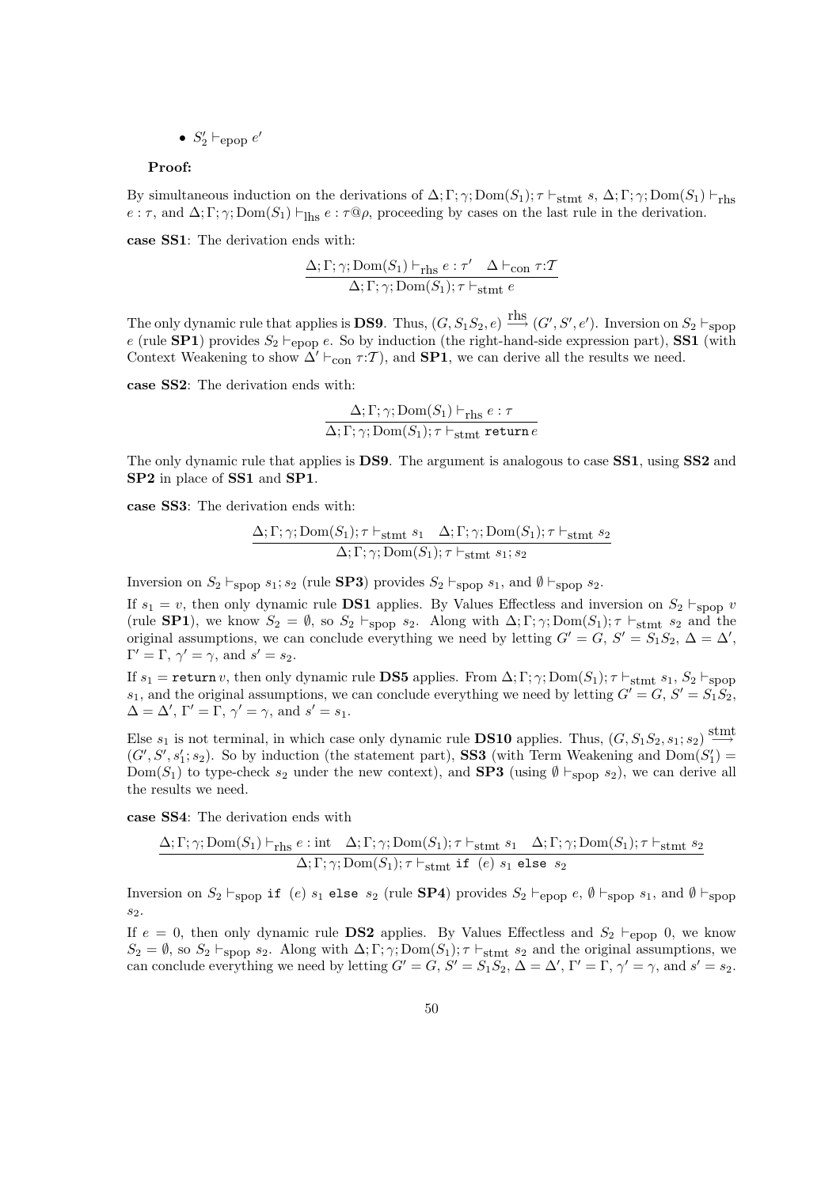- $S_2' \vdash_{\text{epop}} e'$

**Proof:**

By simultaneous induction on the derivations of $\Delta; \Gamma; \gamma; \text{Dom}(S_1); \tau \vdash_{\text{stmt}} s$, $\Delta; \Gamma; \gamma; \text{Dom}(S_1) \vdash_{\text{rhs}} e : \tau$, and $\Delta; \Gamma; \gamma; \text{Dom}(S_1) \vdash_{\text{lhs}} e : \tau@\rho$, proceeding by cases on the last rule in the derivation.

**case SS1**: The derivation ends with:

$$\frac{\Delta; \Gamma; \gamma; \text{Dom}(S_1) \vdash_{\text{rhs}} e : \tau' \quad \Delta \vdash_{\text{con}} \tau{:}\mathcal{T}}{\Delta; \Gamma; \gamma; \text{Dom}(S_1); \tau \vdash_{\text{stmt}} e}$$

The only dynamic rule that applies is **DS9**. Thus, $(G, S_1 S_2, e) \xrightarrow{\text{rhs}} (G', S', e')$. Inversion on $S_2 \vdash_{\text{spop}} e$ (rule **SP1**) provides $S_2 \vdash_{\text{epop}} e$. So by induction (the right-hand-side expression part), **SS1** (with Context Weakening to show $\Delta' \vdash_{\text{con}} \tau{:}\mathcal{T}$), and **SP1**, we can derive all the results we need.

**case SS2**: The derivation ends with:

$$\frac{\Delta; \Gamma; \gamma; \text{Dom}(S_1) \vdash_{\text{rhs}} e : \tau}{\Delta; \Gamma; \gamma; \text{Dom}(S_1); \tau \vdash_{\text{stmt}} \texttt{return}\, e}$$

The only dynamic rule that applies is **DS9**. The argument is analogous to case **SS1**, using **SS2** and **SP2** in place of **SS1** and **SP1**.

**case SS3**: The derivation ends with:

$$\frac{\Delta; \Gamma; \gamma; \text{Dom}(S_1); \tau \vdash_{\text{stmt}} s_1 \quad \Delta; \Gamma; \gamma; \text{Dom}(S_1); \tau \vdash_{\text{stmt}} s_2}{\Delta; \Gamma; \gamma; \text{Dom}(S_1); \tau \vdash_{\text{stmt}} s_1; s_2}$$

Inversion on $S_2 \vdash_{\text{spop}} s_1; s_2$ (rule **SP3**) provides $S_2 \vdash_{\text{spop}} s_1$, and $\emptyset \vdash_{\text{spop}} s_2$.

If $s_1 = v$, then only dynamic rule **DS1** applies. By Values Effectless and inversion on $S_2 \vdash_{\text{spop}} v$ (rule **SP1**), we know $S_2 = \emptyset$, so $S_2 \vdash_{\text{spop}} s_2$. Along with $\Delta; \Gamma; \gamma; \text{Dom}(S_1); \tau \vdash_{\text{stmt}} s_2$ and the original assumptions, we can conclude everything we need by letting $G' = G$, $S' = S_1 S_2$, $\Delta = \Delta'$, $\Gamma' = \Gamma$, $\gamma' = \gamma$, and $s' = s_2$.

If $s_1 = \texttt{return}\, v$, then only dynamic rule **DS5** applies. From $\Delta; \Gamma; \gamma; \text{Dom}(S_1); \tau \vdash_{\text{stmt}} s_1$, $S_2 \vdash_{\text{spop}} s_1$, and the original assumptions, we can conclude everything we need by letting $G' = G$, $S' = S_1 S_2$, $\Delta = \Delta'$, $\Gamma' = \Gamma$, $\gamma' = \gamma$, and $s' = s_1$.

Else $s_1$ is not terminal, in which case only dynamic rule **DS10** applies. Thus, $(G, S_1 S_2, s_1; s_2) \xrightarrow{\text{stmt}} (G', S', s_1'; s_2)$. So by induction (the statement part), **SS3** (with Term Weakening and $\text{Dom}(S_1') = \text{Dom}(S_1)$ to type-check $s_2$ under the new context), and **SP3** (using $\emptyset \vdash_{\text{spop}} s_2$), we can derive all the results we need.

**case SS4**: The derivation ends with

$$\frac{\Delta; \Gamma; \gamma; \text{Dom}(S_1) \vdash_{\text{rhs}} e : \text{int} \quad \Delta; \Gamma; \gamma; \text{Dom}(S_1); \tau \vdash_{\text{stmt}} s_1 \quad \Delta; \Gamma; \gamma; \text{Dom}(S_1); \tau \vdash_{\text{stmt}} s_2}{\Delta; \Gamma; \gamma; \text{Dom}(S_1); \tau \vdash_{\text{stmt}} \texttt{if }(e)\ s_1 \texttt{ else } s_2}$$

Inversion on $S_2 \vdash_{\text{spop}} \texttt{if }(e)\ s_1 \texttt{ else } s_2$ (rule **SP4**) provides $S_2 \vdash_{\text{epop}} e$, $\emptyset \vdash_{\text{spop}} s_1$, and $\emptyset \vdash_{\text{spop}} s_2$.

If $e = 0$, then only dynamic rule **DS2** applies. By Values Effectless and $S_2 \vdash_{\text{epop}} 0$, we know $S_2 = \emptyset$, so $S_2 \vdash_{\text{spop}} s_2$. Along with $\Delta; \Gamma; \gamma; \text{Dom}(S_1); \tau \vdash_{\text{stmt}} s_2$ and the original assumptions, we can conclude everything we need by letting $G' = G$, $S' = S_1 S_2$, $\Delta = \Delta'$, $\Gamma' = \Gamma$, $\gamma' = \gamma$, and $s' = s_2$.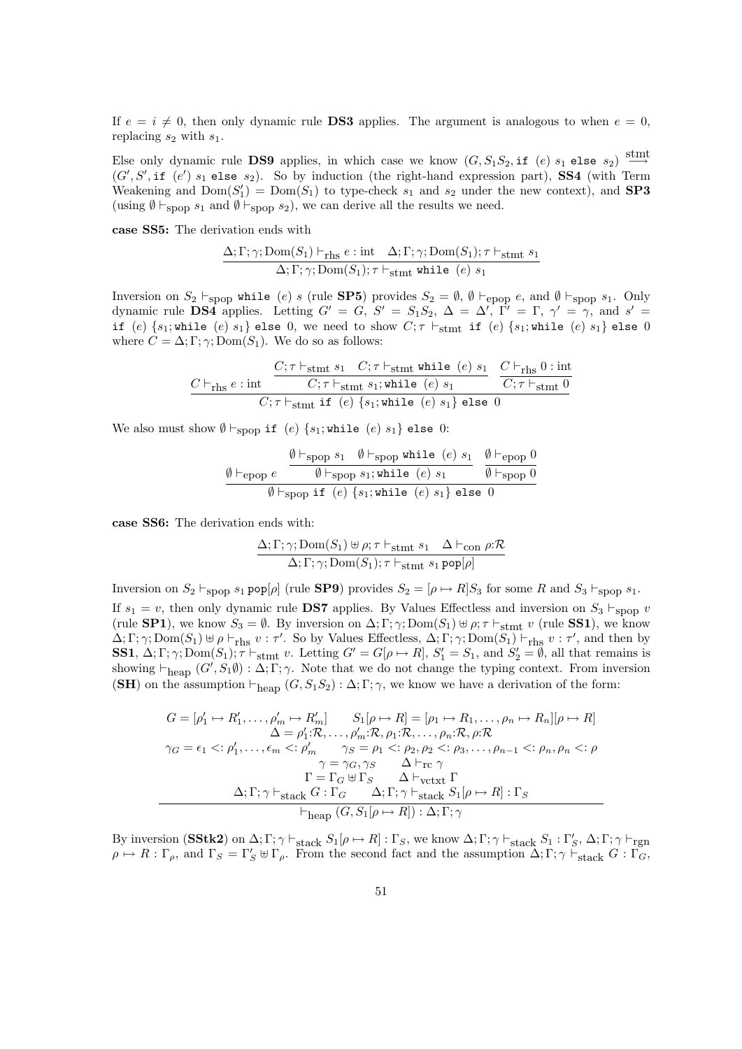If $e = i \neq 0$, then only dynamic rule **DS3** applies. The argument is analogous to when $e = 0$, replacing $s_2$ with $s_1$.

Else only dynamic rule **DS9** applies, in which case we know $(G, S_1S_2, \texttt{if}\ (e)\ s_1\ \texttt{else}\ s_2) \stackrel{\text{stmt}}{\longrightarrow} (G', S', \texttt{if}\ (e')\ s_1\ \texttt{else}\ s_2)$. So by induction (the right-hand expression part), **SS4** (with Term Weakening and $\text{Dom}(S_1') = \text{Dom}(S_1)$ to type-check $s_1$ and $s_2$ under the new context), and **SP3** (using $\emptyset \vdash_{\text{spop}} s_1$ and $\emptyset \vdash_{\text{spop}} s_2$), we can derive all the results we need.

**case SS5:** The derivation ends with

$$\frac{\Delta; \Gamma; \gamma; \text{Dom}(S_1) \vdash_{\text{rhs}} e : \text{int} \quad \Delta; \Gamma; \gamma; \text{Dom}(S_1); \tau \vdash_{\text{stmt}} s_1}{\Delta; \Gamma; \gamma; \text{Dom}(S_1); \tau \vdash_{\text{stmt}} \texttt{while}\ (e)\ s_1}$$

Inversion on $S_2 \vdash_{\text{spop}} \texttt{while}\ (e)\ s$ (rule **SP5**) provides $S_2 = \emptyset$, $\emptyset \vdash_{\text{epop}} e$, and $\emptyset \vdash_{\text{spop}} s_1$. Only dynamic rule **DS4** applies. Letting $G' = G$, $S' = S_1S_2$, $\Delta = \Delta'$, $\Gamma' = \Gamma$, $\gamma' = \gamma$, and $s' = \texttt{if}\ (e)\ \{s_1; \texttt{while}\ (e)\ s_1\}\ \texttt{else}\ 0$, we need to show $C; \tau \vdash_{\text{stmt}} \texttt{if}\ (e)\ \{s_1; \texttt{while}\ (e)\ s_1\}\ \texttt{else}\ 0$ where $C = \Delta; \Gamma; \gamma; \text{Dom}(S_1)$. We do so as follows:

$$\frac{C \vdash_{\text{rhs}} e : \text{int} \quad \dfrac{C; \tau \vdash_{\text{stmt}} s_1 \quad C; \tau \vdash_{\text{stmt}} \texttt{while}\ (e)\ s_1}{C; \tau \vdash_{\text{stmt}} s_1; \texttt{while}\ (e)\ s_1} \quad \dfrac{C \vdash_{\text{rhs}} 0 : \text{int}}{C; \tau \vdash_{\text{stmt}} 0}}{C; \tau \vdash_{\text{stmt}} \texttt{if}\ (e)\ \{s_1; \texttt{while}\ (e)\ s_1\}\ \texttt{else}\ 0}$$

We also must show $\emptyset \vdash_{\text{spop}} \texttt{if}\ (e)\ \{s_1; \texttt{while}\ (e)\ s_1\}\ \texttt{else}\ 0$:

$$\frac{\emptyset \vdash_{\text{epop}} e \quad \dfrac{\emptyset \vdash_{\text{spop}} s_1 \quad \emptyset \vdash_{\text{spop}} \texttt{while}\ (e)\ s_1}{\emptyset \vdash_{\text{spop}} s_1; \texttt{while}\ (e)\ s_1} \quad \dfrac{\emptyset \vdash_{\text{epop}} 0}{\emptyset \vdash_{\text{spop}} 0}}{\emptyset \vdash_{\text{spop}} \texttt{if}\ (e)\ \{s_1; \texttt{while}\ (e)\ s_1\}\ \texttt{else}\ 0}$$

**case SS6:** The derivation ends with:

$$\frac{\Delta; \Gamma; \gamma; \text{Dom}(S_1) \uplus \rho; \tau \vdash_{\text{stmt}} s_1 \quad \Delta \vdash_{\text{con}} \rho{:}\mathcal{R}}{\Delta; \Gamma; \gamma; \text{Dom}(S_1); \tau \vdash_{\text{stmt}} s_1\, \texttt{pop}[\rho]}$$

Inversion on $S_2 \vdash_{\text{spop}} s_1\, \texttt{pop}[\rho]$ (rule **SP9**) provides $S_2 = [\rho \mapsto R]S_3$ for some $R$ and $S_3 \vdash_{\text{spop}} s_1$.

If $s_1 = v$, then only dynamic rule **DS7** applies. By Values Effectless and inversion on $S_3 \vdash_{\text{spop}} v$ (rule **SP1**), we know $S_3 = \emptyset$. By inversion on $\Delta; \Gamma; \gamma; \text{Dom}(S_1) \uplus \rho; \tau \vdash_{\text{stmt}} v$ (rule **SS1**), we know $\Delta; \Gamma; \gamma; \text{Dom}(S_1) \uplus \rho \vdash_{\text{rhs}} v : \tau'$. So by Values Effectless, $\Delta; \Gamma; \gamma; \text{Dom}(S_1) \vdash_{\text{rhs}} v : \tau'$, and then by **SS1**, $\Delta; \Gamma; \gamma; \text{Dom}(S_1); \tau \vdash_{\text{stmt}} v$. Letting $G' = G[\rho \mapsto R]$, $S_1' = S_1$, and $S_2' = \emptyset$, all that remains is showing $\vdash_{\text{heap}} (G', S_1\emptyset) : \Delta; \Gamma; \gamma$. Note that we do not change the typing context. From inversion (**SH**) on the assumption $\vdash_{\text{heap}} (G, S_1S_2) : \Delta; \Gamma; \gamma$, we know we have a derivation of the form:

$$\frac{\begin{array}{c} G = [\rho_1' \mapsto R_1', \ldots, \rho_m' \mapsto R_m'] \qquad S_1[\rho \mapsto R] = [\rho_1 \mapsto R_1, \ldots, \rho_n \mapsto R_n][\rho \mapsto R] \\ \Delta = \rho_1'{:}\mathcal{R}, \ldots, \rho_m'{:}\mathcal{R}, \rho_1{:}\mathcal{R}, \ldots, \rho_n{:}\mathcal{R}, \rho{:}\mathcal{R} \\ \gamma_G = \epsilon_1 <: \rho_1', \ldots, \epsilon_m <: \rho_m' \qquad \gamma_S = \rho_1 <: \rho_2, \rho_2 <: \rho_3, \ldots, \rho_{n-1} <: \rho_n, \rho_n <: \rho \\ \gamma = \gamma_G, \gamma_S \qquad \Delta \vdash_{\text{rc}} \gamma \\ \Gamma = \Gamma_G \uplus \Gamma_S \qquad \Delta \vdash_{\text{vctxt}} \Gamma \\ \Delta; \Gamma; \gamma \vdash_{\text{stack}} G : \Gamma_G \qquad \Delta; \Gamma; \gamma \vdash_{\text{stack}} S_1[\rho \mapsto R] : \Gamma_S \end{array}}{\vdash_{\text{heap}} (G, S_1[\rho \mapsto R]) : \Delta; \Gamma; \gamma}$$

By inversion (**SStk2**) on $\Delta; \Gamma; \gamma \vdash_{\text{stack}} S_1[\rho \mapsto R] : \Gamma_S$, we know $\Delta; \Gamma; \gamma \vdash_{\text{stack}} S_1 : \Gamma_S'$, $\Delta; \Gamma; \gamma \vdash_{\text{rgn}} \rho \mapsto R : \Gamma_\rho$, and $\Gamma_S = \Gamma_S' \uplus \Gamma_\rho$. From the second fact and the assumption $\Delta; \Gamma; \gamma \vdash_{\text{stack}} G : \Gamma_G$,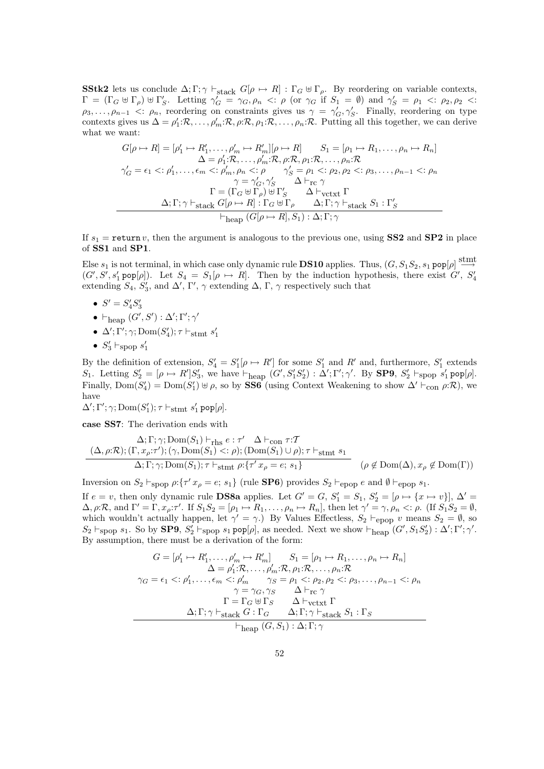**SStk2** lets us conclude $\Delta;\Gamma;\gamma \vdash_{\text{stack}} G[\rho \mapsto R] : \Gamma_G \uplus \Gamma_\rho$. By reordering on variable contexts, $\Gamma = (\Gamma_G \uplus \Gamma_\rho) \uplus \Gamma'_S$. Letting $\gamma'_G = \gamma_G, \rho_n <: \rho$ (or $\gamma_G$ if $S_1 = \emptyset$) and $\gamma'_S = \rho_1 <: \rho_2, \rho_2 <: \rho_3, \ldots, \rho_{n-1} <: \rho_n$, reordering on constraints gives us $\gamma = \gamma'_G, \gamma'_S$. Finally, reordering on type contexts gives us $\Delta = \rho'_1{:}\mathcal{R}, \ldots, \rho'_m{:}\mathcal{R}, \rho{:}\mathcal{R}, \rho_1{:}\mathcal{R}, \ldots, \rho_n{:}\mathcal{R}$. Putting all this together, we can derive what we want:

$$\frac{\begin{array}{c} G[\rho \mapsto R] = [\rho'_1 \mapsto R'_1, \ldots, \rho'_m \mapsto R'_m][\rho \mapsto R] \qquad S_1 = [\rho_1 \mapsto R_1, \ldots, \rho_n \mapsto R_n] \\ \Delta = \rho'_1{:}\mathcal{R}, \ldots, \rho'_m{:}\mathcal{R}, \rho{:}\mathcal{R}, \rho_1{:}\mathcal{R}, \ldots, \rho_n{:}\mathcal{R} \\ \gamma'_G = \epsilon_1 <: \rho'_1, \ldots, \epsilon_m <: \rho'_m, \rho_n <: \rho \qquad \gamma'_S = \rho_1 <: \rho_2, \rho_2 <: \rho_3, \ldots, \rho_{n-1} <: \rho_n \\ \gamma = \gamma'_G, \gamma'_S \qquad \Delta \vdash_{\text{rc}} \gamma \\ \Gamma = (\Gamma_G \uplus \Gamma_\rho) \uplus \Gamma'_S \qquad \Delta \vdash_{\text{vctxt}} \Gamma \\ \Delta;\Gamma;\gamma \vdash_{\text{stack}} G[\rho \mapsto R] : \Gamma_G \uplus \Gamma_\rho \qquad \Delta;\Gamma;\gamma \vdash_{\text{stack}} S_1 : \Gamma'_S \end{array}}{\vdash_{\text{heap}} (G[\rho \mapsto R], S_1) : \Delta;\Gamma;\gamma}$$

If $s_1 = \texttt{return}\, v$, then the argument is analogous to the previous one, using **SS2** and **SP2** in place of **SS1** and **SP1**.

Else $s_1$ is not terminal, in which case only dynamic rule **DS10** applies. Thus, $(G, S_1S_2, s_1\,\texttt{pop}[\rho] \xrightarrow{\text{stmt}} (G', S', s'_1\,\texttt{pop}[\rho])$. Let $S_4 = S_1[\rho \mapsto R]$. Then by the induction hypothesis, there exist $G'$, $S'_4$ extending $S_4$, $S'_3$, and $\Delta'$, $\Gamma'$, $\gamma$ extending $\Delta$, $\Gamma$, $\gamma$ respectively such that

- $S' = S'_4 S'_3$
- $\vdash_{\text{heap}} (G', S') : \Delta';\Gamma';\gamma'$
- $\Delta';\Gamma';\gamma;\text{Dom}(S'_4);\tau \vdash_{\text{stmt}} s'_1$
- $S'_3 \vdash_{\text{spop}} s'_1$

By the definition of extension, $S'_4 = S'_1[\rho \mapsto R']$ for some $S'_1$ and $R'$ and, furthermore, $S'_1$ extends $S_1$. Letting $S'_2 = [\rho \mapsto R']S'_3$, we have $\vdash_{\text{heap}} (G', S'_1S'_2) : \Delta';\Gamma';\gamma'$. By **SP9**, $S'_2 \vdash_{\text{spop}} s'_1\,\texttt{pop}[\rho]$. Finally, $\text{Dom}(S'_4) = \text{Dom}(S'_1) \uplus \rho$, so by **SS6** (using Context Weakening to show $\Delta' \vdash_{\text{con}} \rho{:}\mathcal{R}$), we have
$\Delta';\Gamma';\gamma;\text{Dom}(S'_1);\tau \vdash_{\text{stmt}} s'_1\,\texttt{pop}[\rho]$.

**case SS7**: The derivation ends with

$$\frac{\begin{array}{c}\Delta;\Gamma;\gamma;\text{Dom}(S_1) \vdash_{\text{rhs}} e : \tau' \quad \Delta \vdash_{\text{con}} \tau{:}\mathcal{T} \\ (\Delta, \rho{:}\mathcal{R});(\Gamma, x_\rho{:}\tau');(\gamma, \text{Dom}(S_1) <: \rho);(\text{Dom}(S_1) \cup \rho);\tau \vdash_{\text{stmt}} s_1\end{array}}{\Delta;\Gamma;\gamma;\text{Dom}(S_1);\tau \vdash_{\text{stmt}} \rho{:}\{\tau'\,x_\rho = e;\, s_1\}} \quad (\rho \notin \text{Dom}(\Delta), x_\rho \notin \text{Dom}(\Gamma))$$

Inversion on $S_2 \vdash_{\text{spop}} \rho{:}\{\tau'\,x_\rho = e;\, s_1\}$ (rule **SP6**) provides $S_2 \vdash_{\text{epop}} e$ and $\emptyset \vdash_{\text{epop}} s_1$.

If $e = v$, then only dynamic rule **DS8a** applies. Let $G' = G$, $S'_1 = S_1$, $S'_2 = [\rho \mapsto \{x \mapsto v\}]$, $\Delta' = \Delta, \rho{:}\mathcal{R}$, and $\Gamma' = \Gamma, x_\rho{:}\tau'$. If $S_1S_2 = [\rho_1 \mapsto R_1, \ldots, \rho_n \mapsto R_n]$, then let $\gamma' = \gamma, \rho_n <: \rho$. (If $S_1S_2 = \emptyset$, which wouldn't actually happen, let $\gamma' = \gamma$.) By Values Effectless, $S_2 \vdash_{\text{epop}} v$ means $S_2 = \emptyset$, so $S_2 \vdash_{\text{spop}} s_1$. So by **SP9**, $S'_2 \vdash_{\text{spop}} s_1\,\texttt{pop}[\rho]$, as needed. Next we show $\vdash_{\text{heap}} (G', S_1S'_2) : \Delta';\Gamma';\gamma'$. By assumption, there must be a derivation of the form:

$$\frac{\begin{array}{c} G = [\rho'_1 \mapsto R'_1, \ldots, \rho'_m \mapsto R'_m] \qquad S_1 = [\rho_1 \mapsto R_1, \ldots, \rho_n \mapsto R_n] \\ \Delta = \rho'_1{:}\mathcal{R}, \ldots, \rho'_m{:}\mathcal{R}, \rho_1{:}\mathcal{R}, \ldots, \rho_n{:}\mathcal{R} \\ \gamma_G = \epsilon_1 <: \rho'_1, \ldots, \epsilon_m <: \rho'_m \qquad \gamma_S = \rho_1 <: \rho_2, \rho_2 <: \rho_3, \ldots, \rho_{n-1} <: \rho_n \\ \gamma = \gamma_G, \gamma_S \qquad \Delta \vdash_{\text{rc}} \gamma \\ \Gamma = \Gamma_G \uplus \Gamma_S \qquad \Delta \vdash_{\text{vctxt}} \Gamma \\ \Delta;\Gamma;\gamma \vdash_{\text{stack}} G : \Gamma_G \qquad \Delta;\Gamma;\gamma \vdash_{\text{stack}} S_1 : \Gamma_S \end{array}}{\vdash_{\text{heap}} (G, S_1) : \Delta;\Gamma;\gamma}$$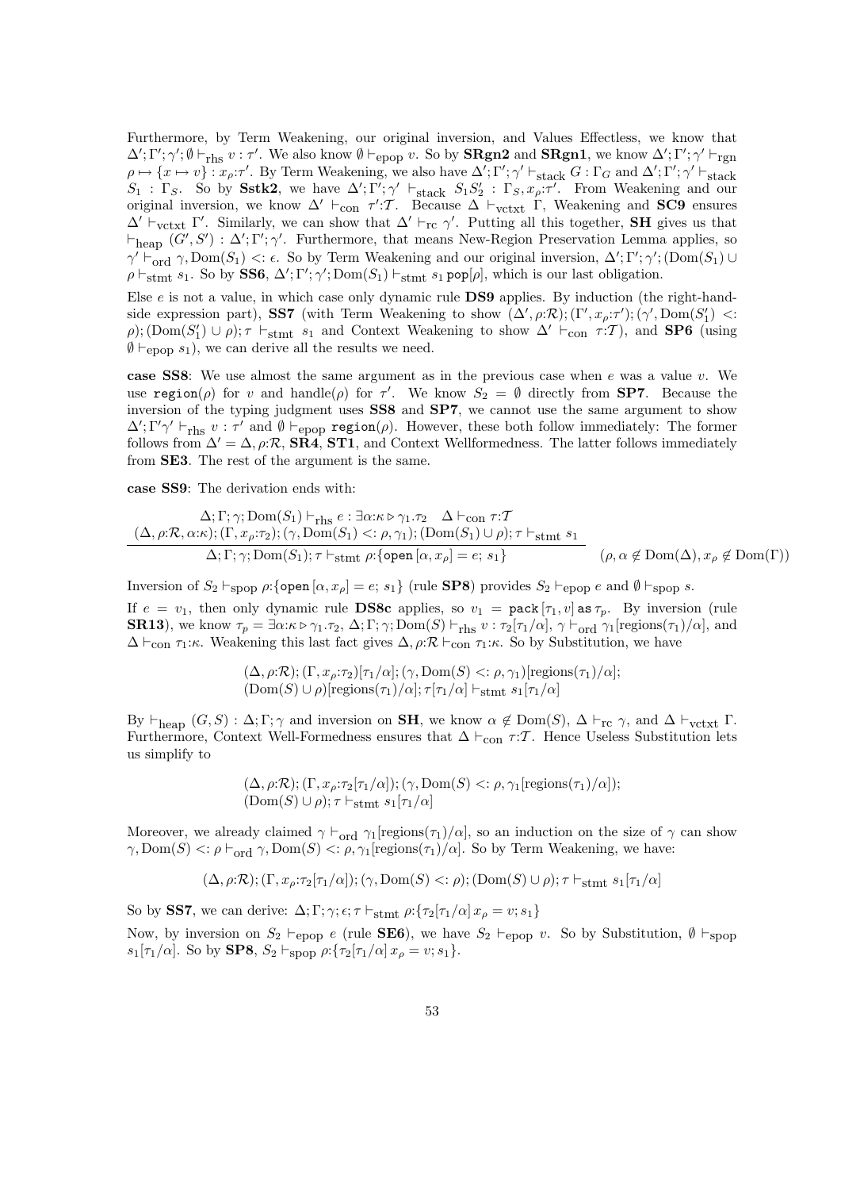Furthermore, by Term Weakening, our original inversion, and Values Effectless, we know that $\Delta';\Gamma';\gamma';\emptyset \vdash_{\text{rhs}} v : \tau'$. We also know $\emptyset \vdash_{\text{epop}} v$. So by **SRgn2** and **SRgn1**, we know $\Delta';\Gamma';\gamma' \vdash_{\text{rgn}} \rho \mapsto \{x \mapsto v\} : x_\rho{:}\tau'$. By Term Weakening, we also have $\Delta';\Gamma';\gamma' \vdash_{\text{stack}} G : \Gamma_G$ and $\Delta';\Gamma';\gamma' \vdash_{\text{stack}} S_1 : \Gamma_S$. So by **Sstk2**, we have $\Delta';\Gamma';\gamma' \vdash_{\text{stack}} S_1 S_2' : \Gamma_S, x_\rho{:}\tau'$. From Weakening and our original inversion, we know $\Delta' \vdash_{\text{con}} \tau'{:}\mathcal{T}$. Because $\Delta \vdash_{\text{vctxt}} \Gamma$, Weakening and **SC9** ensures $\Delta' \vdash_{\text{vctxt}} \Gamma'$. Similarly, we can show that $\Delta' \vdash_{\text{rc}} \gamma'$. Putting all this together, **SH** gives us that $\vdash_{\text{heap}} (G', S') : \Delta';\Gamma';\gamma'$. Furthermore, that means New-Region Preservation Lemma applies, so $\gamma' \vdash_{\text{ord}} \gamma, \text{Dom}(S_1) <: \epsilon$. So by Term Weakening and our original inversion, $\Delta';\Gamma';\gamma';(\text{Dom}(S_1) \cup \rho \vdash_{\text{stmt}} s_1$. So by **SS6**, $\Delta';\Gamma';\gamma';\text{Dom}(S_1) \vdash_{\text{stmt}} s_1\, \texttt{pop}[\rho]$, which is our last obligation.

Else $e$ is not a value, in which case only dynamic rule **DS9** applies. By induction (the right-hand-side expression part), **SS7** (with Term Weakening to show $(\Delta', \rho{:}\mathcal{R}); (\Gamma', x_\rho{:}\tau'); (\gamma', \text{Dom}(S_1') <: \rho); (\text{Dom}(S_1') \cup \rho); \tau \vdash_{\text{stmt}} s_1$ and Context Weakening to show $\Delta' \vdash_{\text{con}} \tau{:}\mathcal{T}$), and **SP6** (using $\emptyset \vdash_{\text{epop}} s_1$), we can derive all the results we need.

**case SS8**: We use almost the same argument as in the previous case when $e$ was a value $v$. We use $\texttt{region}(\rho)$ for $v$ and $\text{handle}(\rho)$ for $\tau'$. We know $S_2 = \emptyset$ directly from **SP7**. Because the inversion of the typing judgment uses **SS8** and **SP7**, we cannot use the same argument to show $\Delta';\Gamma'\gamma' \vdash_{\text{rhs}} v : \tau'$ and $\emptyset \vdash_{\text{epop}} \texttt{region}(\rho)$. However, these both follow immediately: The former follows from $\Delta' = \Delta, \rho{:}\mathcal{R}$, **SR4**, **ST1**, and Context Wellformedness. The latter follows immediately from **SE3**. The rest of the argument is the same.

**case SS9**: The derivation ends with:

$$\frac{\begin{array}{c}\Delta;\Gamma;\gamma;\text{Dom}(S_1) \vdash_{\text{rhs}} e : \exists\alpha{:}\kappa \triangleright \gamma_1.\tau_2 \quad \Delta \vdash_{\text{con}} \tau{:}\mathcal{T} \\ (\Delta, \rho{:}\mathcal{R}, \alpha{:}\kappa); (\Gamma, x_\rho{:}\tau_2); (\gamma, \text{Dom}(S_1) <: \rho, \gamma_1); (\text{Dom}(S_1) \cup \rho); \tau \vdash_{\text{stmt}} s_1\end{array}}{\Delta;\Gamma;\gamma;\text{Dom}(S_1);\tau \vdash_{\text{stmt}} \rho{:}\{\texttt{open}\,[\alpha, x_\rho] = e;\, s_1\}} \quad (\rho, \alpha \notin \text{Dom}(\Delta), x_\rho \notin \text{Dom}(\Gamma))$$

Inversion of $S_2 \vdash_{\text{spop}} \rho{:}\{\texttt{open}\,[\alpha, x_\rho] = e;\, s_1\}$ (rule **SP8**) provides $S_2 \vdash_{\text{epop}} e$ and $\emptyset \vdash_{\text{spop}} s$.

If $e = v_1$, then only dynamic rule **DS8c** applies, so $v_1 = \texttt{pack}\,[\tau_1, v]\,\texttt{as}\,\tau_p$. By inversion (rule **SR13**), we know $\tau_p = \exists\alpha{:}\kappa \triangleright \gamma_1.\tau_2$, $\Delta;\Gamma;\gamma;\text{Dom}(S) \vdash_{\text{rhs}} v : \tau_2[\tau_1/\alpha]$, $\gamma \vdash_{\text{ord}} \gamma_1[\text{regions}(\tau_1)/\alpha]$, and $\Delta \vdash_{\text{con}} \tau_1{:}\kappa$. Weakening this last fact gives $\Delta, \rho{:}\mathcal{R} \vdash_{\text{con}} \tau_1{:}\kappa$. So by Substitution, we have

$$\begin{array}{l}(\Delta, \rho{:}\mathcal{R}); (\Gamma, x_\rho{:}\tau_2)[\tau_1/\alpha]; (\gamma, \text{Dom}(S) <: \rho, \gamma_1)[\text{regions}(\tau_1)/\alpha]; \\ (\text{Dom}(S) \cup \rho)[\text{regions}(\tau_1)/\alpha]; \tau[\tau_1/\alpha] \vdash_{\text{stmt}} s_1[\tau_1/\alpha]\end{array}$$

By $\vdash_{\text{heap}} (G, S) : \Delta;\Gamma;\gamma$ and inversion on **SH**, we know $\alpha \notin \text{Dom}(S)$, $\Delta \vdash_{\text{rc}} \gamma$, and $\Delta \vdash_{\text{vctxt}} \Gamma$. Furthermore, Context Well-Formedness ensures that $\Delta \vdash_{\text{con}} \tau{:}\mathcal{T}$. Hence Useless Substitution lets us simplify to

$$\begin{array}{l}(\Delta, \rho{:}\mathcal{R}); (\Gamma, x_\rho{:}\tau_2[\tau_1/\alpha]); (\gamma, \text{Dom}(S) <: \rho, \gamma_1[\text{regions}(\tau_1)/\alpha]); \\ (\text{Dom}(S) \cup \rho); \tau \vdash_{\text{stmt}} s_1[\tau_1/\alpha]\end{array}$$

Moreover, we already claimed $\gamma \vdash_{\text{ord}} \gamma_1[\text{regions}(\tau_1)/\alpha]$, so an induction on the size of $\gamma$ can show $\gamma, \text{Dom}(S) <: \rho \vdash_{\text{ord}} \gamma, \text{Dom}(S) <: \rho, \gamma_1[\text{regions}(\tau_1)/\alpha]$. So by Term Weakening, we have:

$$(\Delta, \rho{:}\mathcal{R}); (\Gamma, x_\rho{:}\tau_2[\tau_1/\alpha]); (\gamma, \text{Dom}(S) <: \rho); (\text{Dom}(S) \cup \rho); \tau \vdash_{\text{stmt}} s_1[\tau_1/\alpha]$$

So by **SS7**, we can derive: $\Delta;\Gamma;\gamma;\epsilon;\tau \vdash_{\text{stmt}} \rho{:}\{\tau_2[\tau_1/\alpha]\, x_\rho = v; s_1\}$

Now, by inversion on $S_2 \vdash_{\text{epop}} e$ (rule **SE6**), we have $S_2 \vdash_{\text{epop}} v$. So by Substitution, $\emptyset \vdash_{\text{spop}} s_1[\tau_1/\alpha]$. So by **SP8**, $S_2 \vdash_{\text{spop}} \rho{:}\{\tau_2[\tau_1/\alpha]\, x_\rho = v; s_1\}$.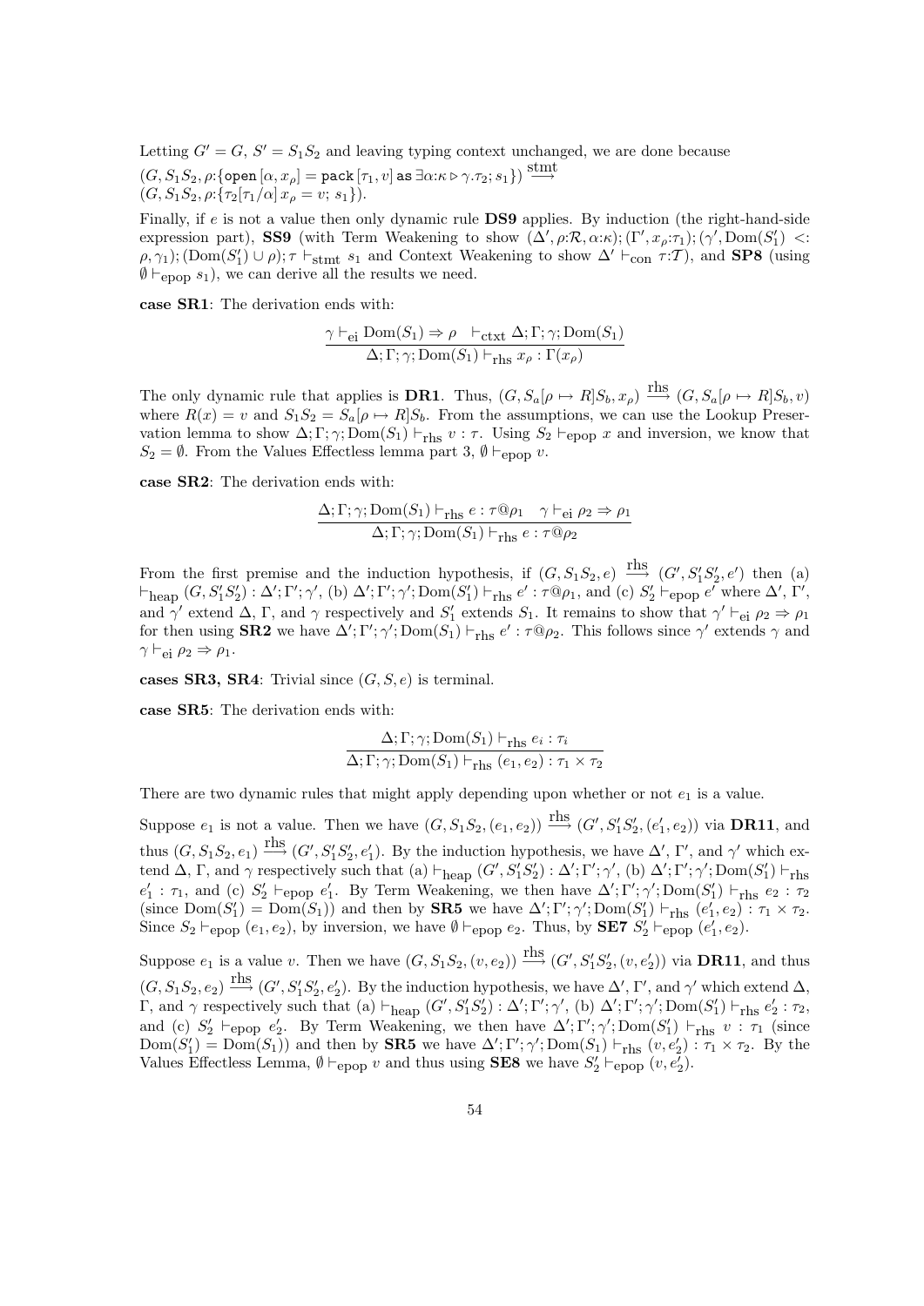Letting $G' = G$, $S' = S_1 S_2$ and leaving typing context unchanged, we are done because $(G, S_1 S_2, \rho{:}\{\texttt{open}\,[\alpha, x_\rho] = \texttt{pack}\,[\tau_1, v]\,\texttt{as}\,\exists\alpha{:}\kappa \triangleright \gamma.\tau_2; s_1\}) \xrightarrow{\text{stmt}} (G, S_1 S_2, \rho{:}\{\tau_2[\tau_1/\alpha]\, x_\rho = v;\, s_1\})$.

Finally, if $e$ is not a value then only dynamic rule **DS9** applies. By induction (the right-hand-side expression part), **SS9** (with Term Weakening to show $(\Delta', \rho{:}\mathcal{R}, \alpha{:}\kappa); (\Gamma', x_\rho{:}\tau_1); (\gamma', \mathrm{Dom}(S_1') <: \rho, \gamma_1); (\mathrm{Dom}(S_1') \cup \rho); \tau \vdash_{\text{stmt}} s_1$ and Context Weakening to show $\Delta' \vdash_{\text{con}} \tau{:}\mathcal{T}$), and **SP8** (using $\emptyset \vdash_{\text{epop}} s_1$), we can derive all the results we need.

**case SR1**: The derivation ends with:

$$\frac{\gamma \vdash_{\text{ei}} \mathrm{Dom}(S_1) \Rightarrow \rho \quad \vdash_{\text{ctxt}} \Delta; \Gamma; \gamma; \mathrm{Dom}(S_1)}{\Delta; \Gamma; \gamma; \mathrm{Dom}(S_1) \vdash_{\text{rhs}} x_\rho : \Gamma(x_\rho)}$$

The only dynamic rule that applies is **DR1**. Thus, $(G, S_a[\rho \mapsto R]S_b, x_\rho) \xrightarrow{\text{rhs}} (G, S_a[\rho \mapsto R]S_b, v)$ where $R(x) = v$ and $S_1 S_2 = S_a[\rho \mapsto R]S_b$. From the assumptions, we can use the Lookup Preservation lemma to show $\Delta; \Gamma; \gamma; \mathrm{Dom}(S_1) \vdash_{\text{rhs}} v : \tau$. Using $S_2 \vdash_{\text{epop}} x$ and inversion, we know that $S_2 = \emptyset$. From the Values Effectless lemma part 3, $\emptyset \vdash_{\text{epop}} v$.

**case SR2**: The derivation ends with:

$$\frac{\Delta; \Gamma; \gamma; \mathrm{Dom}(S_1) \vdash_{\text{rhs}} e : \tau @ \rho_1 \quad \gamma \vdash_{\text{ei}} \rho_2 \Rightarrow \rho_1}{\Delta; \Gamma; \gamma; \mathrm{Dom}(S_1) \vdash_{\text{rhs}} e : \tau @ \rho_2}$$

From the first premise and the induction hypothesis, if $(G, S_1 S_2, e) \xrightarrow{\text{rhs}} (G', S_1' S_2', e')$ then (a) $\vdash_{\text{heap}} (G, S_1' S_2') : \Delta'; \Gamma'; \gamma'$, (b) $\Delta'; \Gamma'; \gamma'; \mathrm{Dom}(S_1') \vdash_{\text{rhs}} e' : \tau @ \rho_1$, and (c) $S_2' \vdash_{\text{epop}} e'$ where $\Delta'$, $\Gamma'$, and $\gamma'$ extend $\Delta$, $\Gamma$, and $\gamma$ respectively and $S_1'$ extends $S_1$. It remains to show that $\gamma' \vdash_{\text{ei}} \rho_2 \Rightarrow \rho_1$ for then using **SR2** we have $\Delta'; \Gamma'; \gamma'; \mathrm{Dom}(S_1) \vdash_{\text{rhs}} e' : \tau @ \rho_2$. This follows since $\gamma'$ extends $\gamma$ and $\gamma \vdash_{\text{ei}} \rho_2 \Rightarrow \rho_1$.

**cases SR3, SR4**: Trivial since $(G, S, e)$ is terminal.

**case SR5**: The derivation ends with:

$$\frac{\Delta; \Gamma; \gamma; \mathrm{Dom}(S_1) \vdash_{\text{rhs}} e_i : \tau_i}{\Delta; \Gamma; \gamma; \mathrm{Dom}(S_1) \vdash_{\text{rhs}} (e_1, e_2) : \tau_1 \times \tau_2}$$

There are two dynamic rules that might apply depending upon whether or not $e_1$ is a value.

Suppose $e_1$ is not a value. Then we have $(G, S_1 S_2, (e_1, e_2)) \xrightarrow{\text{rhs}} (G', S_1' S_2', (e_1', e_2))$ via **DR11**, and thus $(G, S_1 S_2, e_1) \xrightarrow{\text{rhs}} (G', S_1' S_2', e_1')$. By the induction hypothesis, we have $\Delta'$, $\Gamma'$, and $\gamma'$ which extend $\Delta$, $\Gamma$, and $\gamma$ respectively such that (a) $\vdash_{\text{heap}} (G', S_1' S_2') : \Delta'; \Gamma'; \gamma'$, (b) $\Delta'; \Gamma'; \gamma'; \mathrm{Dom}(S_1') \vdash_{\text{rhs}} e_1' : \tau_1$, and (c) $S_2' \vdash_{\text{epop}} e_1'$. By Term Weakening, we then have $\Delta'; \Gamma'; \gamma'; \mathrm{Dom}(S_1') \vdash_{\text{rhs}} e_2 : \tau_2$ (since $\mathrm{Dom}(S_1') = \mathrm{Dom}(S_1)$) and then by **SR5** we have $\Delta'; \Gamma'; \gamma'; \mathrm{Dom}(S_1') \vdash_{\text{rhs}} (e_1', e_2) : \tau_1 \times \tau_2$. Since $S_2 \vdash_{\text{epop}} (e_1, e_2)$, by inversion, we have $\emptyset \vdash_{\text{epop}} e_2$. Thus, by **SE7** $S_2' \vdash_{\text{epop}} (e_1', e_2)$.

Suppose $e_1$ is a value $v$. Then we have $(G, S_1 S_2, (v, e_2)) \xrightarrow{\text{rhs}} (G', S_1' S_2', (v, e_2'))$ via **DR11**, and thus $(G, S_1 S_2, e_2) \xrightarrow{\text{rhs}} (G', S_1' S_2', e_2')$. By the induction hypothesis, we have $\Delta'$, $\Gamma'$, and $\gamma'$ which extend $\Delta$, $\Gamma$, and $\gamma$ respectively such that (a) $\vdash_{\text{heap}} (G', S_1' S_2') : \Delta'; \Gamma'; \gamma'$, (b) $\Delta'; \Gamma'; \gamma'; \mathrm{Dom}(S_1') \vdash_{\text{rhs}} e_2' : \tau_2$, and (c) $S_2' \vdash_{\text{epop}} e_2'$. By Term Weakening, we then have $\Delta'; \Gamma'; \gamma'; \mathrm{Dom}(S_1') \vdash_{\text{rhs}} v : \tau_1$ (since $\mathrm{Dom}(S_1') = \mathrm{Dom}(S_1)$) and then by **SR5** we have $\Delta'; \Gamma'; \gamma'; \mathrm{Dom}(S_1) \vdash_{\text{rhs}} (v, e_2') : \tau_1 \times \tau_2$. By the Values Effectless Lemma, $\emptyset \vdash_{\text{epop}} v$ and thus using **SE8** we have $S_2' \vdash_{\text{epop}} (v, e_2')$.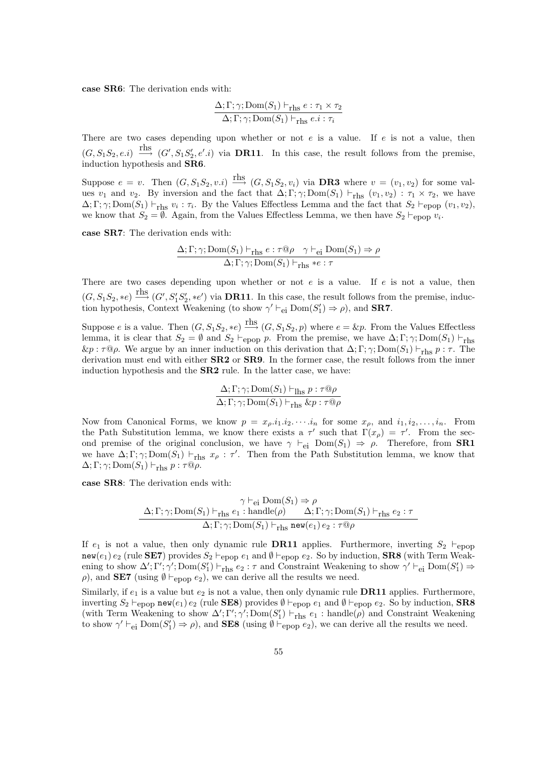**case SR6**: The derivation ends with:

$$\frac{\Delta; \Gamma; \gamma; \mathrm{Dom}(S_1) \vdash_{\mathrm{rhs}} e : \tau_1 \times \tau_2}{\Delta; \Gamma; \gamma; \mathrm{Dom}(S_1) \vdash_{\mathrm{rhs}} e.i : \tau_i}$$

There are two cases depending upon whether or not $e$ is a value. If $e$ is not a value, then $(G, S_1S_2, e.i) \xrightarrow{\mathrm{rhs}} (G', S_1S_2', e'.i)$ via **DR11**. In this case, the result follows from the premise, induction hypothesis and **SR6**.

Suppose $e = v$. Then $(G, S_1S_2, v.i) \xrightarrow{\mathrm{rhs}} (G, S_1S_2, v_i)$ via **DR3** where $v = (v_1, v_2)$ for some values $v_1$ and $v_2$. By inversion and the fact that $\Delta; \Gamma; \gamma; \mathrm{Dom}(S_1) \vdash_{\mathrm{rhs}} (v_1, v_2) : \tau_1 \times \tau_2$, we have $\Delta; \Gamma; \gamma; \mathrm{Dom}(S_1) \vdash_{\mathrm{rhs}} v_i : \tau_i$. By the Values Effectless Lemma and the fact that $S_2 \vdash_{\mathrm{epop}} (v_1, v_2)$, we know that $S_2 = \emptyset$. Again, from the Values Effectless Lemma, we then have $S_2 \vdash_{\mathrm{epop}} v_i$.

**case SR7**: The derivation ends with:

$$\frac{\Delta; \Gamma; \gamma; \mathrm{Dom}(S_1) \vdash_{\mathrm{rhs}} e : \tau@\rho \quad \gamma \vdash_{\mathrm{ei}} \mathrm{Dom}(S_1) \Rightarrow \rho}{\Delta; \Gamma; \gamma; \mathrm{Dom}(S_1) \vdash_{\mathrm{rhs}} *e : \tau}$$

There are two cases depending upon whether or not $e$ is a value. If $e$ is not a value, then $(G, S_1S_2, *e) \xrightarrow{\mathrm{rhs}} (G', S_1'S_2', *e')$ via **DR11**. In this case, the result follows from the premise, induction hypothesis, Context Weakening (to show $\gamma' \vdash_{\mathrm{ei}} \mathrm{Dom}(S_1') \Rightarrow \rho$), and **SR7**.

Suppose $e$ is a value. Then $(G, S_1S_2, *e) \xrightarrow{\mathrm{rhs}} (G, S_1S_2, p)$ where $e = \&p$. From the Values Effectless lemma, it is clear that $S_2 = \emptyset$ and $S_2 \vdash_{\mathrm{epop}} p$. From the premise, we have $\Delta; \Gamma; \gamma; \mathrm{Dom}(S_1) \vdash_{\mathrm{rhs}} \&p : \tau@\rho$. We argue by an inner induction on this derivation that $\Delta; \Gamma; \gamma; \mathrm{Dom}(S_1) \vdash_{\mathrm{rhs}} p : \tau$. The derivation must end with either **SR2** or **SR9**. In the former case, the result follows from the inner induction hypothesis and the **SR2** rule. In the latter case, we have:

$$\frac{\Delta; \Gamma; \gamma; \mathrm{Dom}(S_1) \vdash_{\mathrm{lhs}} p : \tau@\rho}{\Delta; \Gamma; \gamma; \mathrm{Dom}(S_1) \vdash_{\mathrm{rhs}} \&p : \tau@\rho}$$

Now from Canonical Forms, we know $p = x_\rho.i_1.i_2.\cdots.i_n$ for some $x_\rho$, and $i_1, i_2, \ldots, i_n$. From the Path Substitution lemma, we know there exists a $\tau'$ such that $\Gamma(x_\rho) = \tau'$. From the second premise of the original conclusion, we have $\gamma \vdash_{\mathrm{ei}} \mathrm{Dom}(S_1) \Rightarrow \rho$. Therefore, from **SR1** we have $\Delta; \Gamma; \gamma; \mathrm{Dom}(S_1) \vdash_{\mathrm{rhs}} x_\rho : \tau'$. Then from the Path Substitution lemma, we know that $\Delta; \Gamma; \gamma; \mathrm{Dom}(S_1) \vdash_{\mathrm{rhs}} p : \tau@\rho$.

**case SR8**: The derivation ends with:

$$\frac{\gamma \vdash_{\mathrm{ei}} \mathrm{Dom}(S_1) \Rightarrow \rho \qquad \Delta; \Gamma; \gamma; \mathrm{Dom}(S_1) \vdash_{\mathrm{rhs}} e_1 : \mathrm{handle}(\rho) \qquad \Delta; \Gamma; \gamma; \mathrm{Dom}(S_1) \vdash_{\mathrm{rhs}} e_2 : \tau}{\Delta; \Gamma; \gamma; \mathrm{Dom}(S_1) \vdash_{\mathrm{rhs}} \mathtt{new}(e_1)\, e_2 : \tau@\rho}$$

If $e_1$ is not a value, then only dynamic rule **DR11** applies. Furthermore, inverting $S_2 \vdash_{\mathrm{epop}} \mathtt{new}(e_1)\, e_2$ (rule **SE7**) provides $S_2 \vdash_{\mathrm{epop}} e_1$ and $\emptyset \vdash_{\mathrm{epop}} e_2$. So by induction, **SR8** (with Term Weakening to show $\Delta'; \Gamma'; \gamma'; \mathrm{Dom}(S_1') \vdash_{\mathrm{rhs}} e_2 : \tau$ and Constraint Weakening to show $\gamma' \vdash_{\mathrm{ei}} \mathrm{Dom}(S_1') \Rightarrow \rho$), and **SE7** (using $\emptyset \vdash_{\mathrm{epop}} e_2$), we can derive all the results we need.

Similarly, if $e_1$ is a value but $e_2$ is not a value, then only dynamic rule **DR11** applies. Furthermore, inverting $S_2 \vdash_{\mathrm{epop}} \mathtt{new}(e_1)\, e_2$ (rule **SE8**) provides $\emptyset \vdash_{\mathrm{epop}} e_1$ and $\emptyset \vdash_{\mathrm{epop}} e_2$. So by induction, **SR8** (with Term Weakening to show $\Delta'; \Gamma'; \gamma'; \mathrm{Dom}(S_1') \vdash_{\mathrm{rhs}} e_1 : \mathrm{handle}(\rho)$ and Constraint Weakening to show $\gamma' \vdash_{\mathrm{ei}} \mathrm{Dom}(S_1') \Rightarrow \rho$), and **SE8** (using $\emptyset \vdash_{\mathrm{epop}} e_2$), we can derive all the results we need.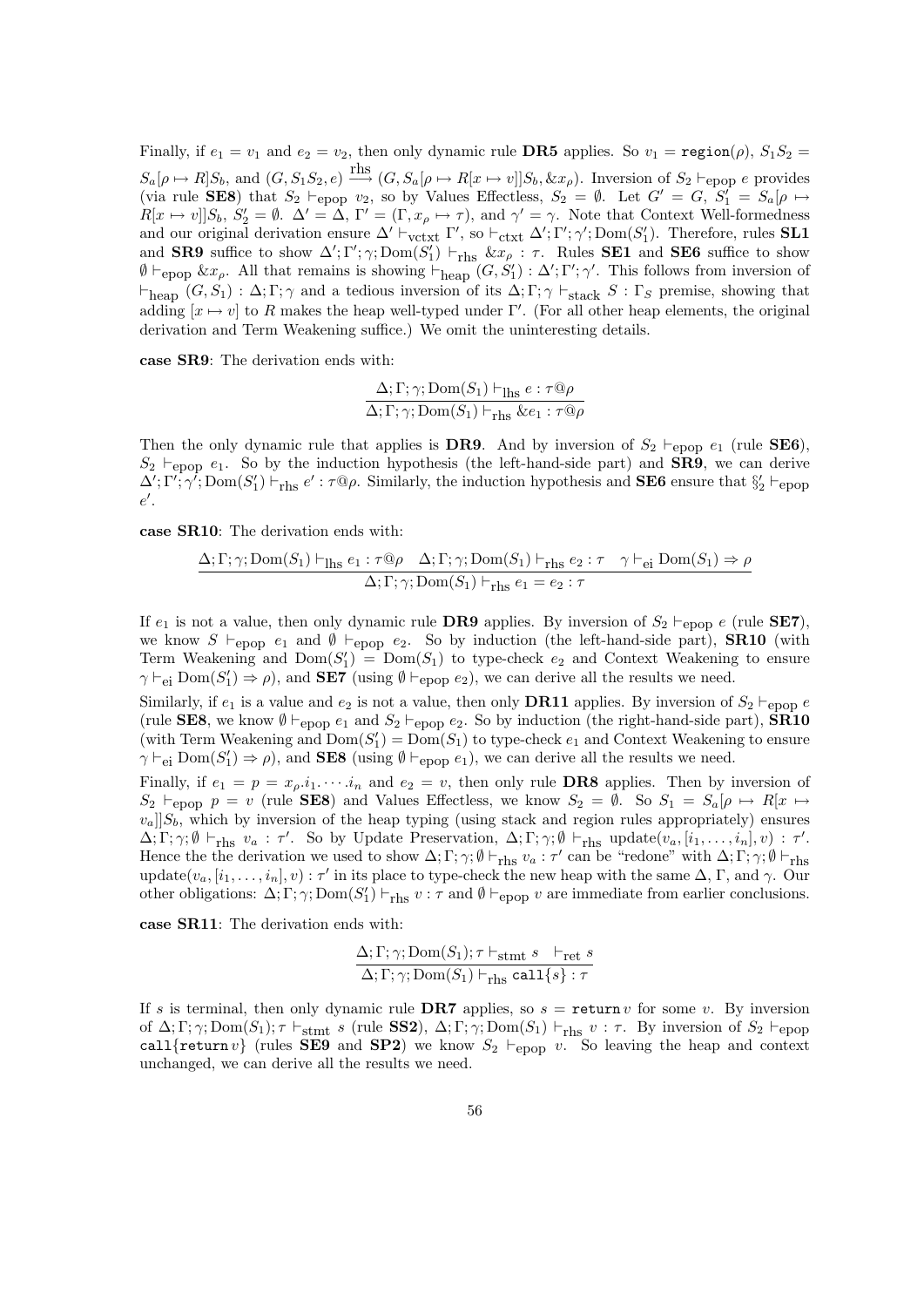Finally, if $e_1 = v_1$ and $e_2 = v_2$, then only dynamic rule **DR5** applies. So $v_1 = \mathtt{region}(\rho)$, $S_1 S_2 = S_a[\rho \mapsto R]S_b$, and $(G, S_1 S_2, e) \xrightarrow{\text{rhs}} (G, S_a[\rho \mapsto R[x \mapsto v]]S_b, \&x_\rho)$. Inversion of $S_2 \vdash_{\text{epop}} e$ provides (via rule **SE8**) that $S_2 \vdash_{\text{epop}} v_2$, so by Values Effectless, $S_2 = \emptyset$. Let $G' = G$, $S_1' = S_a[\rho \mapsto R[x \mapsto v]]S_b$, $S_2' = \emptyset$. $\Delta' = \Delta$, $\Gamma' = (\Gamma, x_\rho \mapsto \tau)$, and $\gamma' = \gamma$. Note that Context Well-formedness and our original derivation ensure $\Delta' \vdash_{\text{vctxt}} \Gamma'$, so $\vdash_{\text{ctxt}} \Delta'; \Gamma'; \gamma'; \mathrm{Dom}(S_1')$. Therefore, rules **SL1** and **SR9** suffice to show $\Delta'; \Gamma'; \gamma; \mathrm{Dom}(S_1') \vdash_{\text{rhs}} \&x_\rho : \tau$. Rules **SE1** and **SE6** suffice to show $\emptyset \vdash_{\text{epop}} \&x_\rho$. All that remains is showing $\vdash_{\text{heap}} (G, S_1') : \Delta'; \Gamma'; \gamma'$. This follows from inversion of $\vdash_{\text{heap}} (G, S_1) : \Delta; \Gamma; \gamma$ and a tedious inversion of its $\Delta; \Gamma; \gamma \vdash_{\text{stack}} S : \Gamma_S$ premise, showing that adding $[x \mapsto v]$ to $R$ makes the heap well-typed under $\Gamma'$. (For all other heap elements, the original derivation and Term Weakening suffice.) We omit the uninteresting details.

**case SR9**: The derivation ends with:

$$\frac{\Delta; \Gamma; \gamma; \mathrm{Dom}(S_1) \vdash_{\text{lhs}} e : \tau@\rho}{\Delta; \Gamma; \gamma; \mathrm{Dom}(S_1) \vdash_{\text{rhs}} \&e_1 : \tau@\rho}$$

Then the only dynamic rule that applies is **DR9**. And by inversion of $S_2 \vdash_{\text{epop}} e_1$ (rule **SE6**), $S_2 \vdash_{\text{epop}} e_1$. So by the induction hypothesis (the left-hand-side part) and **SR9**, we can derive $\Delta'; \Gamma'; \gamma'; \mathrm{Dom}(S_1') \vdash_{\text{rhs}} e' : \tau@\rho$. Similarly, the induction hypothesis and **SE6** ensure that $\S_2' \vdash_{\text{epop}} e'$.

**case SR10**: The derivation ends with:

$$\frac{\Delta; \Gamma; \gamma; \mathrm{Dom}(S_1) \vdash_{\text{lhs}} e_1 : \tau@\rho \quad \Delta; \Gamma; \gamma; \mathrm{Dom}(S_1) \vdash_{\text{rhs}} e_2 : \tau \quad \gamma \vdash_{\text{ei}} \mathrm{Dom}(S_1) \Rightarrow \rho}{\Delta; \Gamma; \gamma; \mathrm{Dom}(S_1) \vdash_{\text{rhs}} e_1 = e_2 : \tau}$$

If $e_1$ is not a value, then only dynamic rule **DR9** applies. By inversion of $S_2 \vdash_{\text{epop}} e$ (rule **SE7**), we know $S \vdash_{\text{epop}} e_1$ and $\emptyset \vdash_{\text{epop}} e_2$. So by induction (the left-hand-side part), **SR10** (with Term Weakening and $\mathrm{Dom}(S_1') = \mathrm{Dom}(S_1)$ to type-check $e_2$ and Context Weakening to ensure $\gamma \vdash_{\text{ei}} \mathrm{Dom}(S_1') \Rightarrow \rho$), and **SE7** (using $\emptyset \vdash_{\text{epop}} e_2$), we can derive all the results we need.

Similarly, if $e_1$ is a value and $e_2$ is not a value, then only **DR11** applies. By inversion of $S_2 \vdash_{\text{epop}} e$ (rule **SE8**, we know $\emptyset \vdash_{\text{epop}} e_1$ and $S_2 \vdash_{\text{epop}} e_2$. So by induction (the right-hand-side part), **SR10** (with Term Weakening and $\mathrm{Dom}(S_1') = \mathrm{Dom}(S_1)$ to type-check $e_1$ and Context Weakening to ensure $\gamma \vdash_{\text{ei}} \mathrm{Dom}(S_1') \Rightarrow \rho$), and **SE8** (using $\emptyset \vdash_{\text{epop}} e_1$), we can derive all the results we need.

Finally, if $e_1 = p = x_\rho.i_1.\cdots.i_n$ and $e_2 = v$, then only rule **DR8** applies. Then by inversion of $S_2 \vdash_{\text{epop}} p = v$ (rule **SE8**) and Values Effectless, we know $S_2 = \emptyset$. So $S_1 = S_a[\rho \mapsto R[x \mapsto v_a]]S_b$, which by inversion of the heap typing (using stack and region rules appropriately) ensures $\Delta; \Gamma; \gamma; \emptyset \vdash_{\text{rhs}} v_a : \tau'$. So by Update Preservation, $\Delta; \Gamma; \gamma; \emptyset \vdash_{\text{rhs}} \mathrm{update}(v_a, [i_1, \ldots, i_n], v) : \tau'$. Hence the the derivation we used to show $\Delta; \Gamma; \gamma; \emptyset \vdash_{\text{rhs}} v_a : \tau'$ can be "redone" with $\Delta; \Gamma; \gamma; \emptyset \vdash_{\text{rhs}} \mathrm{update}(v_a, [i_1, \ldots, i_n], v) : \tau'$ in its place to type-check the new heap with the same $\Delta$, $\Gamma$, and $\gamma$. Our other obligations: $\Delta; \Gamma; \gamma; \mathrm{Dom}(S_1') \vdash_{\text{rhs}} v : \tau$ and $\emptyset \vdash_{\text{epop}} v$ are immediate from earlier conclusions.

**case SR11**: The derivation ends with:

$$\frac{\Delta; \Gamma; \gamma; \mathrm{Dom}(S_1); \tau \vdash_{\text{stmt}} s \quad \vdash_{\text{ret}} s}{\Delta; \Gamma; \gamma; \mathrm{Dom}(S_1) \vdash_{\text{rhs}} \mathtt{call}\{s\} : \tau}$$

If $s$ is terminal, then only dynamic rule **DR7** applies, so $s = \mathtt{return}\, v$ for some $v$. By inversion of $\Delta; \Gamma; \gamma; \mathrm{Dom}(S_1); \tau \vdash_{\text{stmt}} s$ (rule **SS2**), $\Delta; \Gamma; \gamma; \mathrm{Dom}(S_1) \vdash_{\text{rhs}} v : \tau$. By inversion of $S_2 \vdash_{\text{epop}} \mathtt{call}\{\mathtt{return}\, v\}$ (rules **SE9** and **SP2**) we know $S_2 \vdash_{\text{epop}} v$. So leaving the heap and context unchanged, we can derive all the results we need.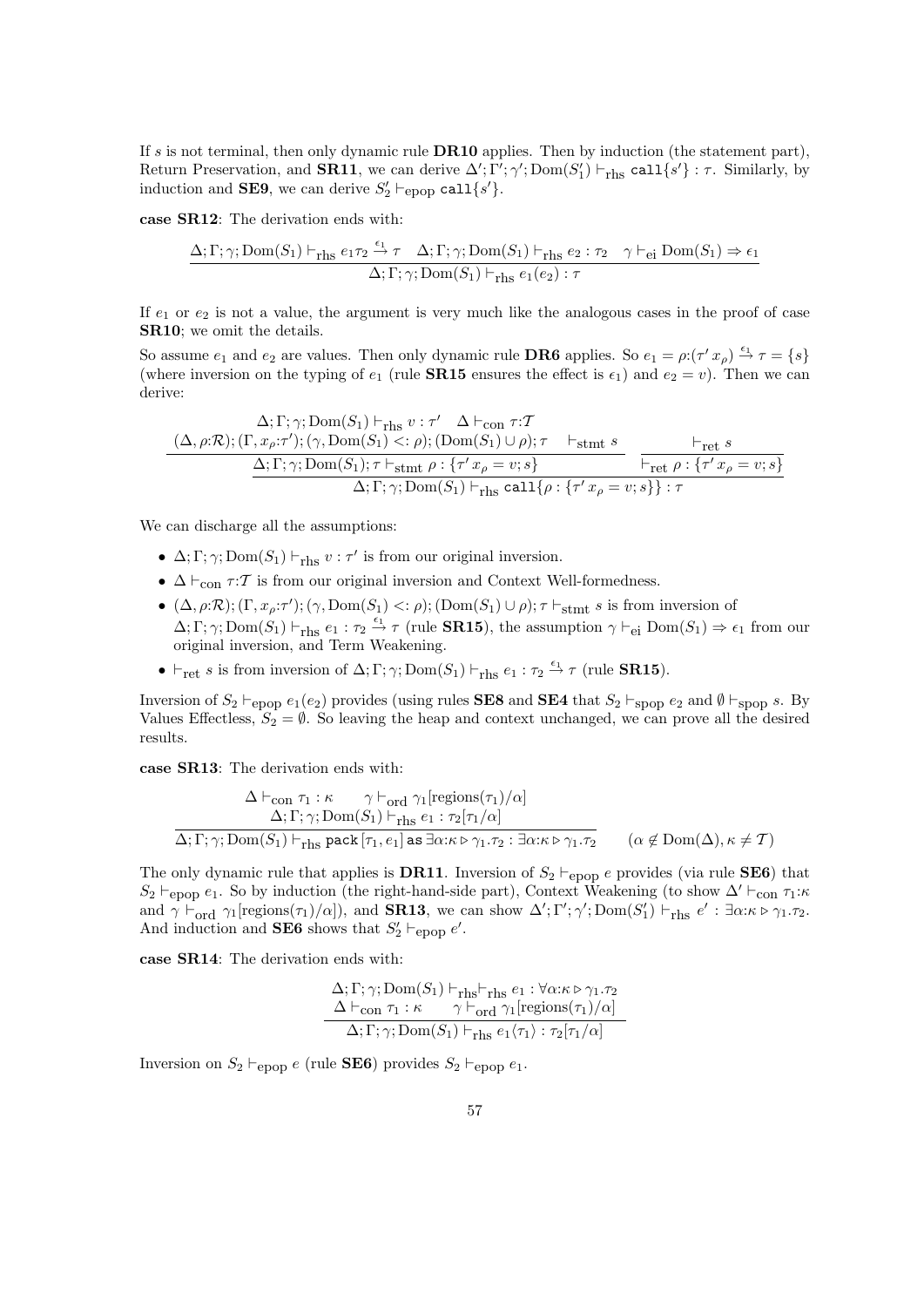If $s$ is not terminal, then only dynamic rule **DR10** applies. Then by induction (the statement part), Return Preservation, and **SR11**, we can derive $\Delta'; \Gamma'; \gamma'; \mathrm{Dom}(S_1') \vdash_{\mathrm{rhs}} \mathtt{call}\{s'\} : \tau$. Similarly, by induction and **SE9**, we can derive $S_2' \vdash_{\mathrm{epop}} \mathtt{call}\{s'\}$.

**case SR12**: The derivation ends with:

$$\frac{\Delta; \Gamma; \gamma; \mathrm{Dom}(S_1) \vdash_{\mathrm{rhs}} e_1 \tau_2 \xrightarrow{\epsilon_1} \tau \quad \Delta; \Gamma; \gamma; \mathrm{Dom}(S_1) \vdash_{\mathrm{rhs}} e_2 : \tau_2 \quad \gamma \vdash_{\mathrm{ei}} \mathrm{Dom}(S_1) \Rightarrow \epsilon_1}{\Delta; \Gamma; \gamma; \mathrm{Dom}(S_1) \vdash_{\mathrm{rhs}} e_1(e_2) : \tau}$$

If $e_1$ or $e_2$ is not a value, the argument is very much like the analogous cases in the proof of case **SR10**; we omit the details.

So assume $e_1$ and $e_2$ are values. Then only dynamic rule **DR6** applies. So $e_1 = \rho{:}(\tau'\, x_\rho) \xrightarrow{\epsilon_1} \tau = \{s\}$ (where inversion on the typing of $e_1$ (rule **SR15** ensures the effect is $\epsilon_1$) and $e_2 = v$). Then we can derive:

$$\frac{\dfrac{\begin{array}{c}\Delta; \Gamma; \gamma; \mathrm{Dom}(S_1) \vdash_{\mathrm{rhs}} v : \tau' \quad \Delta \vdash_{\mathrm{con}} \tau{:}\mathcal{T} \\ (\Delta, \rho{:}\mathcal{R}); (\Gamma, x_\rho{:}\tau'); (\gamma, \mathrm{Dom}(S_1) <: \rho); (\mathrm{Dom}(S_1) \cup \rho); \tau \quad \vdash_{\mathrm{stmt}} s\end{array}}{\Delta; \Gamma; \gamma; \mathrm{Dom}(S_1); \tau \vdash_{\mathrm{stmt}} \rho : \{\tau'\, x_\rho = v; s\}} \qquad \dfrac{\vdash_{\mathrm{ret}} s}{\vdash_{\mathrm{ret}} \rho : \{\tau'\, x_\rho = v; s\}}}{\Delta; \Gamma; \gamma; \mathrm{Dom}(S_1) \vdash_{\mathrm{rhs}} \mathtt{call}\{\rho : \{\tau'\, x_\rho = v; s\}\} : \tau}$$

We can discharge all the assumptions:

- $\Delta; \Gamma; \gamma; \mathrm{Dom}(S_1) \vdash_{\mathrm{rhs}} v : \tau'$ is from our original inversion.
- $\Delta \vdash_{\mathrm{con}} \tau{:}\mathcal{T}$ is from our original inversion and Context Well-formedness.
- $(\Delta, \rho{:}\mathcal{R}); (\Gamma, x_\rho{:}\tau'); (\gamma, \mathrm{Dom}(S_1) <: \rho); (\mathrm{Dom}(S_1) \cup \rho); \tau \vdash_{\mathrm{stmt}} s$ is from inversion of $\Delta; \Gamma; \gamma; \mathrm{Dom}(S_1) \vdash_{\mathrm{rhs}} e_1 : \tau_2 \xrightarrow{\epsilon_1} \tau$ (rule **SR15**), the assumption $\gamma \vdash_{\mathrm{ei}} \mathrm{Dom}(S_1) \Rightarrow \epsilon_1$ from our original inversion, and Term Weakening.
- $\vdash_{\mathrm{ret}} s$ is from inversion of $\Delta; \Gamma; \gamma; \mathrm{Dom}(S_1) \vdash_{\mathrm{rhs}} e_1 : \tau_2 \xrightarrow{\epsilon_1} \tau$ (rule **SR15**).

Inversion of $S_2 \vdash_{\mathrm{epop}} e_1(e_2)$ provides (using rules **SE8** and **SE4** that $S_2 \vdash_{\mathrm{spop}} e_2$ and $\emptyset \vdash_{\mathrm{spop}} s$. By Values Effectless, $S_2 = \emptyset$. So leaving the heap and context unchanged, we can prove all the desired results.

**case SR13**: The derivation ends with:

$$\frac{\begin{array}{c}\Delta \vdash_{\mathrm{con}} \tau_1 : \kappa \qquad \gamma \vdash_{\mathrm{ord}} \gamma_1[\mathrm{regions}(\tau_1)/\alpha] \\ \Delta; \Gamma; \gamma; \mathrm{Dom}(S_1) \vdash_{\mathrm{rhs}} e_1 : \tau_2[\tau_1/\alpha]\end{array}}{\Delta; \Gamma; \gamma; \mathrm{Dom}(S_1) \vdash_{\mathrm{rhs}} \mathtt{pack}\,[\tau_1, e_1]\,\mathtt{as}\,\exists\alpha{:}\kappa \triangleright \gamma_1.\tau_2 : \exists\alpha{:}\kappa \triangleright \gamma_1.\tau_2} \quad (\alpha \notin \mathrm{Dom}(\Delta), \kappa \neq \mathcal{T})$$

The only dynamic rule that applies is **DR11**. Inversion of $S_2 \vdash_{\mathrm{epop}} e$ provides (via rule **SE6**) that $S_2 \vdash_{\mathrm{epop}} e_1$. So by induction (the right-hand-side part), Context Weakening (to show $\Delta' \vdash_{\mathrm{con}} \tau_1{:}\kappa$ and $\gamma \vdash_{\mathrm{ord}} \gamma_1[\mathrm{regions}(\tau_1)/\alpha]$), and **SR13**, we can show $\Delta'; \Gamma'; \gamma'; \mathrm{Dom}(S_1') \vdash_{\mathrm{rhs}} e' : \exists\alpha{:}\kappa \triangleright \gamma_1.\tau_2$. And induction and **SE6** shows that $S_2' \vdash_{\mathrm{epop}} e'$.

**case SR14**: The derivation ends with:

$$\frac{\begin{array}{c}\Delta; \Gamma; \gamma; \mathrm{Dom}(S_1) \vdash_{\mathrm{rhs}} \vdash_{\mathrm{rhs}} e_1 : \forall\alpha{:}\kappa \triangleright \gamma_1.\tau_2 \\ \Delta \vdash_{\mathrm{con}} \tau_1 : \kappa \qquad \gamma \vdash_{\mathrm{ord}} \gamma_1[\mathrm{regions}(\tau_1)/\alpha]\end{array}}{\Delta; \Gamma; \gamma; \mathrm{Dom}(S_1) \vdash_{\mathrm{rhs}} e_1\langle\tau_1\rangle : \tau_2[\tau_1/\alpha]}$$

Inversion on $S_2 \vdash_{\mathrm{epop}} e$ (rule **SE6**) provides $S_2 \vdash_{\mathrm{epop}} e_1$.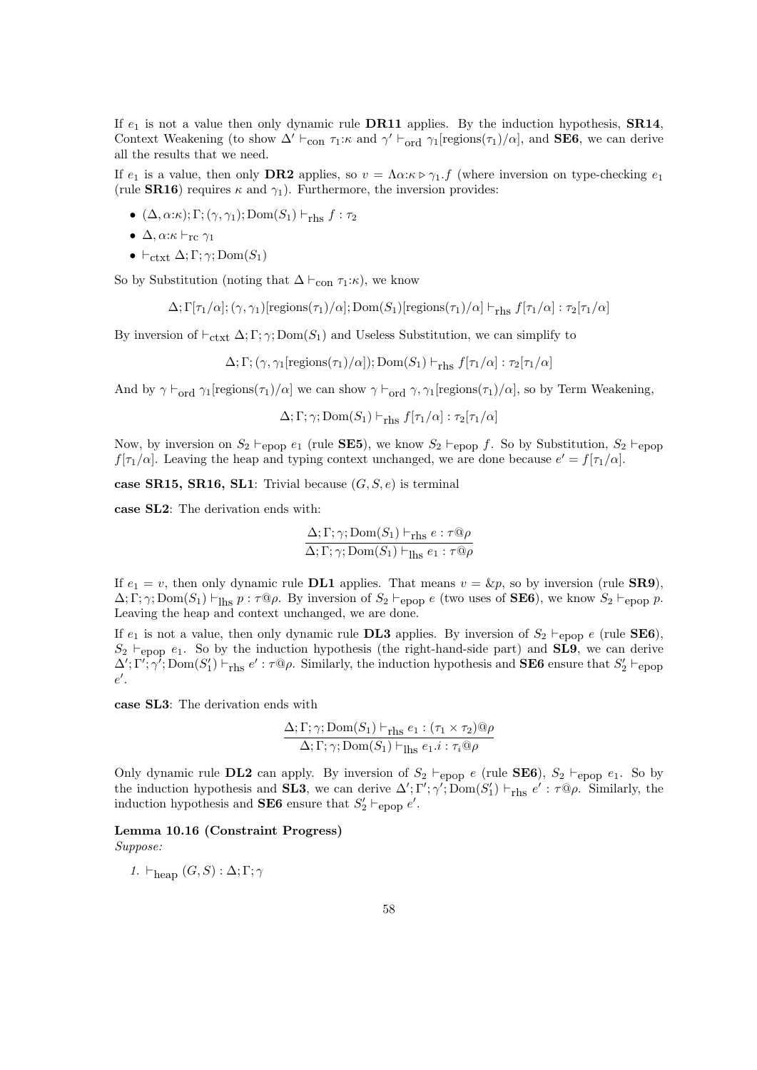If $e_1$ is not a value then only dynamic rule **DR11** applies. By the induction hypothesis, **SR14**, Context Weakening (to show $\Delta' \vdash_{\text{con}} \tau_1{:}\kappa$ and $\gamma' \vdash_{\text{ord}} \gamma_1[\text{regions}(\tau_1)/\alpha]$, and **SE6**, we can derive all the results that we need.

If $e_1$ is a value, then only **DR2** applies, so $v = \Lambda\alpha{:}\kappa \triangleright \gamma_1.f$ (where inversion on type-checking $e_1$ (rule **SR16**) requires $\kappa$ and $\gamma_1$). Furthermore, the inversion provides:

- $(\Delta, \alpha{:}\kappa); \Gamma; (\gamma, \gamma_1); \text{Dom}(S_1) \vdash_{\text{rhs}} f : \tau_2$
- $\Delta, \alpha{:}\kappa \vdash_{\text{rc}} \gamma_1$
- $\vdash_{\text{ctxt}} \Delta; \Gamma; \gamma; \text{Dom}(S_1)$

So by Substitution (noting that $\Delta \vdash_{\text{con}} \tau_1{:}\kappa$), we know

$$\Delta; \Gamma[\tau_1/\alpha]; (\gamma, \gamma_1)[\text{regions}(\tau_1)/\alpha]; \text{Dom}(S_1)[\text{regions}(\tau_1)/\alpha] \vdash_{\text{rhs}} f[\tau_1/\alpha] : \tau_2[\tau_1/\alpha]$$

By inversion of $\vdash_{\text{ctxt}} \Delta; \Gamma; \gamma; \text{Dom}(S_1)$ and Useless Substitution, we can simplify to

$$\Delta; \Gamma; (\gamma, \gamma_1[\text{regions}(\tau_1)/\alpha]); \text{Dom}(S_1) \vdash_{\text{rhs}} f[\tau_1/\alpha] : \tau_2[\tau_1/\alpha]$$

And by $\gamma \vdash_{\text{ord}} \gamma_1[\text{regions}(\tau_1)/\alpha]$ we can show $\gamma \vdash_{\text{ord}} \gamma, \gamma_1[\text{regions}(\tau_1)/\alpha]$, so by Term Weakening,

$$\Delta; \Gamma; \gamma; \text{Dom}(S_1) \vdash_{\text{rhs}} f[\tau_1/\alpha] : \tau_2[\tau_1/\alpha]$$

Now, by inversion on $S_2 \vdash_{\text{epop}} e_1$ (rule **SE5**), we know $S_2 \vdash_{\text{epop}} f$. So by Substitution, $S_2 \vdash_{\text{epop}} f[\tau_1/\alpha]$. Leaving the heap and typing context unchanged, we are done because $e' = f[\tau_1/\alpha]$.

**case SR15, SR16, SL1**: Trivial because $(G, S, e)$ is terminal

**case SL2**: The derivation ends with:

$$\frac{\Delta; \Gamma; \gamma; \text{Dom}(S_1) \vdash_{\text{rhs}} e : \tau@\rho}{\Delta; \Gamma; \gamma; \text{Dom}(S_1) \vdash_{\text{lhs}} e_1 : \tau@\rho}$$

If $e_1 = v$, then only dynamic rule **DL1** applies. That means $v = \&p$, so by inversion (rule **SR9**), $\Delta; \Gamma; \gamma; \text{Dom}(S_1) \vdash_{\text{lhs}} p : \tau@\rho$. By inversion of $S_2 \vdash_{\text{epop}} e$ (two uses of **SE6**), we know $S_2 \vdash_{\text{epop}} p$. Leaving the heap and context unchanged, we are done.

If $e_1$ is not a value, then only dynamic rule **DL3** applies. By inversion of $S_2 \vdash_{\text{epop}} e$ (rule **SE6**), $S_2 \vdash_{\text{epop}} e_1$. So by the induction hypothesis (the right-hand-side part) and **SL9**, we can derive $\Delta'; \Gamma'; \gamma'; \text{Dom}(S_1') \vdash_{\text{rhs}} e' : \tau@\rho$. Similarly, the induction hypothesis and **SE6** ensure that $S_2' \vdash_{\text{epop}} e'$.

**case SL3**: The derivation ends with

$$\frac{\Delta; \Gamma; \gamma; \text{Dom}(S_1) \vdash_{\text{rhs}} e_1 : (\tau_1 \times \tau_2)@\rho}{\Delta; \Gamma; \gamma; \text{Dom}(S_1) \vdash_{\text{lhs}} e_1.i : \tau_i@\rho}$$

Only dynamic rule **DL2** can apply. By inversion of $S_2 \vdash_{\text{epop}} e$ (rule **SE6**), $S_2 \vdash_{\text{epop}} e_1$. So by the induction hypothesis and **SL3**, we can derive $\Delta'; \Gamma'; \gamma'; \text{Dom}(S_1') \vdash_{\text{rhs}} e' : \tau@\rho$. Similarly, the induction hypothesis and **SE6** ensure that $S_2' \vdash_{\text{epop}} e'$.

**Lemma 10.16 (Constraint Progress)**
*Suppose:*

1. $\vdash_{\text{heap}} (G, S) : \Delta; \Gamma; \gamma$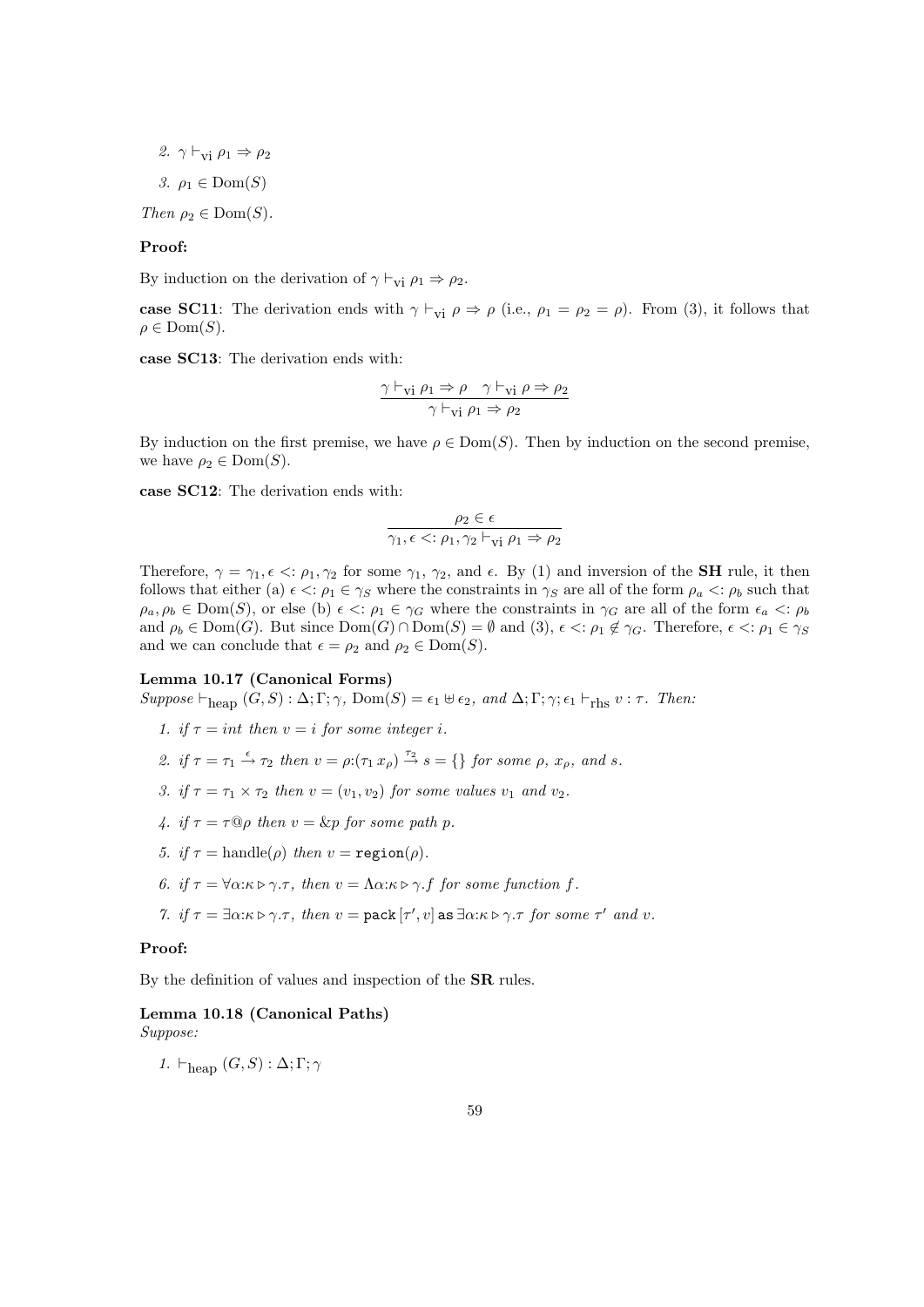2. $\gamma \vdash_{\text{vi}} \rho_1 \Rightarrow \rho_2$
3. $\rho_1 \in \text{Dom}(S)$

*Then* $\rho_2 \in \text{Dom}(S)$.

**Proof:**

By induction on the derivation of $\gamma \vdash_{\text{vi}} \rho_1 \Rightarrow \rho_2$.

**case SC11**: The derivation ends with $\gamma \vdash_{\text{vi}} \rho \Rightarrow \rho$ (i.e., $\rho_1 = \rho_2 = \rho$). From (3), it follows that $\rho \in \text{Dom}(S)$.

**case SC13**: The derivation ends with:

$$\frac{\gamma \vdash_{\text{vi}} \rho_1 \Rightarrow \rho \quad \gamma \vdash_{\text{vi}} \rho \Rightarrow \rho_2}{\gamma \vdash_{\text{vi}} \rho_1 \Rightarrow \rho_2}$$

By induction on the first premise, we have $\rho \in \text{Dom}(S)$. Then by induction on the second premise, we have $\rho_2 \in \text{Dom}(S)$.

**case SC12**: The derivation ends with:

$$\frac{\rho_2 \in \epsilon}{\gamma_1, \epsilon <: \rho_1, \gamma_2 \vdash_{\text{vi}} \rho_1 \Rightarrow \rho_2}$$

Therefore, $\gamma = \gamma_1, \epsilon <: \rho_1, \gamma_2$ for some $\gamma_1$, $\gamma_2$, and $\epsilon$. By (1) and inversion of the **SH** rule, it then follows that either (a) $\epsilon <: \rho_1 \in \gamma_S$ where the constraints in $\gamma_S$ are all of the form $\rho_a <: \rho_b$ such that $\rho_a, \rho_b \in \text{Dom}(S)$, or else (b) $\epsilon <: \rho_1 \in \gamma_G$ where the constraints in $\gamma_G$ are all of the form $\epsilon_a <: \rho_b$ and $\rho_b \in \text{Dom}(G)$. But since $\text{Dom}(G) \cap \text{Dom}(S) = \emptyset$ and (3), $\epsilon <: \rho_1 \notin \gamma_G$. Therefore, $\epsilon <: \rho_1 \in \gamma_S$ and we can conclude that $\epsilon = \rho_2$ and $\rho_2 \in \text{Dom}(S)$.

**Lemma 10.17 (Canonical Forms)**
*Suppose* $\vdash_{\text{heap}} (G, S) : \Delta; \Gamma; \gamma$, $\text{Dom}(S) = \epsilon_1 \uplus \epsilon_2$, *and* $\Delta; \Gamma; \gamma; \epsilon_1 \vdash_{\text{rhs}} v : \tau$. *Then:*

1. *if* $\tau = int$ *then* $v = i$ *for some integer* $i$.
2. *if* $\tau = \tau_1 \xrightarrow{\epsilon} \tau_2$ *then* $v = \rho{:}(\tau_1\, x_\rho) \xrightarrow{\tau_2} s = \{\}$ *for some* $\rho$, $x_\rho$, *and* $s$.
3. *if* $\tau = \tau_1 \times \tau_2$ *then* $v = (v_1, v_2)$ *for some values* $v_1$ *and* $v_2$.
4. *if* $\tau = \tau @ \rho$ *then* $v = \&p$ *for some path* $p$.
5. *if* $\tau = \text{handle}(\rho)$ *then* $v = \texttt{region}(\rho)$.
6. *if* $\tau = \forall \alpha{:}\kappa \triangleright \gamma.\tau$, *then* $v = \Lambda \alpha{:}\kappa \triangleright \gamma.f$ *for some function* $f$.
7. *if* $\tau = \exists \alpha{:}\kappa \triangleright \gamma.\tau$, *then* $v = \texttt{pack}\,[\tau', v]\,\texttt{as}\,\exists \alpha{:}\kappa \triangleright \gamma.\tau$ *for some* $\tau'$ *and* $v$.

**Proof:**

By the definition of values and inspection of the **SR** rules.

**Lemma 10.18 (Canonical Paths)**
*Suppose:*

1. $\vdash_{\text{heap}} (G, S) : \Delta; \Gamma; \gamma$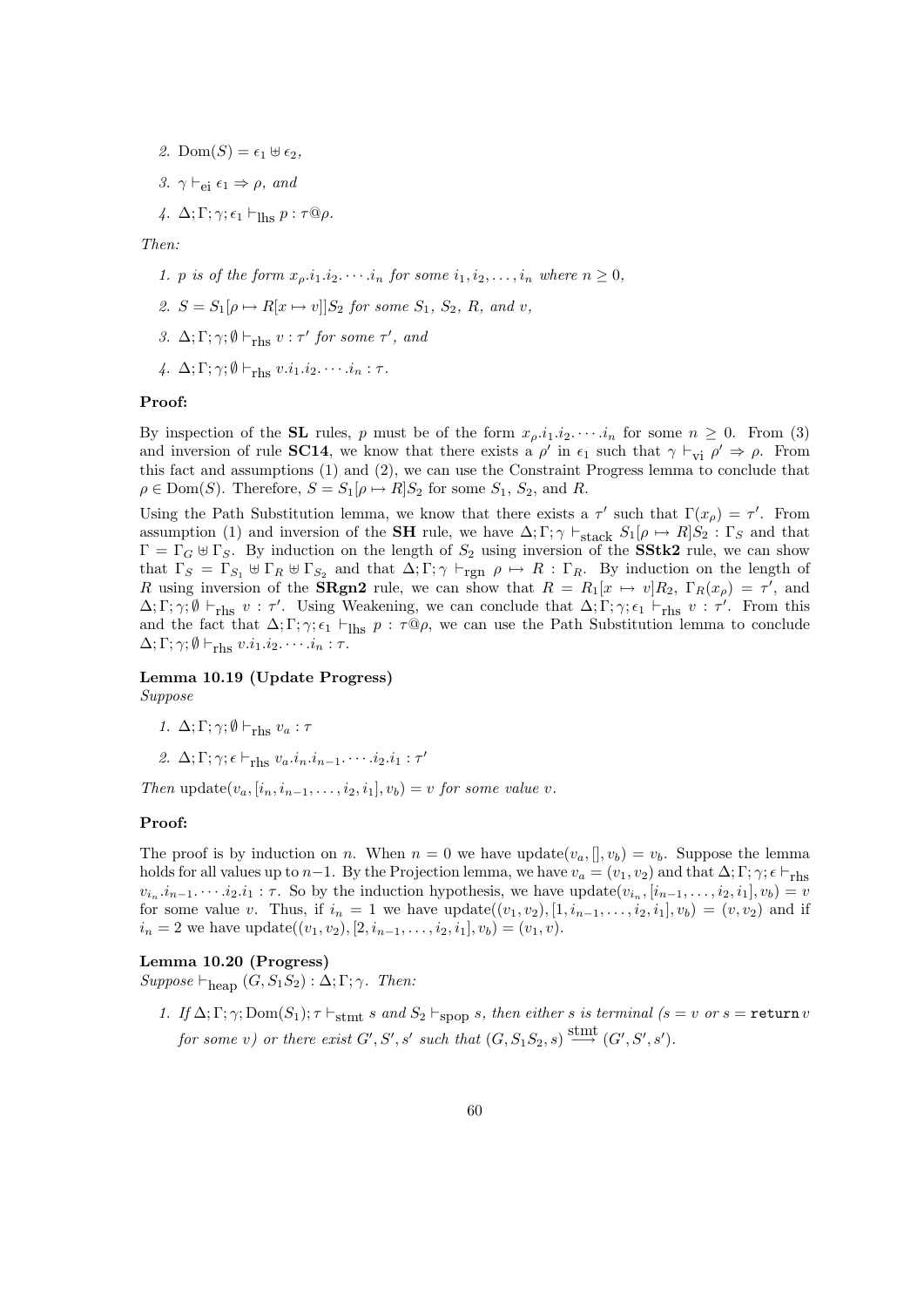2. $\text{Dom}(S) = \epsilon_1 \uplus \epsilon_2$,

3. $\gamma \vdash_{\text{ei}} \epsilon_1 \Rightarrow \rho$, and

4. $\Delta; \Gamma; \gamma; \epsilon_1 \vdash_{\text{lhs}} p : \tau@\rho$.

*Then:*

1. *$p$ is of the form $x_\rho.i_1.i_2.\cdots.i_n$ for some $i_1, i_2, \ldots, i_n$ where $n \geq 0$,*

2. *$S = S_1[\rho \mapsto R[x \mapsto v]]S_2$ for some $S_1$, $S_2$, $R$, and $v$,*

3. *$\Delta; \Gamma; \gamma; \emptyset \vdash_{\text{rhs}} v : \tau'$ for some $\tau'$, and*

4. *$\Delta; \Gamma; \gamma; \emptyset \vdash_{\text{rhs}} v.i_1.i_2.\cdots.i_n : \tau$.*

**Proof:**

By inspection of the **SL** rules, $p$ must be of the form $x_\rho.i_1.i_2.\cdots.i_n$ for some $n \geq 0$. From (3) and inversion of rule **SC14**, we know that there exists a $\rho'$ in $\epsilon_1$ such that $\gamma \vdash_{\text{vi}} \rho' \Rightarrow \rho$. From this fact and assumptions (1) and (2), we can use the Constraint Progress lemma to conclude that $\rho \in \text{Dom}(S)$. Therefore, $S = S_1[\rho \mapsto R]S_2$ for some $S_1$, $S_2$, and $R$.

Using the Path Substitution lemma, we know that there exists a $\tau'$ such that $\Gamma(x_\rho) = \tau'$. From assumption (1) and inversion of the **SH** rule, we have $\Delta; \Gamma; \gamma \vdash_{\text{stack}} S_1[\rho \mapsto R]S_2 : \Gamma_S$ and that $\Gamma = \Gamma_G \uplus \Gamma_S$. By induction on the length of $S_2$ using inversion of the **SStk2** rule, we can show that $\Gamma_S = \Gamma_{S_1} \uplus \Gamma_R \uplus \Gamma_{S_2}$ and that $\Delta; \Gamma; \gamma \vdash_{\text{rgn}} \rho \mapsto R : \Gamma_R$. By induction on the length of $R$ using inversion of the **SRgn2** rule, we can show that $R = R_1[x \mapsto v]R_2$, $\Gamma_R(x_\rho) = \tau'$, and $\Delta; \Gamma; \gamma; \emptyset \vdash_{\text{rhs}} v : \tau'$. Using Weakening, we can conclude that $\Delta; \Gamma; \gamma; \epsilon_1 \vdash_{\text{rhs}} v : \tau'$. From this and the fact that $\Delta; \Gamma; \gamma; \epsilon_1 \vdash_{\text{lhs}} p : \tau@\rho$, we can use the Path Substitution lemma to conclude $\Delta; \Gamma; \gamma; \emptyset \vdash_{\text{rhs}} v.i_1.i_2.\cdots.i_n : \tau$.

**Lemma 10.19 (Update Progress)**
*Suppose*

1. $\Delta; \Gamma; \gamma; \emptyset \vdash_{\text{rhs}} v_a : \tau$

2. $\Delta; \Gamma; \gamma; \epsilon \vdash_{\text{rhs}} v_a.i_n.i_{n-1}.\cdots.i_2.i_1 : \tau'$

*Then* $\text{update}(v_a, [i_n, i_{n-1}, \ldots, i_2, i_1], v_b) = v$ *for some value* $v$.

**Proof:**

The proof is by induction on $n$. When $n = 0$ we have $\text{update}(v_a, [], v_b) = v_b$. Suppose the lemma holds for all values up to $n-1$. By the Projection lemma, we have $v_a = (v_1, v_2)$ and that $\Delta; \Gamma; \gamma; \epsilon \vdash_{\text{rhs}} v_{i_n}.i_{n-1}.\cdots.i_2.i_1 : \tau$. So by the induction hypothesis, we have $\text{update}(v_{i_n}, [i_{n-1}, \ldots, i_2, i_1], v_b) = v$ for some value $v$. Thus, if $i_n = 1$ we have $\text{update}((v_1, v_2), [1, i_{n-1}, \ldots, i_2, i_1], v_b) = (v, v_2)$ and if $i_n = 2$ we have $\text{update}((v_1, v_2), [2, i_{n-1}, \ldots, i_2, i_1], v_b) = (v_1, v)$.

**Lemma 10.20 (Progress)**
*Suppose* $\vdash_{\text{heap}} (G, S_1 S_2) : \Delta; \Gamma; \gamma$. *Then:*

1. *If $\Delta; \Gamma; \gamma; \text{Dom}(S_1); \tau \vdash_{\text{stmt}} s$ and $S_2 \vdash_{\text{spop}} s$, then either $s$ is terminal ($s = v$ or $s = \texttt{return}\, v$ for some $v$) or there exist $G', S', s'$ such that $(G, S_1 S_2, s) \stackrel{\text{stmt}}{\longrightarrow} (G', S', s')$.*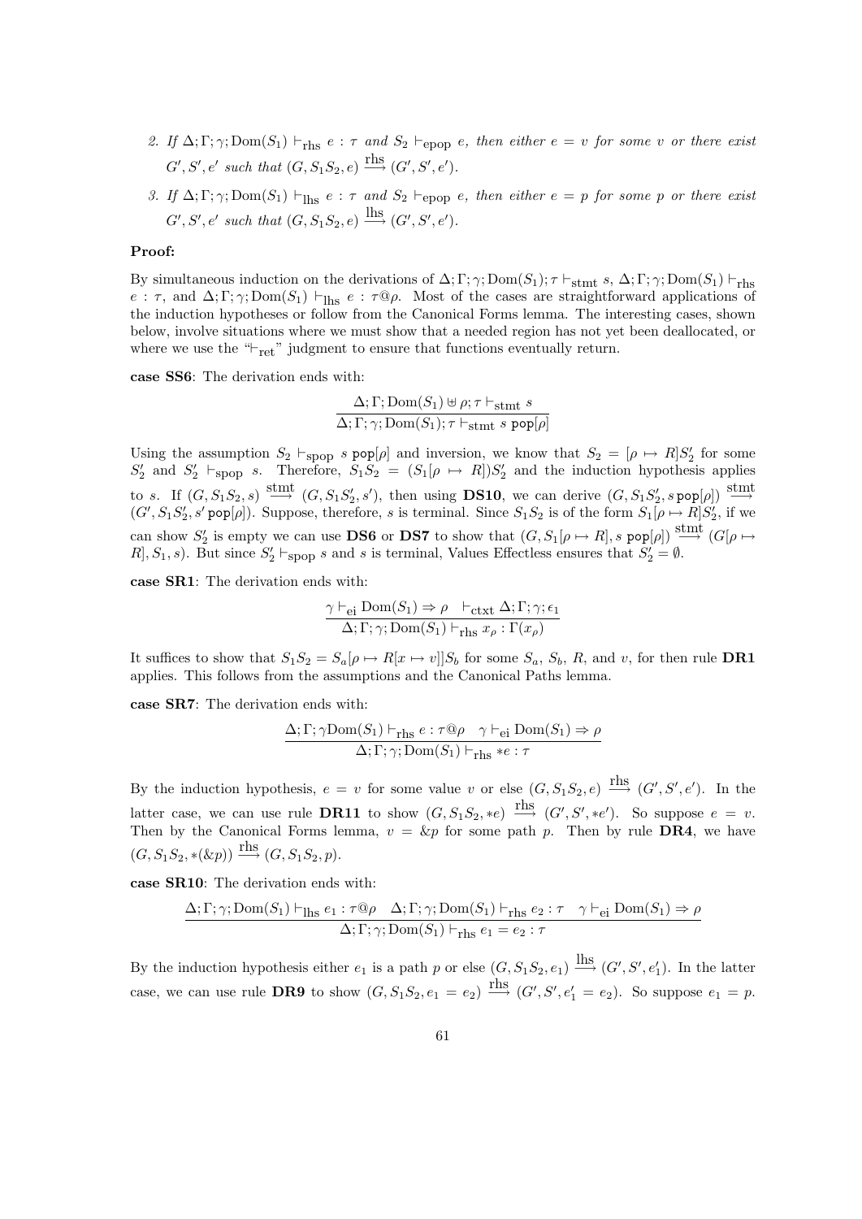2. *If* $\Delta;\Gamma;\gamma;\mathrm{Dom}(S_1) \vdash_{\mathrm{rhs}} e : \tau$ *and* $S_2 \vdash_{\mathrm{epop}} e$*, then either* $e = v$ *for some* $v$ *or there exist* $G', S', e'$ *such that* $(G, S_1 S_2, e) \stackrel{\mathrm{rhs}}{\longrightarrow} (G', S', e')$.

3. *If* $\Delta;\Gamma;\gamma;\mathrm{Dom}(S_1) \vdash_{\mathrm{lhs}} e : \tau$ *and* $S_2 \vdash_{\mathrm{epop}} e$*, then either* $e = p$ *for some* $p$ *or there exist* $G', S', e'$ *such that* $(G, S_1 S_2, e) \stackrel{\mathrm{lhs}}{\longrightarrow} (G', S', e')$.

**Proof:**

By simultaneous induction on the derivations of $\Delta;\Gamma;\gamma;\mathrm{Dom}(S_1);\tau \vdash_{\mathrm{stmt}} s$, $\Delta;\Gamma;\gamma;\mathrm{Dom}(S_1) \vdash_{\mathrm{rhs}} e : \tau$, and $\Delta;\Gamma;\gamma;\mathrm{Dom}(S_1) \vdash_{\mathrm{lhs}} e : \tau@\rho$. Most of the cases are straightforward applications of the induction hypotheses or follow from the Canonical Forms lemma. The interesting cases, shown below, involve situations where we must show that a needed region has not yet been deallocated, or where we use the "$\vdash_{\mathrm{ret}}$" judgment to ensure that functions eventually return.

**case SS6**: The derivation ends with:

$$\frac{\Delta;\Gamma;\mathrm{Dom}(S_1) \uplus \rho;\tau \vdash_{\mathrm{stmt}} s}{\Delta;\Gamma;\gamma;\mathrm{Dom}(S_1);\tau \vdash_{\mathrm{stmt}} s\ \mathtt{pop}[\rho]}$$

Using the assumption $S_2 \vdash_{\mathrm{spop}} s\ \mathtt{pop}[\rho]$ and inversion, we know that $S_2 = [\rho \mapsto R]S_2'$ for some $S_2'$ and $S_2' \vdash_{\mathrm{spop}} s$. Therefore, $S_1 S_2 = (S_1[\rho \mapsto R])S_2'$ and the induction hypothesis applies to $s$. If $(G, S_1 S_2, s) \stackrel{\mathrm{stmt}}{\longrightarrow} (G, S_1 S_2', s')$, then using **DS10**, we can derive $(G, S_1 S_2', s\,\mathtt{pop}[\rho]) \stackrel{\mathrm{stmt}}{\longrightarrow} (G', S_1 S_2', s'\,\mathtt{pop}[\rho])$. Suppose, therefore, $s$ is terminal. Since $S_1 S_2$ is of the form $S_1[\rho \mapsto R]S_2'$, if we can show $S_2'$ is empty we can use **DS6** or **DS7** to show that $(G, S_1[\rho \mapsto R], s\ \mathtt{pop}[\rho]) \stackrel{\mathrm{stmt}}{\longrightarrow} (G[\rho \mapsto R], S_1, s)$. But since $S_2' \vdash_{\mathrm{spop}} s$ and $s$ is terminal, Values Effectless ensures that $S_2' = \emptyset$.

**case SR1**: The derivation ends with:

$$\frac{\gamma \vdash_{\mathrm{ei}} \mathrm{Dom}(S_1) \Rightarrow \rho \quad \vdash_{\mathrm{ctxt}} \Delta;\Gamma;\gamma;\epsilon_1}{\Delta;\Gamma;\gamma;\mathrm{Dom}(S_1) \vdash_{\mathrm{rhs}} x_\rho : \Gamma(x_\rho)}$$

It suffices to show that $S_1 S_2 = S_a[\rho \mapsto R[x \mapsto v]]S_b$ for some $S_a$, $S_b$, $R$, and $v$, for then rule **DR1** applies. This follows from the assumptions and the Canonical Paths lemma.

**case SR7**: The derivation ends with:

$$\frac{\Delta;\Gamma;\gamma\mathrm{Dom}(S_1) \vdash_{\mathrm{rhs}} e : \tau@\rho \quad \gamma \vdash_{\mathrm{ei}} \mathrm{Dom}(S_1) \Rightarrow \rho}{\Delta;\Gamma;\gamma;\mathrm{Dom}(S_1) \vdash_{\mathrm{rhs}} *e : \tau}$$

By the induction hypothesis, $e = v$ for some value $v$ or else $(G, S_1 S_2, e) \stackrel{\mathrm{rhs}}{\longrightarrow} (G', S', e')$. In the latter case, we can use rule **DR11** to show $(G, S_1 S_2, *e) \stackrel{\mathrm{rhs}}{\longrightarrow} (G', S', *e')$. So suppose $e = v$. Then by the Canonical Forms lemma, $v = \&p$ for some path $p$. Then by rule **DR4**, we have $(G, S_1 S_2, *(\&p)) \stackrel{\mathrm{rhs}}{\longrightarrow} (G, S_1 S_2, p)$.

**case SR10**: The derivation ends with:

$$\frac{\Delta;\Gamma;\gamma;\mathrm{Dom}(S_1) \vdash_{\mathrm{lhs}} e_1 : \tau@\rho \quad \Delta;\Gamma;\gamma;\mathrm{Dom}(S_1) \vdash_{\mathrm{rhs}} e_2 : \tau \quad \gamma \vdash_{\mathrm{ei}} \mathrm{Dom}(S_1) \Rightarrow \rho}{\Delta;\Gamma;\gamma;\mathrm{Dom}(S_1) \vdash_{\mathrm{rhs}} e_1 = e_2 : \tau}$$

By the induction hypothesis either $e_1$ is a path $p$ or else $(G, S_1 S_2, e_1) \stackrel{\mathrm{lhs}}{\longrightarrow} (G', S', e_1')$. In the latter case, we can use rule **DR9** to show $(G, S_1 S_2, e_1 = e_2) \stackrel{\mathrm{rhs}}{\longrightarrow} (G', S', e_1' = e_2)$. So suppose $e_1 = p$.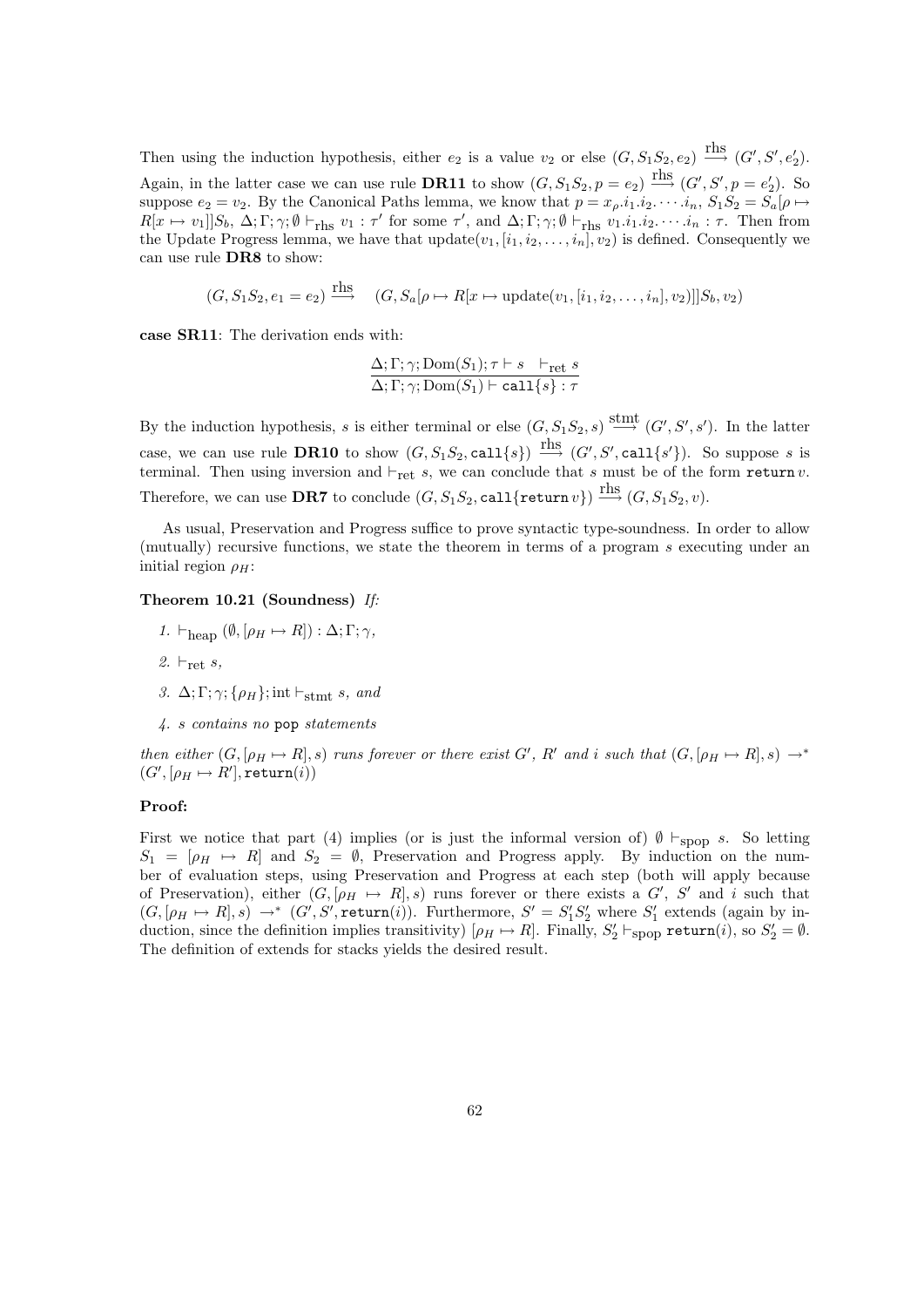Then using the induction hypothesis, either $e_2$ is a value $v_2$ or else $(G, S_1S_2, e_2) \xrightarrow{\text{rhs}} (G', S', e_2')$. Again, in the latter case we can use rule **DR11** to show $(G, S_1S_2, p = e_2) \xrightarrow{\text{rhs}} (G', S', p = e_2')$. So suppose $e_2 = v_2$. By the Canonical Paths lemma, we know that $p = x_\rho.i_1.i_2.\cdots.i_n$, $S_1S_2 = S_a[\rho \mapsto R[x \mapsto v_1]]S_b$, $\Delta;\Gamma;\gamma;\emptyset \vdash_{\text{rhs}} v_1 : \tau'$ for some $\tau'$, and $\Delta;\Gamma;\gamma;\emptyset \vdash_{\text{rhs}} v_1.i_1.i_2.\cdots.i_n : \tau$. Then from the Update Progress lemma, we have that $\text{update}(v_1, [i_1, i_2, \ldots, i_n], v_2)$ is defined. Consequently we can use rule **DR8** to show:

$$(G, S_1S_2, e_1 = e_2) \xrightarrow{\text{rhs}} \quad (G, S_a[\rho \mapsto R[x \mapsto \text{update}(v_1, [i_1, i_2, \ldots, i_n], v_2)]]S_b, v_2)$$

**case SR11**: The derivation ends with:

$$\frac{\Delta;\Gamma;\gamma;\text{Dom}(S_1);\tau \vdash s \quad \vdash_{\text{ret}} s}{\Delta;\Gamma;\gamma;\text{Dom}(S_1) \vdash \texttt{call}\{s\} : \tau}$$

By the induction hypothesis, $s$ is either terminal or else $(G, S_1S_2, s) \xrightarrow{\text{stmt}} (G', S', s')$. In the latter case, we can use rule **DR10** to show $(G, S_1S_2, \texttt{call}\{s\}) \xrightarrow{\text{rhs}} (G', S', \texttt{call}\{s'\})$. So suppose $s$ is terminal. Then using inversion and $\vdash_{\text{ret}} s$, we can conclude that $s$ must be of the form $\texttt{return}\, v$. Therefore, we can use **DR7** to conclude $(G, S_1S_2, \texttt{call}\{\texttt{return}\, v\}) \xrightarrow{\text{rhs}} (G, S_1S_2, v)$.

As usual, Preservation and Progress suffice to prove syntactic type-soundness. In order to allow (mutually) recursive functions, we state the theorem in terms of a program $s$ executing under an initial region $\rho_H$:

**Theorem 10.21 (Soundness)** *If:*

1. $\vdash_{\text{heap}} (\emptyset, [\rho_H \mapsto R]) : \Delta;\Gamma;\gamma$,
2. $\vdash_{\text{ret}} s$,
3. $\Delta;\Gamma;\gamma;\{\rho_H\};\text{int} \vdash_{\text{stmt}} s$, *and*
4. *s contains no* `pop` *statements*

*then either* $(G, [\rho_H \mapsto R], s)$ *runs forever or there exist* $G'$, $R'$ *and* $i$ *such that* $(G, [\rho_H \mapsto R], s) \to^* (G', [\rho_H \mapsto R'], \texttt{return}(i))$

**Proof:**

First we notice that part (4) implies (or is just the informal version of) $\emptyset \vdash_{\text{spop}} s$. So letting $S_1 = [\rho_H \mapsto R]$ and $S_2 = \emptyset$, Preservation and Progress apply. By induction on the number of evaluation steps, using Preservation and Progress at each step (both will apply because of Preservation), either $(G, [\rho_H \mapsto R], s)$ runs forever or there exists a $G'$, $S'$ and $i$ such that $(G, [\rho_H \mapsto R], s) \to^* (G', S', \texttt{return}(i))$. Furthermore, $S' = S_1'S_2'$ where $S_1'$ extends (again by induction, since the definition implies transitivity) $[\rho_H \mapsto R]$. Finally, $S_2' \vdash_{\text{spop}} \texttt{return}(i)$, so $S_2' = \emptyset$. The definition of extends for stacks yields the desired result.